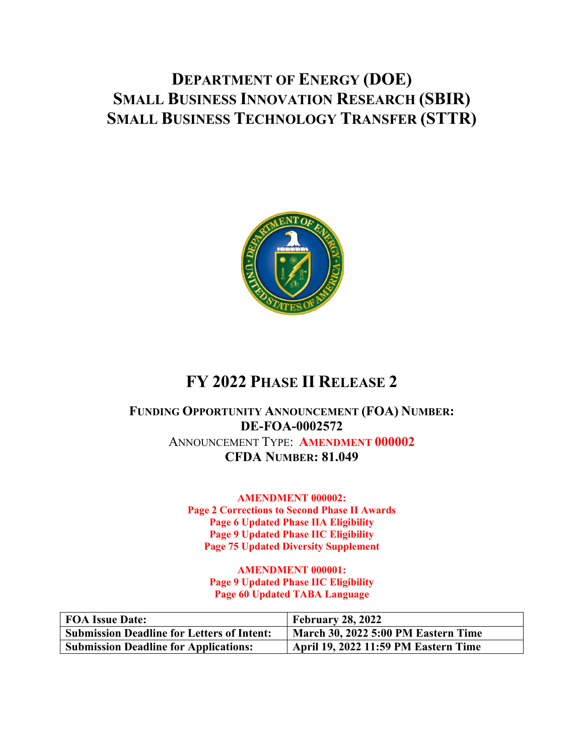# DEPARTMENT OF ENERGY (DOE)
# SMALL BUSINESS INNOVATION RESEARCH (SBIR)
# SMALL BUSINESS TECHNOLOGY TRANSFER (STTR)

## FY 2022 PHASE II RELEASE 2

**FUNDING OPPORTUNITY ANNOUNCEMENT (FOA) NUMBER:**
**DE-FOA-0002572**

ANNOUNCEMENT TYPE: **AMENDMENT 000002**

**CFDA NUMBER: 81.049**

**AMENDMENT 000002:**
**Page 2 Corrections to Second Phase II Awards**
**Page 6 Updated Phase IIA Eligibility**
**Page 9 Updated Phase IIC Eligibility**
**Page 75 Updated Diversity Supplement**

**AMENDMENT 000001:**
**Page 9 Updated Phase IIC Eligibility**
**Page 60 Updated TABA Language**

| | |
|---|---|
| **FOA Issue Date:** | **February 28, 2022** |
| **Submission Deadline for Letters of Intent:** | **March 30, 2022 5:00 PM Eastern Time** |
| **Submission Deadline for Applications:** | **April 19, 2022 11:59 PM Eastern Time** |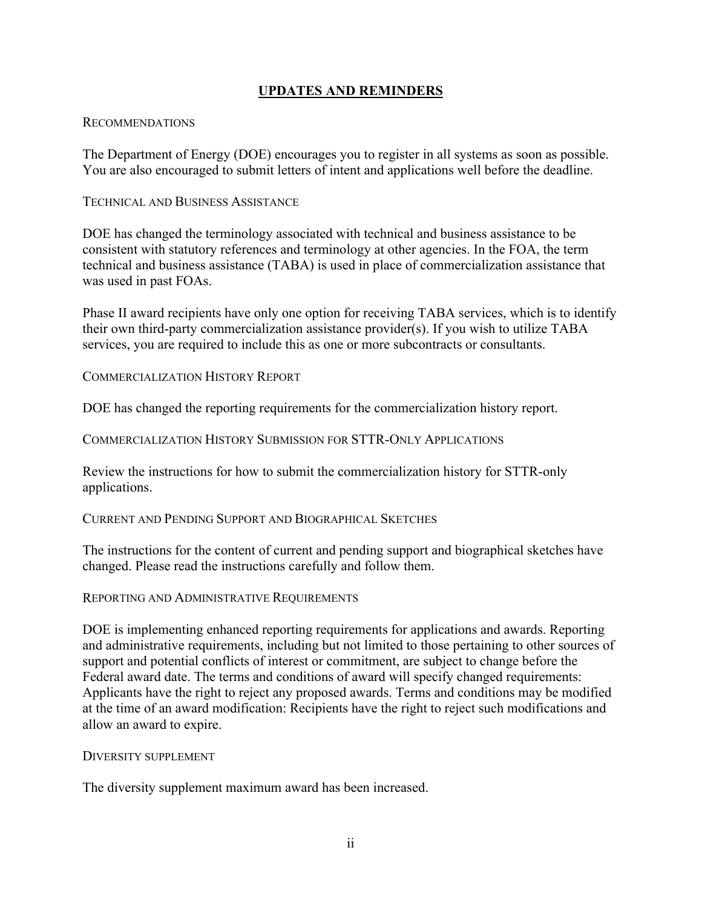## UPDATES AND REMINDERS

### RECOMMENDATIONS

The Department of Energy (DOE) encourages you to register in all systems as soon as possible. You are also encouraged to submit letters of intent and applications well before the deadline.

### TECHNICAL AND BUSINESS ASSISTANCE

DOE has changed the terminology associated with technical and business assistance to be consistent with statutory references and terminology at other agencies. In the FOA, the term technical and business assistance (TABA) is used in place of commercialization assistance that was used in past FOAs.

Phase II award recipients have only one option for receiving TABA services, which is to identify their own third-party commercialization assistance provider(s). If you wish to utilize TABA services, you are required to include this as one or more subcontracts or consultants.

### COMMERCIALIZATION HISTORY REPORT

DOE has changed the reporting requirements for the commercialization history report.

### COMMERCIALIZATION HISTORY SUBMISSION FOR STTR-ONLY APPLICATIONS

Review the instructions for how to submit the commercialization history for STTR-only applications.

### CURRENT AND PENDING SUPPORT AND BIOGRAPHICAL SKETCHES

The instructions for the content of current and pending support and biographical sketches have changed. Please read the instructions carefully and follow them.

### REPORTING AND ADMINISTRATIVE REQUIREMENTS

DOE is implementing enhanced reporting requirements for applications and awards. Reporting and administrative requirements, including but not limited to those pertaining to other sources of support and potential conflicts of interest or commitment, are subject to change before the Federal award date. The terms and conditions of award will specify changed requirements: Applicants have the right to reject any proposed awards. Terms and conditions may be modified at the time of an award modification: Recipients have the right to reject such modifications and allow an award to expire.

### DIVERSITY SUPPLEMENT

The diversity supplement maximum award has been increased.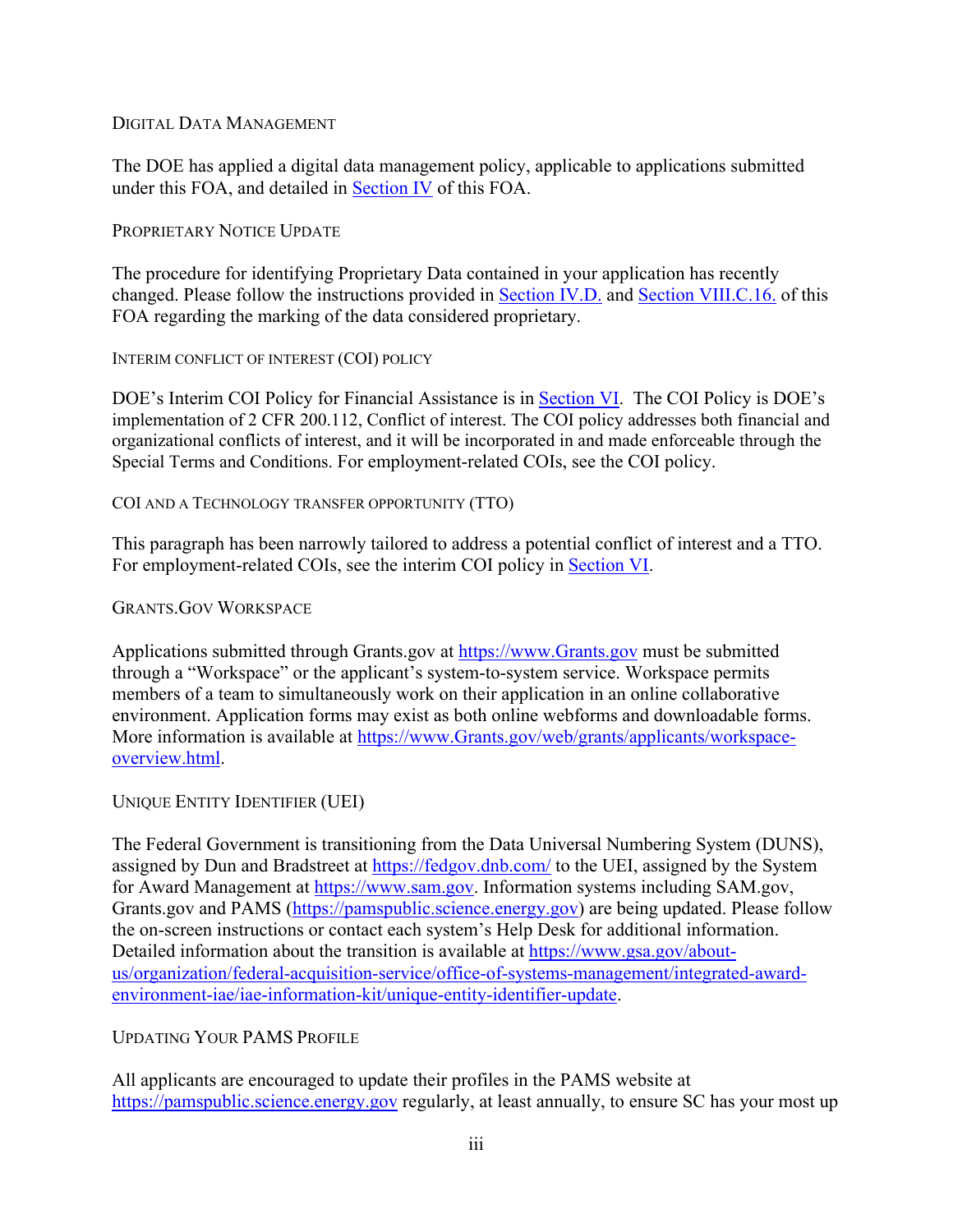### Digital Data Management

The DOE has applied a digital data management policy, applicable to applications submitted under this FOA, and detailed in [Section IV](#) of this FOA.

### Proprietary Notice Update

The procedure for identifying Proprietary Data contained in your application has recently changed. Please follow the instructions provided in [Section IV.D.](#) and [Section VIII.C.16.](#) of this FOA regarding the marking of the data considered proprietary.

### Interim Conflict of Interest (COI) Policy

DOE's Interim COI Policy for Financial Assistance is in [Section VI](#). The COI Policy is DOE's implementation of 2 CFR 200.112, Conflict of interest. The COI policy addresses both financial and organizational conflicts of interest, and it will be incorporated in and made enforceable through the Special Terms and Conditions. For employment-related COIs, see the COI policy.

### COI and a Technology Transfer Opportunity (TTO)

This paragraph has been narrowly tailored to address a potential conflict of interest and a TTO. For employment-related COIs, see the interim COI policy in [Section VI](#).

### Grants.Gov Workspace

Applications submitted through Grants.gov at https://www.Grants.gov must be submitted through a "Workspace" or the applicant's system-to-system service. Workspace permits members of a team to simultaneously work on their application in an online collaborative environment. Application forms may exist as both online webforms and downloadable forms. More information is available at https://www.Grants.gov/web/grants/applicants/workspace-overview.html.

### Unique Entity Identifier (UEI)

The Federal Government is transitioning from the Data Universal Numbering System (DUNS), assigned by Dun and Bradstreet at https://fedgov.dnb.com/ to the UEI, assigned by the System for Award Management at https://www.sam.gov. Information systems including SAM.gov, Grants.gov and PAMS (https://pamspublic.science.energy.gov) are being updated. Please follow the on-screen instructions or contact each system's Help Desk for additional information. Detailed information about the transition is available at https://www.gsa.gov/about-us/organization/federal-acquisition-service/office-of-systems-management/integrated-award-environment-iae/iae-information-kit/unique-entity-identifier-update.

### Updating Your PAMS Profile

All applicants are encouraged to update their profiles in the PAMS website at https://pamspublic.science.energy.gov regularly, at least annually, to ensure SC has your most up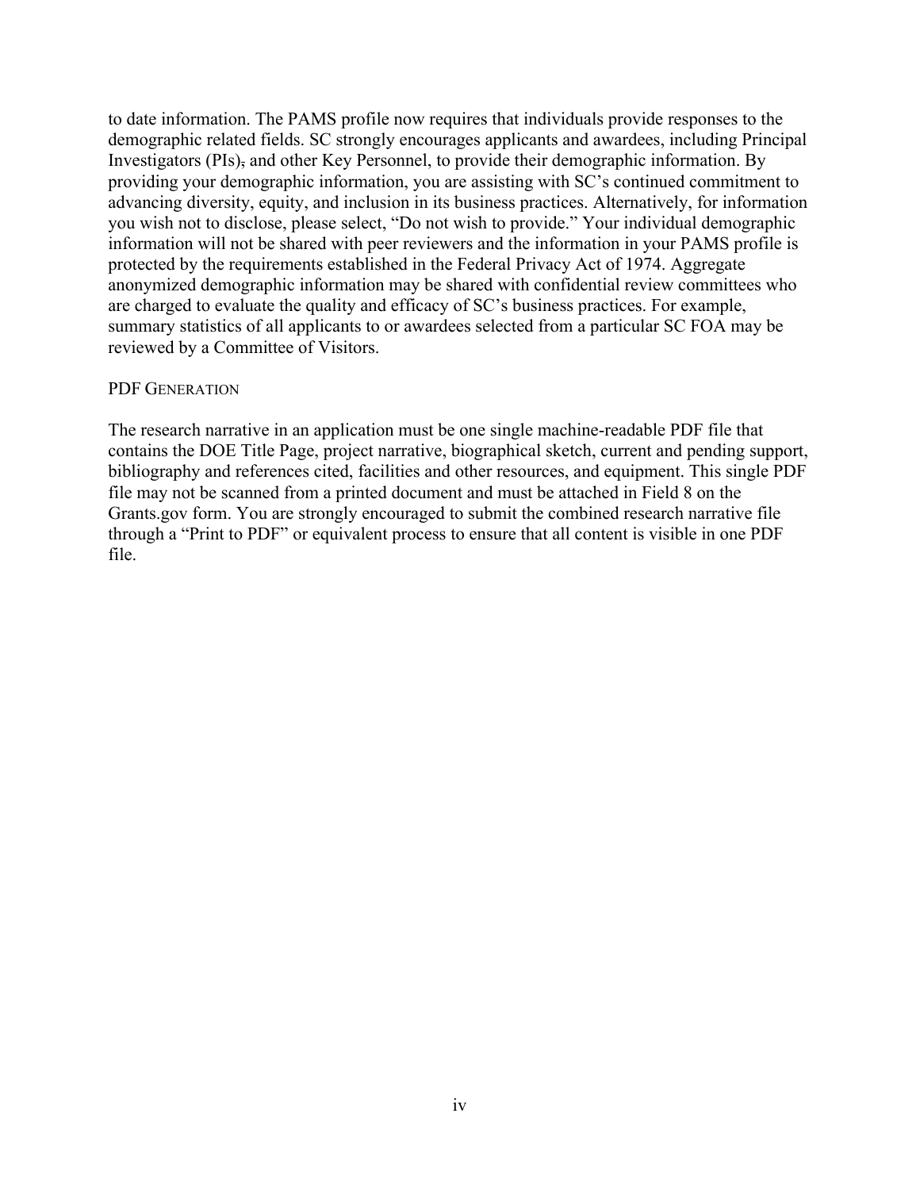to date information. The PAMS profile now requires that individuals provide responses to the demographic related fields. SC strongly encourages applicants and awardees, including Principal Investigators (PIs), and other Key Personnel, to provide their demographic information. By providing your demographic information, you are assisting with SC's continued commitment to advancing diversity, equity, and inclusion in its business practices. Alternatively, for information you wish not to disclose, please select, "Do not wish to provide." Your individual demographic information will not be shared with peer reviewers and the information in your PAMS profile is protected by the requirements established in the Federal Privacy Act of 1974. Aggregate anonymized demographic information may be shared with confidential review committees who are charged to evaluate the quality and efficacy of SC's business practices. For example, summary statistics of all applicants to or awardees selected from a particular SC FOA may be reviewed by a Committee of Visitors.

### PDF Generation

The research narrative in an application must be one single machine-readable PDF file that contains the DOE Title Page, project narrative, biographical sketch, current and pending support, bibliography and references cited, facilities and other resources, and equipment. This single PDF file may not be scanned from a printed document and must be attached in Field 8 on the Grants.gov form. You are strongly encouraged to submit the combined research narrative file through a "Print to PDF" or equivalent process to ensure that all content is visible in one PDF file.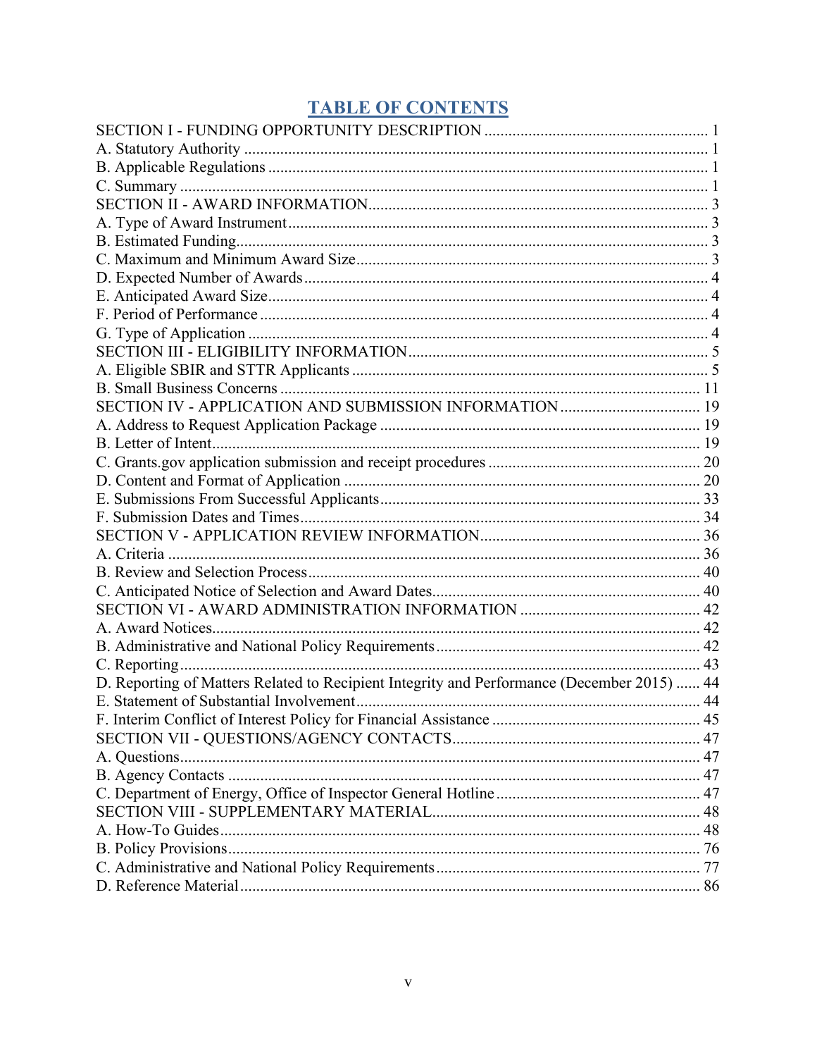# TABLE OF CONTENTS

| | |
|---|---|
| SECTION I - FUNDING OPPORTUNITY DESCRIPTION | 1 |
| A. Statutory Authority | 1 |
| B. Applicable Regulations | 1 |
| C. Summary | 1 |
| SECTION II - AWARD INFORMATION | 3 |
| A. Type of Award Instrument | 3 |
| B. Estimated Funding | 3 |
| C. Maximum and Minimum Award Size | 3 |
| D. Expected Number of Awards | 4 |
| E. Anticipated Award Size | 4 |
| F. Period of Performance | 4 |
| G. Type of Application | 4 |
| SECTION III - ELIGIBILITY INFORMATION | 5 |
| A. Eligible SBIR and STTR Applicants | 5 |
| B. Small Business Concerns | 11 |
| SECTION IV - APPLICATION AND SUBMISSION INFORMATION | 19 |
| A. Address to Request Application Package | 19 |
| B. Letter of Intent | 19 |
| C. Grants.gov application submission and receipt procedures | 20 |
| D. Content and Format of Application | 20 |
| E. Submissions From Successful Applicants | 33 |
| F. Submission Dates and Times | 34 |
| SECTION V - APPLICATION REVIEW INFORMATION | 36 |
| A. Criteria | 36 |
| B. Review and Selection Process | 40 |
| C. Anticipated Notice of Selection and Award Dates | 40 |
| SECTION VI - AWARD ADMINISTRATION INFORMATION | 42 |
| A. Award Notices | 42 |
| B. Administrative and National Policy Requirements | 42 |
| C. Reporting | 43 |
| D. Reporting of Matters Related to Recipient Integrity and Performance (December 2015) | 44 |
| E. Statement of Substantial Involvement | 44 |
| F. Interim Conflict of Interest Policy for Financial Assistance | 45 |
| SECTION VII - QUESTIONS/AGENCY CONTACTS | 47 |
| A. Questions | 47 |
| B. Agency Contacts | 47 |
| C. Department of Energy, Office of Inspector General Hotline | 47 |
| SECTION VIII - SUPPLEMENTARY MATERIAL | 48 |
| A. How-To Guides | 48 |
| B. Policy Provisions | 76 |
| C. Administrative and National Policy Requirements | 77 |
| D. Reference Material | 86 |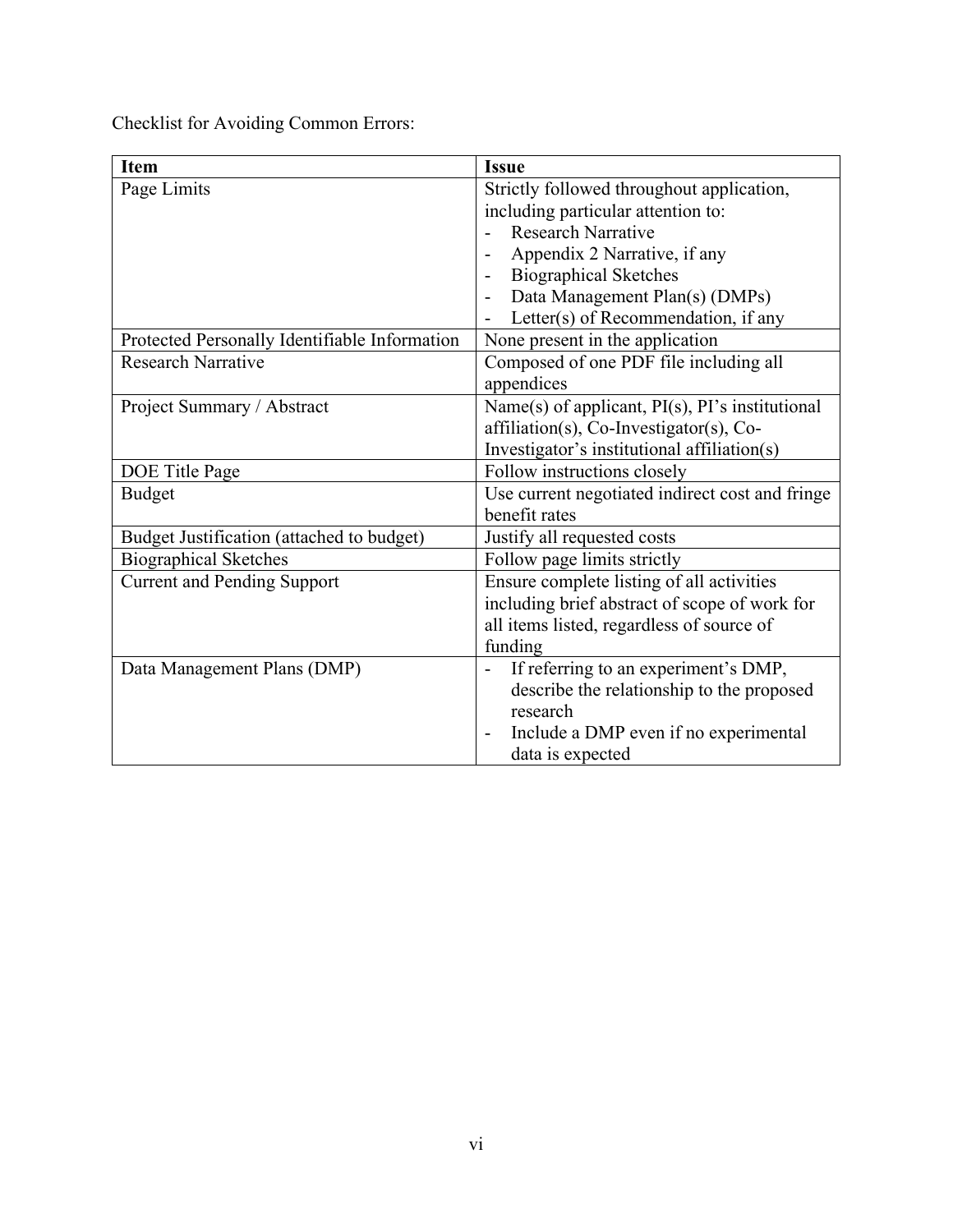Checklist for Avoiding Common Errors:

| **Item** | **Issue** |
| --- | --- |
| Page Limits | Strictly followed throughout application, including particular attention to:<br>- Research Narrative<br>- Appendix 2 Narrative, if any<br>- Biographical Sketches<br>- Data Management Plan(s) (DMPs)<br>- Letter(s) of Recommendation, if any |
| Protected Personally Identifiable Information | None present in the application |
| Research Narrative | Composed of one PDF file including all appendices |
| Project Summary / Abstract | Name(s) of applicant, PI(s), PI's institutional affiliation(s), Co-Investigator(s), Co-Investigator's institutional affiliation(s) |
| DOE Title Page | Follow instructions closely |
| Budget | Use current negotiated indirect cost and fringe benefit rates |
| Budget Justification (attached to budget) | Justify all requested costs |
| Biographical Sketches | Follow page limits strictly |
| Current and Pending Support | Ensure complete listing of all activities including brief abstract of scope of work for all items listed, regardless of source of funding |
| Data Management Plans (DMP) | - If referring to an experiment's DMP, describe the relationship to the proposed research<br>- Include a DMP even if no experimental data is expected |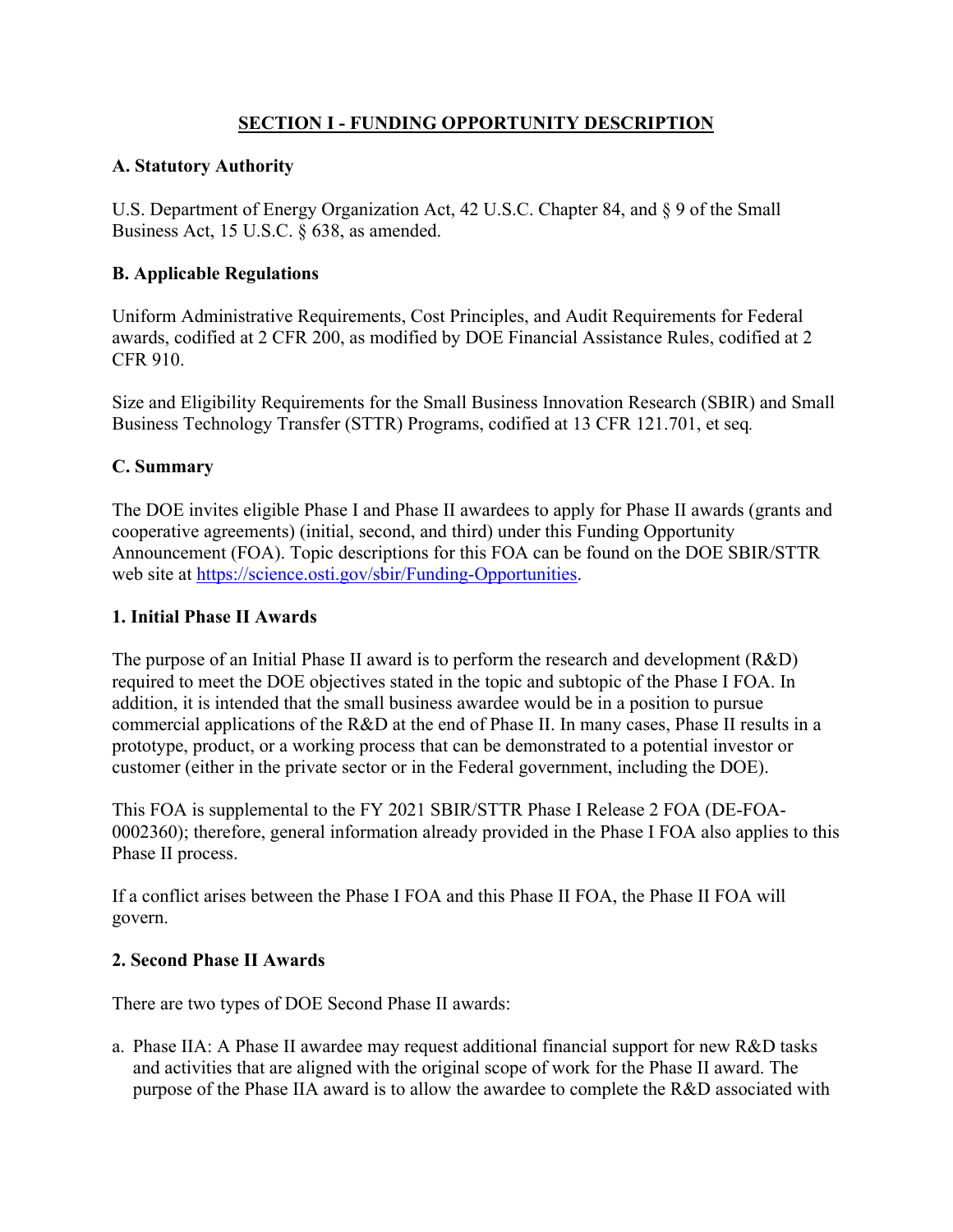## SECTION I - FUNDING OPPORTUNITY DESCRIPTION

### A. Statutory Authority

U.S. Department of Energy Organization Act, 42 U.S.C. Chapter 84, and § 9 of the Small Business Act, 15 U.S.C. § 638, as amended.

### B. Applicable Regulations

Uniform Administrative Requirements, Cost Principles, and Audit Requirements for Federal awards, codified at 2 CFR 200, as modified by DOE Financial Assistance Rules, codified at 2 CFR 910.

Size and Eligibility Requirements for the Small Business Innovation Research (SBIR) and Small Business Technology Transfer (STTR) Programs, codified at 13 CFR 121.701, et seq*.*

### C. Summary

The DOE invites eligible Phase I and Phase II awardees to apply for Phase II awards (grants and cooperative agreements) (initial, second, and third) under this Funding Opportunity Announcement (FOA). Topic descriptions for this FOA can be found on the DOE SBIR/STTR web site at https://science.osti.gov/sbir/Funding-Opportunities.

#### 1. Initial Phase II Awards

The purpose of an Initial Phase II award is to perform the research and development (R&D) required to meet the DOE objectives stated in the topic and subtopic of the Phase I FOA. In addition, it is intended that the small business awardee would be in a position to pursue commercial applications of the R&D at the end of Phase II. In many cases, Phase II results in a prototype, product, or a working process that can be demonstrated to a potential investor or customer (either in the private sector or in the Federal government, including the DOE).

This FOA is supplemental to the FY 2021 SBIR/STTR Phase I Release 2 FOA (DE-FOA-0002360); therefore, general information already provided in the Phase I FOA also applies to this Phase II process.

If a conflict arises between the Phase I FOA and this Phase II FOA, the Phase II FOA will govern.

#### 2. Second Phase II Awards

There are two types of DOE Second Phase II awards:

a. Phase IIA: A Phase II awardee may request additional financial support for new R&D tasks and activities that are aligned with the original scope of work for the Phase II award. The purpose of the Phase IIA award is to allow the awardee to complete the R&D associated with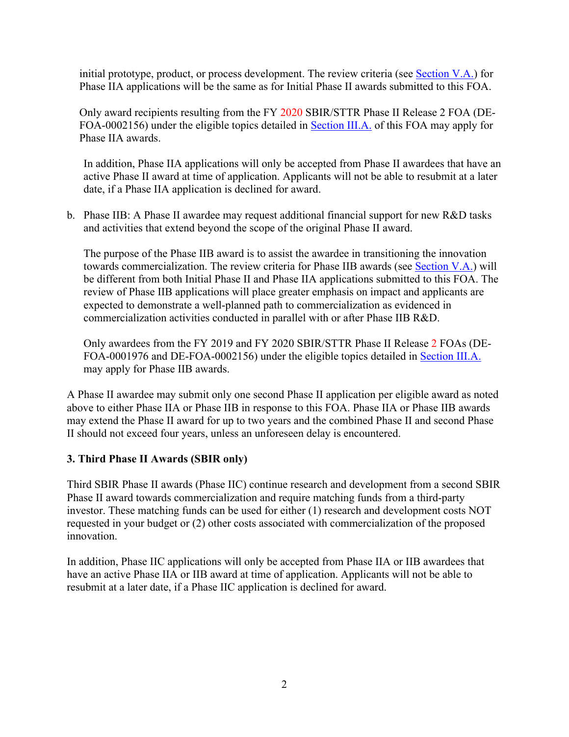initial prototype, product, or process development. The review criteria (see Section V.A.) for Phase IIA applications will be the same as for Initial Phase II awards submitted to this FOA.

Only award recipients resulting from the FY 2020 SBIR/STTR Phase II Release 2 FOA (DE-FOA-0002156) under the eligible topics detailed in Section III.A. of this FOA may apply for Phase IIA awards.

In addition, Phase IIA applications will only be accepted from Phase II awardees that have an active Phase II award at time of application. Applicants will not be able to resubmit at a later date, if a Phase IIA application is declined for award.

b. Phase IIB: A Phase II awardee may request additional financial support for new R&D tasks and activities that extend beyond the scope of the original Phase II award.

   The purpose of the Phase IIB award is to assist the awardee in transitioning the innovation towards commercialization. The review criteria for Phase IIB awards (see Section V.A.) will be different from both Initial Phase II and Phase IIA applications submitted to this FOA. The review of Phase IIB applications will place greater emphasis on impact and applicants are expected to demonstrate a well-planned path to commercialization as evidenced in commercialization activities conducted in parallel with or after Phase IIB R&D.

   Only awardees from the FY 2019 and FY 2020 SBIR/STTR Phase II Release 2 FOAs (DE-FOA-0001976 and DE-FOA-0002156) under the eligible topics detailed in Section III.A. may apply for Phase IIB awards.

A Phase II awardee may submit only one second Phase II application per eligible award as noted above to either Phase IIA or Phase IIB in response to this FOA. Phase IIA or Phase IIB awards may extend the Phase II award for up to two years and the combined Phase II and second Phase II should not exceed four years, unless an unforeseen delay is encountered.

### 3. Third Phase II Awards (SBIR only)

Third SBIR Phase II awards (Phase IIC) continue research and development from a second SBIR Phase II award towards commercialization and require matching funds from a third-party investor. These matching funds can be used for either (1) research and development costs NOT requested in your budget or (2) other costs associated with commercialization of the proposed innovation.

In addition, Phase IIC applications will only be accepted from Phase IIA or IIB awardees that have an active Phase IIA or IIB award at time of application. Applicants will not be able to resubmit at a later date, if a Phase IIC application is declined for award.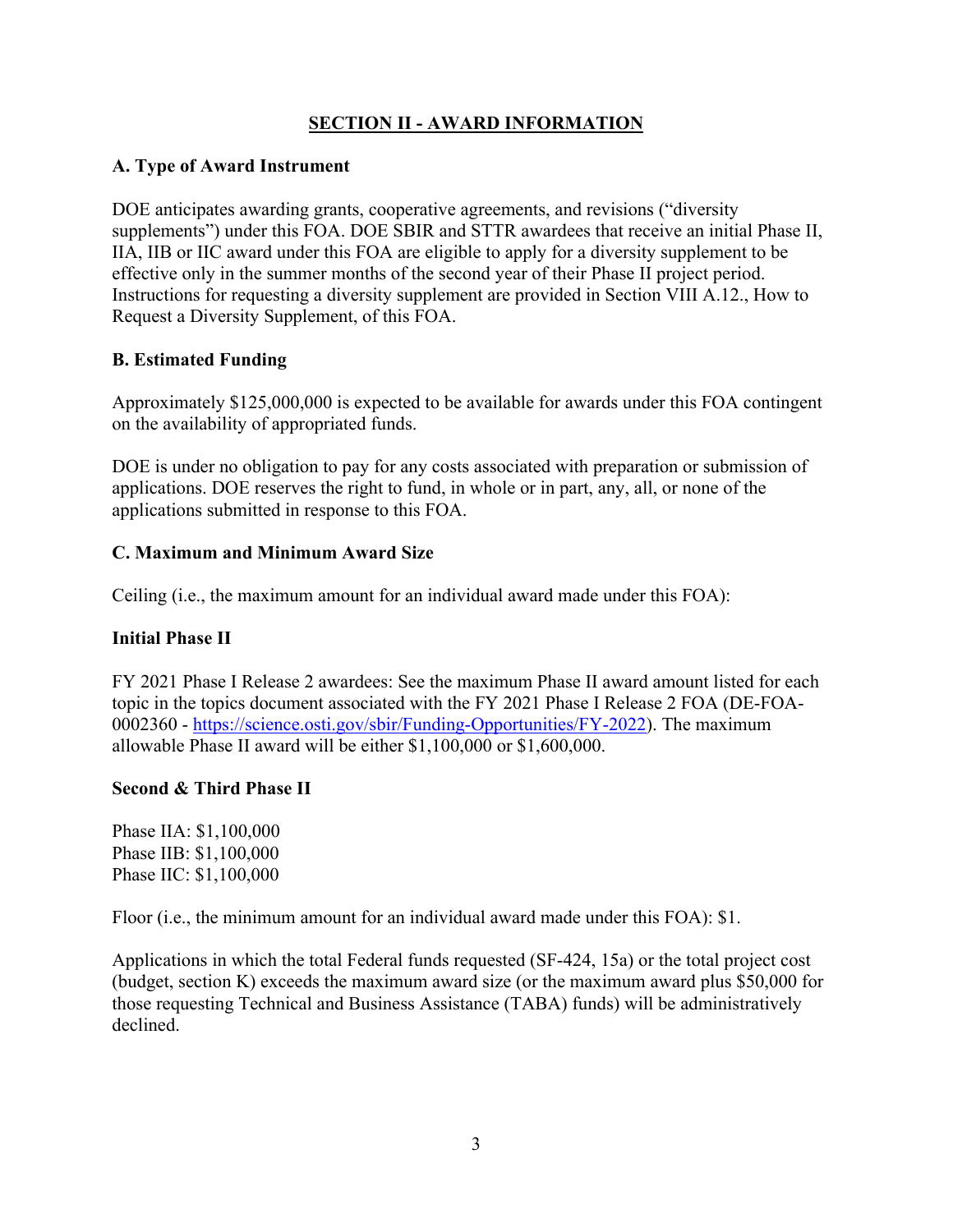## SECTION II - AWARD INFORMATION

### A. Type of Award Instrument

DOE anticipates awarding grants, cooperative agreements, and revisions ("diversity supplements") under this FOA. DOE SBIR and STTR awardees that receive an initial Phase II, IIA, IIB or IIC award under this FOA are eligible to apply for a diversity supplement to be effective only in the summer months of the second year of their Phase II project period. Instructions for requesting a diversity supplement are provided in Section VIII A.12., How to Request a Diversity Supplement, of this FOA.

### B. Estimated Funding

Approximately $125,000,000 is expected to be available for awards under this FOA contingent on the availability of appropriated funds.

DOE is under no obligation to pay for any costs associated with preparation or submission of applications. DOE reserves the right to fund, in whole or in part, any, all, or none of the applications submitted in response to this FOA.

### C. Maximum and Minimum Award Size

Ceiling (i.e., the maximum amount for an individual award made under this FOA):

**Initial Phase II**

FY 2021 Phase I Release 2 awardees: See the maximum Phase II award amount listed for each topic in the topics document associated with the FY 2021 Phase I Release 2 FOA (DE-FOA-0002360 - https://science.osti.gov/sbir/Funding-Opportunities/FY-2022). The maximum allowable Phase II award will be either $1,100,000 or $1,600,000.

**Second & Third Phase II**

Phase IIA: $1,100,000
Phase IIB: $1,100,000
Phase IIC: $1,100,000

Floor (i.e., the minimum amount for an individual award made under this FOA): $1.

Applications in which the total Federal funds requested (SF-424, 15a) or the total project cost (budget, section K) exceeds the maximum award size (or the maximum award plus $50,000 for those requesting Technical and Business Assistance (TABA) funds) will be administratively declined.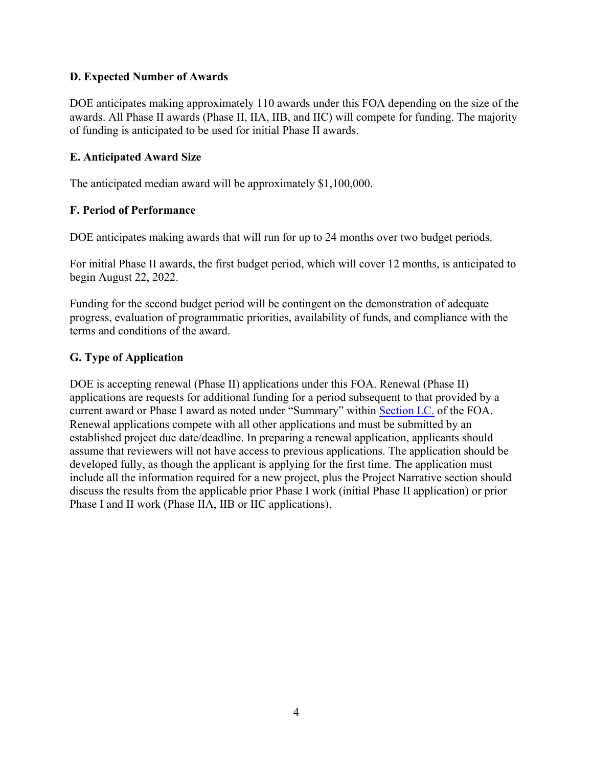### D. Expected Number of Awards

DOE anticipates making approximately 110 awards under this FOA depending on the size of the awards. All Phase II awards (Phase II, IIA, IIB, and IIC) will compete for funding. The majority of funding is anticipated to be used for initial Phase II awards.

### E. Anticipated Award Size

The anticipated median award will be approximately $1,100,000.

### F. Period of Performance

DOE anticipates making awards that will run for up to 24 months over two budget periods.

For initial Phase II awards, the first budget period, which will cover 12 months, is anticipated to begin August 22, 2022.

Funding for the second budget period will be contingent on the demonstration of adequate progress, evaluation of programmatic priorities, availability of funds, and compliance with the terms and conditions of the award.

### G. Type of Application

DOE is accepting renewal (Phase II) applications under this FOA. Renewal (Phase II) applications are requests for additional funding for a period subsequent to that provided by a current award or Phase I award as noted under "Summary" within Section I.C. of the FOA. Renewal applications compete with all other applications and must be submitted by an established project due date/deadline. In preparing a renewal application, applicants should assume that reviewers will not have access to previous applications. The application should be developed fully, as though the applicant is applying for the first time. The application must include all the information required for a new project, plus the Project Narrative section should discuss the results from the applicable prior Phase I work (initial Phase II application) or prior Phase I and II work (Phase IIA, IIB or IIC applications).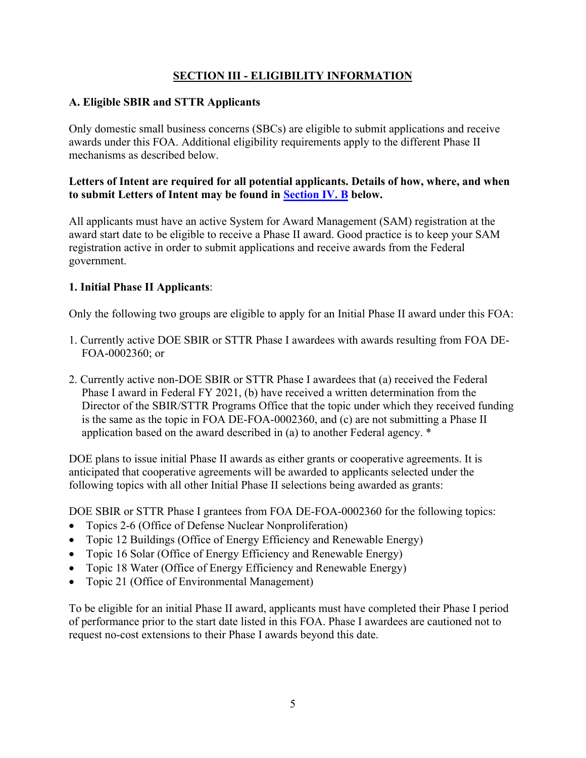## SECTION III - ELIGIBILITY INFORMATION

### A. Eligible SBIR and STTR Applicants

Only domestic small business concerns (SBCs) are eligible to submit applications and receive awards under this FOA. Additional eligibility requirements apply to the different Phase II mechanisms as described below.

**Letters of Intent are required for all potential applicants. Details of how, where, and when to submit Letters of Intent may be found in Section IV. B below.**

All applicants must have an active System for Award Management (SAM) registration at the award start date to be eligible to receive a Phase II award. Good practice is to keep your SAM registration active in order to submit applications and receive awards from the Federal government.

**1. Initial Phase II Applicants**:

Only the following two groups are eligible to apply for an Initial Phase II award under this FOA:

1. Currently active DOE SBIR or STTR Phase I awardees with awards resulting from FOA DE-FOA-0002360; or
2. Currently active non-DOE SBIR or STTR Phase I awardees that (a) received the Federal Phase I award in Federal FY 2021, (b) have received a written determination from the Director of the SBIR/STTR Programs Office that the topic under which they received funding is the same as the topic in FOA DE-FOA-0002360, and (c) are not submitting a Phase II application based on the award described in (a) to another Federal agency. *

DOE plans to issue initial Phase II awards as either grants or cooperative agreements. It is anticipated that cooperative agreements will be awarded to applicants selected under the following topics with all other Initial Phase II selections being awarded as grants:

DOE SBIR or STTR Phase I grantees from FOA DE-FOA-0002360 for the following topics:

- Topics 2-6 (Office of Defense Nuclear Nonproliferation)
- Topic 12 Buildings (Office of Energy Efficiency and Renewable Energy)
- Topic 16 Solar (Office of Energy Efficiency and Renewable Energy)
- Topic 18 Water (Office of Energy Efficiency and Renewable Energy)
- Topic 21 (Office of Environmental Management)

To be eligible for an initial Phase II award, applicants must have completed their Phase I period of performance prior to the start date listed in this FOA. Phase I awardees are cautioned not to request no-cost extensions to their Phase I awards beyond this date.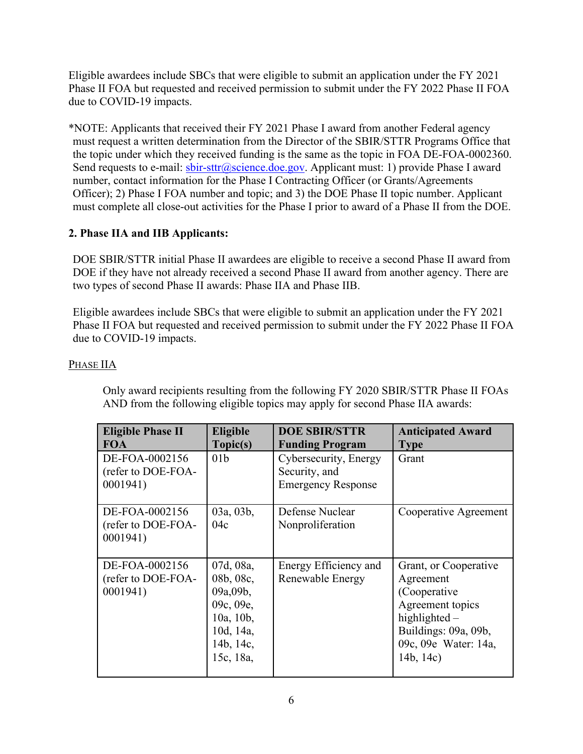Eligible awardees include SBCs that were eligible to submit an application under the FY 2021 Phase II FOA but requested and received permission to submit under the FY 2022 Phase II FOA due to COVID-19 impacts.

*NOTE: Applicants that received their FY 2021 Phase I award from another Federal agency must request a written determination from the Director of the SBIR/STTR Programs Office that the topic under which they received funding is the same as the topic in FOA DE-FOA-0002360. Send requests to e-mail: sbir-sttr@science.doe.gov. Applicant must: 1) provide Phase I award number, contact information for the Phase I Contracting Officer (or Grants/Agreements Officer); 2) Phase I FOA number and topic; and 3) the DOE Phase II topic number. Applicant must complete all close-out activities for the Phase I prior to award of a Phase II from the DOE.

**2. Phase IIA and IIB Applicants:**

DOE SBIR/STTR initial Phase II awardees are eligible to receive a second Phase II award from DOE if they have not already received a second Phase II award from another agency. There are two types of second Phase II awards: Phase IIA and Phase IIB.

Eligible awardees include SBCs that were eligible to submit an application under the FY 2021 Phase II FOA but requested and received permission to submit under the FY 2022 Phase II FOA due to COVID-19 impacts.

PHASE IIA

Only award recipients resulting from the following FY 2020 SBIR/STTR Phase II FOAs AND from the following eligible topics may apply for second Phase IIA awards:

| Eligible Phase II FOA | Eligible Topic(s) | DOE SBIR/STTR Funding Program | Anticipated Award Type |
|---|---|---|---|
| DE-FOA-0002156 (refer to DOE-FOA-0001941) | 01b | Cybersecurity, Energy Security, and Emergency Response | Grant |
| DE-FOA-0002156 (refer to DOE-FOA-0001941) | 03a, 03b, 04c | Defense Nuclear Nonproliferation | Cooperative Agreement |
| DE-FOA-0002156 (refer to DOE-FOA-0001941) | 07d, 08a, 08b, 08c, 09a,09b, 09c, 09e, 10a, 10b, 10d, 14a, 14b, 14c, 15c, 18a, | Energy Efficiency and Renewable Energy | Grant, or Cooperative Agreement (Cooperative Agreement topics highlighted – Buildings: 09a, 09b, 09c, 09e Water: 14a, 14b, 14c) |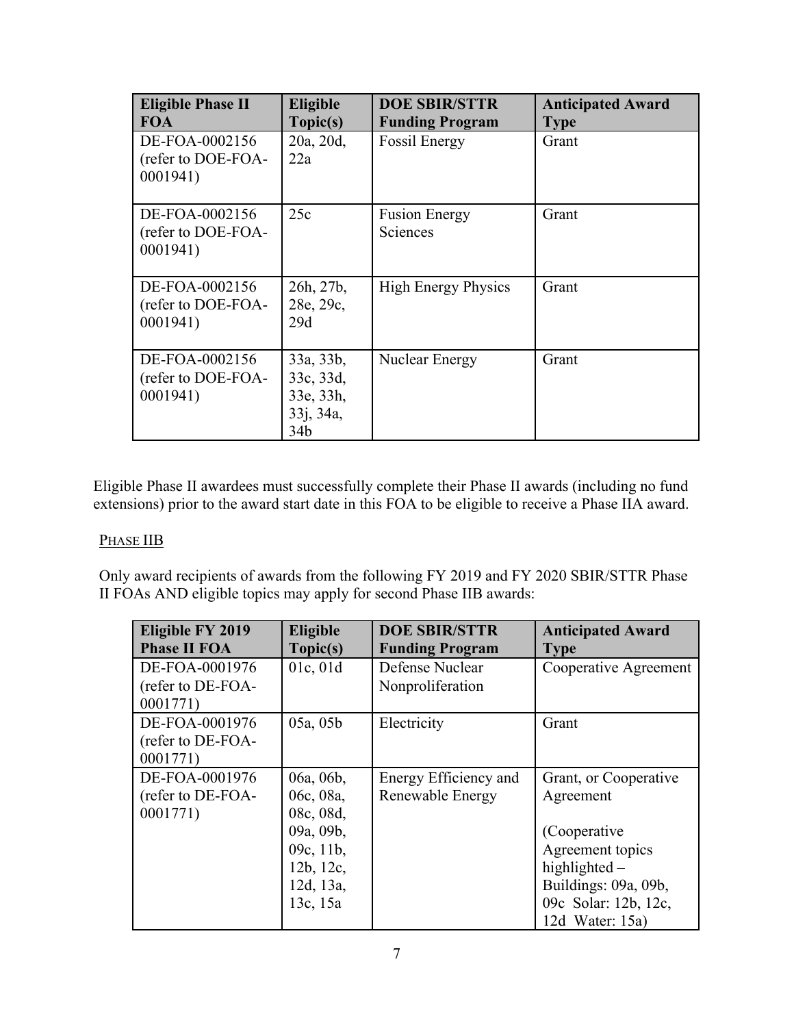| Eligible Phase II FOA | Eligible Topic(s) | DOE SBIR/STTR Funding Program | Anticipated Award Type |
|---|---|---|---|
| DE-FOA-0002156 (refer to DOE-FOA-0001941) | 20a, 20d, 22a | Fossil Energy | Grant |
| DE-FOA-0002156 (refer to DOE-FOA-0001941) | 25c | Fusion Energy Sciences | Grant |
| DE-FOA-0002156 (refer to DOE-FOA-0001941) | 26h, 27b, 28e, 29c, 29d | High Energy Physics | Grant |
| DE-FOA-0002156 (refer to DOE-FOA-0001941) | 33a, 33b, 33c, 33d, 33e, 33h, 33j, 34a, 34b | Nuclear Energy | Grant |

Eligible Phase II awardees must successfully complete their Phase II awards (including no fund extensions) prior to the award start date in this FOA to be eligible to receive a Phase IIA award.

PHASE IIB

Only award recipients of awards from the following FY 2019 and FY 2020 SBIR/STTR Phase II FOAs AND eligible topics may apply for second Phase IIB awards:

| Eligible FY 2019 Phase II FOA | Eligible Topic(s) | DOE SBIR/STTR Funding Program | Anticipated Award Type |
|---|---|---|---|
| DE-FOA-0001976 (refer to DE-FOA-0001771) | 01c, 01d | Defense Nuclear Nonproliferation | Cooperative Agreement |
| DE-FOA-0001976 (refer to DE-FOA-0001771) | 05a, 05b | Electricity | Grant |
| DE-FOA-0001976 (refer to DE-FOA-0001771) | 06a, 06b, 06c, 08a, 08c, 08d, 09a, 09b, 09c, 11b, 12b, 12c, 12d, 13a, 13c, 15a | Energy Efficiency and Renewable Energy | Grant, or Cooperative Agreement<br><br>(Cooperative Agreement topics highlighted – Buildings: 09a, 09b, 09c Solar: 12b, 12c, 12d Water: 15a) |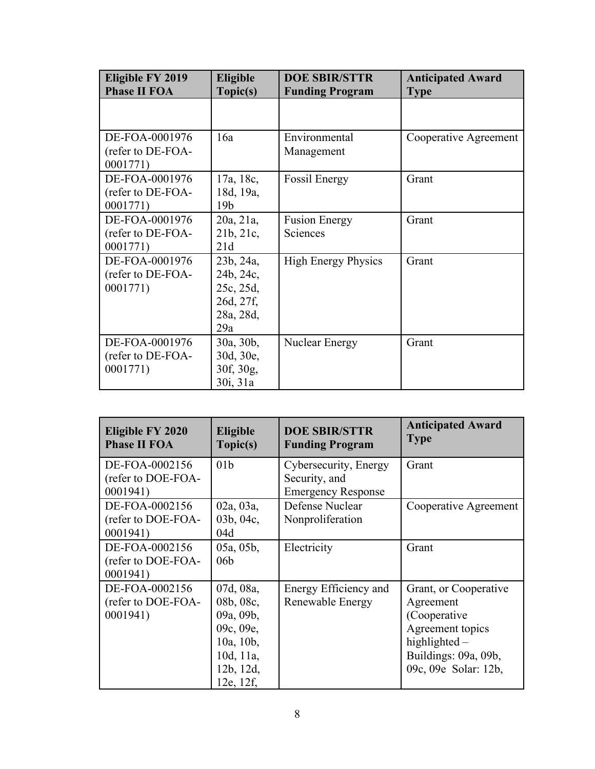| Eligible FY 2019 Phase II FOA | Eligible Topic(s) | DOE SBIR/STTR Funding Program | Anticipated Award Type |
|---|---|---|---|
| | | | |
| DE-FOA-0001976 (refer to DE-FOA-0001771) | 16a | Environmental Management | Cooperative Agreement |
| DE-FOA-0001976 (refer to DE-FOA-0001771) | 17a, 18c, 18d, 19a, 19b | Fossil Energy | Grant |
| DE-FOA-0001976 (refer to DE-FOA-0001771) | 20a, 21a, 21b, 21c, 21d | Fusion Energy Sciences | Grant |
| DE-FOA-0001976 (refer to DE-FOA-0001771) | 23b, 24a, 24b, 24c, 25c, 25d, 26d, 27f, 28a, 28d, 29a | High Energy Physics | Grant |
| DE-FOA-0001976 (refer to DE-FOA-0001771) | 30a, 30b, 30d, 30e, 30f, 30g, 30i, 31a | Nuclear Energy | Grant |

| Eligible FY 2020 Phase II FOA | Eligible Topic(s) | DOE SBIR/STTR Funding Program | Anticipated Award Type |
|---|---|---|---|
| DE-FOA-0002156 (refer to DOE-FOA-0001941) | 01b | Cybersecurity, Energy Security, and Emergency Response | Grant |
| DE-FOA-0002156 (refer to DOE-FOA-0001941) | 02a, 03a, 03b, 04c, 04d | Defense Nuclear Nonproliferation | Cooperative Agreement |
| DE-FOA-0002156 (refer to DOE-FOA-0001941) | 05a, 05b, 06b | Electricity | Grant |
| DE-FOA-0002156 (refer to DOE-FOA-0001941) | 07d, 08a, 08b, 08c, 09a, 09b, 09c, 09e, 10a, 10b, 10d, 11a, 12b, 12d, 12e, 12f, | Energy Efficiency and Renewable Energy | Grant, or Cooperative Agreement (Cooperative Agreement topics highlighted – Buildings: 09a, 09b, 09c, 09e Solar: 12b, |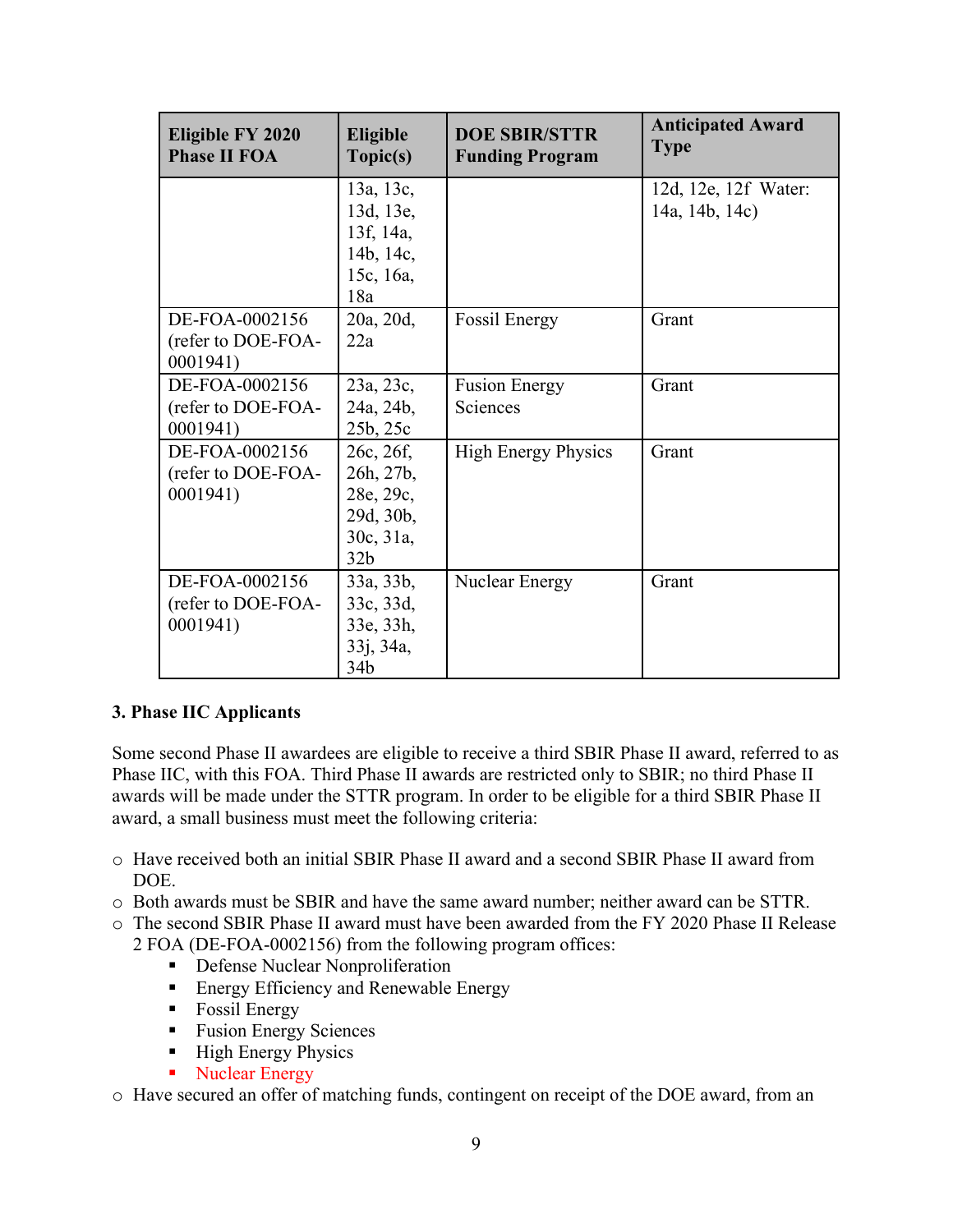| Eligible FY 2020 Phase II FOA | Eligible Topic(s) | DOE SBIR/STTR Funding Program | Anticipated Award Type |
|---|---|---|---|
| | 13a, 13c, 13d, 13e, 13f, 14a, 14b, 14c, 15c, 16a, 18a | | 12d, 12e, 12f Water: 14a, 14b, 14c) |
| DE-FOA-0002156 (refer to DOE-FOA-0001941) | 20a, 20d, 22a | Fossil Energy | Grant |
| DE-FOA-0002156 (refer to DOE-FOA-0001941) | 23a, 23c, 24a, 24b, 25b, 25c | Fusion Energy Sciences | Grant |
| DE-FOA-0002156 (refer to DOE-FOA-0001941) | 26c, 26f, 26h, 27b, 28e, 29c, 29d, 30b, 30c, 31a, 32b | High Energy Physics | Grant |
| DE-FOA-0002156 (refer to DOE-FOA-0001941) | 33a, 33b, 33c, 33d, 33e, 33h, 33j, 34a, 34b | Nuclear Energy | Grant |

### 3. Phase IIC Applicants

Some second Phase II awardees are eligible to receive a third SBIR Phase II award, referred to as Phase IIC, with this FOA. Third Phase II awards are restricted only to SBIR; no third Phase II awards will be made under the STTR program. In order to be eligible for a third SBIR Phase II award, a small business must meet the following criteria:

- Have received both an initial SBIR Phase II award and a second SBIR Phase II award from DOE.
- Both awards must be SBIR and have the same award number; neither award can be STTR.
- The second SBIR Phase II award must have been awarded from the FY 2020 Phase II Release 2 FOA (DE-FOA-0002156) from the following program offices:
  - Defense Nuclear Nonproliferation
  - Energy Efficiency and Renewable Energy
  - Fossil Energy
  - Fusion Energy Sciences
  - High Energy Physics
  - Nuclear Energy
- Have secured an offer of matching funds, contingent on receipt of the DOE award, from an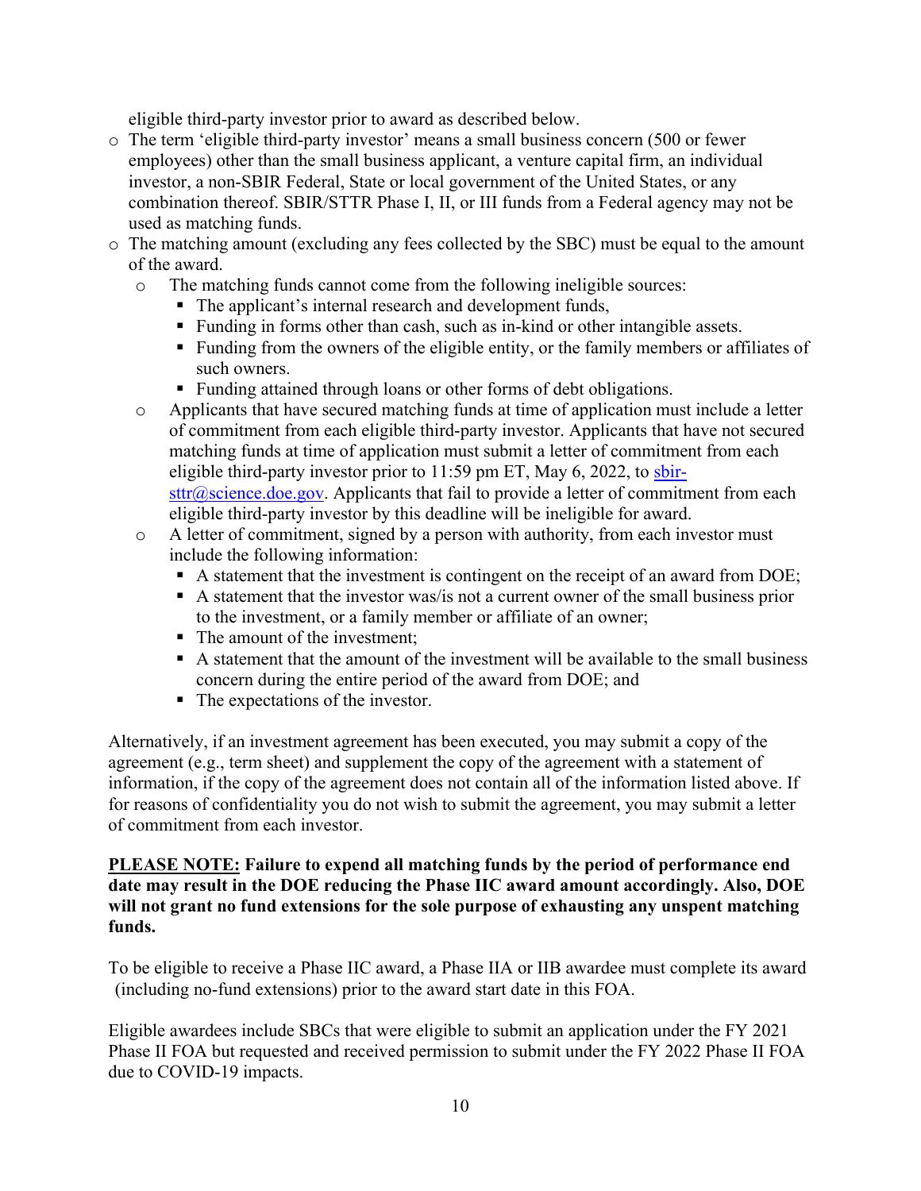eligible third-party investor prior to award as described below.

- The term 'eligible third-party investor' means a small business concern (500 or fewer employees) other than the small business applicant, a venture capital firm, an individual investor, a non-SBIR Federal, State or local government of the United States, or any combination thereof. SBIR/STTR Phase I, II, or III funds from a Federal agency may not be used as matching funds.
- The matching amount (excluding any fees collected by the SBC) must be equal to the amount of the award.
  - The matching funds cannot come from the following ineligible sources:
    - The applicant's internal research and development funds,
    - Funding in forms other than cash, such as in-kind or other intangible assets.
    - Funding from the owners of the eligible entity, or the family members or affiliates of such owners.
    - Funding attained through loans or other forms of debt obligations.
  - Applicants that have secured matching funds at time of application must include a letter of commitment from each eligible third-party investor. Applicants that have not secured matching funds at time of application must submit a letter of commitment from each eligible third-party investor prior to 11:59 pm ET, May 6, 2022, to [sbir-sttr@science.doe.gov](mailto:sbir-sttr@science.doe.gov). Applicants that fail to provide a letter of commitment from each eligible third-party investor by this deadline will be ineligible for award.
  - A letter of commitment, signed by a person with authority, from each investor must include the following information:
    - A statement that the investment is contingent on the receipt of an award from DOE;
    - A statement that the investor was/is not a current owner of the small business prior to the investment, or a family member or affiliate of an owner;
    - The amount of the investment;
    - A statement that the amount of the investment will be available to the small business concern during the entire period of the award from DOE; and
    - The expectations of the investor.

Alternatively, if an investment agreement has been executed, you may submit a copy of the agreement (e.g., term sheet) and supplement the copy of the agreement with a statement of information, if the copy of the agreement does not contain all of the information listed above. If for reasons of confidentiality you do not wish to submit the agreement, you may submit a letter of commitment from each investor.

**PLEASE NOTE: Failure to expend all matching funds by the period of performance end date may result in the DOE reducing the Phase IIC award amount accordingly. Also, DOE will not grant no fund extensions for the sole purpose of exhausting any unspent matching funds.**

To be eligible to receive a Phase IIC award, a Phase IIA or IIB awardee must complete its award (including no-fund extensions) prior to the award start date in this FOA.

Eligible awardees include SBCs that were eligible to submit an application under the FY 2021 Phase II FOA but requested and received permission to submit under the FY 2022 Phase II FOA due to COVID-19 impacts.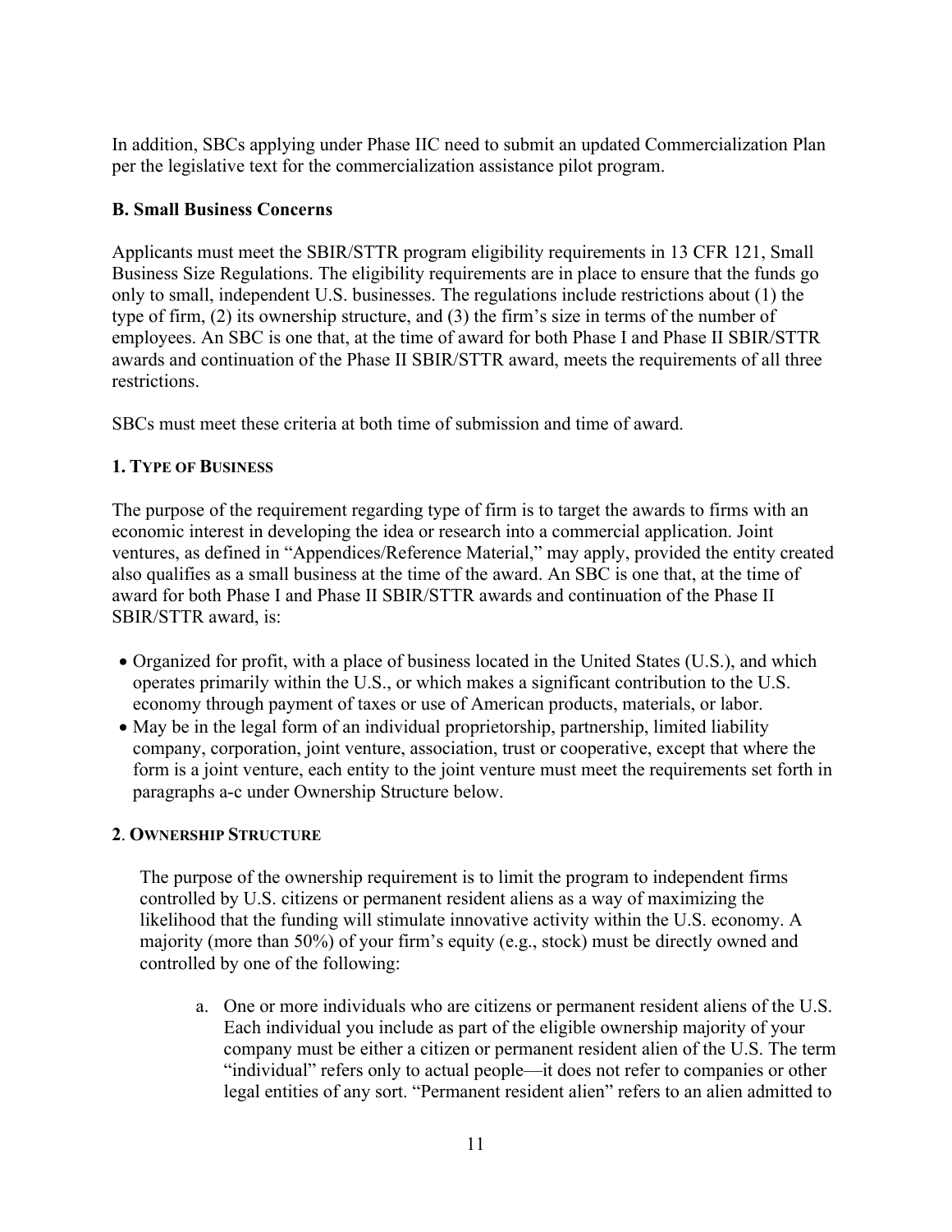In addition, SBCs applying under Phase IIC need to submit an updated Commercialization Plan per the legislative text for the commercialization assistance pilot program.

### B. Small Business Concerns

Applicants must meet the SBIR/STTR program eligibility requirements in 13 CFR 121, Small Business Size Regulations. The eligibility requirements are in place to ensure that the funds go only to small, independent U.S. businesses. The regulations include restrictions about (1) the type of firm, (2) its ownership structure, and (3) the firm's size in terms of the number of employees. An SBC is one that, at the time of award for both Phase I and Phase II SBIR/STTR awards and continuation of the Phase II SBIR/STTR award, meets the requirements of all three restrictions.

SBCs must meet these criteria at both time of submission and time of award.

#### 1. Type of Business

The purpose of the requirement regarding type of firm is to target the awards to firms with an economic interest in developing the idea or research into a commercial application. Joint ventures, as defined in "Appendices/Reference Material," may apply, provided the entity created also qualifies as a small business at the time of the award. An SBC is one that, at the time of award for both Phase I and Phase II SBIR/STTR awards and continuation of the Phase II SBIR/STTR award, is:

- Organized for profit, with a place of business located in the United States (U.S.), and which operates primarily within the U.S., or which makes a significant contribution to the U.S. economy through payment of taxes or use of American products, materials, or labor.
- May be in the legal form of an individual proprietorship, partnership, limited liability company, corporation, joint venture, association, trust or cooperative, except that where the form is a joint venture, each entity to the joint venture must meet the requirements set forth in paragraphs a-c under Ownership Structure below.

#### 2. Ownership Structure

The purpose of the ownership requirement is to limit the program to independent firms controlled by U.S. citizens or permanent resident aliens as a way of maximizing the likelihood that the funding will stimulate innovative activity within the U.S. economy. A majority (more than 50%) of your firm's equity (e.g., stock) must be directly owned and controlled by one of the following:

a. One or more individuals who are citizens or permanent resident aliens of the U.S. Each individual you include as part of the eligible ownership majority of your company must be either a citizen or permanent resident alien of the U.S. The term "individual" refers only to actual people—it does not refer to companies or other legal entities of any sort. "Permanent resident alien" refers to an alien admitted to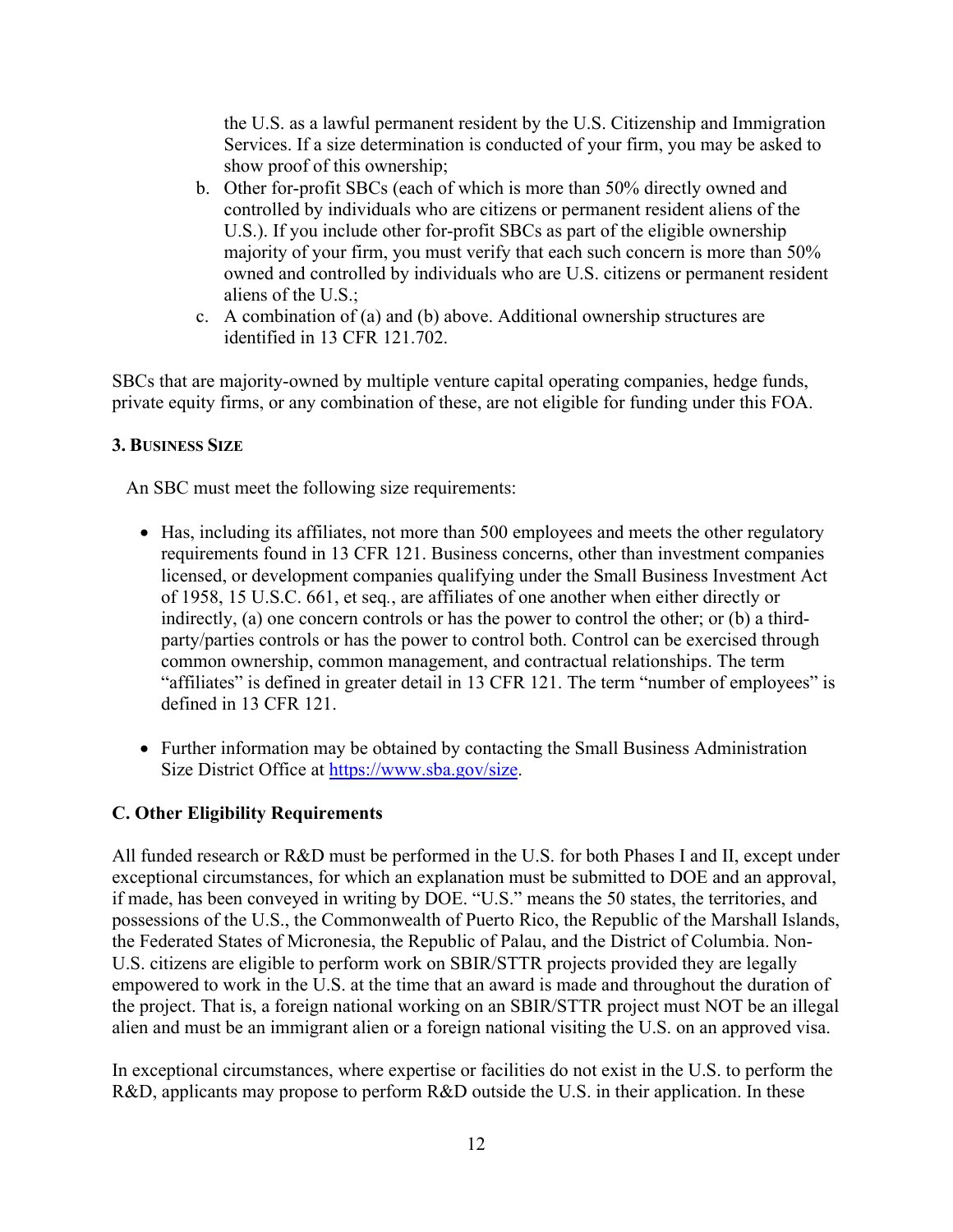the U.S. as a lawful permanent resident by the U.S. Citizenship and Immigration Services. If a size determination is conducted of your firm, you may be asked to show proof of this ownership;

b. Other for-profit SBCs (each of which is more than 50% directly owned and controlled by individuals who are citizens or permanent resident aliens of the U.S.). If you include other for-profit SBCs as part of the eligible ownership majority of your firm, you must verify that each such concern is more than 50% owned and controlled by individuals who are U.S. citizens or permanent resident aliens of the U.S.;

c. A combination of (a) and (b) above. Additional ownership structures are identified in 13 CFR 121.702.

SBCs that are majority-owned by multiple venture capital operating companies, hedge funds, private equity firms, or any combination of these, are not eligible for funding under this FOA.

#### 3. Business Size

An SBC must meet the following size requirements:

- Has, including its affiliates, not more than 500 employees and meets the other regulatory requirements found in 13 CFR 121. Business concerns, other than investment companies licensed, or development companies qualifying under the Small Business Investment Act of 1958, 15 U.S.C. 661, et seq., are affiliates of one another when either directly or indirectly, (a) one concern controls or has the power to control the other; or (b) a third-party/parties controls or has the power to control both. Control can be exercised through common ownership, common management, and contractual relationships. The term "affiliates" is defined in greater detail in 13 CFR 121. The term "number of employees" is defined in 13 CFR 121.

- Further information may be obtained by contacting the Small Business Administration Size District Office at https://www.sba.gov/size.

### C. Other Eligibility Requirements

All funded research or R&D must be performed in the U.S. for both Phases I and II, except under exceptional circumstances, for which an explanation must be submitted to DOE and an approval, if made, has been conveyed in writing by DOE. "U.S." means the 50 states, the territories, and possessions of the U.S., the Commonwealth of Puerto Rico, the Republic of the Marshall Islands, the Federated States of Micronesia, the Republic of Palau, and the District of Columbia. Non-U.S. citizens are eligible to perform work on SBIR/STTR projects provided they are legally empowered to work in the U.S. at the time that an award is made and throughout the duration of the project. That is, a foreign national working on an SBIR/STTR project must NOT be an illegal alien and must be an immigrant alien or a foreign national visiting the U.S. on an approved visa.

In exceptional circumstances, where expertise or facilities do not exist in the U.S. to perform the R&D, applicants may propose to perform R&D outside the U.S. in their application. In these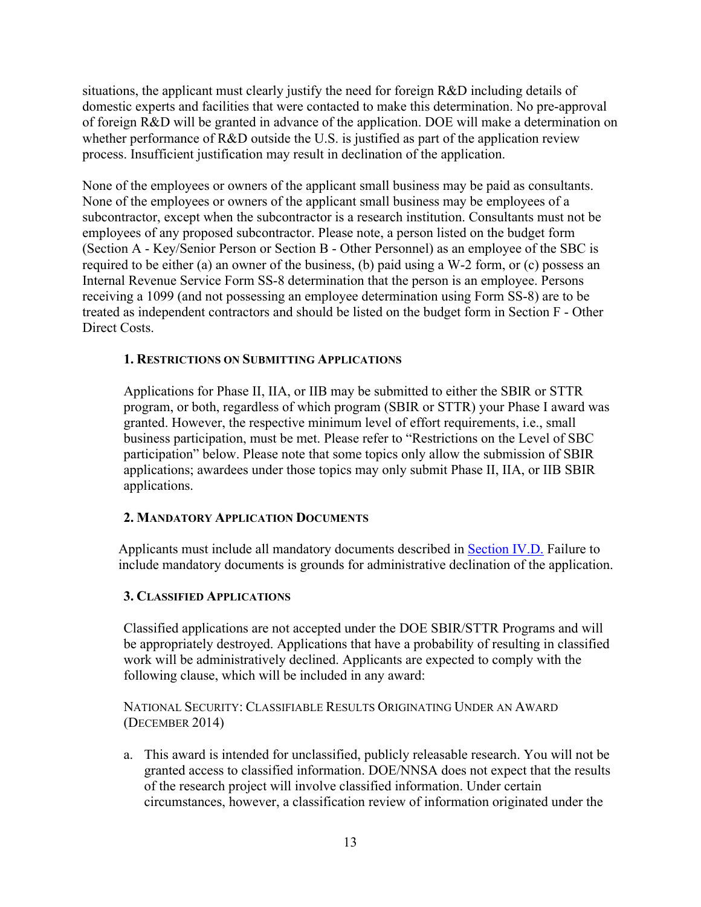situations, the applicant must clearly justify the need for foreign R&D including details of domestic experts and facilities that were contacted to make this determination. No pre-approval of foreign R&D will be granted in advance of the application. DOE will make a determination on whether performance of R&D outside the U.S. is justified as part of the application review process. Insufficient justification may result in declination of the application.

None of the employees or owners of the applicant small business may be paid as consultants. None of the employees or owners of the applicant small business may be employees of a subcontractor, except when the subcontractor is a research institution. Consultants must not be employees of any proposed subcontractor. Please note, a person listed on the budget form (Section A - Key/Senior Person or Section B - Other Personnel) as an employee of the SBC is required to be either (a) an owner of the business, (b) paid using a W-2 form, or (c) possess an Internal Revenue Service Form SS-8 determination that the person is an employee. Persons receiving a 1099 (and not possessing an employee determination using Form SS-8) are to be treated as independent contractors and should be listed on the budget form in Section F - Other Direct Costs.

### 1. Restrictions on Submitting Applications

Applications for Phase II, IIA, or IIB may be submitted to either the SBIR or STTR program, or both, regardless of which program (SBIR or STTR) your Phase I award was granted. However, the respective minimum level of effort requirements, i.e., small business participation, must be met. Please refer to "Restrictions on the Level of SBC participation" below. Please note that some topics only allow the submission of SBIR applications; awardees under those topics may only submit Phase II, IIA, or IIB SBIR applications.

### 2. Mandatory Application Documents

Applicants must include all mandatory documents described in Section IV.D. Failure to include mandatory documents is grounds for administrative declination of the application.

### 3. Classified Applications

Classified applications are not accepted under the DOE SBIR/STTR Programs and will be appropriately destroyed. Applications that have a probability of resulting in classified work will be administratively declined. Applicants are expected to comply with the following clause, which will be included in any award:

National Security: Classifiable Results Originating Under an Award (December 2014)

a. This award is intended for unclassified, publicly releasable research. You will not be granted access to classified information. DOE/NNSA does not expect that the results of the research project will involve classified information. Under certain circumstances, however, a classification review of information originated under the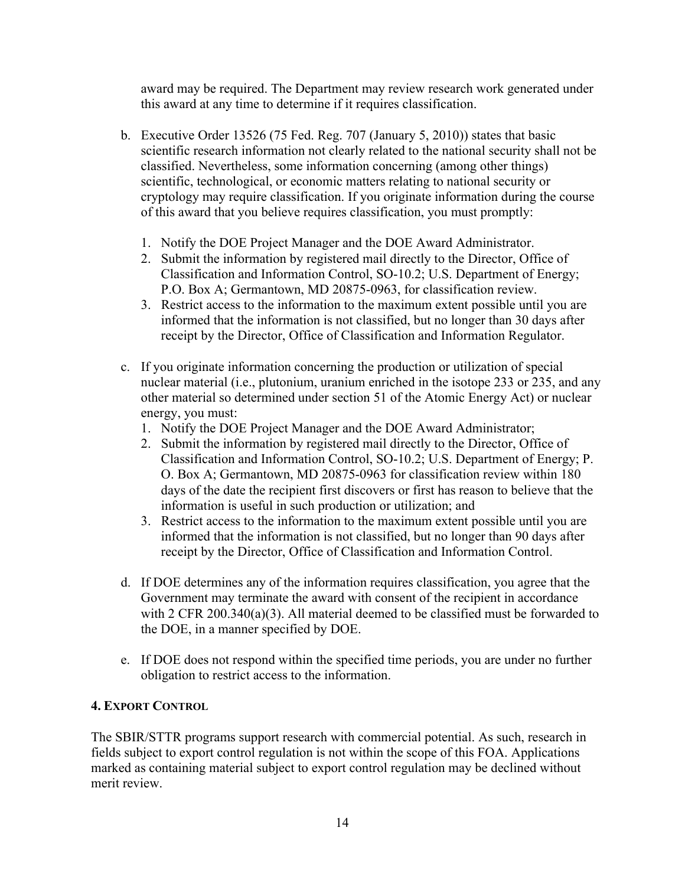award may be required. The Department may review research work generated under this award at any time to determine if it requires classification.

b. Executive Order 13526 (75 Fed. Reg. 707 (January 5, 2010)) states that basic scientific research information not clearly related to the national security shall not be classified. Nevertheless, some information concerning (among other things) scientific, technological, or economic matters relating to national security or cryptology may require classification. If you originate information during the course of this award that you believe requires classification, you must promptly:

   1. Notify the DOE Project Manager and the DOE Award Administrator.
   2. Submit the information by registered mail directly to the Director, Office of Classification and Information Control, SO-10.2; U.S. Department of Energy; P.O. Box A; Germantown, MD 20875-0963, for classification review.
   3. Restrict access to the information to the maximum extent possible until you are informed that the information is not classified, but no longer than 30 days after receipt by the Director, Office of Classification and Information Regulator.

c. If you originate information concerning the production or utilization of special nuclear material (i.e., plutonium, uranium enriched in the isotope 233 or 235, and any other material so determined under section 51 of the Atomic Energy Act) or nuclear energy, you must:

   1. Notify the DOE Project Manager and the DOE Award Administrator;
   2. Submit the information by registered mail directly to the Director, Office of Classification and Information Control, SO-10.2; U.S. Department of Energy; P. O. Box A; Germantown, MD 20875-0963 for classification review within 180 days of the date the recipient first discovers or first has reason to believe that the information is useful in such production or utilization; and
   3. Restrict access to the information to the maximum extent possible until you are informed that the information is not classified, but no longer than 90 days after receipt by the Director, Office of Classification and Information Control.

d. If DOE determines any of the information requires classification, you agree that the Government may terminate the award with consent of the recipient in accordance with 2 CFR 200.340(a)(3). All material deemed to be classified must be forwarded to the DOE, in a manner specified by DOE.

e. If DOE does not respond within the specified time periods, you are under no further obligation to restrict access to the information.

### 4. EXPORT CONTROL

The SBIR/STTR programs support research with commercial potential. As such, research in fields subject to export control regulation is not within the scope of this FOA. Applications marked as containing material subject to export control regulation may be declined without merit review.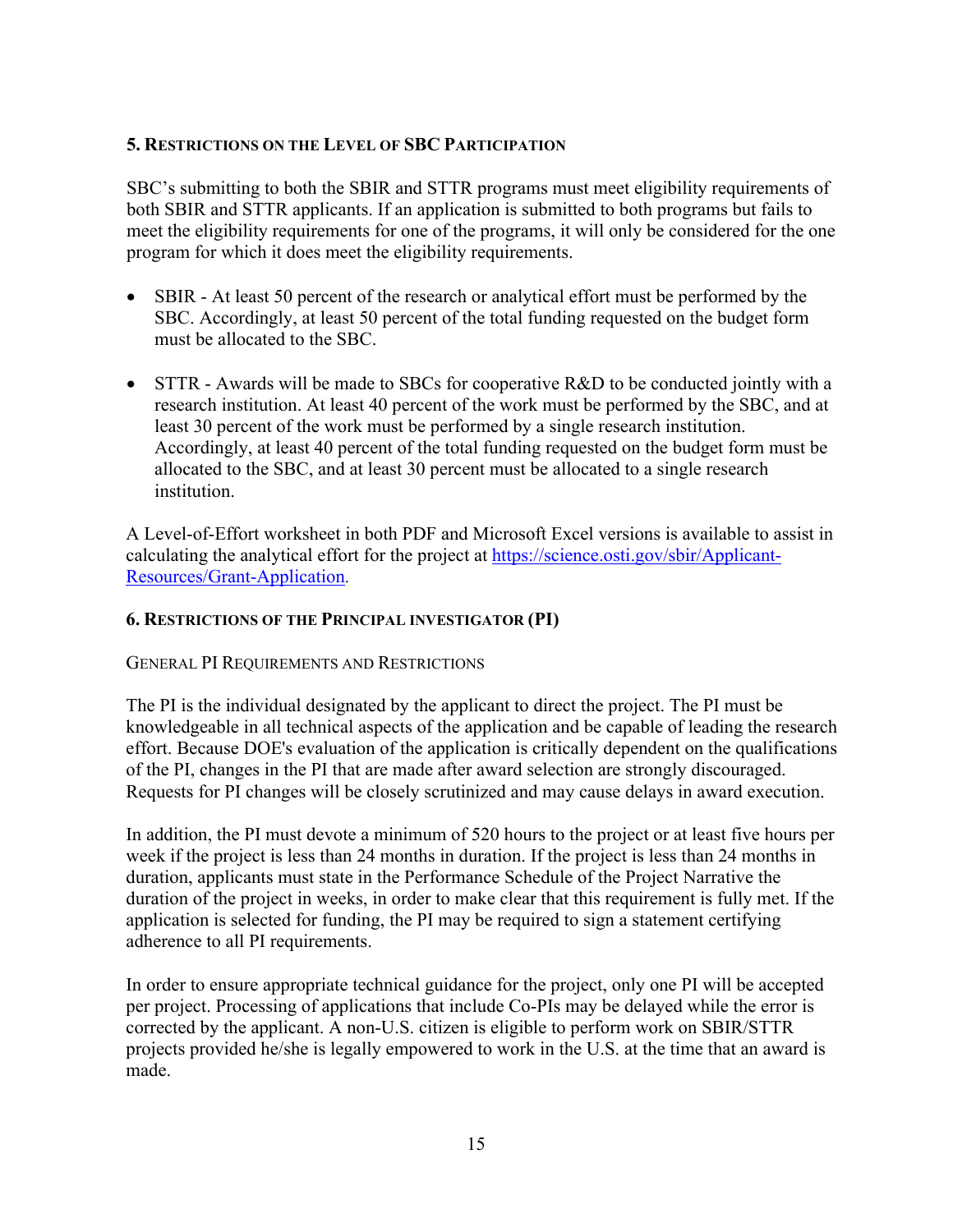### 5. Restrictions on the Level of SBC Participation

SBC's submitting to both the SBIR and STTR programs must meet eligibility requirements of both SBIR and STTR applicants. If an application is submitted to both programs but fails to meet the eligibility requirements for one of the programs, it will only be considered for the one program for which it does meet the eligibility requirements.

- SBIR - At least 50 percent of the research or analytical effort must be performed by the SBC. Accordingly, at least 50 percent of the total funding requested on the budget form must be allocated to the SBC.
- STTR - Awards will be made to SBCs for cooperative R&D to be conducted jointly with a research institution. At least 40 percent of the work must be performed by the SBC, and at least 30 percent of the work must be performed by a single research institution. Accordingly, at least 40 percent of the total funding requested on the budget form must be allocated to the SBC, and at least 30 percent must be allocated to a single research institution.

A Level-of-Effort worksheet in both PDF and Microsoft Excel versions is available to assist in calculating the analytical effort for the project at [https://science.osti.gov/sbir/Applicant-Resources/Grant-Application](https://science.osti.gov/sbir/Applicant-Resources/Grant-Application).

### 6. Restrictions of the Principal investigator (PI)

General PI Requirements and Restrictions

The PI is the individual designated by the applicant to direct the project. The PI must be knowledgeable in all technical aspects of the application and be capable of leading the research effort. Because DOE's evaluation of the application is critically dependent on the qualifications of the PI, changes in the PI that are made after award selection are strongly discouraged. Requests for PI changes will be closely scrutinized and may cause delays in award execution.

In addition, the PI must devote a minimum of 520 hours to the project or at least five hours per week if the project is less than 24 months in duration. If the project is less than 24 months in duration, applicants must state in the Performance Schedule of the Project Narrative the duration of the project in weeks, in order to make clear that this requirement is fully met. If the application is selected for funding, the PI may be required to sign a statement certifying adherence to all PI requirements.

In order to ensure appropriate technical guidance for the project, only one PI will be accepted per project. Processing of applications that include Co-PIs may be delayed while the error is corrected by the applicant. A non-U.S. citizen is eligible to perform work on SBIR/STTR projects provided he/she is legally empowered to work in the U.S. at the time that an award is made.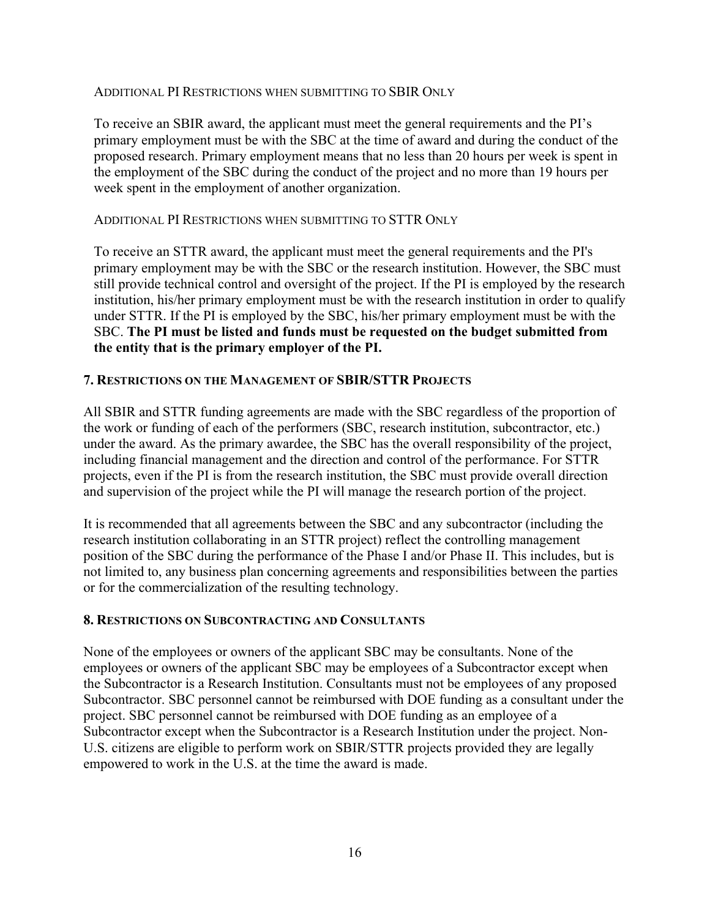#### Additional PI Restrictions when submitting to SBIR Only

To receive an SBIR award, the applicant must meet the general requirements and the PI's primary employment must be with the SBC at the time of award and during the conduct of the proposed research. Primary employment means that no less than 20 hours per week is spent in the employment of the SBC during the conduct of the project and no more than 19 hours per week spent in the employment of another organization.

#### Additional PI Restrictions when submitting to STTR Only

To receive an STTR award, the applicant must meet the general requirements and the PI's primary employment may be with the SBC or the research institution. However, the SBC must still provide technical control and oversight of the project. If the PI is employed by the research institution, his/her primary employment must be with the research institution in order to qualify under STTR. If the PI is employed by the SBC, his/her primary employment must be with the SBC. **The PI must be listed and funds must be requested on the budget submitted from the entity that is the primary employer of the PI.**

### 7. Restrictions on the Management of SBIR/STTR Projects

All SBIR and STTR funding agreements are made with the SBC regardless of the proportion of the work or funding of each of the performers (SBC, research institution, subcontractor, etc.) under the award. As the primary awardee, the SBC has the overall responsibility of the project, including financial management and the direction and control of the performance. For STTR projects, even if the PI is from the research institution, the SBC must provide overall direction and supervision of the project while the PI will manage the research portion of the project.

It is recommended that all agreements between the SBC and any subcontractor (including the research institution collaborating in an STTR project) reflect the controlling management position of the SBC during the performance of the Phase I and/or Phase II. This includes, but is not limited to, any business plan concerning agreements and responsibilities between the parties or for the commercialization of the resulting technology.

### 8. Restrictions on Subcontracting and Consultants

None of the employees or owners of the applicant SBC may be consultants. None of the employees or owners of the applicant SBC may be employees of a Subcontractor except when the Subcontractor is a Research Institution. Consultants must not be employees of any proposed Subcontractor. SBC personnel cannot be reimbursed with DOE funding as a consultant under the project. SBC personnel cannot be reimbursed with DOE funding as an employee of a Subcontractor except when the Subcontractor is a Research Institution under the project. Non-U.S. citizens are eligible to perform work on SBIR/STTR projects provided they are legally empowered to work in the U.S. at the time the award is made.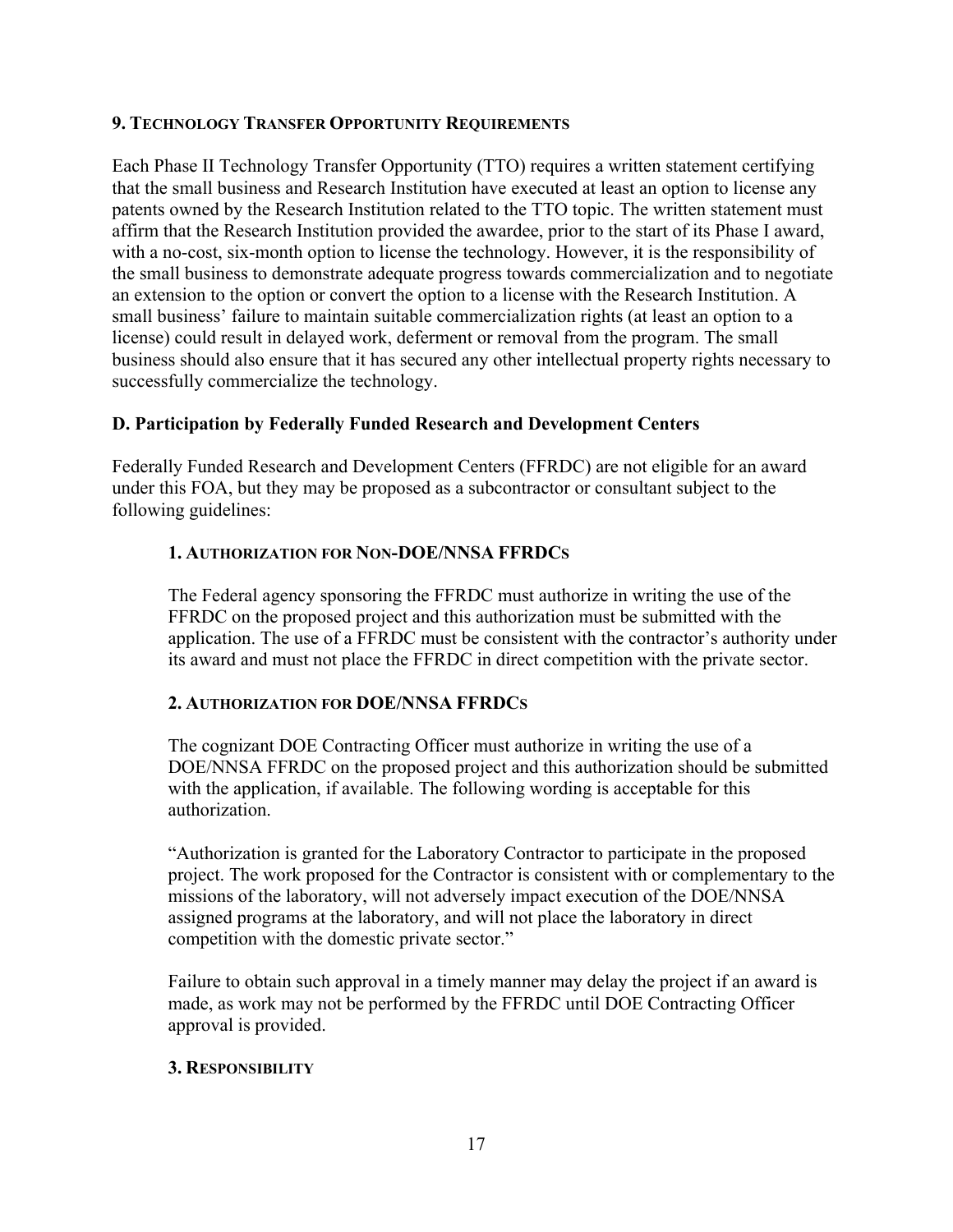#### 9. Technology Transfer Opportunity Requirements

Each Phase II Technology Transfer Opportunity (TTO) requires a written statement certifying that the small business and Research Institution have executed at least an option to license any patents owned by the Research Institution related to the TTO topic. The written statement must affirm that the Research Institution provided the awardee, prior to the start of its Phase I award, with a no-cost, six-month option to license the technology. However, it is the responsibility of the small business to demonstrate adequate progress towards commercialization and to negotiate an extension to the option or convert the option to a license with the Research Institution. A small business' failure to maintain suitable commercialization rights (at least an option to a license) could result in delayed work, deferment or removal from the program. The small business should also ensure that it has secured any other intellectual property rights necessary to successfully commercialize the technology.

### D. Participation by Federally Funded Research and Development Centers

Federally Funded Research and Development Centers (FFRDC) are not eligible for an award under this FOA, but they may be proposed as a subcontractor or consultant subject to the following guidelines:

#### 1. Authorization for Non-DOE/NNSA FFRDCs

The Federal agency sponsoring the FFRDC must authorize in writing the use of the FFRDC on the proposed project and this authorization must be submitted with the application. The use of a FFRDC must be consistent with the contractor's authority under its award and must not place the FFRDC in direct competition with the private sector.

#### 2. Authorization for DOE/NNSA FFRDCs

The cognizant DOE Contracting Officer must authorize in writing the use of a DOE/NNSA FFRDC on the proposed project and this authorization should be submitted with the application, if available. The following wording is acceptable for this authorization.

"Authorization is granted for the Laboratory Contractor to participate in the proposed project. The work proposed for the Contractor is consistent with or complementary to the missions of the laboratory, will not adversely impact execution of the DOE/NNSA assigned programs at the laboratory, and will not place the laboratory in direct competition with the domestic private sector."

Failure to obtain such approval in a timely manner may delay the project if an award is made, as work may not be performed by the FFRDC until DOE Contracting Officer approval is provided.

#### 3. Responsibility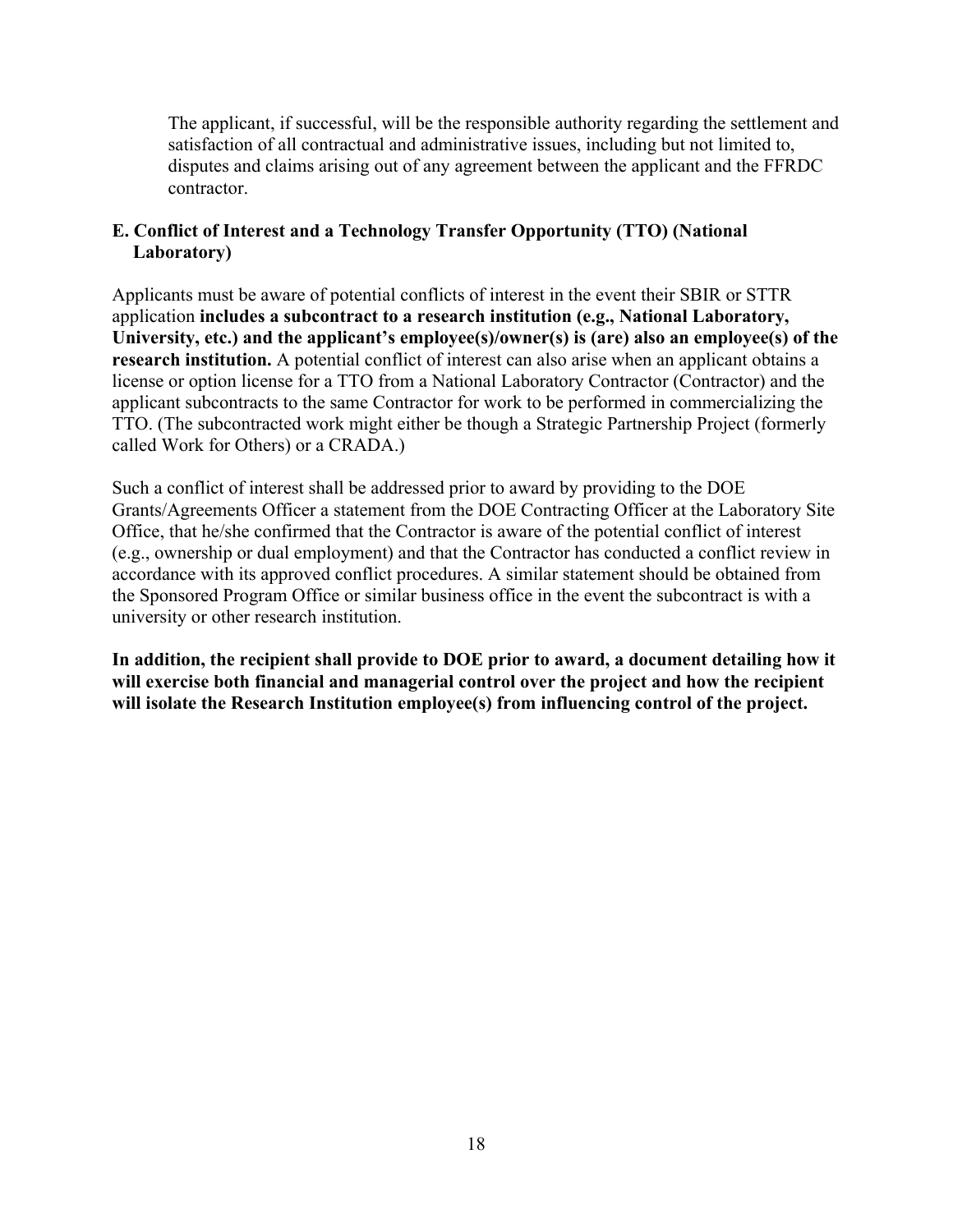The applicant, if successful, will be the responsible authority regarding the settlement and satisfaction of all contractual and administrative issues, including but not limited to, disputes and claims arising out of any agreement between the applicant and the FFRDC contractor.

### E. Conflict of Interest and a Technology Transfer Opportunity (TTO) (National Laboratory)

Applicants must be aware of potential conflicts of interest in the event their SBIR or STTR application **includes a subcontract to a research institution (e.g., National Laboratory, University, etc.) and the applicant's employee(s)/owner(s) is (are) also an employee(s) of the research institution.** A potential conflict of interest can also arise when an applicant obtains a license or option license for a TTO from a National Laboratory Contractor (Contractor) and the applicant subcontracts to the same Contractor for work to be performed in commercializing the TTO. (The subcontracted work might either be though a Strategic Partnership Project (formerly called Work for Others) or a CRADA.)

Such a conflict of interest shall be addressed prior to award by providing to the DOE Grants/Agreements Officer a statement from the DOE Contracting Officer at the Laboratory Site Office, that he/she confirmed that the Contractor is aware of the potential conflict of interest (e.g., ownership or dual employment) and that the Contractor has conducted a conflict review in accordance with its approved conflict procedures. A similar statement should be obtained from the Sponsored Program Office or similar business office in the event the subcontract is with a university or other research institution.

**In addition, the recipient shall provide to DOE prior to award, a document detailing how it will exercise both financial and managerial control over the project and how the recipient will isolate the Research Institution employee(s) from influencing control of the project.**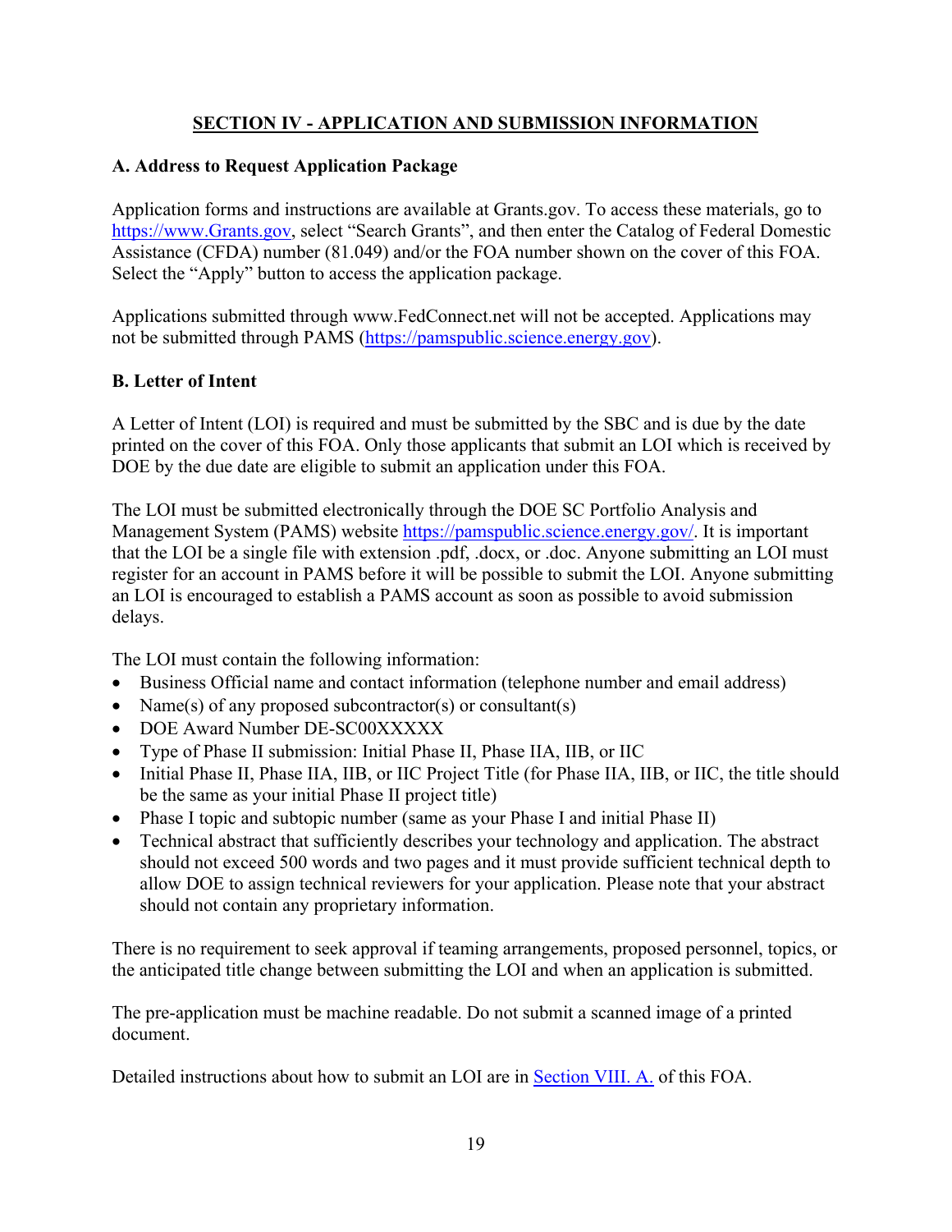## SECTION IV - APPLICATION AND SUBMISSION INFORMATION

### A. Address to Request Application Package

Application forms and instructions are available at Grants.gov. To access these materials, go to https://www.Grants.gov, select "Search Grants", and then enter the Catalog of Federal Domestic Assistance (CFDA) number (81.049) and/or the FOA number shown on the cover of this FOA. Select the "Apply" button to access the application package.

Applications submitted through www.FedConnect.net will not be accepted. Applications may not be submitted through PAMS (https://pamspublic.science.energy.gov).

### B. Letter of Intent

A Letter of Intent (LOI) is required and must be submitted by the SBC and is due by the date printed on the cover of this FOA. Only those applicants that submit an LOI which is received by DOE by the due date are eligible to submit an application under this FOA.

The LOI must be submitted electronically through the DOE SC Portfolio Analysis and Management System (PAMS) website https://pamspublic.science.energy.gov/. It is important that the LOI be a single file with extension .pdf, .docx, or .doc. Anyone submitting an LOI must register for an account in PAMS before it will be possible to submit the LOI. Anyone submitting an LOI is encouraged to establish a PAMS account as soon as possible to avoid submission delays.

The LOI must contain the following information:

- Business Official name and contact information (telephone number and email address)
- Name(s) of any proposed subcontractor(s) or consultant(s)
- DOE Award Number DE-SC00XXXXX
- Type of Phase II submission: Initial Phase II, Phase IIA, IIB, or IIC
- Initial Phase II, Phase IIA, IIB, or IIC Project Title (for Phase IIA, IIB, or IIC, the title should be the same as your initial Phase II project title)
- Phase I topic and subtopic number (same as your Phase I and initial Phase II)
- Technical abstract that sufficiently describes your technology and application. The abstract should not exceed 500 words and two pages and it must provide sufficient technical depth to allow DOE to assign technical reviewers for your application. Please note that your abstract should not contain any proprietary information.

There is no requirement to seek approval if teaming arrangements, proposed personnel, topics, or the anticipated title change between submitting the LOI and when an application is submitted.

The pre-application must be machine readable. Do not submit a scanned image of a printed document.

Detailed instructions about how to submit an LOI are in Section VIII. A. of this FOA.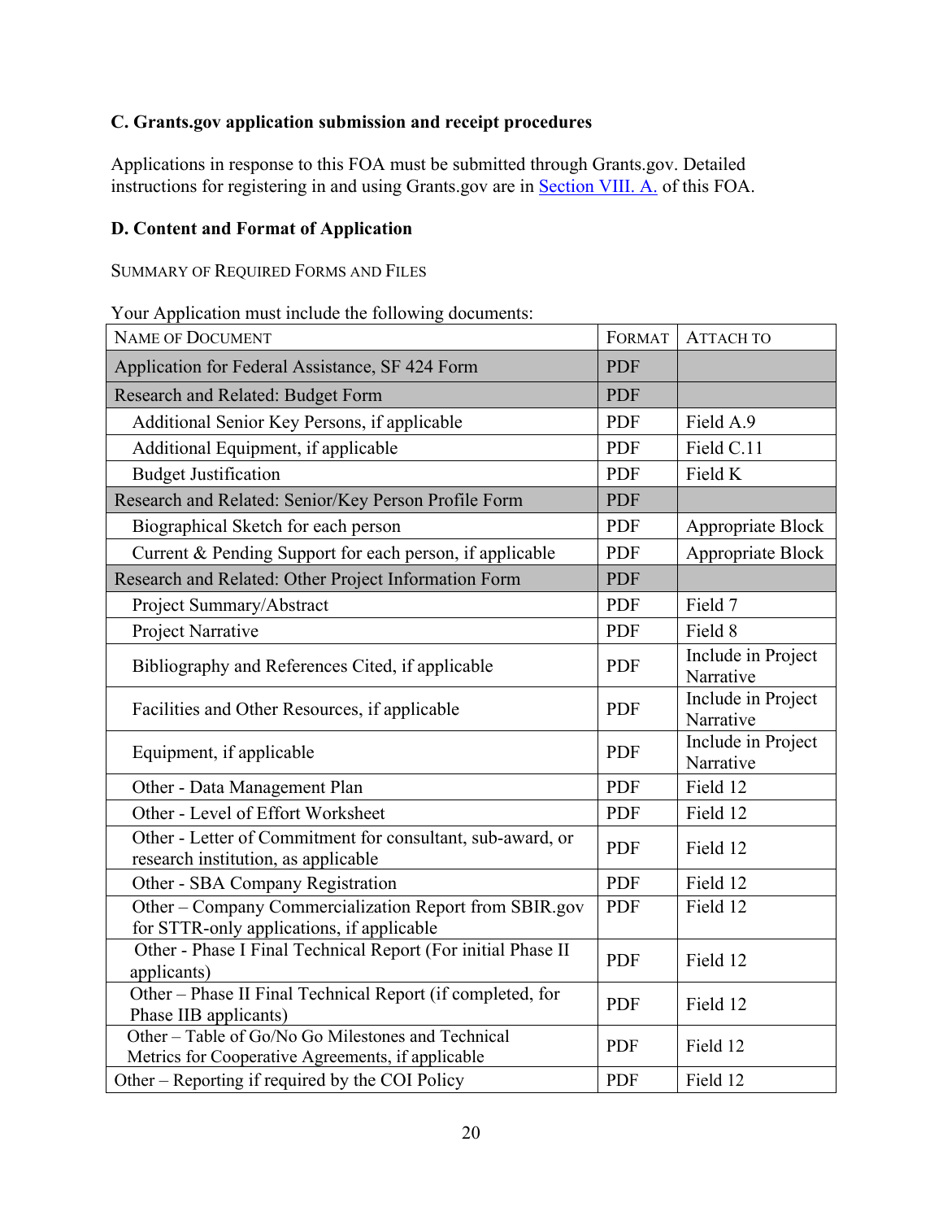### C. Grants.gov application submission and receipt procedures

Applications in response to this FOA must be submitted through Grants.gov. Detailed instructions for registering in and using Grants.gov are in Section VIII. A. of this FOA.

### D. Content and Format of Application

SUMMARY OF REQUIRED FORMS AND FILES

Your Application must include the following documents:

| NAME OF DOCUMENT | FORMAT | ATTACH TO |
|---|---|---|
| Application for Federal Assistance, SF 424 Form | PDF | |
| Research and Related: Budget Form | PDF | |
| Additional Senior Key Persons, if applicable | PDF | Field A.9 |
| Additional Equipment, if applicable | PDF | Field C.11 |
| Budget Justification | PDF | Field K |
| Research and Related: Senior/Key Person Profile Form | PDF | |
| Biographical Sketch for each person | PDF | Appropriate Block |
| Current & Pending Support for each person, if applicable | PDF | Appropriate Block |
| Research and Related: Other Project Information Form | PDF | |
| Project Summary/Abstract | PDF | Field 7 |
| Project Narrative | PDF | Field 8 |
| Bibliography and References Cited, if applicable | PDF | Include in Project Narrative |
| Facilities and Other Resources, if applicable | PDF | Include in Project Narrative |
| Equipment, if applicable | PDF | Include in Project Narrative |
| Other - Data Management Plan | PDF | Field 12 |
| Other - Level of Effort Worksheet | PDF | Field 12 |
| Other - Letter of Commitment for consultant, sub-award, or research institution, as applicable | PDF | Field 12 |
| Other - SBA Company Registration | PDF | Field 12 |
| Other – Company Commercialization Report from SBIR.gov for STTR-only applications, if applicable | PDF | Field 12 |
| Other - Phase I Final Technical Report (For initial Phase II applicants) | PDF | Field 12 |
| Other – Phase II Final Technical Report (if completed, for Phase IIB applicants) | PDF | Field 12 |
| Other – Table of Go/No Go Milestones and Technical Metrics for Cooperative Agreements, if applicable | PDF | Field 12 |
| Other – Reporting if required by the COI Policy | PDF | Field 12 |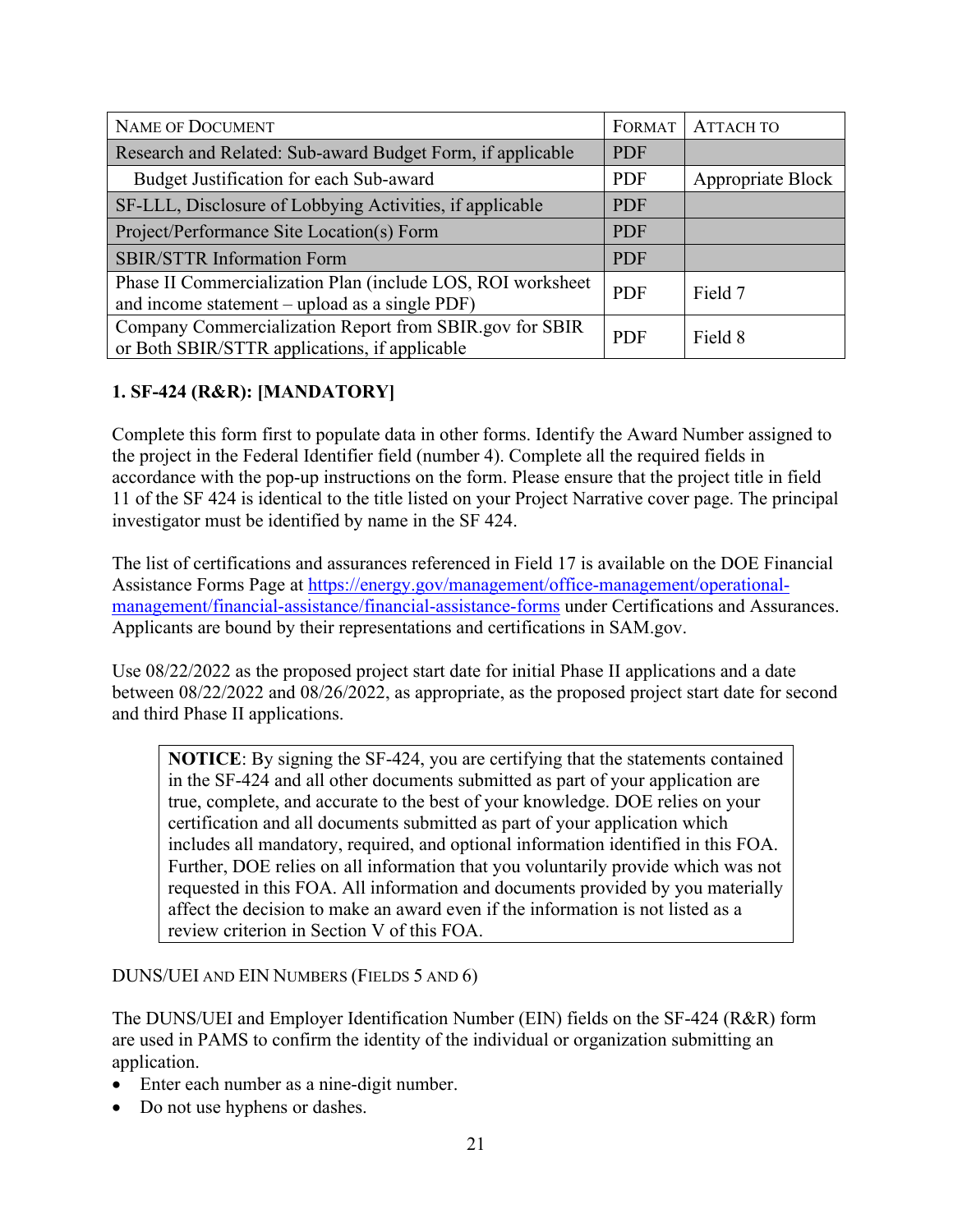| NAME OF DOCUMENT | FORMAT | ATTACH TO |
| --- | --- | --- |
| Research and Related: Sub-award Budget Form, if applicable | PDF | |
| Budget Justification for each Sub-award | PDF | Appropriate Block |
| SF-LLL, Disclosure of Lobbying Activities, if applicable | PDF | |
| Project/Performance Site Location(s) Form | PDF | |
| SBIR/STTR Information Form | PDF | |
| Phase II Commercialization Plan (include LOS, ROI worksheet and income statement – upload as a single PDF) | PDF | Field 7 |
| Company Commercialization Report from SBIR.gov for SBIR or Both SBIR/STTR applications, if applicable | PDF | Field 8 |

### 1. SF-424 (R&R): [MANDATORY]

Complete this form first to populate data in other forms. Identify the Award Number assigned to the project in the Federal Identifier field (number 4). Complete all the required fields in accordance with the pop-up instructions on the form. Please ensure that the project title in field 11 of the SF 424 is identical to the title listed on your Project Narrative cover page. The principal investigator must be identified by name in the SF 424.

The list of certifications and assurances referenced in Field 17 is available on the DOE Financial Assistance Forms Page at https://energy.gov/management/office-management/operational-management/financial-assistance/financial-assistance-forms under Certifications and Assurances. Applicants are bound by their representations and certifications in SAM.gov.

Use 08/22/2022 as the proposed project start date for initial Phase II applications and a date between 08/22/2022 and 08/26/2022, as appropriate, as the proposed project start date for second and third Phase II applications.

> **NOTICE**: By signing the SF-424, you are certifying that the statements contained in the SF-424 and all other documents submitted as part of your application are true, complete, and accurate to the best of your knowledge. DOE relies on your certification and all documents submitted as part of your application which includes all mandatory, required, and optional information identified in this FOA. Further, DOE relies on all information that you voluntarily provide which was not requested in this FOA. All information and documents provided by you materially affect the decision to make an award even if the information is not listed as a review criterion in Section V of this FOA.

DUNS/UEI AND EIN NUMBERS (FIELDS 5 AND 6)

The DUNS/UEI and Employer Identification Number (EIN) fields on the SF-424 (R&R) form are used in PAMS to confirm the identity of the individual or organization submitting an application.

- Enter each number as a nine-digit number.
- Do not use hyphens or dashes.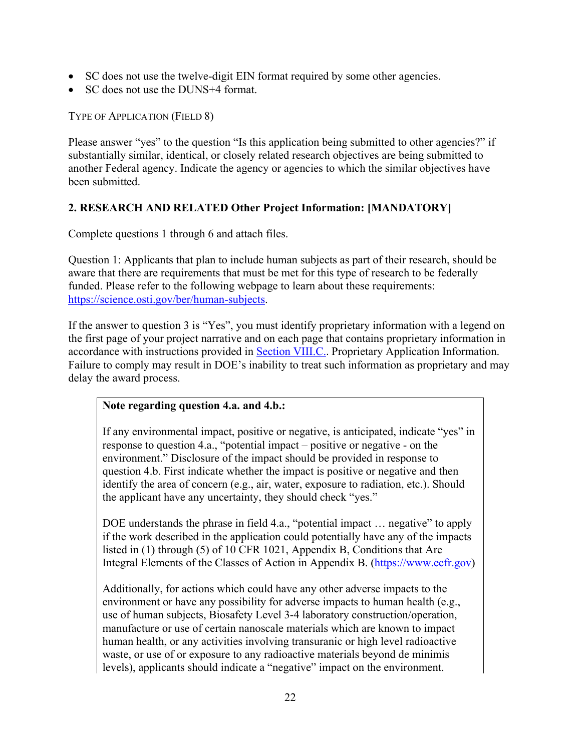- SC does not use the twelve-digit EIN format required by some other agencies.
- SC does not use the DUNS+4 format.

TYPE OF APPLICATION (FIELD 8)

Please answer "yes" to the question "Is this application being submitted to other agencies?" if substantially similar, identical, or closely related research objectives are being submitted to another Federal agency. Indicate the agency or agencies to which the similar objectives have been submitted.

**2. RESEARCH AND RELATED Other Project Information: [MANDATORY]**

Complete questions 1 through 6 and attach files.

Question 1: Applicants that plan to include human subjects as part of their research, should be aware that there are requirements that must be met for this type of research to be federally funded. Please refer to the following webpage to learn about these requirements: https://science.osti.gov/ber/human-subjects.

If the answer to question 3 is "Yes", you must identify proprietary information with a legend on the first page of your project narrative and on each page that contains proprietary information in accordance with instructions provided in Section VIII.C.. Proprietary Application Information. Failure to comply may result in DOE's inability to treat such information as proprietary and may delay the award process.

> **Note regarding question 4.a. and 4.b.:**
>
> If any environmental impact, positive or negative, is anticipated, indicate "yes" in response to question 4.a., "potential impact – positive or negative - on the environment." Disclosure of the impact should be provided in response to question 4.b. First indicate whether the impact is positive or negative and then identify the area of concern (e.g., air, water, exposure to radiation, etc.). Should the applicant have any uncertainty, they should check "yes."
>
> DOE understands the phrase in field 4.a., "potential impact … negative" to apply if the work described in the application could potentially have any of the impacts listed in (1) through (5) of 10 CFR 1021, Appendix B, Conditions that Are Integral Elements of the Classes of Action in Appendix B. (https://www.ecfr.gov)
>
> Additionally, for actions which could have any other adverse impacts to the environment or have any possibility for adverse impacts to human health (e.g., use of human subjects, Biosafety Level 3-4 laboratory construction/operation, manufacture or use of certain nanoscale materials which are known to impact human health, or any activities involving transuranic or high level radioactive waste, or use of or exposure to any radioactive materials beyond de minimis levels), applicants should indicate a "negative" impact on the environment.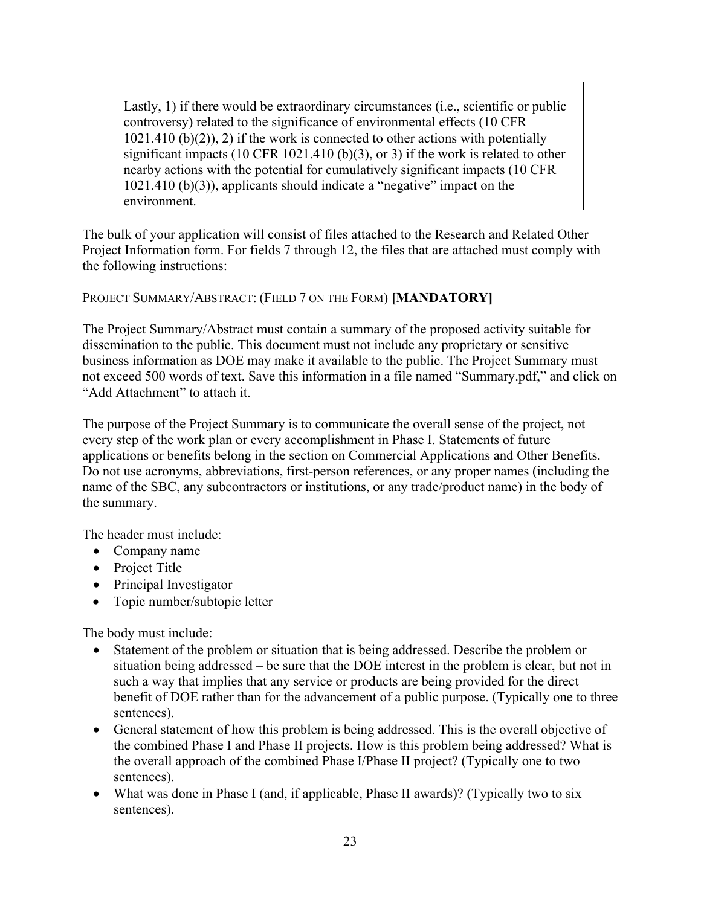Lastly, 1) if there would be extraordinary circumstances (i.e., scientific or public controversy) related to the significance of environmental effects (10 CFR 1021.410 (b)(2)), 2) if the work is connected to other actions with potentially significant impacts (10 CFR 1021.410 (b)(3), or 3) if the work is related to other nearby actions with the potential for cumulatively significant impacts (10 CFR 1021.410 (b)(3)), applicants should indicate a "negative" impact on the environment.

The bulk of your application will consist of files attached to the Research and Related Other Project Information form. For fields 7 through 12, the files that are attached must comply with the following instructions:

PROJECT SUMMARY/ABSTRACT: (FIELD 7 ON THE FORM) **[MANDATORY]**

The Project Summary/Abstract must contain a summary of the proposed activity suitable for dissemination to the public. This document must not include any proprietary or sensitive business information as DOE may make it available to the public. The Project Summary must not exceed 500 words of text. Save this information in a file named "Summary.pdf," and click on "Add Attachment" to attach it.

The purpose of the Project Summary is to communicate the overall sense of the project, not every step of the work plan or every accomplishment in Phase I. Statements of future applications or benefits belong in the section on Commercial Applications and Other Benefits. Do not use acronyms, abbreviations, first-person references, or any proper names (including the name of the SBC, any subcontractors or institutions, or any trade/product name) in the body of the summary.

The header must include:

- Company name
- Project Title
- Principal Investigator
- Topic number/subtopic letter

The body must include:

- Statement of the problem or situation that is being addressed. Describe the problem or situation being addressed – be sure that the DOE interest in the problem is clear, but not in such a way that implies that any service or products are being provided for the direct benefit of DOE rather than for the advancement of a public purpose. (Typically one to three sentences).
- General statement of how this problem is being addressed. This is the overall objective of the combined Phase I and Phase II projects. How is this problem being addressed? What is the overall approach of the combined Phase I/Phase II project? (Typically one to two sentences).
- What was done in Phase I (and, if applicable, Phase II awards)? (Typically two to six sentences).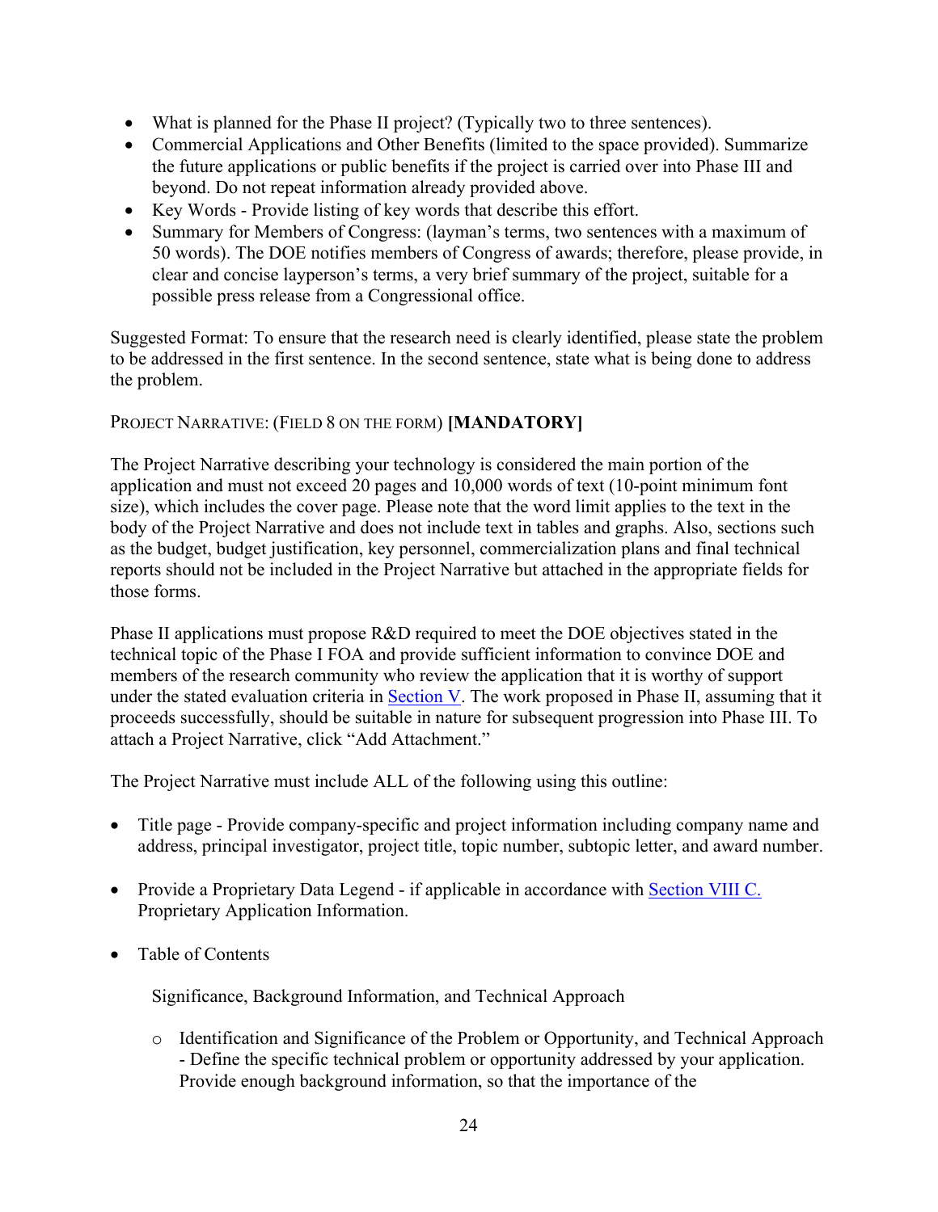- What is planned for the Phase II project? (Typically two to three sentences).
- Commercial Applications and Other Benefits (limited to the space provided). Summarize the future applications or public benefits if the project is carried over into Phase III and beyond. Do not repeat information already provided above.
- Key Words - Provide listing of key words that describe this effort.
- Summary for Members of Congress: (layman's terms, two sentences with a maximum of 50 words). The DOE notifies members of Congress of awards; therefore, please provide, in clear and concise layperson's terms, a very brief summary of the project, suitable for a possible press release from a Congressional office.

Suggested Format: To ensure that the research need is clearly identified, please state the problem to be addressed in the first sentence. In the second sentence, state what is being done to address the problem.

PROJECT NARRATIVE: (FIELD 8 ON THE FORM) **[MANDATORY]**

The Project Narrative describing your technology is considered the main portion of the application and must not exceed 20 pages and 10,000 words of text (10-point minimum font size), which includes the cover page. Please note that the word limit applies to the text in the body of the Project Narrative and does not include text in tables and graphs. Also, sections such as the budget, budget justification, key personnel, commercialization plans and final technical reports should not be included in the Project Narrative but attached in the appropriate fields for those forms.

Phase II applications must propose R&D required to meet the DOE objectives stated in the technical topic of the Phase I FOA and provide sufficient information to convince DOE and members of the research community who review the application that it is worthy of support under the stated evaluation criteria in Section V. The work proposed in Phase II, assuming that it proceeds successfully, should be suitable in nature for subsequent progression into Phase III. To attach a Project Narrative, click "Add Attachment."

The Project Narrative must include ALL of the following using this outline:

- Title page - Provide company-specific and project information including company name and address, principal investigator, project title, topic number, subtopic letter, and award number.

- Provide a Proprietary Data Legend - if applicable in accordance with Section VIII C. Proprietary Application Information.

- Table of Contents

  Significance, Background Information, and Technical Approach

  - Identification and Significance of the Problem or Opportunity, and Technical Approach - Define the specific technical problem or opportunity addressed by your application. Provide enough background information, so that the importance of the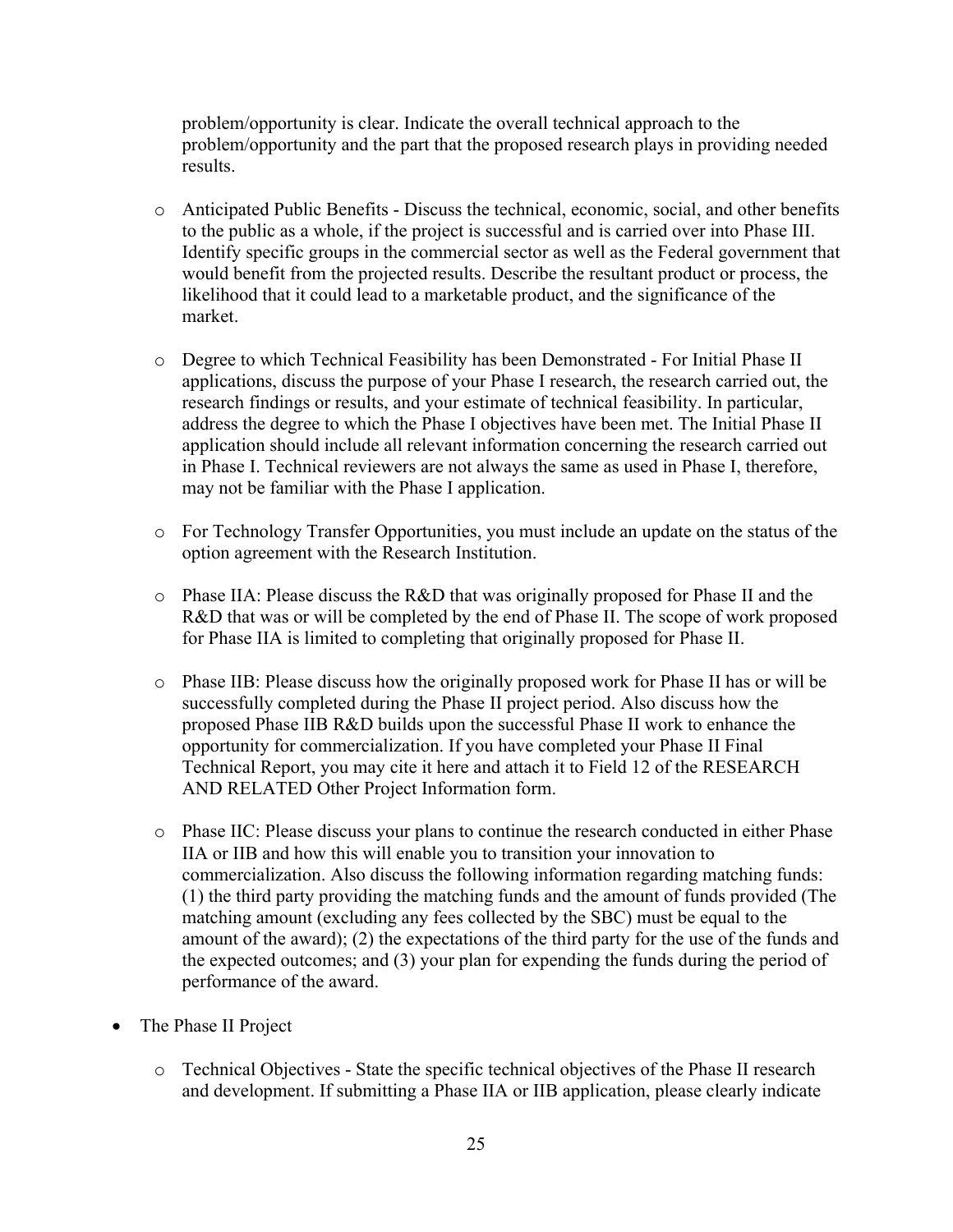problem/opportunity is clear. Indicate the overall technical approach to the problem/opportunity and the part that the proposed research plays in providing needed results.

- Anticipated Public Benefits - Discuss the technical, economic, social, and other benefits to the public as a whole, if the project is successful and is carried over into Phase III. Identify specific groups in the commercial sector as well as the Federal government that would benefit from the projected results. Describe the resultant product or process, the likelihood that it could lead to a marketable product, and the significance of the market.

- Degree to which Technical Feasibility has been Demonstrated - For Initial Phase II applications, discuss the purpose of your Phase I research, the research carried out, the research findings or results, and your estimate of technical feasibility. In particular, address the degree to which the Phase I objectives have been met. The Initial Phase II application should include all relevant information concerning the research carried out in Phase I. Technical reviewers are not always the same as used in Phase I, therefore, may not be familiar with the Phase I application.

- For Technology Transfer Opportunities, you must include an update on the status of the option agreement with the Research Institution.

- Phase IIA: Please discuss the R&D that was originally proposed for Phase II and the R&D that was or will be completed by the end of Phase II. The scope of work proposed for Phase IIA is limited to completing that originally proposed for Phase II.

- Phase IIB: Please discuss how the originally proposed work for Phase II has or will be successfully completed during the Phase II project period. Also discuss how the proposed Phase IIB R&D builds upon the successful Phase II work to enhance the opportunity for commercialization. If you have completed your Phase II Final Technical Report, you may cite it here and attach it to Field 12 of the RESEARCH AND RELATED Other Project Information form.

- Phase IIC: Please discuss your plans to continue the research conducted in either Phase IIA or IIB and how this will enable you to transition your innovation to commercialization. Also discuss the following information regarding matching funds: (1) the third party providing the matching funds and the amount of funds provided (The matching amount (excluding any fees collected by the SBC) must be equal to the amount of the award); (2) the expectations of the third party for the use of the funds and the expected outcomes; and (3) your plan for expending the funds during the period of performance of the award.

- The Phase II Project

  - Technical Objectives - State the specific technical objectives of the Phase II research and development. If submitting a Phase IIA or IIB application, please clearly indicate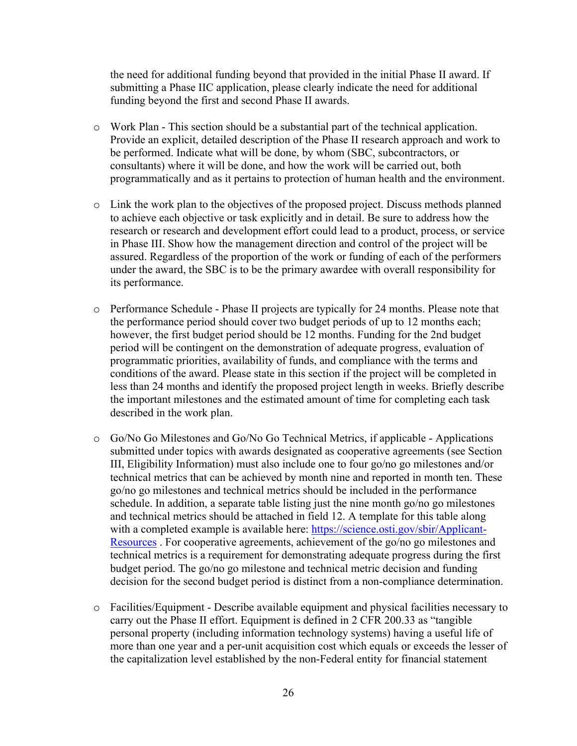the need for additional funding beyond that provided in the initial Phase II award. If submitting a Phase IIC application, please clearly indicate the need for additional funding beyond the first and second Phase II awards.

- Work Plan - This section should be a substantial part of the technical application. Provide an explicit, detailed description of the Phase II research approach and work to be performed. Indicate what will be done, by whom (SBC, subcontractors, or consultants) where it will be done, and how the work will be carried out, both programmatically and as it pertains to protection of human health and the environment.

- Link the work plan to the objectives of the proposed project. Discuss methods planned to achieve each objective or task explicitly and in detail. Be sure to address how the research or research and development effort could lead to a product, process, or service in Phase III. Show how the management direction and control of the project will be assured. Regardless of the proportion of the work or funding of each of the performers under the award, the SBC is to be the primary awardee with overall responsibility for its performance.

- Performance Schedule - Phase II projects are typically for 24 months. Please note that the performance period should cover two budget periods of up to 12 months each; however, the first budget period should be 12 months. Funding for the 2nd budget period will be contingent on the demonstration of adequate progress, evaluation of programmatic priorities, availability of funds, and compliance with the terms and conditions of the award. Please state in this section if the project will be completed in less than 24 months and identify the proposed project length in weeks. Briefly describe the important milestones and the estimated amount of time for completing each task described in the work plan.

- Go/No Go Milestones and Go/No Go Technical Metrics, if applicable - Applications submitted under topics with awards designated as cooperative agreements (see Section III, Eligibility Information) must also include one to four go/no go milestones and/or technical metrics that can be achieved by month nine and reported in month ten. These go/no go milestones and technical metrics should be included in the performance schedule. In addition, a separate table listing just the nine month go/no go milestones and technical metrics should be attached in field 12. A template for this table along with a completed example is available here: [https://science.osti.gov/sbir/Applicant-Resources](https://science.osti.gov/sbir/Applicant-Resources) . For cooperative agreements, achievement of the go/no go milestones and technical metrics is a requirement for demonstrating adequate progress during the first budget period. The go/no go milestone and technical metric decision and funding decision for the second budget period is distinct from a non-compliance determination.

- Facilities/Equipment - Describe available equipment and physical facilities necessary to carry out the Phase II effort. Equipment is defined in 2 CFR 200.33 as "tangible personal property (including information technology systems) having a useful life of more than one year and a per-unit acquisition cost which equals or exceeds the lesser of the capitalization level established by the non-Federal entity for financial statement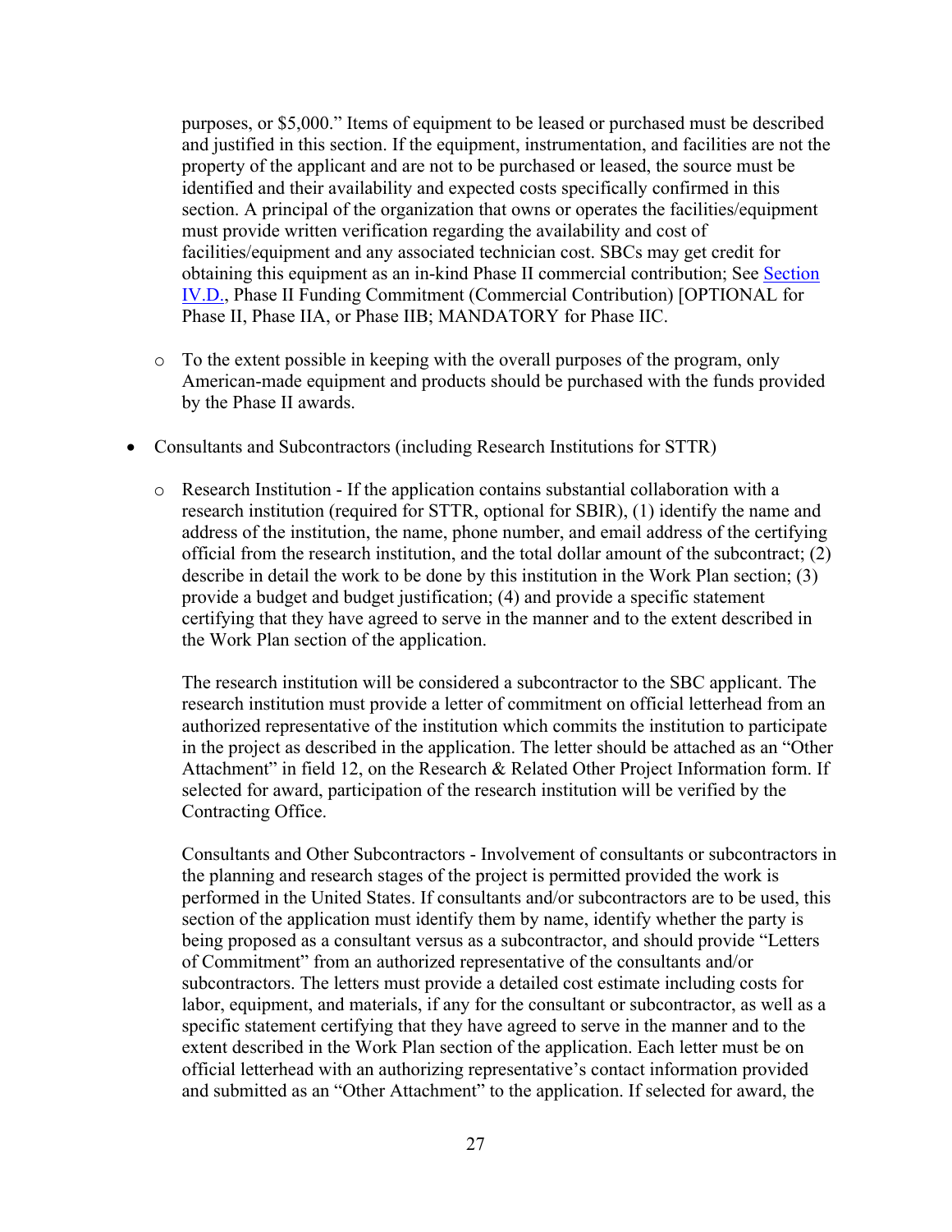purposes, or $5,000." Items of equipment to be leased or purchased must be described and justified in this section. If the equipment, instrumentation, and facilities are not the property of the applicant and are not to be purchased or leased, the source must be identified and their availability and expected costs specifically confirmed in this section. A principal of the organization that owns or operates the facilities/equipment must provide written verification regarding the availability and cost of facilities/equipment and any associated technician cost. SBCs may get credit for obtaining this equipment as an in-kind Phase II commercial contribution; See Section IV.D., Phase II Funding Commitment (Commercial Contribution) [OPTIONAL for Phase II, Phase IIA, or Phase IIB; MANDATORY for Phase IIC.

  - To the extent possible in keeping with the overall purposes of the program, only American-made equipment and products should be purchased with the funds provided by the Phase II awards.

- Consultants and Subcontractors (including Research Institutions for STTR)

  - Research Institution - If the application contains substantial collaboration with a research institution (required for STTR, optional for SBIR), (1) identify the name and address of the institution, the name, phone number, and email address of the certifying official from the research institution, and the total dollar amount of the subcontract; (2) describe in detail the work to be done by this institution in the Work Plan section; (3) provide a budget and budget justification; (4) and provide a specific statement certifying that they have agreed to serve in the manner and to the extent described in the Work Plan section of the application.

    The research institution will be considered a subcontractor to the SBC applicant. The research institution must provide a letter of commitment on official letterhead from an authorized representative of the institution which commits the institution to participate in the project as described in the application. The letter should be attached as an "Other Attachment" in field 12, on the Research & Related Other Project Information form. If selected for award, participation of the research institution will be verified by the Contracting Office.

    Consultants and Other Subcontractors - Involvement of consultants or subcontractors in the planning and research stages of the project is permitted provided the work is performed in the United States. If consultants and/or subcontractors are to be used, this section of the application must identify them by name, identify whether the party is being proposed as a consultant versus as a subcontractor, and should provide "Letters of Commitment" from an authorized representative of the consultants and/or subcontractors. The letters must provide a detailed cost estimate including costs for labor, equipment, and materials, if any for the consultant or subcontractor, as well as a specific statement certifying that they have agreed to serve in the manner and to the extent described in the Work Plan section of the application. Each letter must be on official letterhead with an authorizing representative's contact information provided and submitted as an "Other Attachment" to the application. If selected for award, the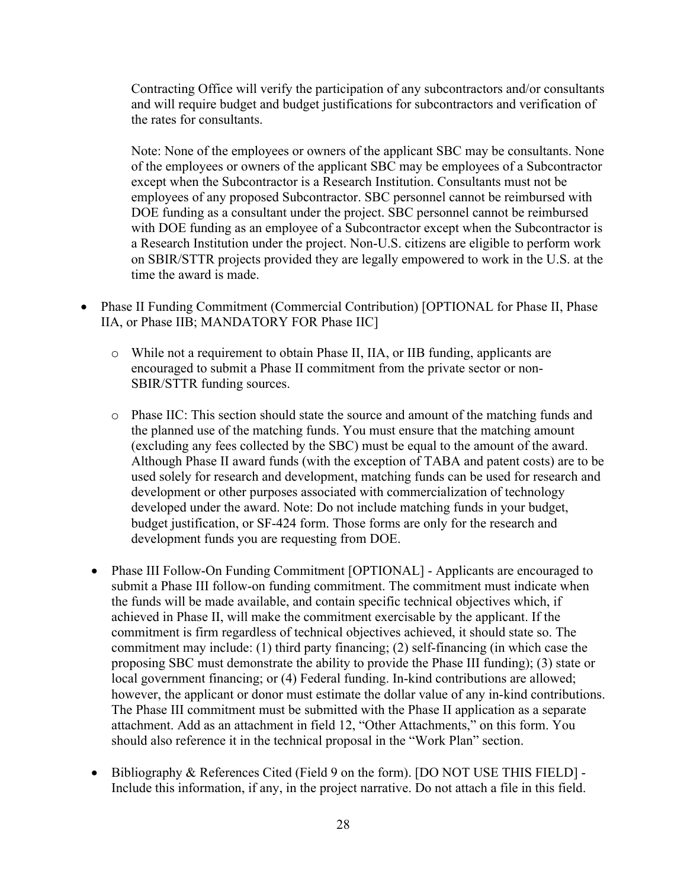Contracting Office will verify the participation of any subcontractors and/or consultants and will require budget and budget justifications for subcontractors and verification of the rates for consultants.

Note: None of the employees or owners of the applicant SBC may be consultants. None of the employees or owners of the applicant SBC may be employees of a Subcontractor except when the Subcontractor is a Research Institution. Consultants must not be employees of any proposed Subcontractor. SBC personnel cannot be reimbursed with DOE funding as a consultant under the project. SBC personnel cannot be reimbursed with DOE funding as an employee of a Subcontractor except when the Subcontractor is a Research Institution under the project. Non-U.S. citizens are eligible to perform work on SBIR/STTR projects provided they are legally empowered to work in the U.S. at the time the award is made.

- Phase II Funding Commitment (Commercial Contribution) [OPTIONAL for Phase II, Phase IIA, or Phase IIB; MANDATORY FOR Phase IIC]
  - While not a requirement to obtain Phase II, IIA, or IIB funding, applicants are encouraged to submit a Phase II commitment from the private sector or non-SBIR/STTR funding sources.
  - Phase IIC: This section should state the source and amount of the matching funds and the planned use of the matching funds. You must ensure that the matching amount (excluding any fees collected by the SBC) must be equal to the amount of the award. Although Phase II award funds (with the exception of TABA and patent costs) are to be used solely for research and development, matching funds can be used for research and development or other purposes associated with commercialization of technology developed under the award. Note: Do not include matching funds in your budget, budget justification, or SF-424 form. Those forms are only for the research and development funds you are requesting from DOE.
- Phase III Follow-On Funding Commitment [OPTIONAL] - Applicants are encouraged to submit a Phase III follow-on funding commitment. The commitment must indicate when the funds will be made available, and contain specific technical objectives which, if achieved in Phase II, will make the commitment exercisable by the applicant. If the commitment is firm regardless of technical objectives achieved, it should state so. The commitment may include: (1) third party financing; (2) self-financing (in which case the proposing SBC must demonstrate the ability to provide the Phase III funding); (3) state or local government financing; or (4) Federal funding. In-kind contributions are allowed; however, the applicant or donor must estimate the dollar value of any in-kind contributions. The Phase III commitment must be submitted with the Phase II application as a separate attachment. Add as an attachment in field 12, "Other Attachments," on this form. You should also reference it in the technical proposal in the "Work Plan" section.
- Bibliography & References Cited (Field 9 on the form). [DO NOT USE THIS FIELD] - Include this information, if any, in the project narrative. Do not attach a file in this field.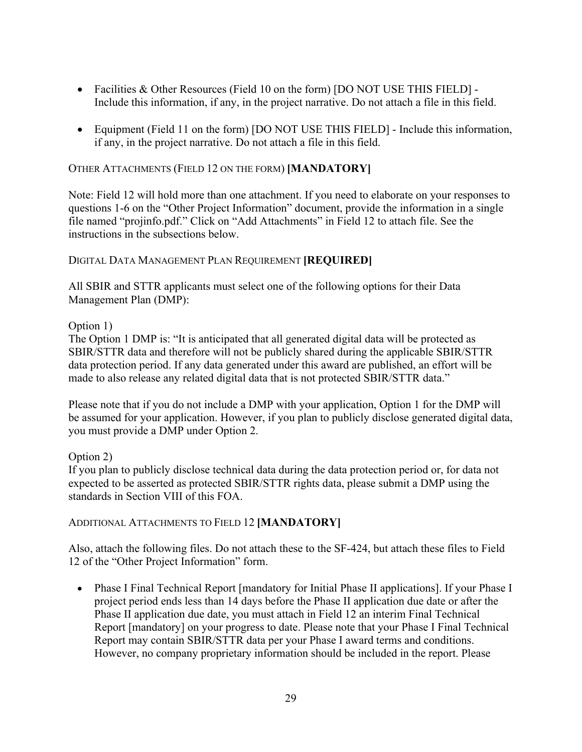- Facilities & Other Resources (Field 10 on the form) [DO NOT USE THIS FIELD] - Include this information, if any, in the project narrative. Do not attach a file in this field.

- Equipment (Field 11 on the form) [DO NOT USE THIS FIELD] - Include this information, if any, in the project narrative. Do not attach a file in this field.

OTHER ATTACHMENTS (FIELD 12 ON THE FORM) **[MANDATORY]**

Note: Field 12 will hold more than one attachment. If you need to elaborate on your responses to questions 1-6 on the "Other Project Information" document, provide the information in a single file named "projinfo.pdf." Click on "Add Attachments" in Field 12 to attach file. See the instructions in the subsections below.

DIGITAL DATA MANAGEMENT PLAN REQUIREMENT **[REQUIRED]**

All SBIR and STTR applicants must select one of the following options for their Data Management Plan (DMP):

Option 1)
The Option 1 DMP is: "It is anticipated that all generated digital data will be protected as SBIR/STTR data and therefore will not be publicly shared during the applicable SBIR/STTR data protection period. If any data generated under this award are published, an effort will be made to also release any related digital data that is not protected SBIR/STTR data."

Please note that if you do not include a DMP with your application, Option 1 for the DMP will be assumed for your application. However, if you plan to publicly disclose generated digital data, you must provide a DMP under Option 2.

Option 2)
If you plan to publicly disclose technical data during the data protection period or, for data not expected to be asserted as protected SBIR/STTR rights data, please submit a DMP using the standards in Section VIII of this FOA.

ADDITIONAL ATTACHMENTS TO FIELD 12 **[MANDATORY]**

Also, attach the following files. Do not attach these to the SF-424, but attach these files to Field 12 of the "Other Project Information" form.

- Phase I Final Technical Report [mandatory for Initial Phase II applications]. If your Phase I project period ends less than 14 days before the Phase II application due date or after the Phase II application due date, you must attach in Field 12 an interim Final Technical Report [mandatory] on your progress to date. Please note that your Phase I Final Technical Report may contain SBIR/STTR data per your Phase I award terms and conditions. However, no company proprietary information should be included in the report. Please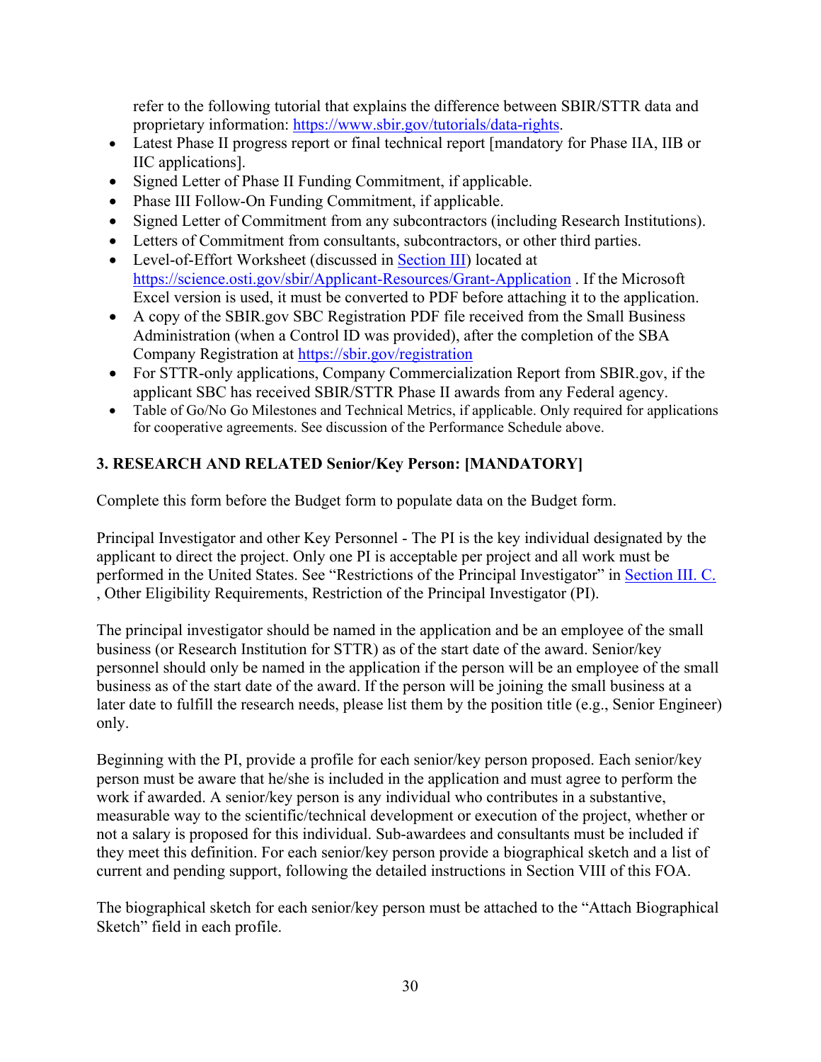refer to the following tutorial that explains the difference between SBIR/STTR data and proprietary information: https://www.sbir.gov/tutorials/data-rights.

- Latest Phase II progress report or final technical report [mandatory for Phase IIA, IIB or IIC applications].
- Signed Letter of Phase II Funding Commitment, if applicable.
- Phase III Follow-On Funding Commitment, if applicable.
- Signed Letter of Commitment from any subcontractors (including Research Institutions).
- Letters of Commitment from consultants, subcontractors, or other third parties.
- Level-of-Effort Worksheet (discussed in Section III) located at https://science.osti.gov/sbir/Applicant-Resources/Grant-Application . If the Microsoft Excel version is used, it must be converted to PDF before attaching it to the application.
- A copy of the SBIR.gov SBC Registration PDF file received from the Small Business Administration (when a Control ID was provided), after the completion of the SBA Company Registration at https://sbir.gov/registration
- For STTR-only applications, Company Commercialization Report from SBIR.gov, if the applicant SBC has received SBIR/STTR Phase II awards from any Federal agency.
- Table of Go/No Go Milestones and Technical Metrics, if applicable. Only required for applications for cooperative agreements. See discussion of the Performance Schedule above.

### 3. RESEARCH AND RELATED Senior/Key Person: [MANDATORY]

Complete this form before the Budget form to populate data on the Budget form.

Principal Investigator and other Key Personnel - The PI is the key individual designated by the applicant to direct the project. Only one PI is acceptable per project and all work must be performed in the United States. See "Restrictions of the Principal Investigator" in Section III. C. , Other Eligibility Requirements, Restriction of the Principal Investigator (PI).

The principal investigator should be named in the application and be an employee of the small business (or Research Institution for STTR) as of the start date of the award. Senior/key personnel should only be named in the application if the person will be an employee of the small business as of the start date of the award. If the person will be joining the small business at a later date to fulfill the research needs, please list them by the position title (e.g., Senior Engineer) only.

Beginning with the PI, provide a profile for each senior/key person proposed. Each senior/key person must be aware that he/she is included in the application and must agree to perform the work if awarded. A senior/key person is any individual who contributes in a substantive, measurable way to the scientific/technical development or execution of the project, whether or not a salary is proposed for this individual. Sub-awardees and consultants must be included if they meet this definition. For each senior/key person provide a biographical sketch and a list of current and pending support, following the detailed instructions in Section VIII of this FOA.

The biographical sketch for each senior/key person must be attached to the "Attach Biographical Sketch" field in each profile.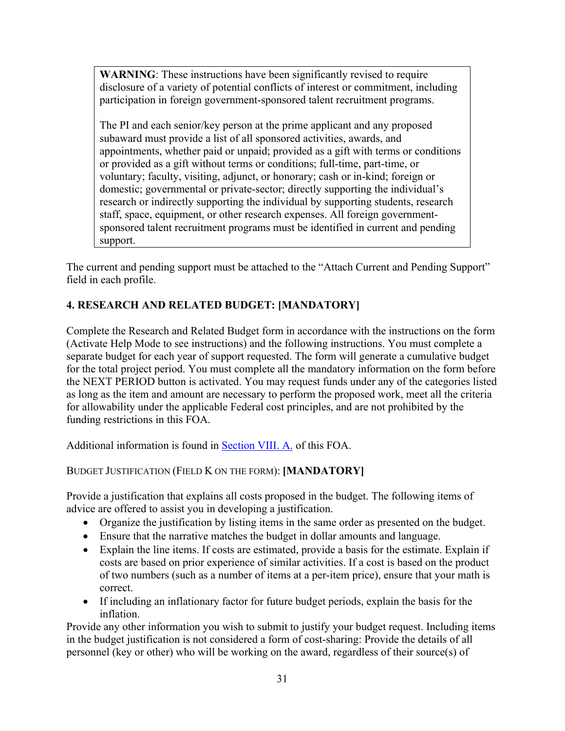> **WARNING**: These instructions have been significantly revised to require disclosure of a variety of potential conflicts of interest or commitment, including participation in foreign government-sponsored talent recruitment programs.
>
> The PI and each senior/key person at the prime applicant and any proposed subaward must provide a list of all sponsored activities, awards, and appointments, whether paid or unpaid; provided as a gift with terms or conditions or provided as a gift without terms or conditions; full-time, part-time, or voluntary; faculty, visiting, adjunct, or honorary; cash or in-kind; foreign or domestic; governmental or private-sector; directly supporting the individual's research or indirectly supporting the individual by supporting students, research staff, space, equipment, or other research expenses. All foreign government-sponsored talent recruitment programs must be identified in current and pending support.

The current and pending support must be attached to the "Attach Current and Pending Support" field in each profile.

### 4. RESEARCH AND RELATED BUDGET: [MANDATORY]

Complete the Research and Related Budget form in accordance with the instructions on the form (Activate Help Mode to see instructions) and the following instructions. You must complete a separate budget for each year of support requested. The form will generate a cumulative budget for the total project period. You must complete all the mandatory information on the form before the NEXT PERIOD button is activated. You may request funds under any of the categories listed as long as the item and amount are necessary to perform the proposed work, meet all the criteria for allowability under the applicable Federal cost principles, and are not prohibited by the funding restrictions in this FOA.

Additional information is found in Section VIII. A. of this FOA.

BUDGET JUSTIFICATION (FIELD K ON THE FORM): **[MANDATORY]**

Provide a justification that explains all costs proposed in the budget. The following items of advice are offered to assist you in developing a justification.

- Organize the justification by listing items in the same order as presented on the budget.
- Ensure that the narrative matches the budget in dollar amounts and language.
- Explain the line items. If costs are estimated, provide a basis for the estimate. Explain if costs are based on prior experience of similar activities. If a cost is based on the product of two numbers (such as a number of items at a per-item price), ensure that your math is correct.
- If including an inflationary factor for future budget periods, explain the basis for the inflation.

Provide any other information you wish to submit to justify your budget request. Including items in the budget justification is not considered a form of cost-sharing: Provide the details of all personnel (key or other) who will be working on the award, regardless of their source(s) of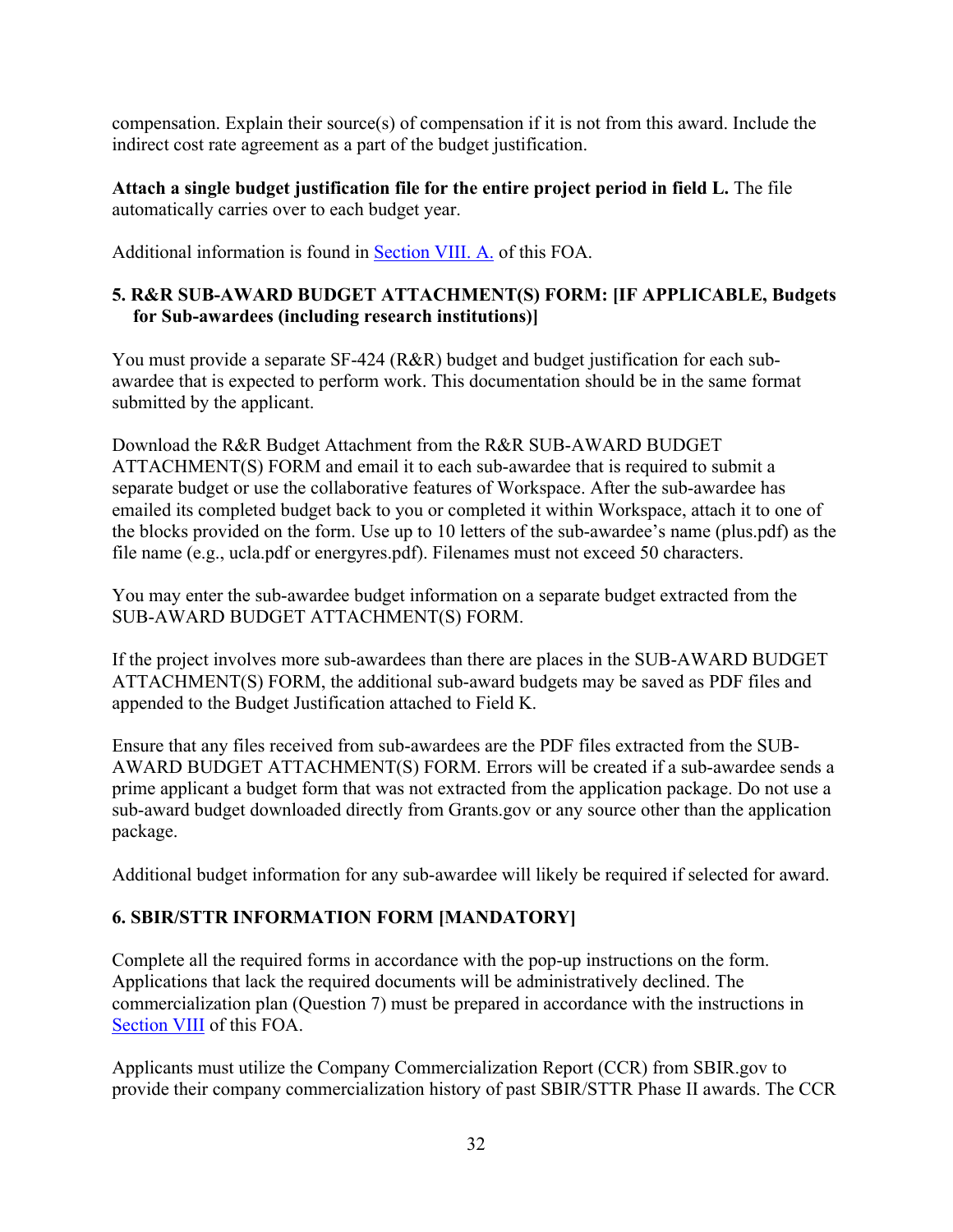compensation. Explain their source(s) of compensation if it is not from this award. Include the indirect cost rate agreement as a part of the budget justification.

**Attach a single budget justification file for the entire project period in field L.** The file automatically carries over to each budget year.

Additional information is found in Section VIII. A. of this FOA.

### 5. R&R SUB-AWARD BUDGET ATTACHMENT(S) FORM: [IF APPLICABLE, Budgets for Sub-awardees (including research institutions)]

You must provide a separate SF-424 (R&R) budget and budget justification for each sub-awardee that is expected to perform work. This documentation should be in the same format submitted by the applicant.

Download the R&R Budget Attachment from the R&R SUB-AWARD BUDGET ATTACHMENT(S) FORM and email it to each sub-awardee that is required to submit a separate budget or use the collaborative features of Workspace. After the sub-awardee has emailed its completed budget back to you or completed it within Workspace, attach it to one of the blocks provided on the form. Use up to 10 letters of the sub-awardee's name (plus.pdf) as the file name (e.g., ucla.pdf or energyres.pdf). Filenames must not exceed 50 characters.

You may enter the sub-awardee budget information on a separate budget extracted from the SUB-AWARD BUDGET ATTACHMENT(S) FORM.

If the project involves more sub-awardees than there are places in the SUB-AWARD BUDGET ATTACHMENT(S) FORM, the additional sub-award budgets may be saved as PDF files and appended to the Budget Justification attached to Field K.

Ensure that any files received from sub-awardees are the PDF files extracted from the SUB-AWARD BUDGET ATTACHMENT(S) FORM. Errors will be created if a sub-awardee sends a prime applicant a budget form that was not extracted from the application package. Do not use a sub-award budget downloaded directly from Grants.gov or any source other than the application package.

Additional budget information for any sub-awardee will likely be required if selected for award.

### 6. SBIR/STTR INFORMATION FORM [MANDATORY]

Complete all the required forms in accordance with the pop-up instructions on the form. Applications that lack the required documents will be administratively declined. The commercialization plan (Question 7) must be prepared in accordance with the instructions in Section VIII of this FOA.

Applicants must utilize the Company Commercialization Report (CCR) from SBIR.gov to provide their company commercialization history of past SBIR/STTR Phase II awards. The CCR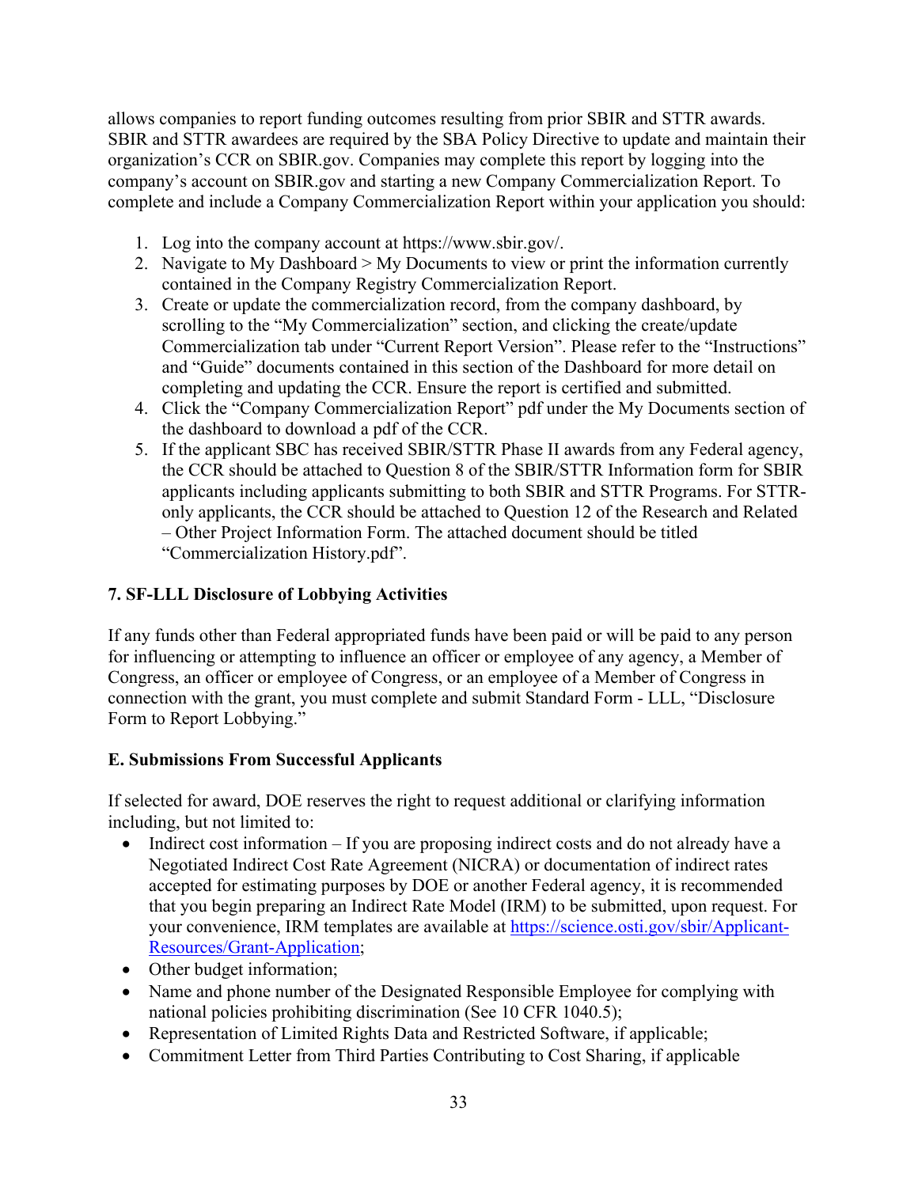allows companies to report funding outcomes resulting from prior SBIR and STTR awards. SBIR and STTR awardees are required by the SBA Policy Directive to update and maintain their organization's CCR on SBIR.gov. Companies may complete this report by logging into the company's account on SBIR.gov and starting a new Company Commercialization Report. To complete and include a Company Commercialization Report within your application you should:

1. Log into the company account at https://www.sbir.gov/.
2. Navigate to My Dashboard > My Documents to view or print the information currently contained in the Company Registry Commercialization Report.
3. Create or update the commercialization record, from the company dashboard, by scrolling to the "My Commercialization" section, and clicking the create/update Commercialization tab under "Current Report Version". Please refer to the "Instructions" and "Guide" documents contained in this section of the Dashboard for more detail on completing and updating the CCR. Ensure the report is certified and submitted.
4. Click the "Company Commercialization Report" pdf under the My Documents section of the dashboard to download a pdf of the CCR.
5. If the applicant SBC has received SBIR/STTR Phase II awards from any Federal agency, the CCR should be attached to Question 8 of the SBIR/STTR Information form for SBIR applicants including applicants submitting to both SBIR and STTR Programs. For STTR-only applicants, the CCR should be attached to Question 12 of the Research and Related – Other Project Information Form. The attached document should be titled "Commercialization History.pdf".

### 7. SF-LLL Disclosure of Lobbying Activities

If any funds other than Federal appropriated funds have been paid or will be paid to any person for influencing or attempting to influence an officer or employee of any agency, a Member of Congress, an officer or employee of Congress, or an employee of a Member of Congress in connection with the grant, you must complete and submit Standard Form - LLL, "Disclosure Form to Report Lobbying."

## E. Submissions From Successful Applicants

If selected for award, DOE reserves the right to request additional or clarifying information including, but not limited to:

- Indirect cost information – If you are proposing indirect costs and do not already have a Negotiated Indirect Cost Rate Agreement (NICRA) or documentation of indirect rates accepted for estimating purposes by DOE or another Federal agency, it is recommended that you begin preparing an Indirect Rate Model (IRM) to be submitted, upon request. For your convenience, IRM templates are available at [https://science.osti.gov/sbir/Applicant-Resources/Grant-Application](https://science.osti.gov/sbir/Applicant-Resources/Grant-Application);
- Other budget information;
- Name and phone number of the Designated Responsible Employee for complying with national policies prohibiting discrimination (See 10 CFR 1040.5);
- Representation of Limited Rights Data and Restricted Software, if applicable;
- Commitment Letter from Third Parties Contributing to Cost Sharing, if applicable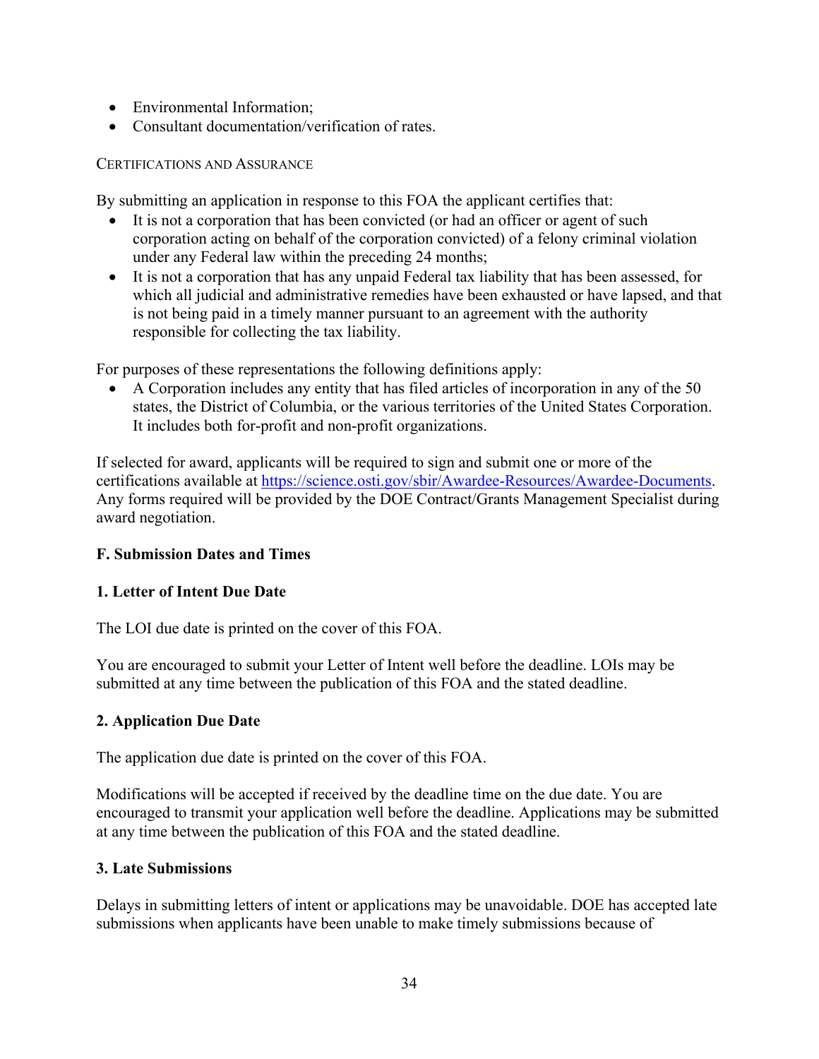- Environmental Information;
- Consultant documentation/verification of rates.

CERTIFICATIONS AND ASSURANCE

By submitting an application in response to this FOA the applicant certifies that:

- It is not a corporation that has been convicted (or had an officer or agent of such corporation acting on behalf of the corporation convicted) of a felony criminal violation under any Federal law within the preceding 24 months;
- It is not a corporation that has any unpaid Federal tax liability that has been assessed, for which all judicial and administrative remedies have been exhausted or have lapsed, and that is not being paid in a timely manner pursuant to an agreement with the authority responsible for collecting the tax liability.

For purposes of these representations the following definitions apply:

- A Corporation includes any entity that has filed articles of incorporation in any of the 50 states, the District of Columbia, or the various territories of the United States Corporation. It includes both for-profit and non-profit organizations.

If selected for award, applicants will be required to sign and submit one or more of the certifications available at [https://science.osti.gov/sbir/Awardee-Resources/Awardee-Documents](https://science.osti.gov/sbir/Awardee-Resources/Awardee-Documents). Any forms required will be provided by the DOE Contract/Grants Management Specialist during award negotiation.

### F. Submission Dates and Times

#### 1. Letter of Intent Due Date

The LOI due date is printed on the cover of this FOA.

You are encouraged to submit your Letter of Intent well before the deadline. LOIs may be submitted at any time between the publication of this FOA and the stated deadline.

#### 2. Application Due Date

The application due date is printed on the cover of this FOA.

Modifications will be accepted if received by the deadline time on the due date. You are encouraged to transmit your application well before the deadline. Applications may be submitted at any time between the publication of this FOA and the stated deadline.

#### 3. Late Submissions

Delays in submitting letters of intent or applications may be unavoidable. DOE has accepted late submissions when applicants have been unable to make timely submissions because of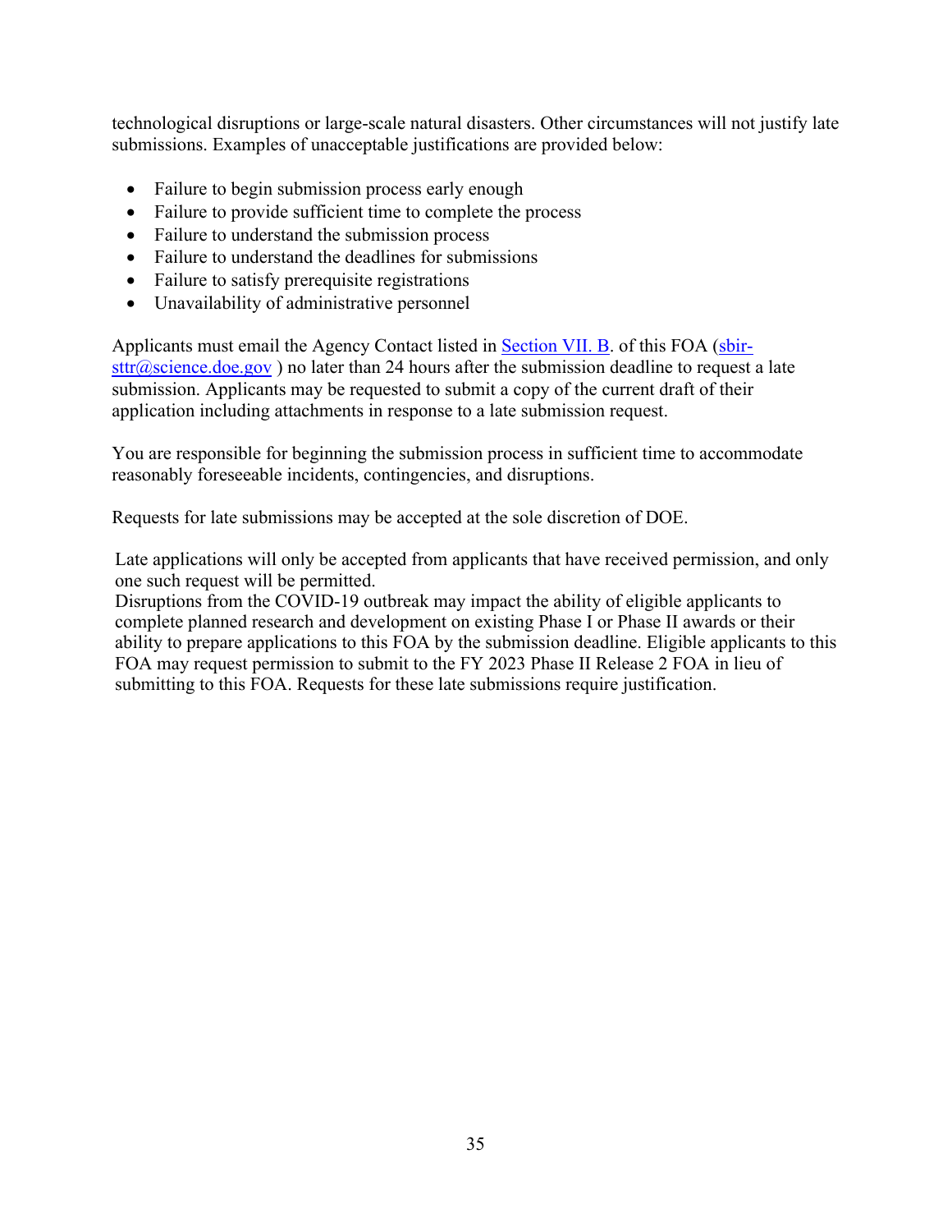technological disruptions or large-scale natural disasters. Other circumstances will not justify late submissions. Examples of unacceptable justifications are provided below:

- Failure to begin submission process early enough
- Failure to provide sufficient time to complete the process
- Failure to understand the submission process
- Failure to understand the deadlines for submissions
- Failure to satisfy prerequisite registrations
- Unavailability of administrative personnel

Applicants must email the Agency Contact listed in Section VII. B. of this FOA (sbir-sttr@science.doe.gov ) no later than 24 hours after the submission deadline to request a late submission. Applicants may be requested to submit a copy of the current draft of their application including attachments in response to a late submission request.

You are responsible for beginning the submission process in sufficient time to accommodate reasonably foreseeable incidents, contingencies, and disruptions.

Requests for late submissions may be accepted at the sole discretion of DOE.

Late applications will only be accepted from applicants that have received permission, and only one such request will be permitted.
Disruptions from the COVID-19 outbreak may impact the ability of eligible applicants to complete planned research and development on existing Phase I or Phase II awards or their ability to prepare applications to this FOA by the submission deadline. Eligible applicants to this FOA may request permission to submit to the FY 2023 Phase II Release 2 FOA in lieu of submitting to this FOA. Requests for these late submissions require justification.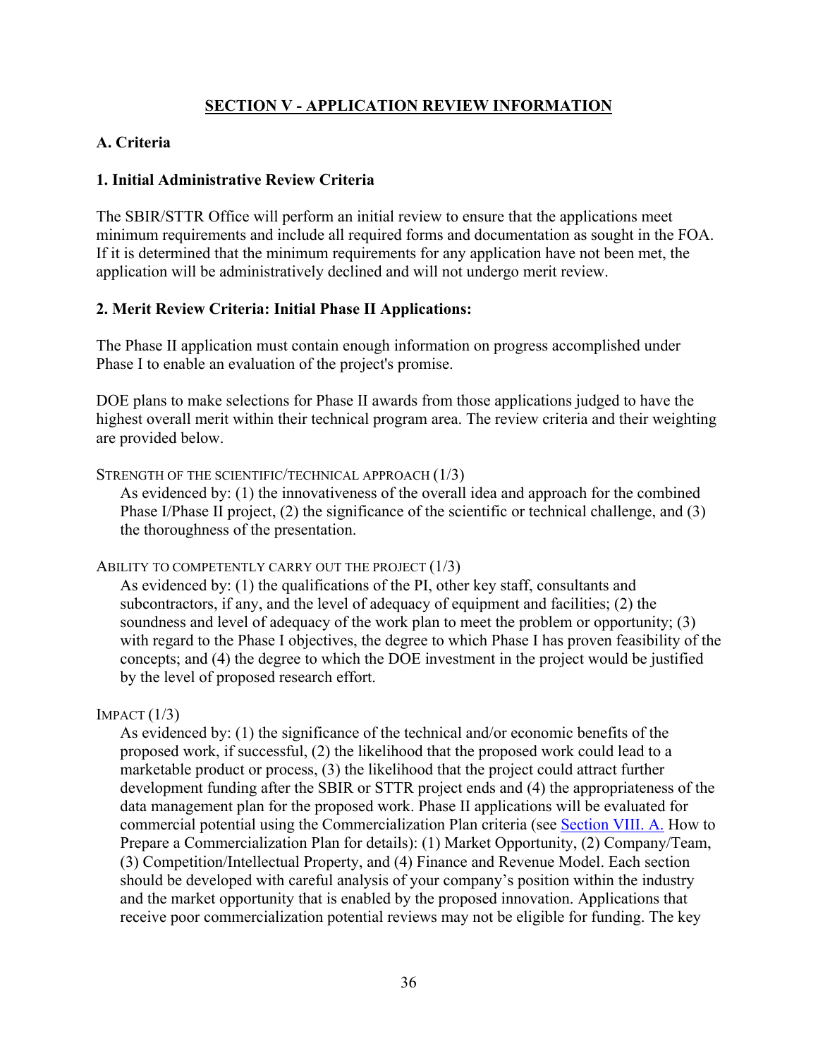## SECTION V - APPLICATION REVIEW INFORMATION

### A. Criteria

#### 1. Initial Administrative Review Criteria

The SBIR/STTR Office will perform an initial review to ensure that the applications meet minimum requirements and include all required forms and documentation as sought in the FOA. If it is determined that the minimum requirements for any application have not been met, the application will be administratively declined and will not undergo merit review.

#### 2. Merit Review Criteria: Initial Phase II Applications:

The Phase II application must contain enough information on progress accomplished under Phase I to enable an evaluation of the project's promise.

DOE plans to make selections for Phase II awards from those applications judged to have the highest overall merit within their technical program area. The review criteria and their weighting are provided below.

STRENGTH OF THE SCIENTIFIC/TECHNICAL APPROACH (1/3)

As evidenced by: (1) the innovativeness of the overall idea and approach for the combined Phase I/Phase II project, (2) the significance of the scientific or technical challenge, and (3) the thoroughness of the presentation.

ABILITY TO COMPETENTLY CARRY OUT THE PROJECT (1/3)

As evidenced by: (1) the qualifications of the PI, other key staff, consultants and subcontractors, if any, and the level of adequacy of equipment and facilities; (2) the soundness and level of adequacy of the work plan to meet the problem or opportunity; (3) with regard to the Phase I objectives, the degree to which Phase I has proven feasibility of the concepts; and (4) the degree to which the DOE investment in the project would be justified by the level of proposed research effort.

IMPACT (1/3)

As evidenced by: (1) the significance of the technical and/or economic benefits of the proposed work, if successful, (2) the likelihood that the proposed work could lead to a marketable product or process, (3) the likelihood that the project could attract further development funding after the SBIR or STTR project ends and (4) the appropriateness of the data management plan for the proposed work. Phase II applications will be evaluated for commercial potential using the Commercialization Plan criteria (see Section VIII. A. How to Prepare a Commercialization Plan for details): (1) Market Opportunity, (2) Company/Team, (3) Competition/Intellectual Property, and (4) Finance and Revenue Model. Each section should be developed with careful analysis of your company's position within the industry and the market opportunity that is enabled by the proposed innovation. Applications that receive poor commercialization potential reviews may not be eligible for funding. The key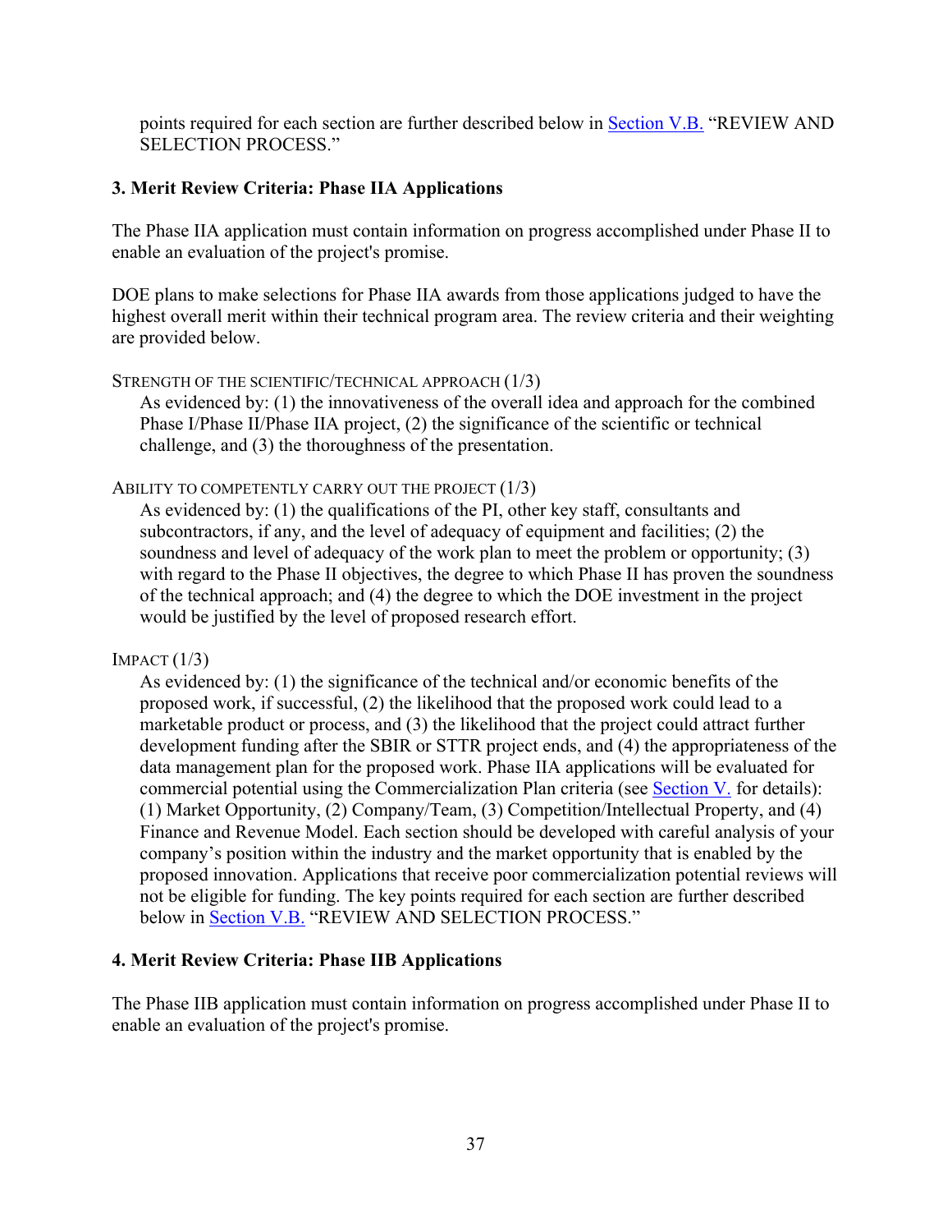points required for each section are further described below in Section V.B. "REVIEW AND SELECTION PROCESS."

### 3. Merit Review Criteria: Phase IIA Applications

The Phase IIA application must contain information on progress accomplished under Phase II to enable an evaluation of the project's promise.

DOE plans to make selections for Phase IIA awards from those applications judged to have the highest overall merit within their technical program area. The review criteria and their weighting are provided below.

STRENGTH OF THE SCIENTIFIC/TECHNICAL APPROACH (1/3)

As evidenced by: (1) the innovativeness of the overall idea and approach for the combined Phase I/Phase II/Phase IIA project, (2) the significance of the scientific or technical challenge, and (3) the thoroughness of the presentation.

ABILITY TO COMPETENTLY CARRY OUT THE PROJECT (1/3)

As evidenced by: (1) the qualifications of the PI, other key staff, consultants and subcontractors, if any, and the level of adequacy of equipment and facilities; (2) the soundness and level of adequacy of the work plan to meet the problem or opportunity; (3) with regard to the Phase II objectives, the degree to which Phase II has proven the soundness of the technical approach; and (4) the degree to which the DOE investment in the project would be justified by the level of proposed research effort.

IMPACT (1/3)

As evidenced by: (1) the significance of the technical and/or economic benefits of the proposed work, if successful, (2) the likelihood that the proposed work could lead to a marketable product or process, and (3) the likelihood that the project could attract further development funding after the SBIR or STTR project ends, and (4) the appropriateness of the data management plan for the proposed work. Phase IIA applications will be evaluated for commercial potential using the Commercialization Plan criteria (see Section V. for details): (1) Market Opportunity, (2) Company/Team, (3) Competition/Intellectual Property, and (4) Finance and Revenue Model. Each section should be developed with careful analysis of your company's position within the industry and the market opportunity that is enabled by the proposed innovation. Applications that receive poor commercialization potential reviews will not be eligible for funding. The key points required for each section are further described below in Section V.B. "REVIEW AND SELECTION PROCESS."

### 4. Merit Review Criteria: Phase IIB Applications

The Phase IIB application must contain information on progress accomplished under Phase II to enable an evaluation of the project's promise.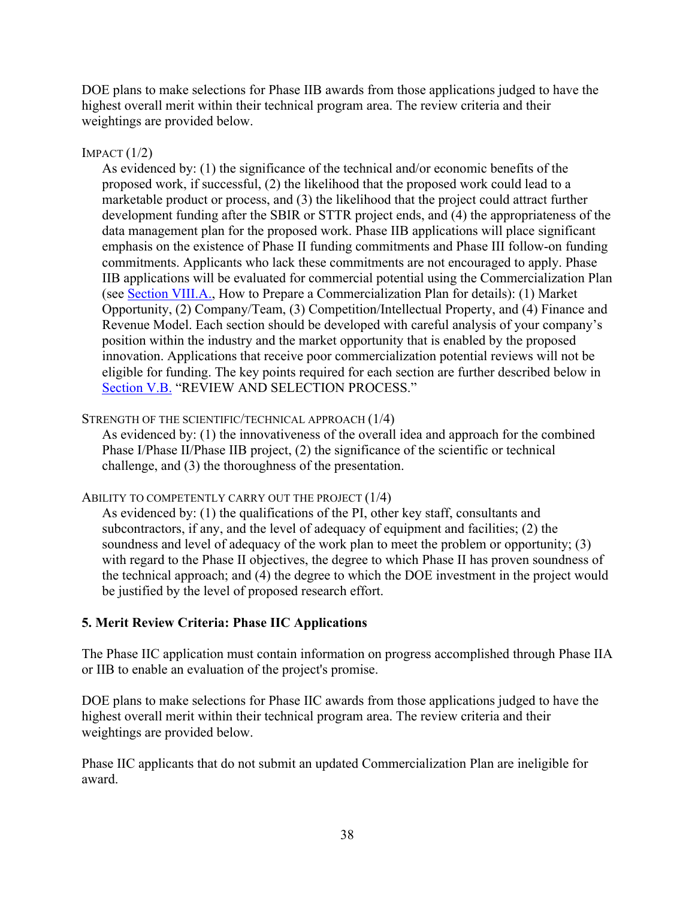DOE plans to make selections for Phase IIB awards from those applications judged to have the highest overall merit within their technical program area. The review criteria and their weightings are provided below.

IMPACT (1/2)

As evidenced by: (1) the significance of the technical and/or economic benefits of the proposed work, if successful, (2) the likelihood that the proposed work could lead to a marketable product or process, and (3) the likelihood that the project could attract further development funding after the SBIR or STTR project ends, and (4) the appropriateness of the data management plan for the proposed work. Phase IIB applications will place significant emphasis on the existence of Phase II funding commitments and Phase III follow-on funding commitments. Applicants who lack these commitments are not encouraged to apply. Phase IIB applications will be evaluated for commercial potential using the Commercialization Plan (see Section VIII.A., How to Prepare a Commercialization Plan for details): (1) Market Opportunity, (2) Company/Team, (3) Competition/Intellectual Property, and (4) Finance and Revenue Model. Each section should be developed with careful analysis of your company's position within the industry and the market opportunity that is enabled by the proposed innovation. Applications that receive poor commercialization potential reviews will not be eligible for funding. The key points required for each section are further described below in Section V.B. "REVIEW AND SELECTION PROCESS."

STRENGTH OF THE SCIENTIFIC/TECHNICAL APPROACH (1/4)

As evidenced by: (1) the innovativeness of the overall idea and approach for the combined Phase I/Phase II/Phase IIB project, (2) the significance of the scientific or technical challenge, and (3) the thoroughness of the presentation.

ABILITY TO COMPETENTLY CARRY OUT THE PROJECT (1/4)

As evidenced by: (1) the qualifications of the PI, other key staff, consultants and subcontractors, if any, and the level of adequacy of equipment and facilities; (2) the soundness and level of adequacy of the work plan to meet the problem or opportunity; (3) with regard to the Phase II objectives, the degree to which Phase II has proven soundness of the technical approach; and (4) the degree to which the DOE investment in the project would be justified by the level of proposed research effort.

**5. Merit Review Criteria: Phase IIC Applications**

The Phase IIC application must contain information on progress accomplished through Phase IIA or IIB to enable an evaluation of the project's promise.

DOE plans to make selections for Phase IIC awards from those applications judged to have the highest overall merit within their technical program area. The review criteria and their weightings are provided below.

Phase IIC applicants that do not submit an updated Commercialization Plan are ineligible for award.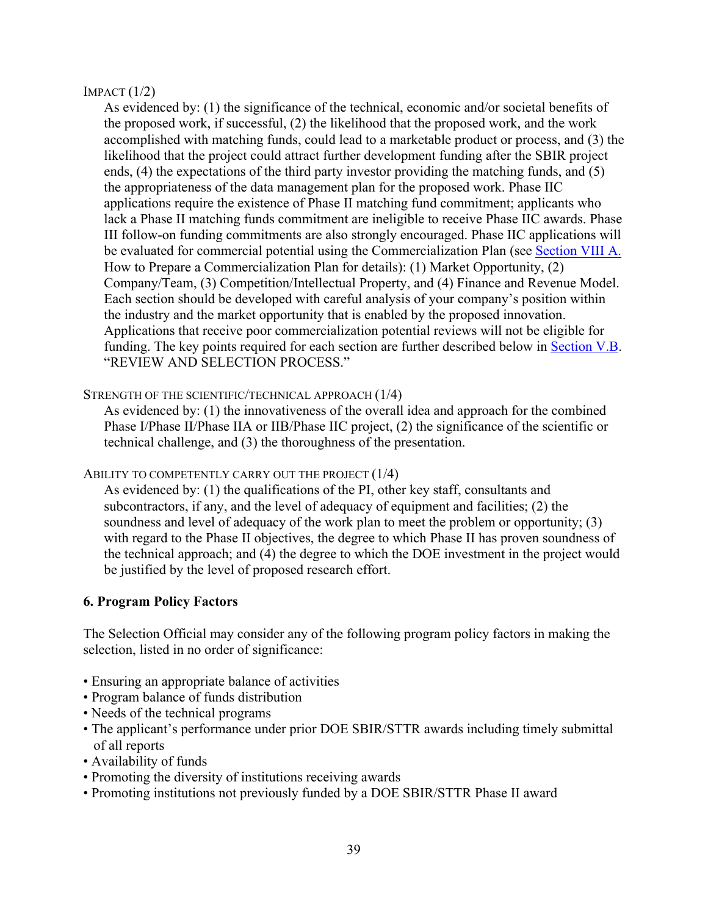IMPACT (1/2)

As evidenced by: (1) the significance of the technical, economic and/or societal benefits of the proposed work, if successful, (2) the likelihood that the proposed work, and the work accomplished with matching funds, could lead to a marketable product or process, and (3) the likelihood that the project could attract further development funding after the SBIR project ends, (4) the expectations of the third party investor providing the matching funds, and (5) the appropriateness of the data management plan for the proposed work. Phase IIC applications require the existence of Phase II matching fund commitment; applicants who lack a Phase II matching funds commitment are ineligible to receive Phase IIC awards. Phase III follow-on funding commitments are also strongly encouraged. Phase IIC applications will be evaluated for commercial potential using the Commercialization Plan (see Section VIII A. How to Prepare a Commercialization Plan for details): (1) Market Opportunity, (2) Company/Team, (3) Competition/Intellectual Property, and (4) Finance and Revenue Model. Each section should be developed with careful analysis of your company's position within the industry and the market opportunity that is enabled by the proposed innovation. Applications that receive poor commercialization potential reviews will not be eligible for funding. The key points required for each section are further described below in Section V.B. "REVIEW AND SELECTION PROCESS."

STRENGTH OF THE SCIENTIFIC/TECHNICAL APPROACH (1/4)

As evidenced by: (1) the innovativeness of the overall idea and approach for the combined Phase I/Phase II/Phase IIA or IIB/Phase IIC project, (2) the significance of the scientific or technical challenge, and (3) the thoroughness of the presentation.

ABILITY TO COMPETENTLY CARRY OUT THE PROJECT (1/4)

As evidenced by: (1) the qualifications of the PI, other key staff, consultants and subcontractors, if any, and the level of adequacy of equipment and facilities; (2) the soundness and level of adequacy of the work plan to meet the problem or opportunity; (3) with regard to the Phase II objectives, the degree to which Phase II has proven soundness of the technical approach; and (4) the degree to which the DOE investment in the project would be justified by the level of proposed research effort.

**6. Program Policy Factors**

The Selection Official may consider any of the following program policy factors in making the selection, listed in no order of significance:

- Ensuring an appropriate balance of activities
- Program balance of funds distribution
- Needs of the technical programs
- The applicant's performance under prior DOE SBIR/STTR awards including timely submittal of all reports
- Availability of funds
- Promoting the diversity of institutions receiving awards
- Promoting institutions not previously funded by a DOE SBIR/STTR Phase II award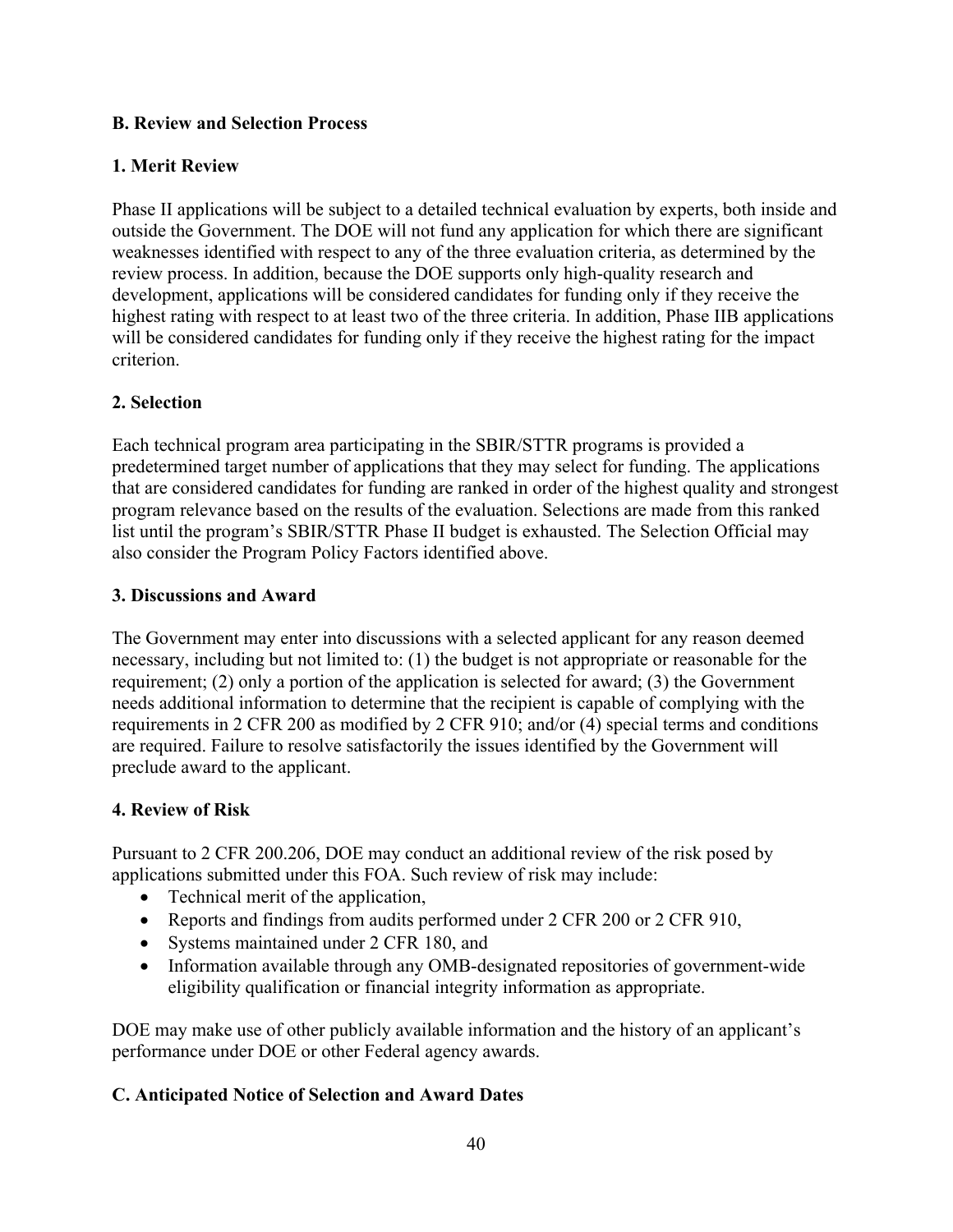### B. Review and Selection Process

#### 1. Merit Review

Phase II applications will be subject to a detailed technical evaluation by experts, both inside and outside the Government. The DOE will not fund any application for which there are significant weaknesses identified with respect to any of the three evaluation criteria, as determined by the review process. In addition, because the DOE supports only high-quality research and development, applications will be considered candidates for funding only if they receive the highest rating with respect to at least two of the three criteria. In addition, Phase IIB applications will be considered candidates for funding only if they receive the highest rating for the impact criterion.

#### 2. Selection

Each technical program area participating in the SBIR/STTR programs is provided a predetermined target number of applications that they may select for funding. The applications that are considered candidates for funding are ranked in order of the highest quality and strongest program relevance based on the results of the evaluation. Selections are made from this ranked list until the program's SBIR/STTR Phase II budget is exhausted. The Selection Official may also consider the Program Policy Factors identified above.

#### 3. Discussions and Award

The Government may enter into discussions with a selected applicant for any reason deemed necessary, including but not limited to: (1) the budget is not appropriate or reasonable for the requirement; (2) only a portion of the application is selected for award; (3) the Government needs additional information to determine that the recipient is capable of complying with the requirements in 2 CFR 200 as modified by 2 CFR 910; and/or (4) special terms and conditions are required. Failure to resolve satisfactorily the issues identified by the Government will preclude award to the applicant.

#### 4. Review of Risk

Pursuant to 2 CFR 200.206, DOE may conduct an additional review of the risk posed by applications submitted under this FOA. Such review of risk may include:

- Technical merit of the application,
- Reports and findings from audits performed under 2 CFR 200 or 2 CFR 910,
- Systems maintained under 2 CFR 180, and
- Information available through any OMB-designated repositories of government-wide eligibility qualification or financial integrity information as appropriate.

DOE may make use of other publicly available information and the history of an applicant's performance under DOE or other Federal agency awards.

### C. Anticipated Notice of Selection and Award Dates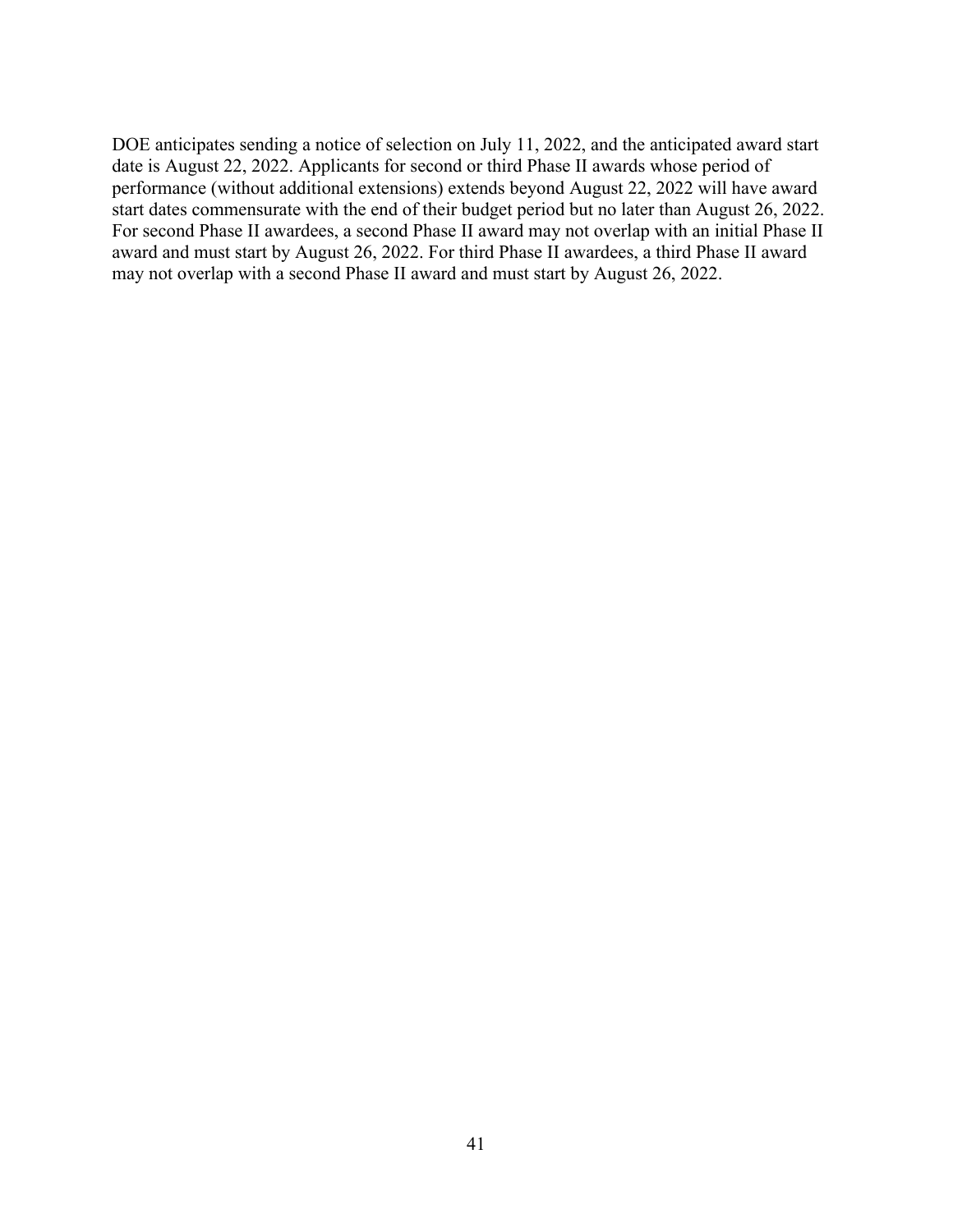DOE anticipates sending a notice of selection on July 11, 2022, and the anticipated award start date is August 22, 2022. Applicants for second or third Phase II awards whose period of performance (without additional extensions) extends beyond August 22, 2022 will have award start dates commensurate with the end of their budget period but no later than August 26, 2022. For second Phase II awardees, a second Phase II award may not overlap with an initial Phase II award and must start by August 26, 2022. For third Phase II awardees, a third Phase II award may not overlap with a second Phase II award and must start by August 26, 2022.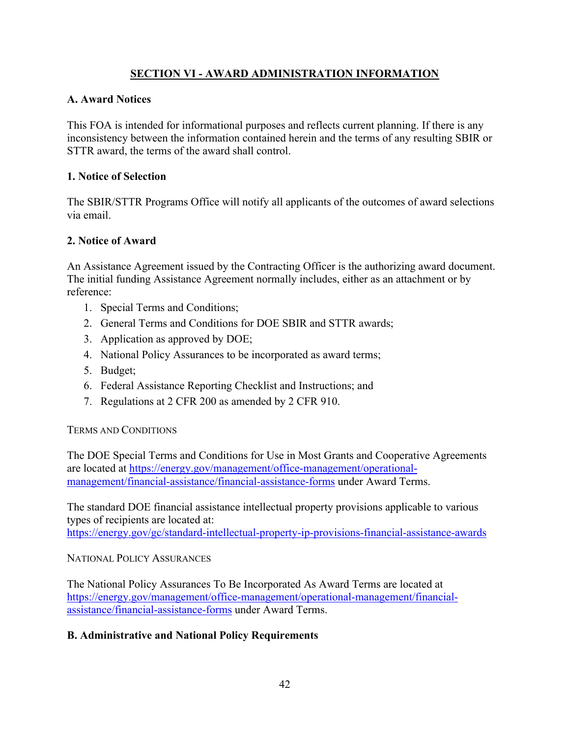## SECTION VI - AWARD ADMINISTRATION INFORMATION

### A. Award Notices

This FOA is intended for informational purposes and reflects current planning. If there is any inconsistency between the information contained herein and the terms of any resulting SBIR or STTR award, the terms of the award shall control.

#### 1. Notice of Selection

The SBIR/STTR Programs Office will notify all applicants of the outcomes of award selections via email.

#### 2. Notice of Award

An Assistance Agreement issued by the Contracting Officer is the authorizing award document. The initial funding Assistance Agreement normally includes, either as an attachment or by reference:

1. Special Terms and Conditions;
2. General Terms and Conditions for DOE SBIR and STTR awards;
3. Application as approved by DOE;
4. National Policy Assurances to be incorporated as award terms;
5. Budget;
6. Federal Assistance Reporting Checklist and Instructions; and
7. Regulations at 2 CFR 200 as amended by 2 CFR 910.

TERMS AND CONDITIONS

The DOE Special Terms and Conditions for Use in Most Grants and Cooperative Agreements are located at https://energy.gov/management/office-management/operational-management/financial-assistance/financial-assistance-forms under Award Terms.

The standard DOE financial assistance intellectual property provisions applicable to various types of recipients are located at: https://energy.gov/gc/standard-intellectual-property-ip-provisions-financial-assistance-awards

NATIONAL POLICY ASSURANCES

The National Policy Assurances To Be Incorporated As Award Terms are located at https://energy.gov/management/office-management/operational-management/financial-assistance/financial-assistance-forms under Award Terms.

### B. Administrative and National Policy Requirements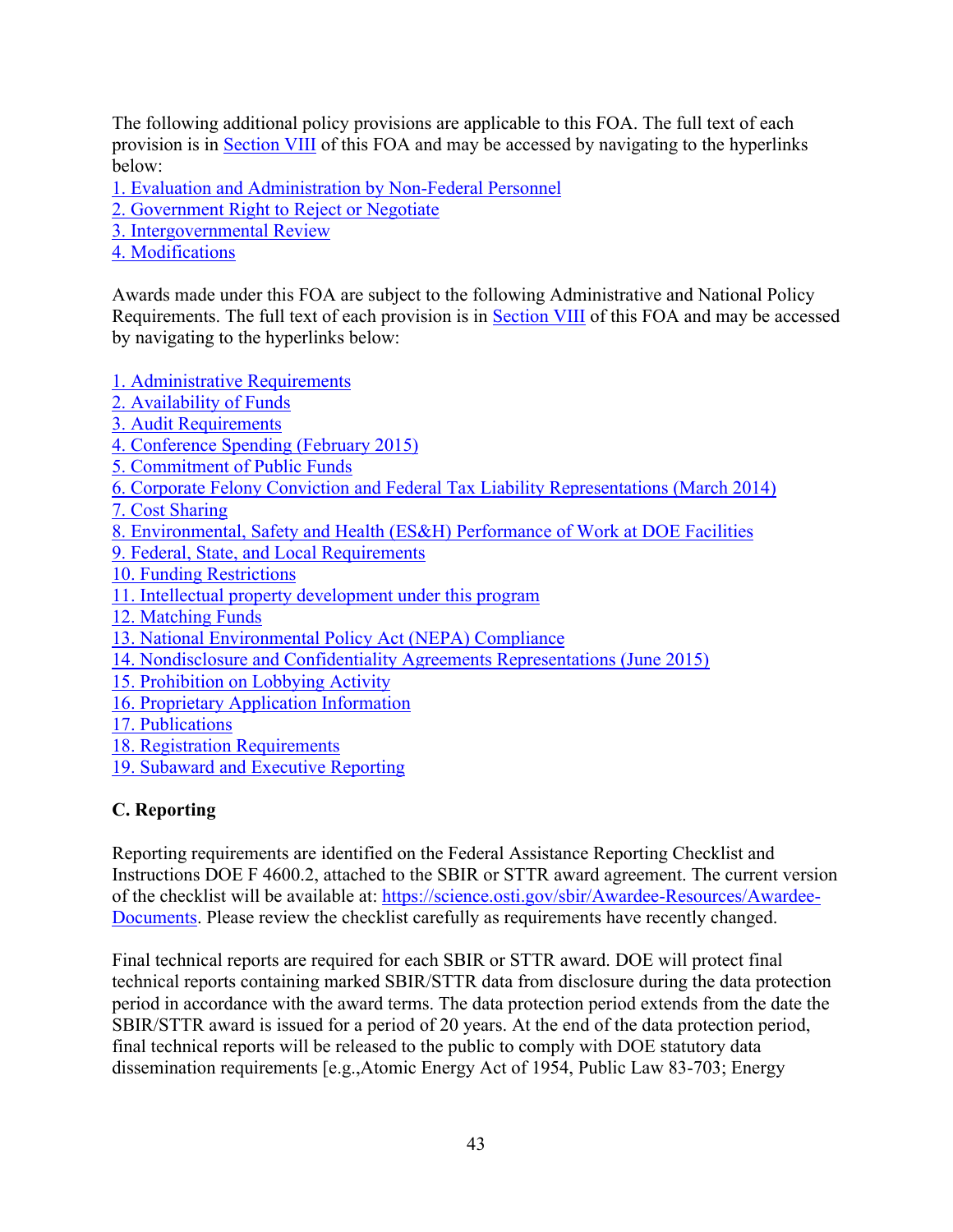The following additional policy provisions are applicable to this FOA. The full text of each provision is in Section VIII of this FOA and may be accessed by navigating to the hyperlinks below:

1. Evaluation and Administration by Non-Federal Personnel
2. Government Right to Reject or Negotiate
3. Intergovernmental Review
4. Modifications

Awards made under this FOA are subject to the following Administrative and National Policy Requirements. The full text of each provision is in Section VIII of this FOA and may be accessed by navigating to the hyperlinks below:

1. Administrative Requirements
2. Availability of Funds
3. Audit Requirements
4. Conference Spending (February 2015)
5. Commitment of Public Funds
6. Corporate Felony Conviction and Federal Tax Liability Representations (March 2014)
7. Cost Sharing
8. Environmental, Safety and Health (ES&H) Performance of Work at DOE Facilities
9. Federal, State, and Local Requirements
10. Funding Restrictions
11. Intellectual property development under this program
12. Matching Funds
13. National Environmental Policy Act (NEPA) Compliance
14. Nondisclosure and Confidentiality Agreements Representations (June 2015)
15. Prohibition on Lobbying Activity
16. Proprietary Application Information
17. Publications
18. Registration Requirements
19. Subaward and Executive Reporting

### C. Reporting

Reporting requirements are identified on the Federal Assistance Reporting Checklist and Instructions DOE F 4600.2, attached to the SBIR or STTR award agreement. The current version of the checklist will be available at: https://science.osti.gov/sbir/Awardee-Resources/Awardee-Documents. Please review the checklist carefully as requirements have recently changed.

Final technical reports are required for each SBIR or STTR award. DOE will protect final technical reports containing marked SBIR/STTR data from disclosure during the data protection period in accordance with the award terms. The data protection period extends from the date the SBIR/STTR award is issued for a period of 20 years. At the end of the data protection period, final technical reports will be released to the public to comply with DOE statutory data dissemination requirements [e.g.,Atomic Energy Act of 1954, Public Law 83-703; Energy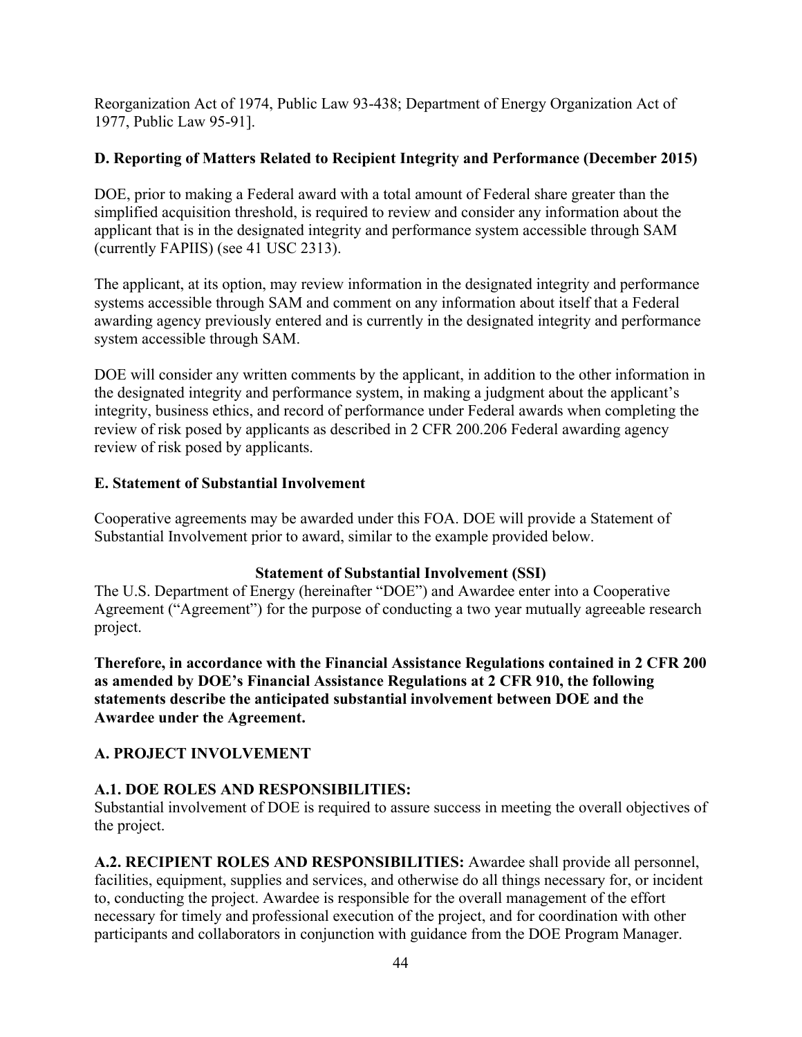Reorganization Act of 1974, Public Law 93-438; Department of Energy Organization Act of 1977, Public Law 95-91].

### D. Reporting of Matters Related to Recipient Integrity and Performance (December 2015)

DOE, prior to making a Federal award with a total amount of Federal share greater than the simplified acquisition threshold, is required to review and consider any information about the applicant that is in the designated integrity and performance system accessible through SAM (currently FAPIIS) (see 41 USC 2313).

The applicant, at its option, may review information in the designated integrity and performance systems accessible through SAM and comment on any information about itself that a Federal awarding agency previously entered and is currently in the designated integrity and performance system accessible through SAM.

DOE will consider any written comments by the applicant, in addition to the other information in the designated integrity and performance system, in making a judgment about the applicant's integrity, business ethics, and record of performance under Federal awards when completing the review of risk posed by applicants as described in 2 CFR 200.206 Federal awarding agency review of risk posed by applicants.

### E. Statement of Substantial Involvement

Cooperative agreements may be awarded under this FOA. DOE will provide a Statement of Substantial Involvement prior to award, similar to the example provided below.

**Statement of Substantial Involvement (SSI)**

The U.S. Department of Energy (hereinafter "DOE") and Awardee enter into a Cooperative Agreement ("Agreement") for the purpose of conducting a two year mutually agreeable research project.

**Therefore, in accordance with the Financial Assistance Regulations contained in 2 CFR 200 as amended by DOE's Financial Assistance Regulations at 2 CFR 910, the following statements describe the anticipated substantial involvement between DOE and the Awardee under the Agreement.**

**A. PROJECT INVOLVEMENT**

**A.1. DOE ROLES AND RESPONSIBILITIES:**
Substantial involvement of DOE is required to assure success in meeting the overall objectives of the project.

**A.2. RECIPIENT ROLES AND RESPONSIBILITIES:** Awardee shall provide all personnel, facilities, equipment, supplies and services, and otherwise do all things necessary for, or incident to, conducting the project. Awardee is responsible for the overall management of the effort necessary for timely and professional execution of the project, and for coordination with other participants and collaborators in conjunction with guidance from the DOE Program Manager.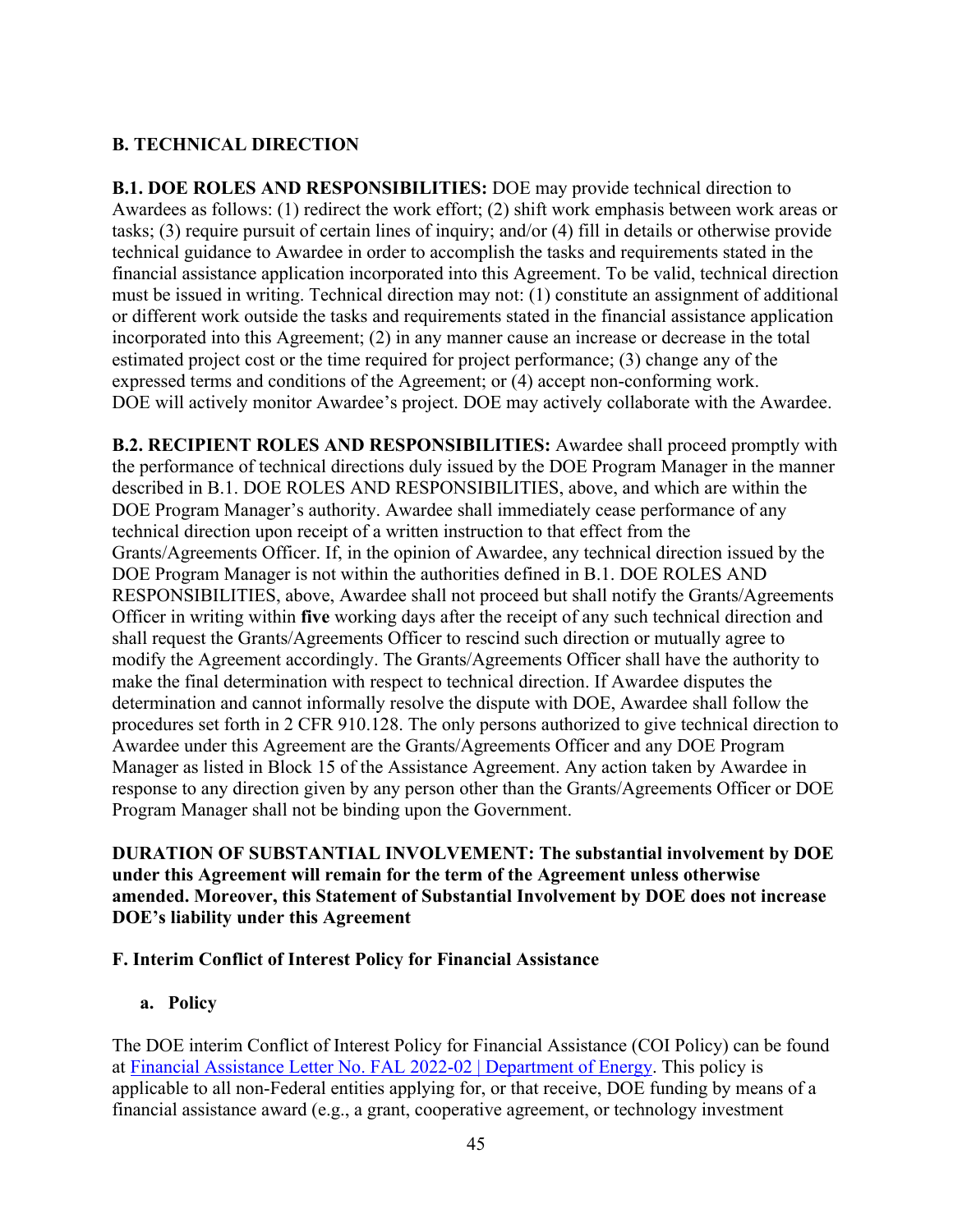## B. TECHNICAL DIRECTION

**B.1. DOE ROLES AND RESPONSIBILITIES:** DOE may provide technical direction to Awardees as follows: (1) redirect the work effort; (2) shift work emphasis between work areas or tasks; (3) require pursuit of certain lines of inquiry; and/or (4) fill in details or otherwise provide technical guidance to Awardee in order to accomplish the tasks and requirements stated in the financial assistance application incorporated into this Agreement. To be valid, technical direction must be issued in writing. Technical direction may not: (1) constitute an assignment of additional or different work outside the tasks and requirements stated in the financial assistance application incorporated into this Agreement; (2) in any manner cause an increase or decrease in the total estimated project cost or the time required for project performance; (3) change any of the expressed terms and conditions of the Agreement; or (4) accept non-conforming work. DOE will actively monitor Awardee's project. DOE may actively collaborate with the Awardee.

**B.2. RECIPIENT ROLES AND RESPONSIBILITIES:** Awardee shall proceed promptly with the performance of technical directions duly issued by the DOE Program Manager in the manner described in B.1. DOE ROLES AND RESPONSIBILITIES, above, and which are within the DOE Program Manager's authority. Awardee shall immediately cease performance of any technical direction upon receipt of a written instruction to that effect from the Grants/Agreements Officer. If, in the opinion of Awardee, any technical direction issued by the DOE Program Manager is not within the authorities defined in B.1. DOE ROLES AND RESPONSIBILITIES, above, Awardee shall not proceed but shall notify the Grants/Agreements Officer in writing within **five** working days after the receipt of any such technical direction and shall request the Grants/Agreements Officer to rescind such direction or mutually agree to modify the Agreement accordingly. The Grants/Agreements Officer shall have the authority to make the final determination with respect to technical direction. If Awardee disputes the determination and cannot informally resolve the dispute with DOE, Awardee shall follow the procedures set forth in 2 CFR 910.128. The only persons authorized to give technical direction to Awardee under this Agreement are the Grants/Agreements Officer and any DOE Program Manager as listed in Block 15 of the Assistance Agreement. Any action taken by Awardee in response to any direction given by any person other than the Grants/Agreements Officer or DOE Program Manager shall not be binding upon the Government.

**DURATION OF SUBSTANTIAL INVOLVEMENT: The substantial involvement by DOE under this Agreement will remain for the term of the Agreement unless otherwise amended. Moreover, this Statement of Substantial Involvement by DOE does not increase DOE's liability under this Agreement**

## F. Interim Conflict of Interest Policy for Financial Assistance

### a. Policy

The DOE interim Conflict of Interest Policy for Financial Assistance (COI Policy) can be found at [Financial Assistance Letter No. FAL 2022-02 | Department of Energy](). This policy is applicable to all non-Federal entities applying for, or that receive, DOE funding by means of a financial assistance award (e.g., a grant, cooperative agreement, or technology investment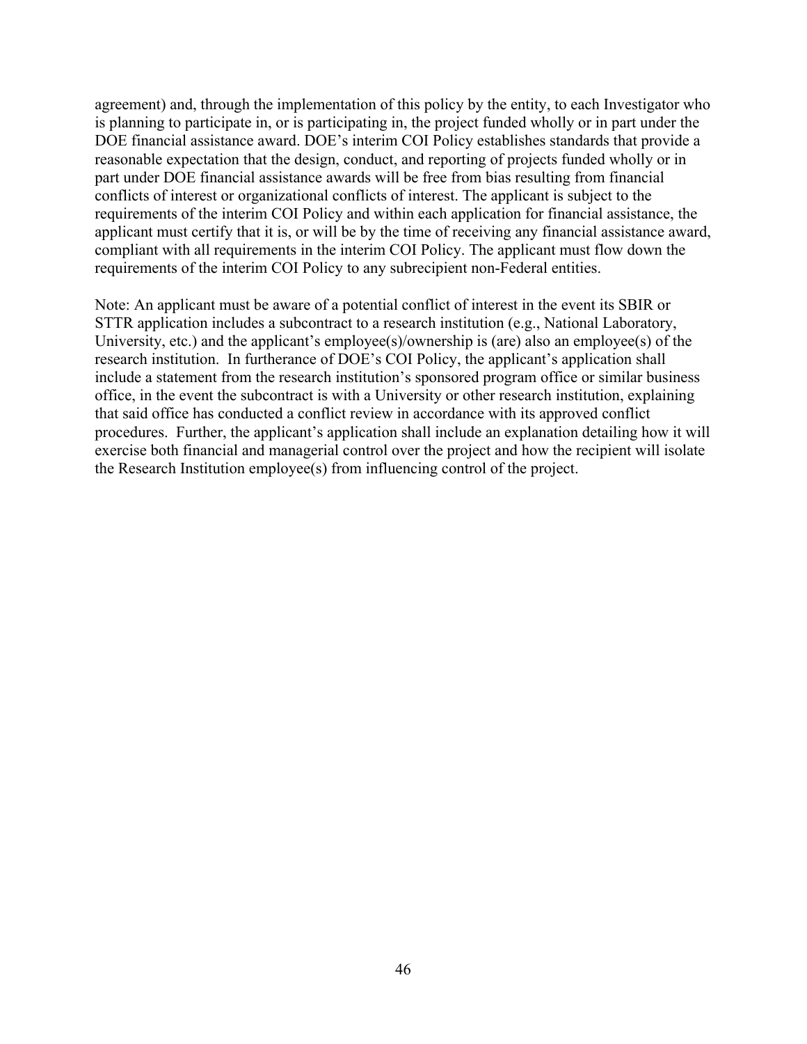agreement) and, through the implementation of this policy by the entity, to each Investigator who is planning to participate in, or is participating in, the project funded wholly or in part under the DOE financial assistance award. DOE's interim COI Policy establishes standards that provide a reasonable expectation that the design, conduct, and reporting of projects funded wholly or in part under DOE financial assistance awards will be free from bias resulting from financial conflicts of interest or organizational conflicts of interest. The applicant is subject to the requirements of the interim COI Policy and within each application for financial assistance, the applicant must certify that it is, or will be by the time of receiving any financial assistance award, compliant with all requirements in the interim COI Policy. The applicant must flow down the requirements of the interim COI Policy to any subrecipient non-Federal entities.

Note: An applicant must be aware of a potential conflict of interest in the event its SBIR or STTR application includes a subcontract to a research institution (e.g., National Laboratory, University, etc.) and the applicant's employee(s)/ownership is (are) also an employee(s) of the research institution. In furtherance of DOE's COI Policy, the applicant's application shall include a statement from the research institution's sponsored program office or similar business office, in the event the subcontract is with a University or other research institution, explaining that said office has conducted a conflict review in accordance with its approved conflict procedures. Further, the applicant's application shall include an explanation detailing how it will exercise both financial and managerial control over the project and how the recipient will isolate the Research Institution employee(s) from influencing control of the project.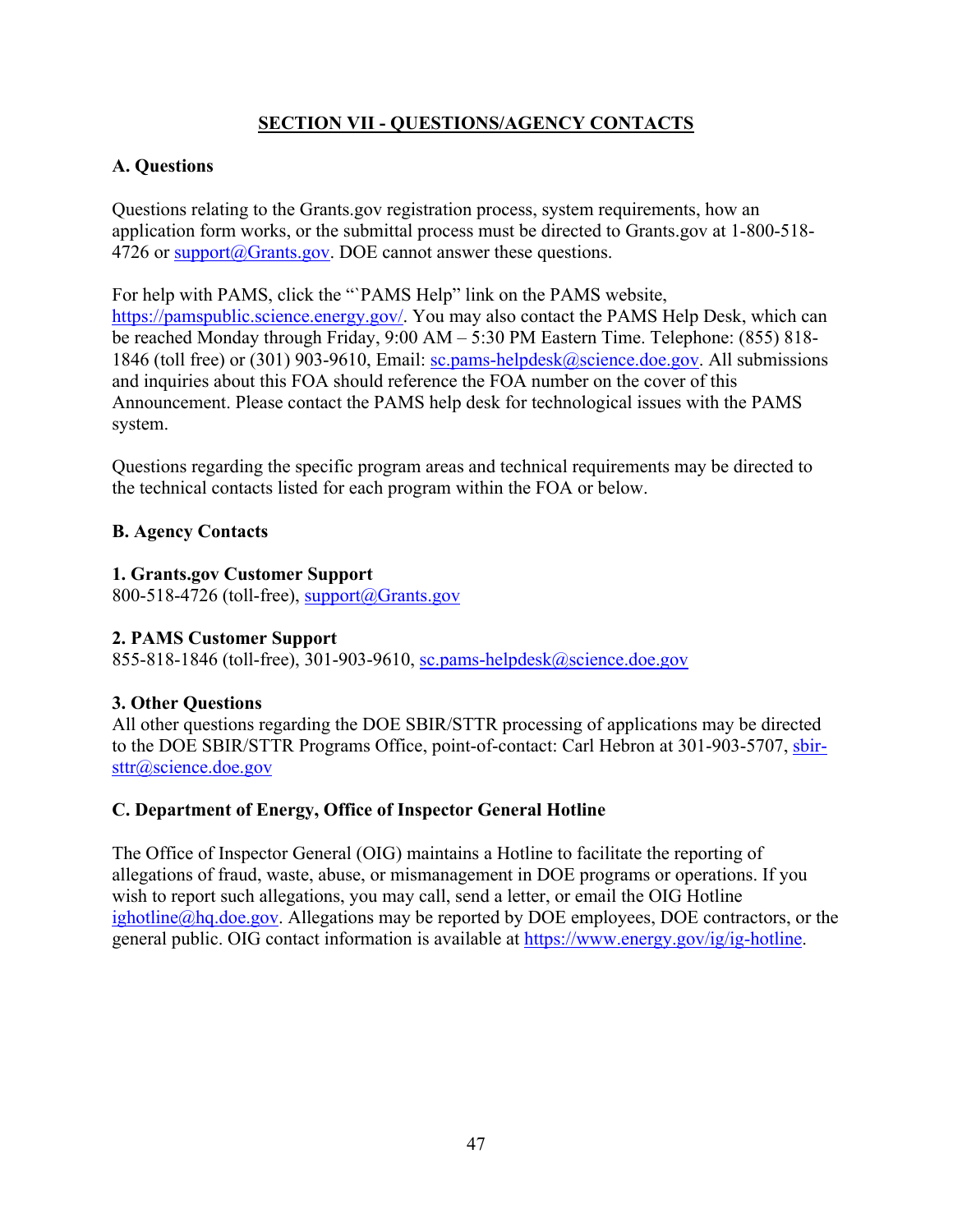## SECTION VII - QUESTIONS/AGENCY CONTACTS

### A. Questions

Questions relating to the Grants.gov registration process, system requirements, how an application form works, or the submittal process must be directed to Grants.gov at 1-800-518-4726 or support@Grants.gov. DOE cannot answer these questions.

For help with PAMS, click the "`PAMS Help" link on the PAMS website, https://pamspublic.science.energy.gov/. You may also contact the PAMS Help Desk, which can be reached Monday through Friday, 9:00 AM – 5:30 PM Eastern Time. Telephone: (855) 818-1846 (toll free) or (301) 903-9610, Email: sc.pams-helpdesk@science.doe.gov. All submissions and inquiries about this FOA should reference the FOA number on the cover of this Announcement. Please contact the PAMS help desk for technological issues with the PAMS system.

Questions regarding the specific program areas and technical requirements may be directed to the technical contacts listed for each program within the FOA or below.

### B. Agency Contacts

**1. Grants.gov Customer Support**
800-518-4726 (toll-free), support@Grants.gov

**2. PAMS Customer Support**
855-818-1846 (toll-free), 301-903-9610, sc.pams-helpdesk@science.doe.gov

**3. Other Questions**
All other questions regarding the DOE SBIR/STTR processing of applications may be directed to the DOE SBIR/STTR Programs Office, point-of-contact: Carl Hebron at 301-903-5707, sbir-sttr@science.doe.gov

### C. Department of Energy, Office of Inspector General Hotline

The Office of Inspector General (OIG) maintains a Hotline to facilitate the reporting of allegations of fraud, waste, abuse, or mismanagement in DOE programs or operations. If you wish to report such allegations, you may call, send a letter, or email the OIG Hotline ighotline@hq.doe.gov. Allegations may be reported by DOE employees, DOE contractors, or the general public. OIG contact information is available at https://www.energy.gov/ig/ig-hotline.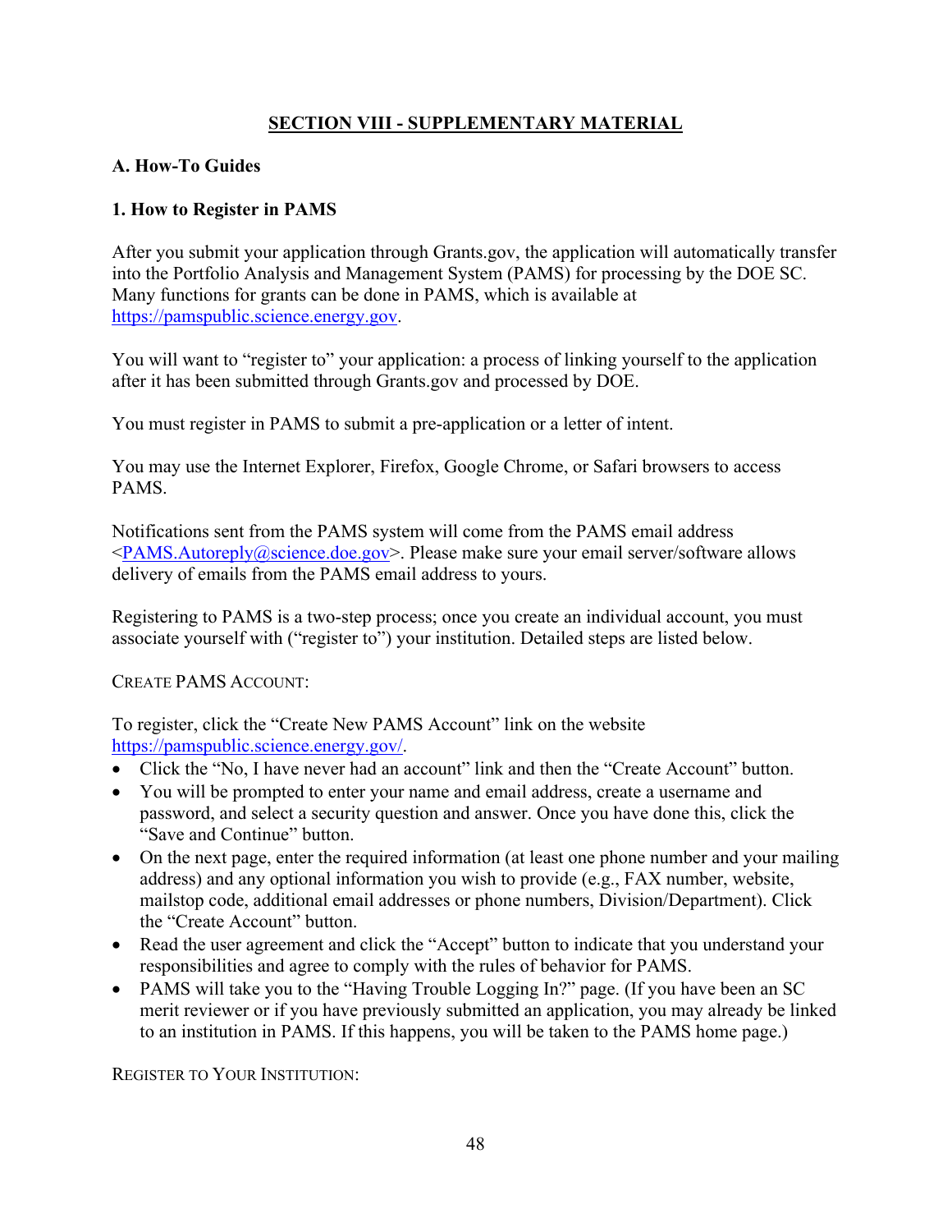## SECTION VIII - SUPPLEMENTARY MATERIAL

### A. How-To Guides

#### 1. How to Register in PAMS

After you submit your application through Grants.gov, the application will automatically transfer into the Portfolio Analysis and Management System (PAMS) for processing by the DOE SC. Many functions for grants can be done in PAMS, which is available at https://pamspublic.science.energy.gov.

You will want to "register to" your application: a process of linking yourself to the application after it has been submitted through Grants.gov and processed by DOE.

You must register in PAMS to submit a pre-application or a letter of intent.

You may use the Internet Explorer, Firefox, Google Chrome, or Safari browsers to access PAMS.

Notifications sent from the PAMS system will come from the PAMS email address <PAMS.Autoreply@science.doe.gov>. Please make sure your email server/software allows delivery of emails from the PAMS email address to yours.

Registering to PAMS is a two-step process; once you create an individual account, you must associate yourself with ("register to") your institution. Detailed steps are listed below.

CREATE PAMS ACCOUNT:

To register, click the "Create New PAMS Account" link on the website https://pamspublic.science.energy.gov/.

- Click the "No, I have never had an account" link and then the "Create Account" button.
- You will be prompted to enter your name and email address, create a username and password, and select a security question and answer. Once you have done this, click the "Save and Continue" button.
- On the next page, enter the required information (at least one phone number and your mailing address) and any optional information you wish to provide (e.g., FAX number, website, mailstop code, additional email addresses or phone numbers, Division/Department). Click the "Create Account" button.
- Read the user agreement and click the "Accept" button to indicate that you understand your responsibilities and agree to comply with the rules of behavior for PAMS.
- PAMS will take you to the "Having Trouble Logging In?" page. (If you have been an SC merit reviewer or if you have previously submitted an application, you may already be linked to an institution in PAMS. If this happens, you will be taken to the PAMS home page.)

REGISTER TO YOUR INSTITUTION: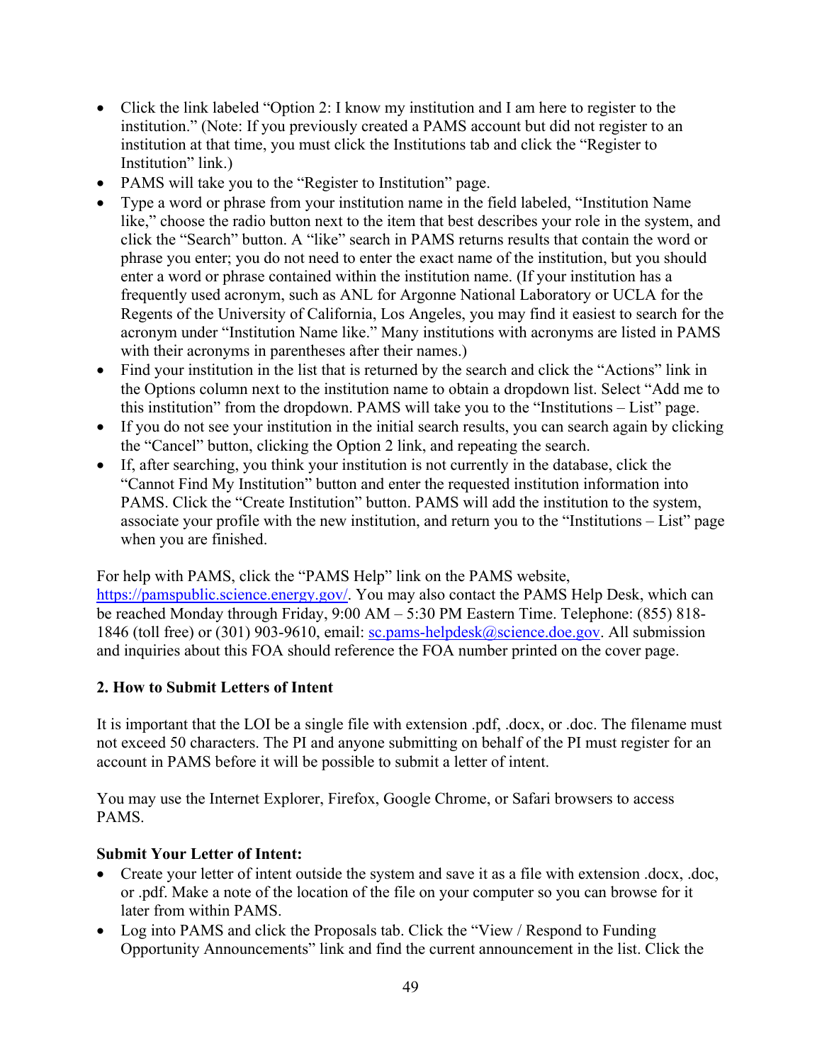- Click the link labeled "Option 2: I know my institution and I am here to register to the institution." (Note: If you previously created a PAMS account but did not register to an institution at that time, you must click the Institutions tab and click the "Register to Institution" link.)
- PAMS will take you to the "Register to Institution" page.
- Type a word or phrase from your institution name in the field labeled, "Institution Name like," choose the radio button next to the item that best describes your role in the system, and click the "Search" button. A "like" search in PAMS returns results that contain the word or phrase you enter; you do not need to enter the exact name of the institution, but you should enter a word or phrase contained within the institution name. (If your institution has a frequently used acronym, such as ANL for Argonne National Laboratory or UCLA for the Regents of the University of California, Los Angeles, you may find it easiest to search for the acronym under "Institution Name like." Many institutions with acronyms are listed in PAMS with their acronyms in parentheses after their names.)
- Find your institution in the list that is returned by the search and click the "Actions" link in the Options column next to the institution name to obtain a dropdown list. Select "Add me to this institution" from the dropdown. PAMS will take you to the "Institutions – List" page.
- If you do not see your institution in the initial search results, you can search again by clicking the "Cancel" button, clicking the Option 2 link, and repeating the search.
- If, after searching, you think your institution is not currently in the database, click the "Cannot Find My Institution" button and enter the requested institution information into PAMS. Click the "Create Institution" button. PAMS will add the institution to the system, associate your profile with the new institution, and return you to the "Institutions – List" page when you are finished.

For help with PAMS, click the "PAMS Help" link on the PAMS website, https://pamspublic.science.energy.gov/. You may also contact the PAMS Help Desk, which can be reached Monday through Friday, 9:00 AM – 5:30 PM Eastern Time. Telephone: (855) 818-1846 (toll free) or (301) 903-9610, email: sc.pams-helpdesk@science.doe.gov. All submission and inquiries about this FOA should reference the FOA number printed on the cover page.

**2. How to Submit Letters of Intent**

It is important that the LOI be a single file with extension .pdf, .docx, or .doc. The filename must not exceed 50 characters. The PI and anyone submitting on behalf of the PI must register for an account in PAMS before it will be possible to submit a letter of intent.

You may use the Internet Explorer, Firefox, Google Chrome, or Safari browsers to access PAMS.

**Submit Your Letter of Intent:**

- Create your letter of intent outside the system and save it as a file with extension .docx, .doc, or .pdf. Make a note of the location of the file on your computer so you can browse for it later from within PAMS.
- Log into PAMS and click the Proposals tab. Click the "View / Respond to Funding Opportunity Announcements" link and find the current announcement in the list. Click the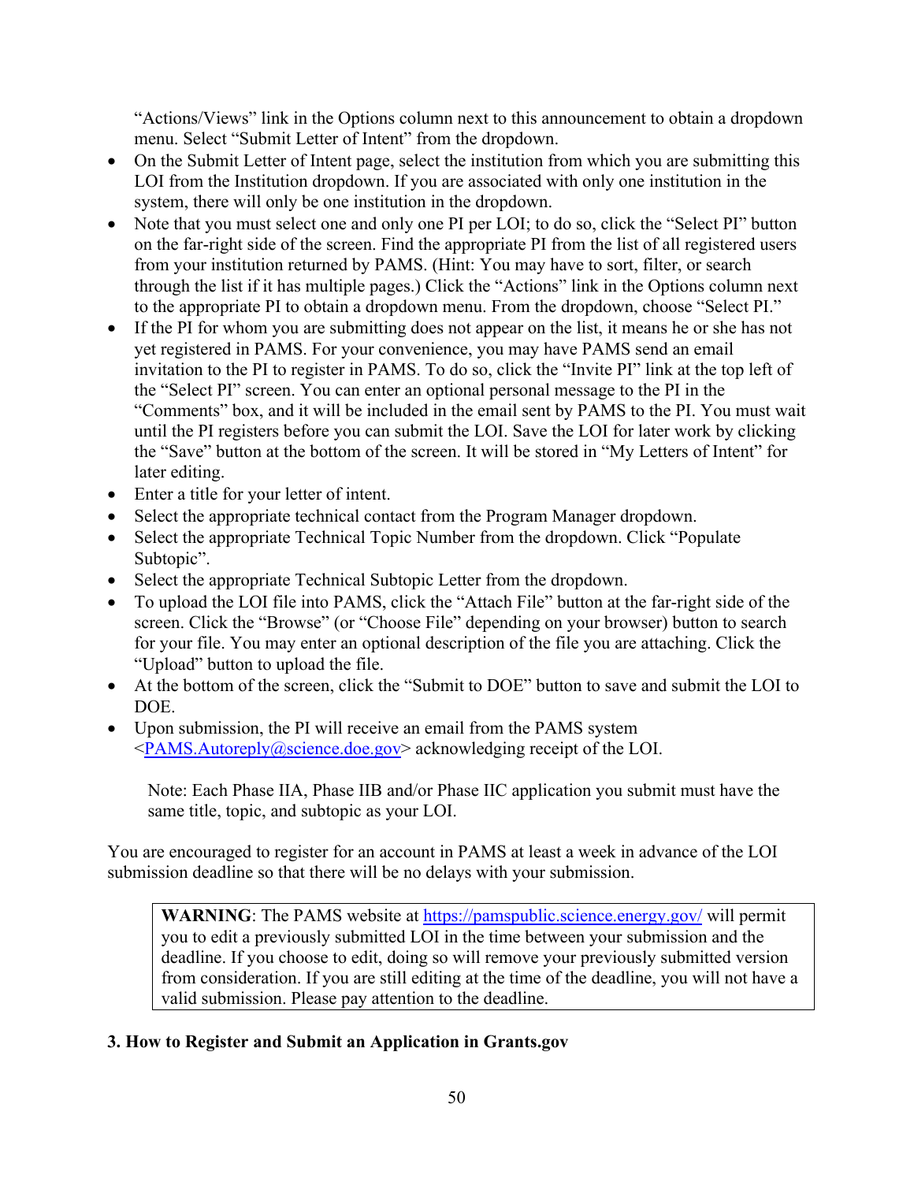"Actions/Views" link in the Options column next to this announcement to obtain a dropdown menu. Select "Submit Letter of Intent" from the dropdown.

- On the Submit Letter of Intent page, select the institution from which you are submitting this LOI from the Institution dropdown. If you are associated with only one institution in the system, there will only be one institution in the dropdown.
- Note that you must select one and only one PI per LOI; to do so, click the "Select PI" button on the far-right side of the screen. Find the appropriate PI from the list of all registered users from your institution returned by PAMS. (Hint: You may have to sort, filter, or search through the list if it has multiple pages.) Click the "Actions" link in the Options column next to the appropriate PI to obtain a dropdown menu. From the dropdown, choose "Select PI."
- If the PI for whom you are submitting does not appear on the list, it means he or she has not yet registered in PAMS. For your convenience, you may have PAMS send an email invitation to the PI to register in PAMS. To do so, click the "Invite PI" link at the top left of the "Select PI" screen. You can enter an optional personal message to the PI in the "Comments" box, and it will be included in the email sent by PAMS to the PI. You must wait until the PI registers before you can submit the LOI. Save the LOI for later work by clicking the "Save" button at the bottom of the screen. It will be stored in "My Letters of Intent" for later editing.
- Enter a title for your letter of intent.
- Select the appropriate technical contact from the Program Manager dropdown.
- Select the appropriate Technical Topic Number from the dropdown. Click "Populate Subtopic".
- Select the appropriate Technical Subtopic Letter from the dropdown.
- To upload the LOI file into PAMS, click the "Attach File" button at the far-right side of the screen. Click the "Browse" (or "Choose File" depending on your browser) button to search for your file. You may enter an optional description of the file you are attaching. Click the "Upload" button to upload the file.
- At the bottom of the screen, click the "Submit to DOE" button to save and submit the LOI to DOE.
- Upon submission, the PI will receive an email from the PAMS system <PAMS.Autoreply@science.doe.gov> acknowledging receipt of the LOI.

Note: Each Phase IIA, Phase IIB and/or Phase IIC application you submit must have the same title, topic, and subtopic as your LOI.

You are encouraged to register for an account in PAMS at least a week in advance of the LOI submission deadline so that there will be no delays with your submission.

> **WARNING**: The PAMS website at https://pamspublic.science.energy.gov/ will permit you to edit a previously submitted LOI in the time between your submission and the deadline. If you choose to edit, doing so will remove your previously submitted version from consideration. If you are still editing at the time of the deadline, you will not have a valid submission. Please pay attention to the deadline.

### 3. How to Register and Submit an Application in Grants.gov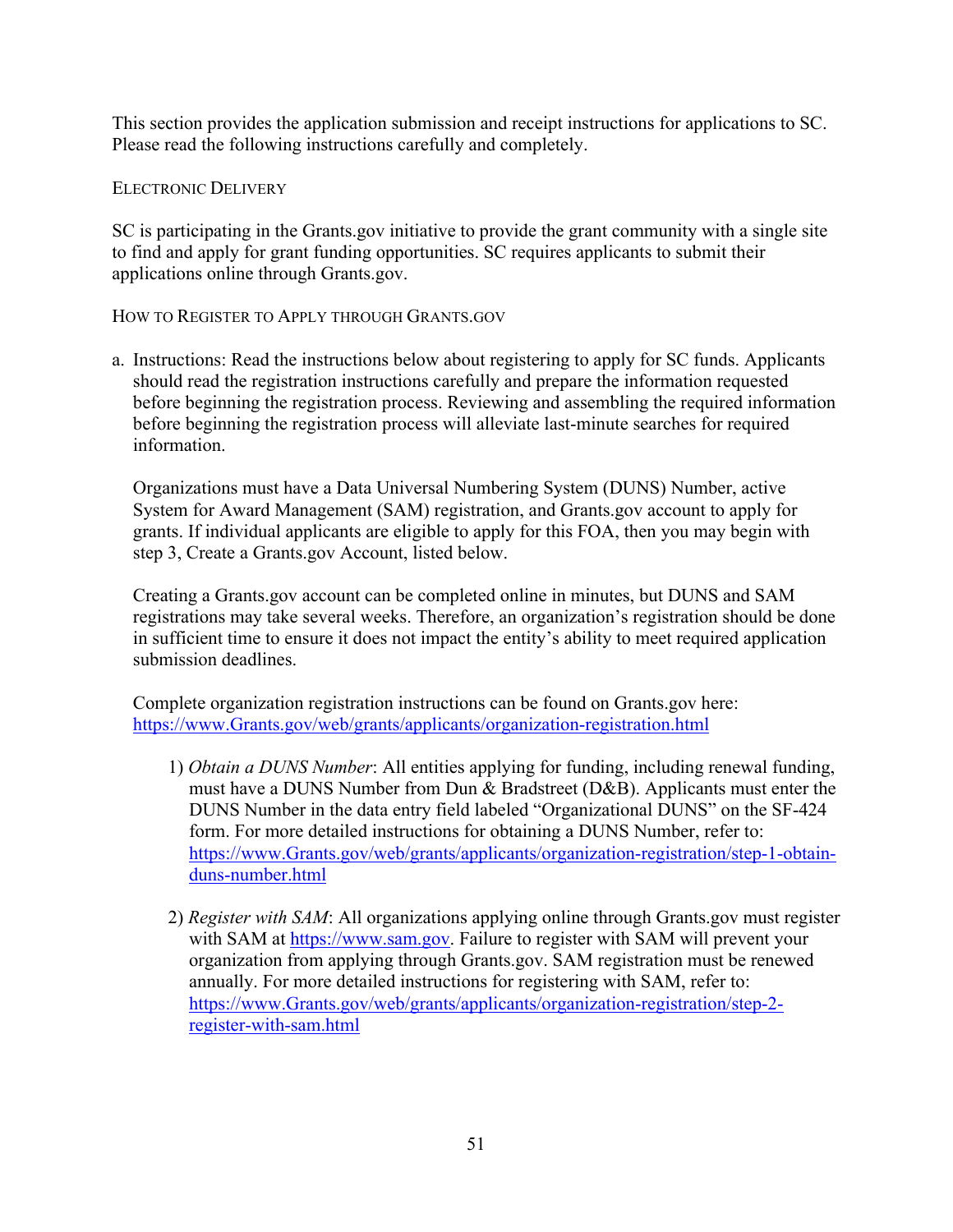This section provides the application submission and receipt instructions for applications to SC. Please read the following instructions carefully and completely.

### ELECTRONIC DELIVERY

SC is participating in the Grants.gov initiative to provide the grant community with a single site to find and apply for grant funding opportunities. SC requires applicants to submit their applications online through Grants.gov.

### HOW TO REGISTER TO APPLY THROUGH GRANTS.GOV

a. Instructions: Read the instructions below about registering to apply for SC funds. Applicants should read the registration instructions carefully and prepare the information requested before beginning the registration process. Reviewing and assembling the required information before beginning the registration process will alleviate last-minute searches for required information.

   Organizations must have a Data Universal Numbering System (DUNS) Number, active System for Award Management (SAM) registration, and Grants.gov account to apply for grants. If individual applicants are eligible to apply for this FOA, then you may begin with step 3, Create a Grants.gov Account, listed below.

   Creating a Grants.gov account can be completed online in minutes, but DUNS and SAM registrations may take several weeks. Therefore, an organization's registration should be done in sufficient time to ensure it does not impact the entity's ability to meet required application submission deadlines.

   Complete organization registration instructions can be found on Grants.gov here: https://www.Grants.gov/web/grants/applicants/organization-registration.html

   1) *Obtain a DUNS Number*: All entities applying for funding, including renewal funding, must have a DUNS Number from Dun & Bradstreet (D&B). Applicants must enter the DUNS Number in the data entry field labeled "Organizational DUNS" on the SF-424 form. For more detailed instructions for obtaining a DUNS Number, refer to: https://www.Grants.gov/web/grants/applicants/organization-registration/step-1-obtain-duns-number.html

   2) *Register with SAM*: All organizations applying online through Grants.gov must register with SAM at https://www.sam.gov. Failure to register with SAM will prevent your organization from applying through Grants.gov. SAM registration must be renewed annually. For more detailed instructions for registering with SAM, refer to: https://www.Grants.gov/web/grants/applicants/organization-registration/step-2-register-with-sam.html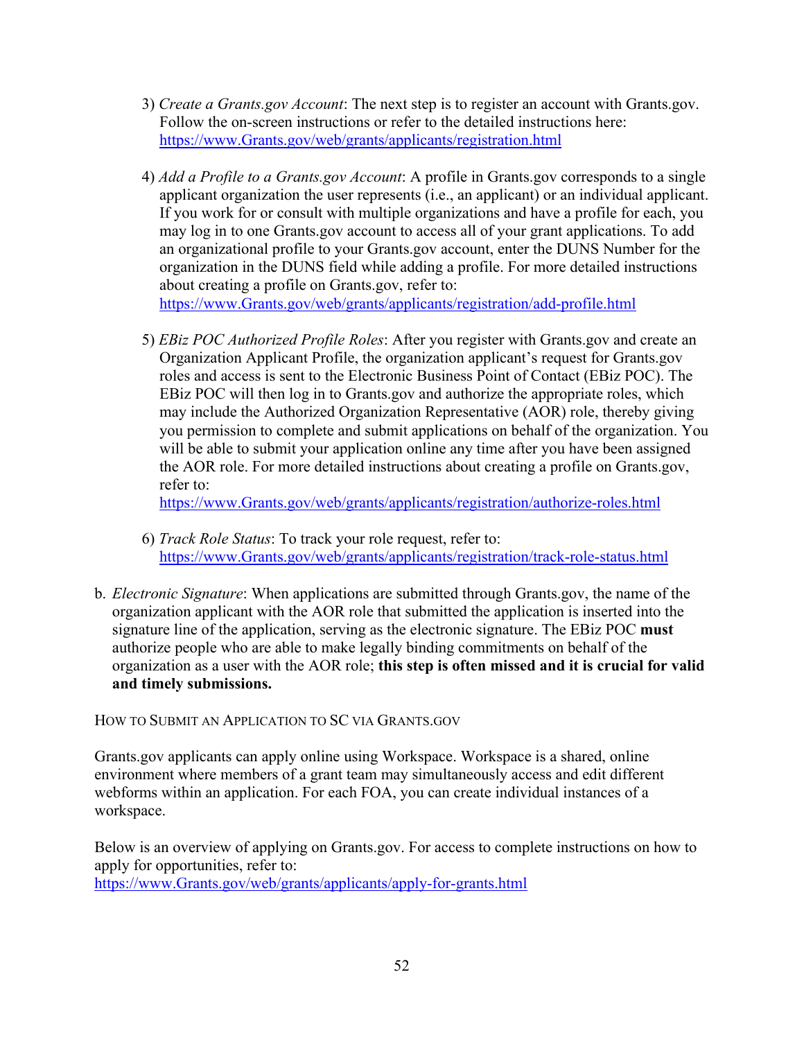3) *Create a Grants.gov Account*: The next step is to register an account with Grants.gov. Follow the on-screen instructions or refer to the detailed instructions here: https://www.Grants.gov/web/grants/applicants/registration.html

4) *Add a Profile to a Grants.gov Account*: A profile in Grants.gov corresponds to a single applicant organization the user represents (i.e., an applicant) or an individual applicant. If you work for or consult with multiple organizations and have a profile for each, you may log in to one Grants.gov account to access all of your grant applications. To add an organizational profile to your Grants.gov account, enter the DUNS Number for the organization in the DUNS field while adding a profile. For more detailed instructions about creating a profile on Grants.gov, refer to: https://www.Grants.gov/web/grants/applicants/registration/add-profile.html

5) *EBiz POC Authorized Profile Roles*: After you register with Grants.gov and create an Organization Applicant Profile, the organization applicant's request for Grants.gov roles and access is sent to the Electronic Business Point of Contact (EBiz POC). The EBiz POC will then log in to Grants.gov and authorize the appropriate roles, which may include the Authorized Organization Representative (AOR) role, thereby giving you permission to complete and submit applications on behalf of the organization. You will be able to submit your application online any time after you have been assigned the AOR role. For more detailed instructions about creating a profile on Grants.gov, refer to: https://www.Grants.gov/web/grants/applicants/registration/authorize-roles.html

6) *Track Role Status*: To track your role request, refer to: https://www.Grants.gov/web/grants/applicants/registration/track-role-status.html

b. *Electronic Signature*: When applications are submitted through Grants.gov, the name of the organization applicant with the AOR role that submitted the application is inserted into the signature line of the application, serving as the electronic signature. The EBiz POC **must** authorize people who are able to make legally binding commitments on behalf of the organization as a user with the AOR role; **this step is often missed and it is crucial for valid and timely submissions.**

HOW TO SUBMIT AN APPLICATION TO SC VIA GRANTS.GOV

Grants.gov applicants can apply online using Workspace. Workspace is a shared, online environment where members of a grant team may simultaneously access and edit different webforms within an application. For each FOA, you can create individual instances of a workspace.

Below is an overview of applying on Grants.gov. For access to complete instructions on how to apply for opportunities, refer to: https://www.Grants.gov/web/grants/applicants/apply-for-grants.html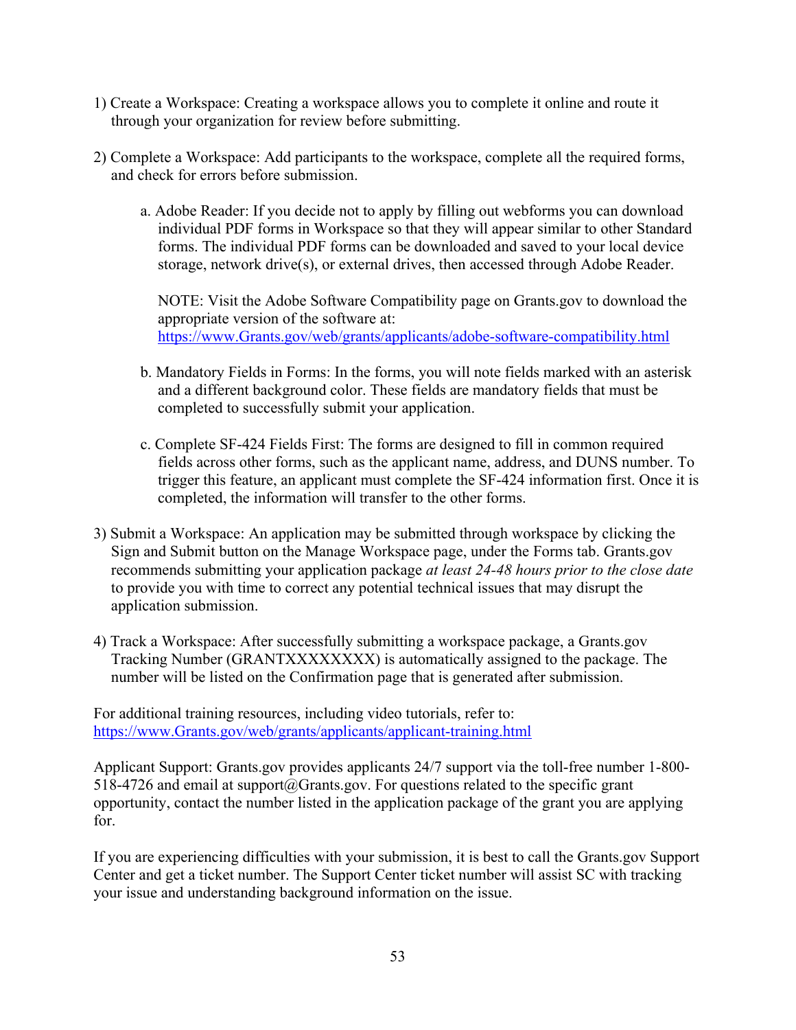1) Create a Workspace: Creating a workspace allows you to complete it online and route it through your organization for review before submitting.

2) Complete a Workspace: Add participants to the workspace, complete all the required forms, and check for errors before submission.

    a. Adobe Reader: If you decide not to apply by filling out webforms you can download individual PDF forms in Workspace so that they will appear similar to other Standard forms. The individual PDF forms can be downloaded and saved to your local device storage, network drive(s), or external drives, then accessed through Adobe Reader.

       NOTE: Visit the Adobe Software Compatibility page on Grants.gov to download the appropriate version of the software at: [https://www.Grants.gov/web/grants/applicants/adobe-software-compatibility.html](https://www.Grants.gov/web/grants/applicants/adobe-software-compatibility.html)

    b. Mandatory Fields in Forms: In the forms, you will note fields marked with an asterisk and a different background color. These fields are mandatory fields that must be completed to successfully submit your application.

    c. Complete SF-424 Fields First: The forms are designed to fill in common required fields across other forms, such as the applicant name, address, and DUNS number. To trigger this feature, an applicant must complete the SF-424 information first. Once it is completed, the information will transfer to the other forms.

3) Submit a Workspace: An application may be submitted through workspace by clicking the Sign and Submit button on the Manage Workspace page, under the Forms tab. Grants.gov recommends submitting your application package *at least 24-48 hours prior to the close date* to provide you with time to correct any potential technical issues that may disrupt the application submission.

4) Track a Workspace: After successfully submitting a workspace package, a Grants.gov Tracking Number (GRANTXXXXXXXX) is automatically assigned to the package. The number will be listed on the Confirmation page that is generated after submission.

For additional training resources, including video tutorials, refer to: [https://www.Grants.gov/web/grants/applicants/applicant-training.html](https://www.Grants.gov/web/grants/applicants/applicant-training.html)

Applicant Support: Grants.gov provides applicants 24/7 support via the toll-free number 1-800-518-4726 and email at support@Grants.gov. For questions related to the specific grant opportunity, contact the number listed in the application package of the grant you are applying for.

If you are experiencing difficulties with your submission, it is best to call the Grants.gov Support Center and get a ticket number. The Support Center ticket number will assist SC with tracking your issue and understanding background information on the issue.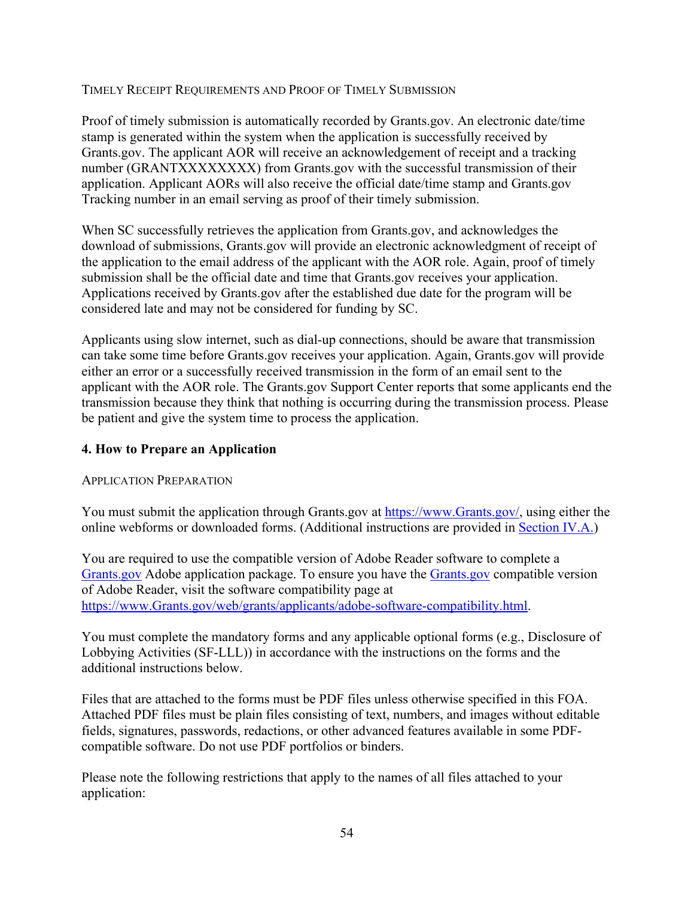TIMELY RECEIPT REQUIREMENTS AND PROOF OF TIMELY SUBMISSION

Proof of timely submission is automatically recorded by Grants.gov. An electronic date/time stamp is generated within the system when the application is successfully received by Grants.gov. The applicant AOR will receive an acknowledgement of receipt and a tracking number (GRANTXXXXXXXX) from Grants.gov with the successful transmission of their application. Applicant AORs will also receive the official date/time stamp and Grants.gov Tracking number in an email serving as proof of their timely submission.

When SC successfully retrieves the application from Grants.gov, and acknowledges the download of submissions, Grants.gov will provide an electronic acknowledgment of receipt of the application to the email address of the applicant with the AOR role. Again, proof of timely submission shall be the official date and time that Grants.gov receives your application. Applications received by Grants.gov after the established due date for the program will be considered late and may not be considered for funding by SC.

Applicants using slow internet, such as dial-up connections, should be aware that transmission can take some time before Grants.gov receives your application. Again, Grants.gov will provide either an error or a successfully received transmission in the form of an email sent to the applicant with the AOR role. The Grants.gov Support Center reports that some applicants end the transmission because they think that nothing is occurring during the transmission process. Please be patient and give the system time to process the application.

### 4. How to Prepare an Application

APPLICATION PREPARATION

You must submit the application through Grants.gov at https://www.Grants.gov/, using either the online webforms or downloaded forms. (Additional instructions are provided in Section IV.A.)

You are required to use the compatible version of Adobe Reader software to complete a Grants.gov Adobe application package. To ensure you have the Grants.gov compatible version of Adobe Reader, visit the software compatibility page at https://www.Grants.gov/web/grants/applicants/adobe-software-compatibility.html.

You must complete the mandatory forms and any applicable optional forms (e.g., Disclosure of Lobbying Activities (SF-LLL)) in accordance with the instructions on the forms and the additional instructions below.

Files that are attached to the forms must be PDF files unless otherwise specified in this FOA. Attached PDF files must be plain files consisting of text, numbers, and images without editable fields, signatures, passwords, redactions, or other advanced features available in some PDF-compatible software. Do not use PDF portfolios or binders.

Please note the following restrictions that apply to the names of all files attached to your application: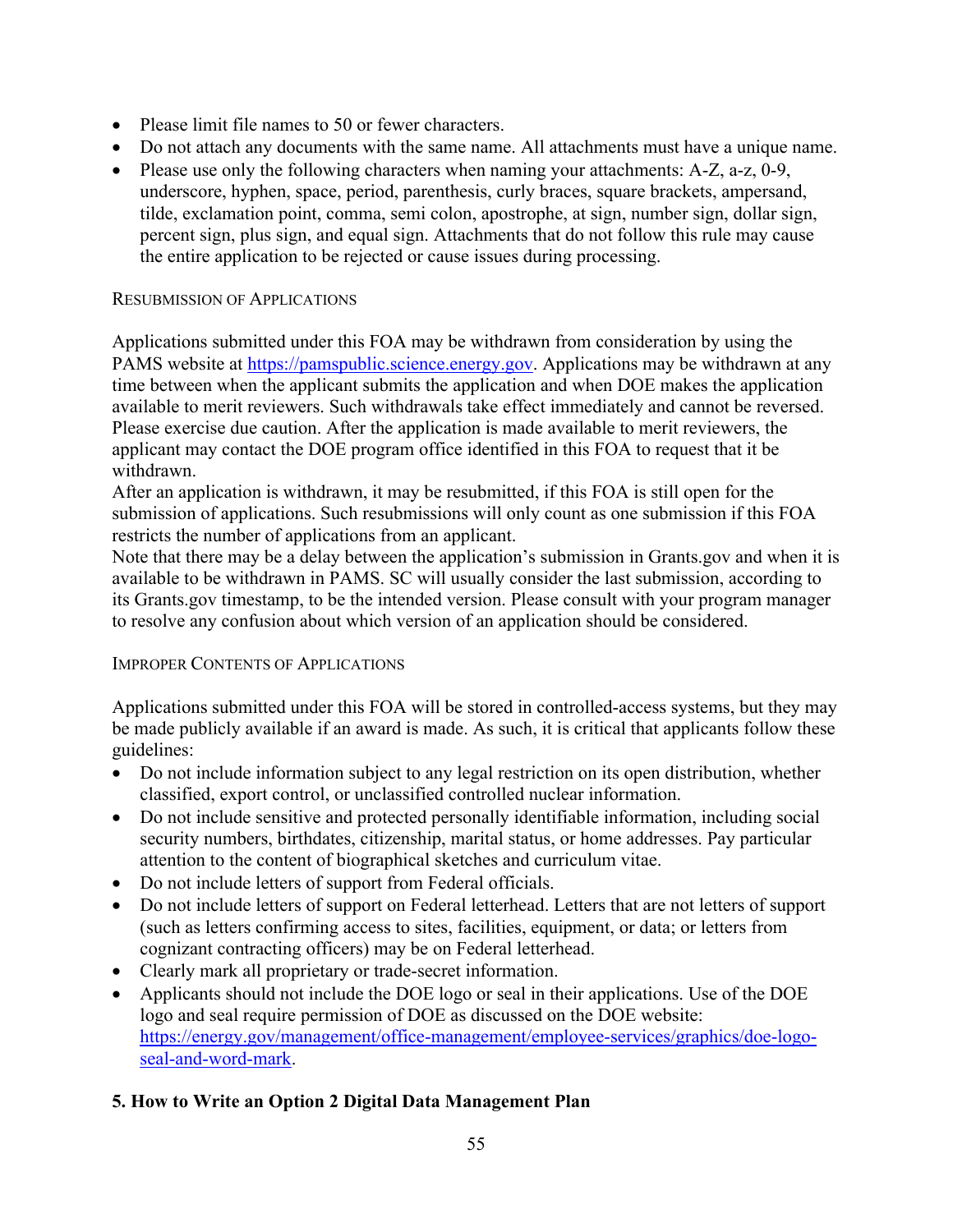- Please limit file names to 50 or fewer characters.
- Do not attach any documents with the same name. All attachments must have a unique name.
- Please use only the following characters when naming your attachments: A-Z, a-z, 0-9, underscore, hyphen, space, period, parenthesis, curly braces, square brackets, ampersand, tilde, exclamation point, comma, semi colon, apostrophe, at sign, number sign, dollar sign, percent sign, plus sign, and equal sign. Attachments that do not follow this rule may cause the entire application to be rejected or cause issues during processing.

RESUBMISSION OF APPLICATIONS

Applications submitted under this FOA may be withdrawn from consideration by using the PAMS website at https://pamspublic.science.energy.gov. Applications may be withdrawn at any time between when the applicant submits the application and when DOE makes the application available to merit reviewers. Such withdrawals take effect immediately and cannot be reversed. Please exercise due caution. After the application is made available to merit reviewers, the applicant may contact the DOE program office identified in this FOA to request that it be withdrawn.

After an application is withdrawn, it may be resubmitted, if this FOA is still open for the submission of applications. Such resubmissions will only count as one submission if this FOA restricts the number of applications from an applicant.

Note that there may be a delay between the application's submission in Grants.gov and when it is available to be withdrawn in PAMS. SC will usually consider the last submission, according to its Grants.gov timestamp, to be the intended version. Please consult with your program manager to resolve any confusion about which version of an application should be considered.

IMPROPER CONTENTS OF APPLICATIONS

Applications submitted under this FOA will be stored in controlled-access systems, but they may be made publicly available if an award is made. As such, it is critical that applicants follow these guidelines:

- Do not include information subject to any legal restriction on its open distribution, whether classified, export control, or unclassified controlled nuclear information.
- Do not include sensitive and protected personally identifiable information, including social security numbers, birthdates, citizenship, marital status, or home addresses. Pay particular attention to the content of biographical sketches and curriculum vitae.
- Do not include letters of support from Federal officials.
- Do not include letters of support on Federal letterhead. Letters that are not letters of support (such as letters confirming access to sites, facilities, equipment, or data; or letters from cognizant contracting officers) may be on Federal letterhead.
- Clearly mark all proprietary or trade-secret information.
- Applicants should not include the DOE logo or seal in their applications. Use of the DOE logo and seal require permission of DOE as discussed on the DOE website: https://energy.gov/management/office-management/employee-services/graphics/doe-logo-seal-and-word-mark.

## 5. How to Write an Option 2 Digital Data Management Plan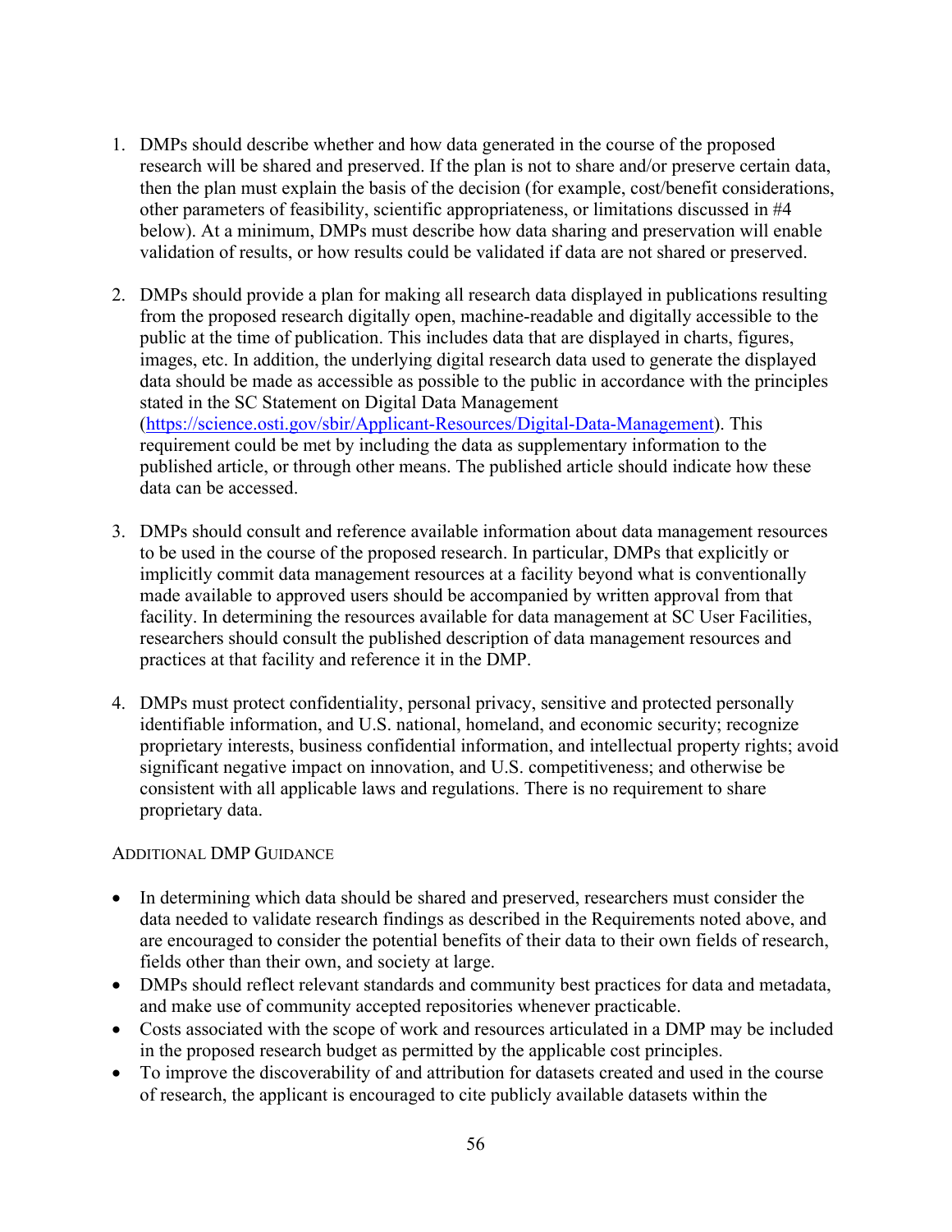1. DMPs should describe whether and how data generated in the course of the proposed research will be shared and preserved. If the plan is not to share and/or preserve certain data, then the plan must explain the basis of the decision (for example, cost/benefit considerations, other parameters of feasibility, scientific appropriateness, or limitations discussed in #4 below). At a minimum, DMPs must describe how data sharing and preservation will enable validation of results, or how results could be validated if data are not shared or preserved.

2. DMPs should provide a plan for making all research data displayed in publications resulting from the proposed research digitally open, machine-readable and digitally accessible to the public at the time of publication. This includes data that are displayed in charts, figures, images, etc. In addition, the underlying digital research data used to generate the displayed data should be made as accessible as possible to the public in accordance with the principles stated in the SC Statement on Digital Data Management (https://science.osti.gov/sbir/Applicant-Resources/Digital-Data-Management). This requirement could be met by including the data as supplementary information to the published article, or through other means. The published article should indicate how these data can be accessed.

3. DMPs should consult and reference available information about data management resources to be used in the course of the proposed research. In particular, DMPs that explicitly or implicitly commit data management resources at a facility beyond what is conventionally made available to approved users should be accompanied by written approval from that facility. In determining the resources available for data management at SC User Facilities, researchers should consult the published description of data management resources and practices at that facility and reference it in the DMP.

4. DMPs must protect confidentiality, personal privacy, sensitive and protected personally identifiable information, and U.S. national, homeland, and economic security; recognize proprietary interests, business confidential information, and intellectual property rights; avoid significant negative impact on innovation, and U.S. competitiveness; and otherwise be consistent with all applicable laws and regulations. There is no requirement to share proprietary data.

ADDITIONAL DMP GUIDANCE

- In determining which data should be shared and preserved, researchers must consider the data needed to validate research findings as described in the Requirements noted above, and are encouraged to consider the potential benefits of their data to their own fields of research, fields other than their own, and society at large.
- DMPs should reflect relevant standards and community best practices for data and metadata, and make use of community accepted repositories whenever practicable.
- Costs associated with the scope of work and resources articulated in a DMP may be included in the proposed research budget as permitted by the applicable cost principles.
- To improve the discoverability of and attribution for datasets created and used in the course of research, the applicant is encouraged to cite publicly available datasets within the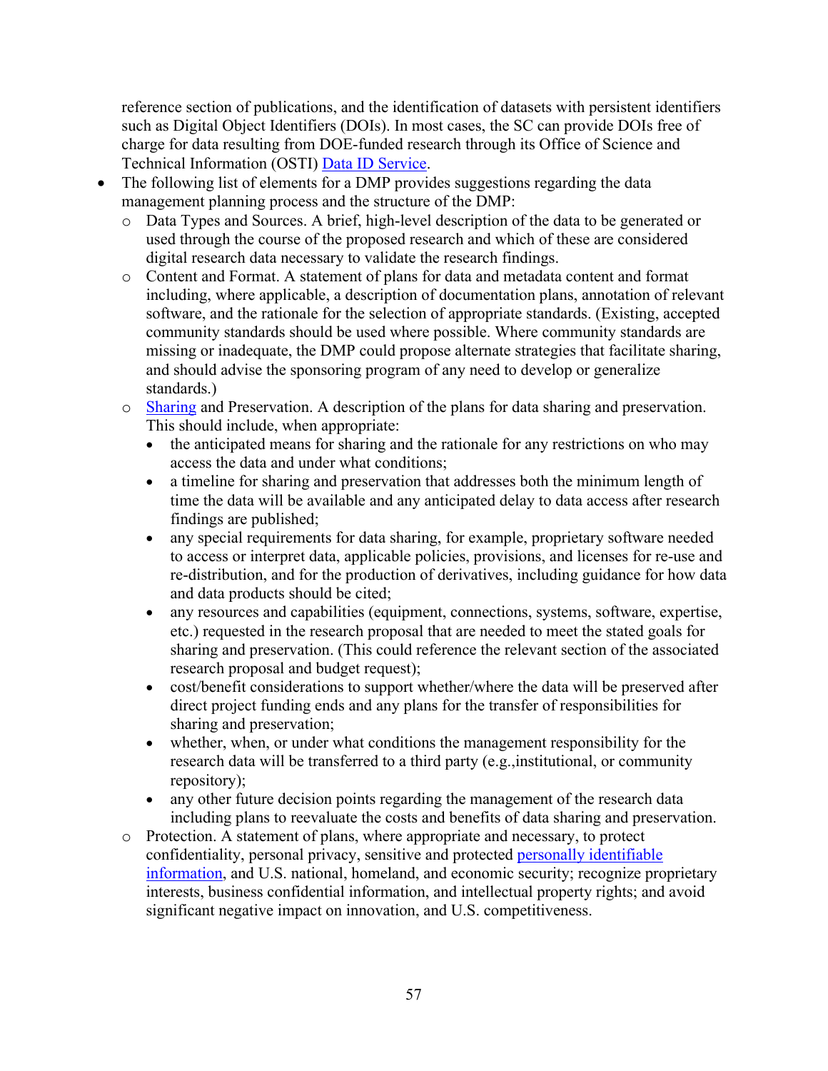reference section of publications, and the identification of datasets with persistent identifiers such as Digital Object Identifiers (DOIs). In most cases, the SC can provide DOIs free of charge for data resulting from DOE-funded research through its Office of Science and Technical Information (OSTI) Data ID Service.

- The following list of elements for a DMP provides suggestions regarding the data management planning process and the structure of the DMP:
  - Data Types and Sources. A brief, high-level description of the data to be generated or used through the course of the proposed research and which of these are considered digital research data necessary to validate the research findings.
  - Content and Format. A statement of plans for data and metadata content and format including, where applicable, a description of documentation plans, annotation of relevant software, and the rationale for the selection of appropriate standards. (Existing, accepted community standards should be used where possible. Where community standards are missing or inadequate, the DMP could propose alternate strategies that facilitate sharing, and should advise the sponsoring program of any need to develop or generalize standards.)
  - Sharing and Preservation. A description of the plans for data sharing and preservation. This should include, when appropriate:
    - the anticipated means for sharing and the rationale for any restrictions on who may access the data and under what conditions;
    - a timeline for sharing and preservation that addresses both the minimum length of time the data will be available and any anticipated delay to data access after research findings are published;
    - any special requirements for data sharing, for example, proprietary software needed to access or interpret data, applicable policies, provisions, and licenses for re-use and re-distribution, and for the production of derivatives, including guidance for how data and data products should be cited;
    - any resources and capabilities (equipment, connections, systems, software, expertise, etc.) requested in the research proposal that are needed to meet the stated goals for sharing and preservation. (This could reference the relevant section of the associated research proposal and budget request);
    - cost/benefit considerations to support whether/where the data will be preserved after direct project funding ends and any plans for the transfer of responsibilities for sharing and preservation;
    - whether, when, or under what conditions the management responsibility for the research data will be transferred to a third party (e.g.,institutional, or community repository);
    - any other future decision points regarding the management of the research data including plans to reevaluate the costs and benefits of data sharing and preservation.
  - Protection. A statement of plans, where appropriate and necessary, to protect confidentiality, personal privacy, sensitive and protected personally identifiable information, and U.S. national, homeland, and economic security; recognize proprietary interests, business confidential information, and intellectual property rights; and avoid significant negative impact on innovation, and U.S. competitiveness.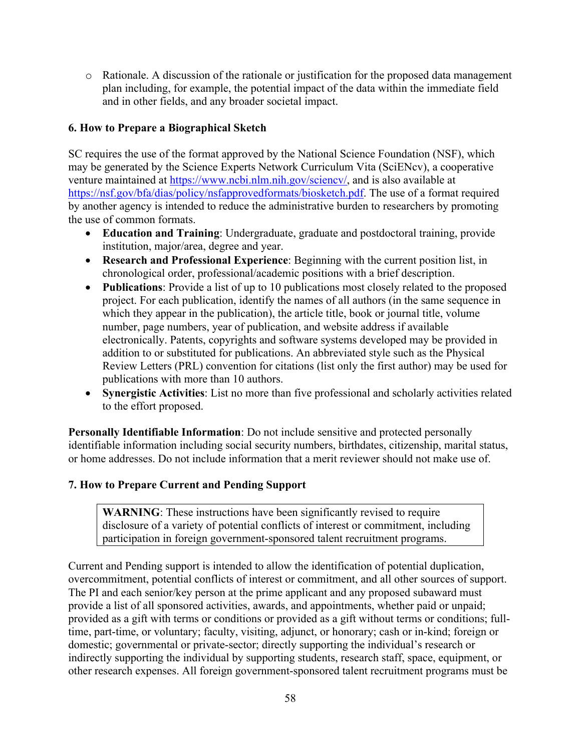- Rationale. A discussion of the rationale or justification for the proposed data management plan including, for example, the potential impact of the data within the immediate field and in other fields, and any broader societal impact.

### 6. How to Prepare a Biographical Sketch

SC requires the use of the format approved by the National Science Foundation (NSF), which may be generated by the Science Experts Network Curriculum Vita (SciENcv), a cooperative venture maintained at https://www.ncbi.nlm.nih.gov/sciencv/, and is also available at https://nsf.gov/bfa/dias/policy/nsfapprovedformats/biosketch.pdf. The use of a format required by another agency is intended to reduce the administrative burden to researchers by promoting the use of common formats.

- **Education and Training**: Undergraduate, graduate and postdoctoral training, provide institution, major/area, degree and year.
- **Research and Professional Experience**: Beginning with the current position list, in chronological order, professional/academic positions with a brief description.
- **Publications**: Provide a list of up to 10 publications most closely related to the proposed project. For each publication, identify the names of all authors (in the same sequence in which they appear in the publication), the article title, book or journal title, volume number, page numbers, year of publication, and website address if available electronically. Patents, copyrights and software systems developed may be provided in addition to or substituted for publications. An abbreviated style such as the Physical Review Letters (PRL) convention for citations (list only the first author) may be used for publications with more than 10 authors.
- **Synergistic Activities**: List no more than five professional and scholarly activities related to the effort proposed.

**Personally Identifiable Information**: Do not include sensitive and protected personally identifiable information including social security numbers, birthdates, citizenship, marital status, or home addresses. Do not include information that a merit reviewer should not make use of.

### 7. How to Prepare Current and Pending Support

> **WARNING**: These instructions have been significantly revised to require disclosure of a variety of potential conflicts of interest or commitment, including participation in foreign government-sponsored talent recruitment programs.

Current and Pending support is intended to allow the identification of potential duplication, overcommitment, potential conflicts of interest or commitment, and all other sources of support. The PI and each senior/key person at the prime applicant and any proposed subaward must provide a list of all sponsored activities, awards, and appointments, whether paid or unpaid; provided as a gift with terms or conditions or provided as a gift without terms or conditions; full-time, part-time, or voluntary; faculty, visiting, adjunct, or honorary; cash or in-kind; foreign or domestic; governmental or private-sector; directly supporting the individual's research or indirectly supporting the individual by supporting students, research staff, space, equipment, or other research expenses. All foreign government-sponsored talent recruitment programs must be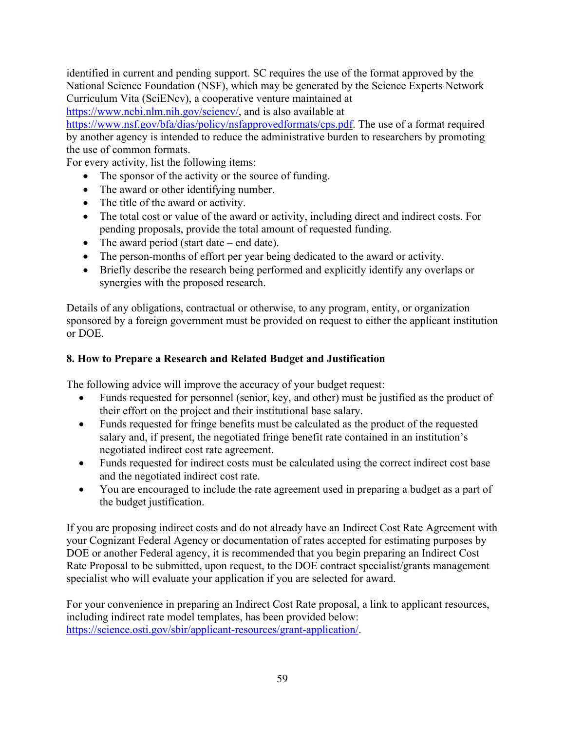identified in current and pending support. SC requires the use of the format approved by the National Science Foundation (NSF), which may be generated by the Science Experts Network Curriculum Vita (SciENcv), a cooperative venture maintained at https://www.ncbi.nlm.nih.gov/sciencv/, and is also available at https://www.nsf.gov/bfa/dias/policy/nsfapprovedformats/cps.pdf. The use of a format required by another agency is intended to reduce the administrative burden to researchers by promoting the use of common formats.

For every activity, list the following items:

- The sponsor of the activity or the source of funding.
- The award or other identifying number.
- The title of the award or activity.
- The total cost or value of the award or activity, including direct and indirect costs. For pending proposals, provide the total amount of requested funding.
- The award period (start date – end date).
- The person-months of effort per year being dedicated to the award or activity.
- Briefly describe the research being performed and explicitly identify any overlaps or synergies with the proposed research.

Details of any obligations, contractual or otherwise, to any program, entity, or organization sponsored by a foreign government must be provided on request to either the applicant institution or DOE.

### 8. How to Prepare a Research and Related Budget and Justification

The following advice will improve the accuracy of your budget request:

- Funds requested for personnel (senior, key, and other) must be justified as the product of their effort on the project and their institutional base salary.
- Funds requested for fringe benefits must be calculated as the product of the requested salary and, if present, the negotiated fringe benefit rate contained in an institution's negotiated indirect cost rate agreement.
- Funds requested for indirect costs must be calculated using the correct indirect cost base and the negotiated indirect cost rate.
- You are encouraged to include the rate agreement used in preparing a budget as a part of the budget justification.

If you are proposing indirect costs and do not already have an Indirect Cost Rate Agreement with your Cognizant Federal Agency or documentation of rates accepted for estimating purposes by DOE or another Federal agency, it is recommended that you begin preparing an Indirect Cost Rate Proposal to be submitted, upon request, to the DOE contract specialist/grants management specialist who will evaluate your application if you are selected for award.

For your convenience in preparing an Indirect Cost Rate proposal, a link to applicant resources, including indirect rate model templates, has been provided below: https://science.osti.gov/sbir/applicant-resources/grant-application/.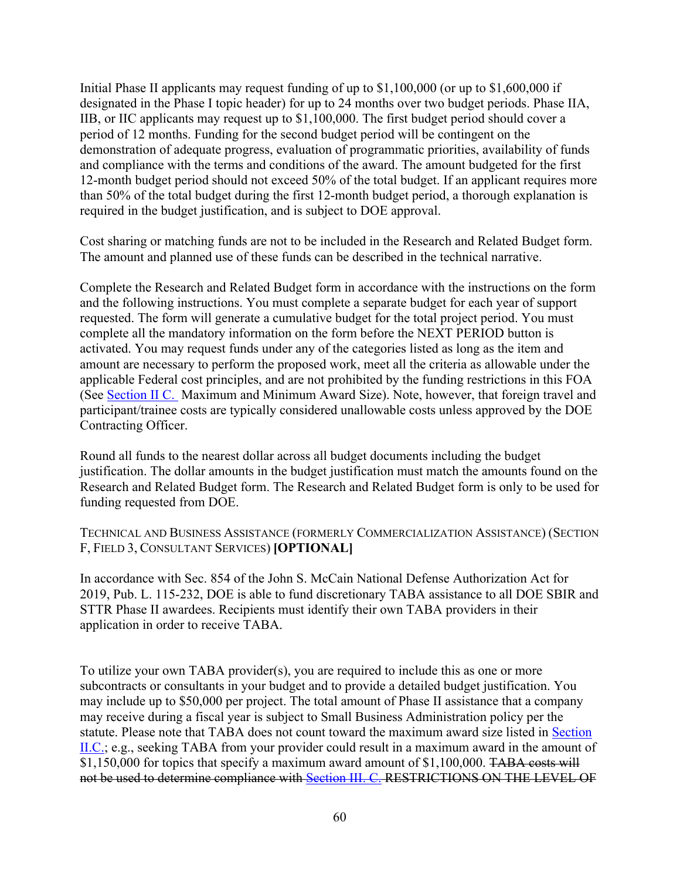Initial Phase II applicants may request funding of up to $1,100,000 (or up to $1,600,000 if designated in the Phase I topic header) for up to 24 months over two budget periods. Phase IIA, IIB, or IIC applicants may request up to $1,100,000. The first budget period should cover a period of 12 months. Funding for the second budget period will be contingent on the demonstration of adequate progress, evaluation of programmatic priorities, availability of funds and compliance with the terms and conditions of the award. The amount budgeted for the first 12-month budget period should not exceed 50% of the total budget. If an applicant requires more than 50% of the total budget during the first 12-month budget period, a thorough explanation is required in the budget justification, and is subject to DOE approval.

Cost sharing or matching funds are not to be included in the Research and Related Budget form. The amount and planned use of these funds can be described in the technical narrative.

Complete the Research and Related Budget form in accordance with the instructions on the form and the following instructions. You must complete a separate budget for each year of support requested. The form will generate a cumulative budget for the total project period. You must complete all the mandatory information on the form before the NEXT PERIOD button is activated. You may request funds under any of the categories listed as long as the item and amount are necessary to perform the proposed work, meet all the criteria as allowable under the applicable Federal cost principles, and are not prohibited by the funding restrictions in this FOA (See Section II C. Maximum and Minimum Award Size). Note, however, that foreign travel and participant/trainee costs are typically considered unallowable costs unless approved by the DOE Contracting Officer.

Round all funds to the nearest dollar across all budget documents including the budget justification. The dollar amounts in the budget justification must match the amounts found on the Research and Related Budget form. The Research and Related Budget form is only to be used for funding requested from DOE.

TECHNICAL AND BUSINESS ASSISTANCE (FORMERLY COMMERCIALIZATION ASSISTANCE) (SECTION F, FIELD 3, CONSULTANT SERVICES) **[OPTIONAL]**

In accordance with Sec. 854 of the John S. McCain National Defense Authorization Act for 2019, Pub. L. 115-232, DOE is able to fund discretionary TABA assistance to all DOE SBIR and STTR Phase II awardees. Recipients must identify their own TABA providers in their application in order to receive TABA.

To utilize your own TABA provider(s), you are required to include this as one or more subcontracts or consultants in your budget and to provide a detailed budget justification. You may include up to $50,000 per project. The total amount of Phase II assistance that a company may receive during a fiscal year is subject to Small Business Administration policy per the statute. Please note that TABA does not count toward the maximum award size listed in Section II.C.; e.g., seeking TABA from your provider could result in a maximum award in the amount of $1,150,000 for topics that specify a maximum award amount of $1,100,000. ~~TABA costs will not be used to determine compliance with Section III. C. RESTRICTIONS ON THE LEVEL OF~~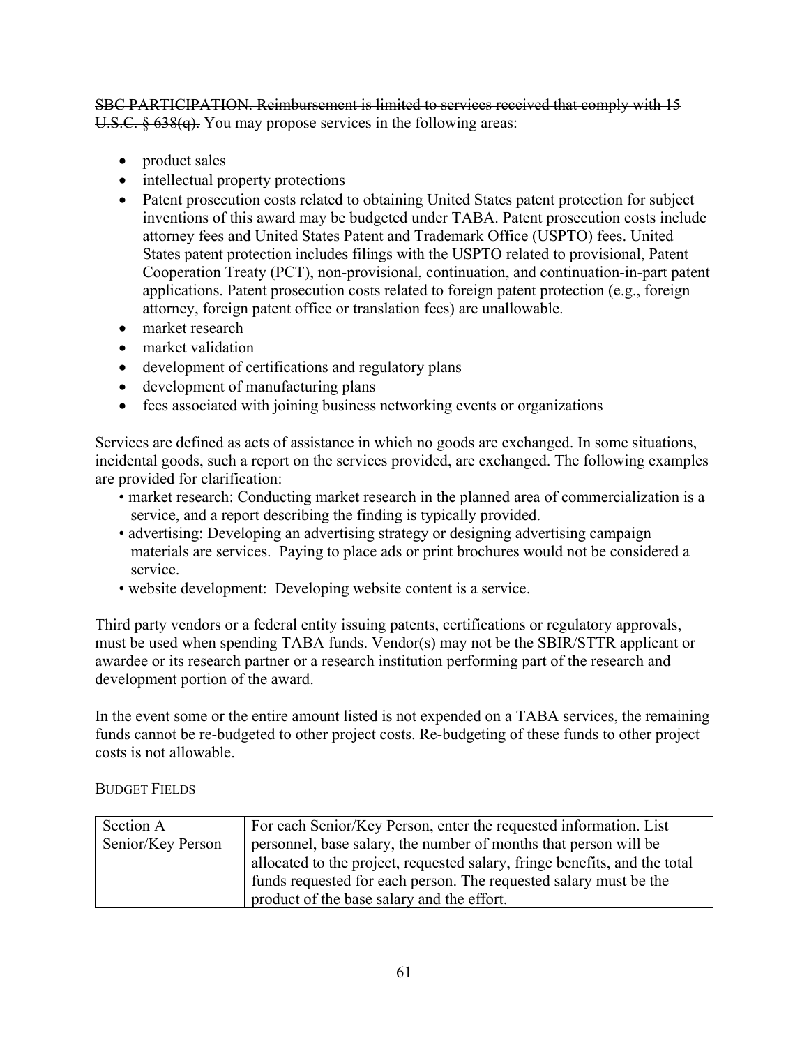~~SBC PARTICIPATION. Reimbursement is limited to services received that comply with 15 U.S.C. § 638(q).~~ You may propose services in the following areas:

- product sales
- intellectual property protections
- Patent prosecution costs related to obtaining United States patent protection for subject inventions of this award may be budgeted under TABA. Patent prosecution costs include attorney fees and United States Patent and Trademark Office (USPTO) fees. United States patent protection includes filings with the USPTO related to provisional, Patent Cooperation Treaty (PCT), non-provisional, continuation, and continuation-in-part patent applications. Patent prosecution costs related to foreign patent protection (e.g., foreign attorney, foreign patent office or translation fees) are unallowable.
- market research
- market validation
- development of certifications and regulatory plans
- development of manufacturing plans
- fees associated with joining business networking events or organizations

Services are defined as acts of assistance in which no goods are exchanged. In some situations, incidental goods, such a report on the services provided, are exchanged. The following examples are provided for clarification:

- market research: Conducting market research in the planned area of commercialization is a service, and a report describing the finding is typically provided.
- advertising: Developing an advertising strategy or designing advertising campaign materials are services. Paying to place ads or print brochures would not be considered a service.
- website development: Developing website content is a service.

Third party vendors or a federal entity issuing patents, certifications or regulatory approvals, must be used when spending TABA funds. Vendor(s) may not be the SBIR/STTR applicant or awardee or its research partner or a research institution performing part of the research and development portion of the award.

In the event some or the entire amount listed is not expended on a TABA services, the remaining funds cannot be re-budgeted to other project costs. Re-budgeting of these funds to other project costs is not allowable.

BUDGET FIELDS

| Section A Senior/Key Person | For each Senior/Key Person, enter the requested information. List personnel, base salary, the number of months that person will be allocated to the project, requested salary, fringe benefits, and the total funds requested for each person. The requested salary must be the product of the base salary and the effort. |
|---|---|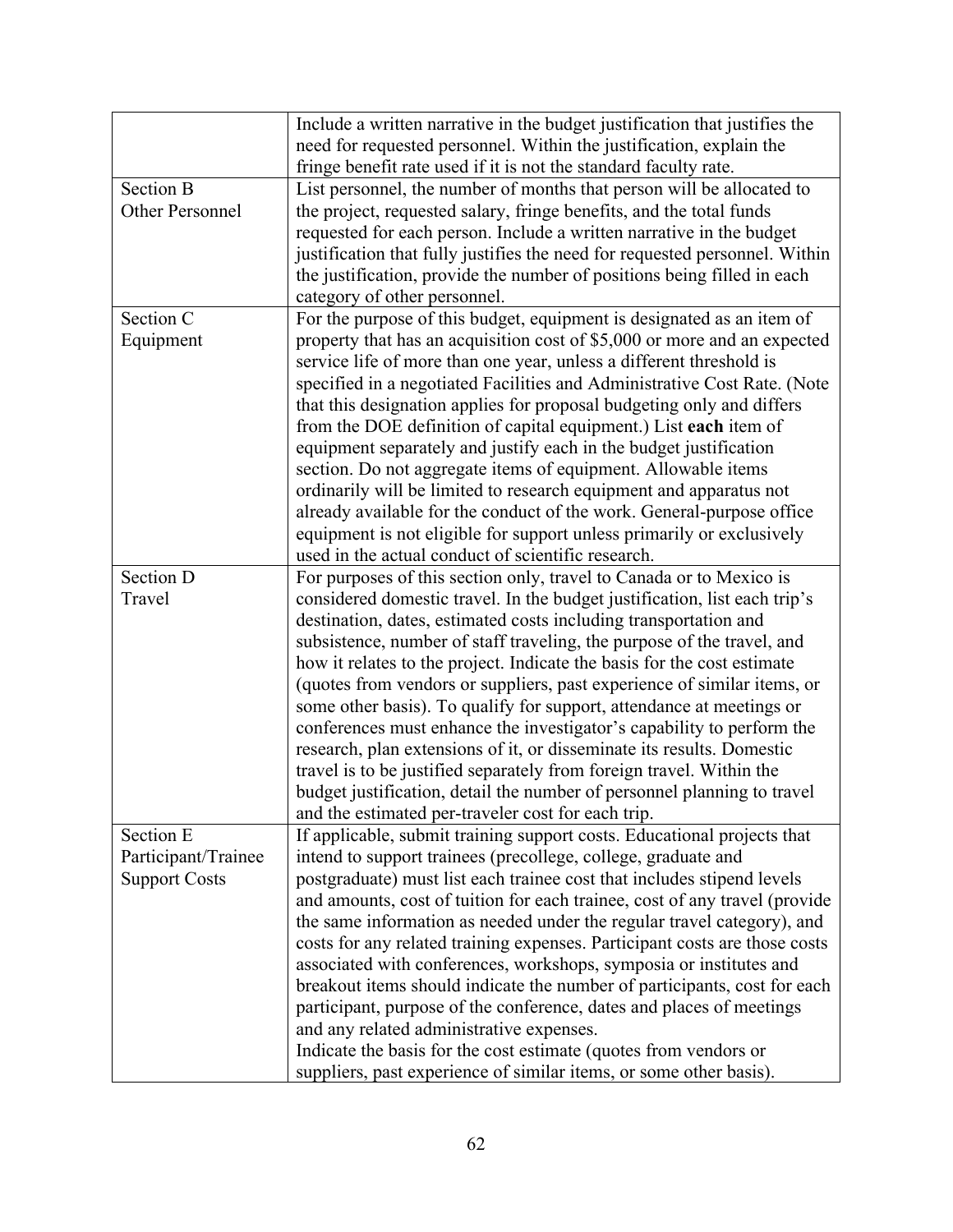| | |
|---|---|
| | Include a written narrative in the budget justification that justifies the need for requested personnel. Within the justification, explain the fringe benefit rate used if it is not the standard faculty rate. |
| Section B<br>Other Personnel | List personnel, the number of months that person will be allocated to the project, requested salary, fringe benefits, and the total funds requested for each person. Include a written narrative in the budget justification that fully justifies the need for requested personnel. Within the justification, provide the number of positions being filled in each category of other personnel. |
| Section C<br>Equipment | For the purpose of this budget, equipment is designated as an item of property that has an acquisition cost of $5,000 or more and an expected service life of more than one year, unless a different threshold is specified in a negotiated Facilities and Administrative Cost Rate. (Note that this designation applies for proposal budgeting only and differs from the DOE definition of capital equipment.) List **each** item of equipment separately and justify each in the budget justification section. Do not aggregate items of equipment. Allowable items ordinarily will be limited to research equipment and apparatus not already available for the conduct of the work. General-purpose office equipment is not eligible for support unless primarily or exclusively used in the actual conduct of scientific research. |
| Section D<br>Travel | For purposes of this section only, travel to Canada or to Mexico is considered domestic travel. In the budget justification, list each trip's destination, dates, estimated costs including transportation and subsistence, number of staff traveling, the purpose of the travel, and how it relates to the project. Indicate the basis for the cost estimate (quotes from vendors or suppliers, past experience of similar items, or some other basis). To qualify for support, attendance at meetings or conferences must enhance the investigator's capability to perform the research, plan extensions of it, or disseminate its results. Domestic travel is to be justified separately from foreign travel. Within the budget justification, detail the number of personnel planning to travel and the estimated per-traveler cost for each trip. |
| Section E<br>Participant/Trainee Support Costs | If applicable, submit training support costs. Educational projects that intend to support trainees (precollege, college, graduate and postgraduate) must list each trainee cost that includes stipend levels and amounts, cost of tuition for each trainee, cost of any travel (provide the same information as needed under the regular travel category), and costs for any related training expenses. Participant costs are those costs associated with conferences, workshops, symposia or institutes and breakout items should indicate the number of participants, cost for each participant, purpose of the conference, dates and places of meetings and any related administrative expenses.<br>Indicate the basis for the cost estimate (quotes from vendors or suppliers, past experience of similar items, or some other basis). |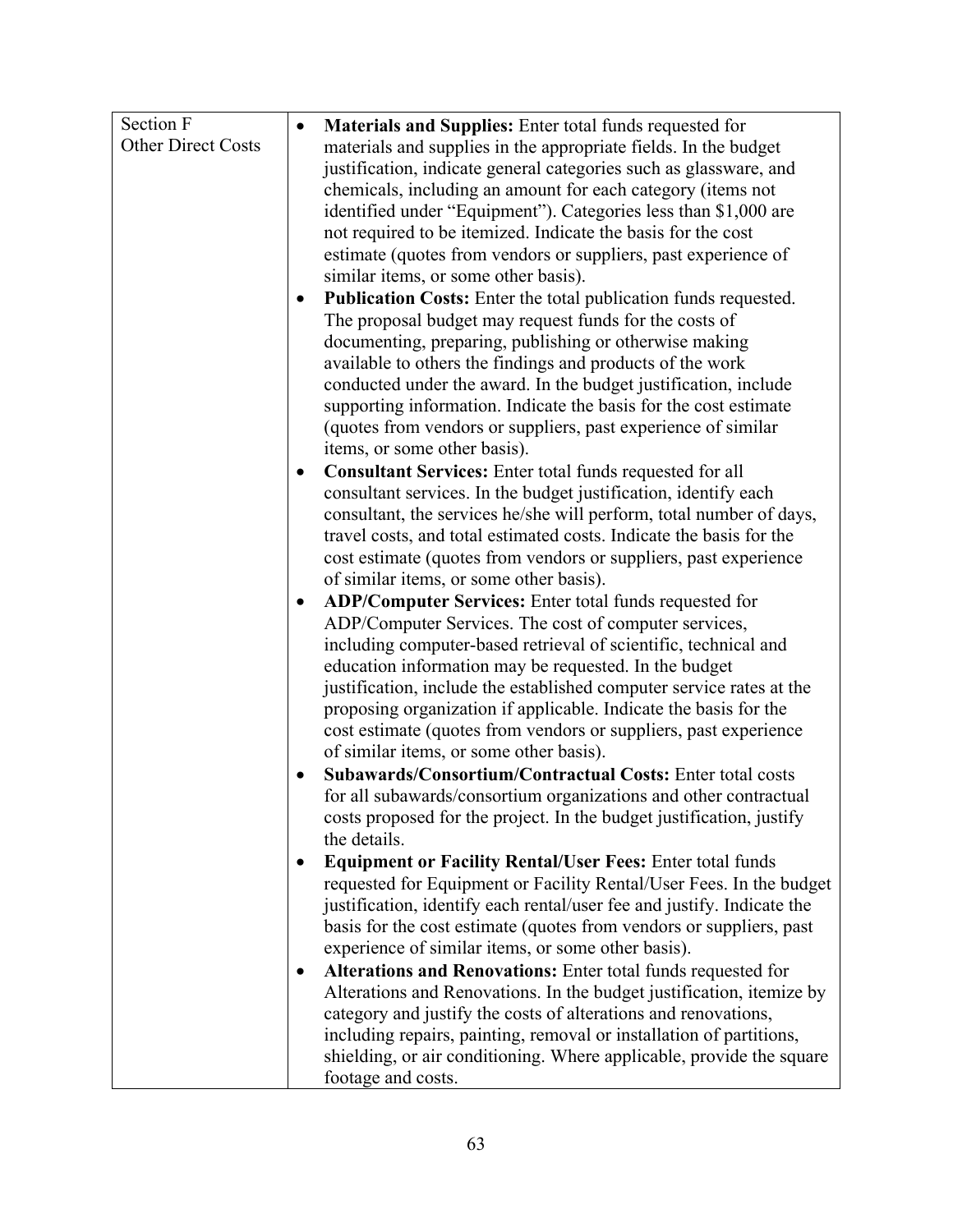| Section F Other Direct Costs | <ul><li>**Materials and Supplies:** Enter total funds requested for materials and supplies in the appropriate fields. In the budget justification, indicate general categories such as glassware, and chemicals, including an amount for each category (items not identified under "Equipment"). Categories less than $1,000 are not required to be itemized. Indicate the basis for the cost estimate (quotes from vendors or suppliers, past experience of similar items, or some other basis).</li><li>**Publication Costs:** Enter the total publication funds requested. The proposal budget may request funds for the costs of documenting, preparing, publishing or otherwise making available to others the findings and products of the work conducted under the award. In the budget justification, include supporting information. Indicate the basis for the cost estimate (quotes from vendors or suppliers, past experience of similar items, or some other basis).</li><li>**Consultant Services:** Enter total funds requested for all consultant services. In the budget justification, identify each consultant, the services he/she will perform, total number of days, travel costs, and total estimated costs. Indicate the basis for the cost estimate (quotes from vendors or suppliers, past experience of similar items, or some other basis).</li><li>**ADP/Computer Services:** Enter total funds requested for ADP/Computer Services. The cost of computer services, including computer-based retrieval of scientific, technical and education information may be requested. In the budget justification, include the established computer service rates at the proposing organization if applicable. Indicate the basis for the cost estimate (quotes from vendors or suppliers, past experience of similar items, or some other basis).</li><li>**Subawards/Consortium/Contractual Costs:** Enter total costs for all subawards/consortium organizations and other contractual costs proposed for the project. In the budget justification, justify the details.</li><li>**Equipment or Facility Rental/User Fees:** Enter total funds requested for Equipment or Facility Rental/User Fees. In the budget justification, identify each rental/user fee and justify. Indicate the basis for the cost estimate (quotes from vendors or suppliers, past experience of similar items, or some other basis).</li><li>**Alterations and Renovations:** Enter total funds requested for Alterations and Renovations. In the budget justification, itemize by category and justify the costs of alterations and renovations, including repairs, painting, removal or installation of partitions, shielding, or air conditioning. Where applicable, provide the square footage and costs.</li></ul> |
|---|---|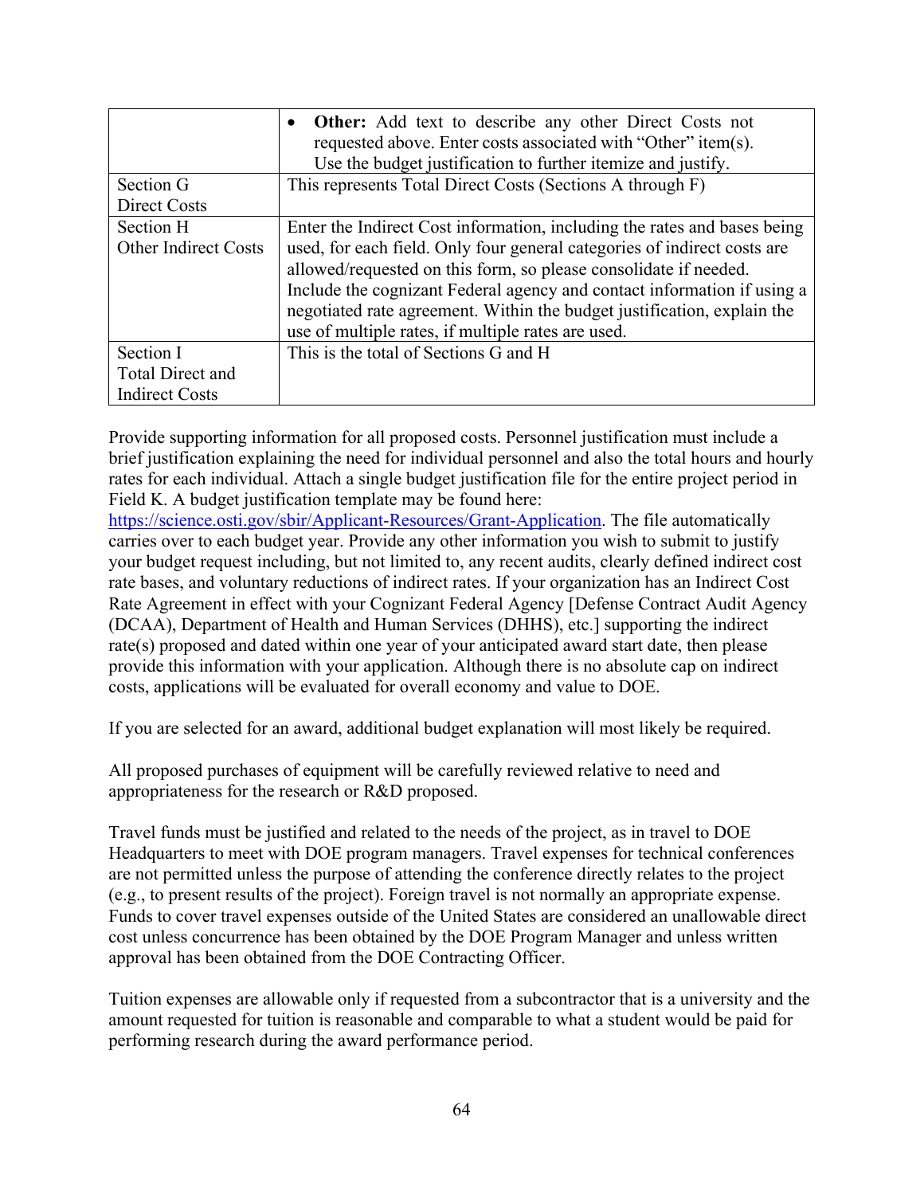| | |
|---|---|
| | • **Other:** Add text to describe any other Direct Costs not requested above. Enter costs associated with "Other" item(s). Use the budget justification to further itemize and justify. |
| Section G Direct Costs | This represents Total Direct Costs (Sections A through F) |
| Section H Other Indirect Costs | Enter the Indirect Cost information, including the rates and bases being used, for each field. Only four general categories of indirect costs are allowed/requested on this form, so please consolidate if needed. Include the cognizant Federal agency and contact information if using a negotiated rate agreement. Within the budget justification, explain the use of multiple rates, if multiple rates are used. |
| Section I Total Direct and Indirect Costs | This is the total of Sections G and H |

Provide supporting information for all proposed costs. Personnel justification must include a brief justification explaining the need for individual personnel and also the total hours and hourly rates for each individual. Attach a single budget justification file for the entire project period in Field K. A budget justification template may be found here: https://science.osti.gov/sbir/Applicant-Resources/Grant-Application. The file automatically carries over to each budget year. Provide any other information you wish to submit to justify your budget request including, but not limited to, any recent audits, clearly defined indirect cost rate bases, and voluntary reductions of indirect rates. If your organization has an Indirect Cost Rate Agreement in effect with your Cognizant Federal Agency [Defense Contract Audit Agency (DCAA), Department of Health and Human Services (DHHS), etc.] supporting the indirect rate(s) proposed and dated within one year of your anticipated award start date, then please provide this information with your application. Although there is no absolute cap on indirect costs, applications will be evaluated for overall economy and value to DOE.

If you are selected for an award, additional budget explanation will most likely be required.

All proposed purchases of equipment will be carefully reviewed relative to need and appropriateness for the research or R&D proposed.

Travel funds must be justified and related to the needs of the project, as in travel to DOE Headquarters to meet with DOE program managers. Travel expenses for technical conferences are not permitted unless the purpose of attending the conference directly relates to the project (e.g., to present results of the project). Foreign travel is not normally an appropriate expense. Funds to cover travel expenses outside of the United States are considered an unallowable direct cost unless concurrence has been obtained by the DOE Program Manager and unless written approval has been obtained from the DOE Contracting Officer.

Tuition expenses are allowable only if requested from a subcontractor that is a university and the amount requested for tuition is reasonable and comparable to what a student would be paid for performing research during the award performance period.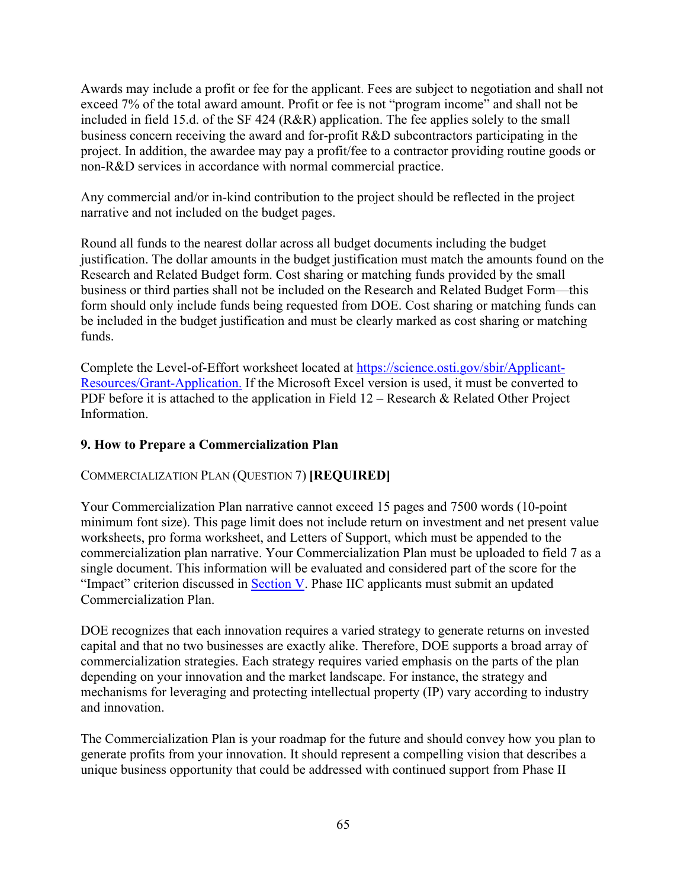Awards may include a profit or fee for the applicant. Fees are subject to negotiation and shall not exceed 7% of the total award amount. Profit or fee is not "program income" and shall not be included in field 15.d. of the SF 424 (R&R) application. The fee applies solely to the small business concern receiving the award and for-profit R&D subcontractors participating in the project. In addition, the awardee may pay a profit/fee to a contractor providing routine goods or non-R&D services in accordance with normal commercial practice.

Any commercial and/or in-kind contribution to the project should be reflected in the project narrative and not included on the budget pages.

Round all funds to the nearest dollar across all budget documents including the budget justification. The dollar amounts in the budget justification must match the amounts found on the Research and Related Budget form. Cost sharing or matching funds provided by the small business or third parties shall not be included on the Research and Related Budget Form—this form should only include funds being requested from DOE. Cost sharing or matching funds can be included in the budget justification and must be clearly marked as cost sharing or matching funds.

Complete the Level-of-Effort worksheet located at [https://science.osti.gov/sbir/Applicant-Resources/Grant-Application.](https://science.osti.gov/sbir/Applicant-Resources/Grant-Application) If the Microsoft Excel version is used, it must be converted to PDF before it is attached to the application in Field 12 – Research & Related Other Project Information.

### 9. How to Prepare a Commercialization Plan

COMMERCIALIZATION PLAN (QUESTION 7) **[REQUIRED]**

Your Commercialization Plan narrative cannot exceed 15 pages and 7500 words (10-point minimum font size). This page limit does not include return on investment and net present value worksheets, pro forma worksheet, and Letters of Support, which must be appended to the commercialization plan narrative. Your Commercialization Plan must be uploaded to field 7 as a single document. This information will be evaluated and considered part of the score for the "Impact" criterion discussed in Section V. Phase IIC applicants must submit an updated Commercialization Plan.

DOE recognizes that each innovation requires a varied strategy to generate returns on invested capital and that no two businesses are exactly alike. Therefore, DOE supports a broad array of commercialization strategies. Each strategy requires varied emphasis on the parts of the plan depending on your innovation and the market landscape. For instance, the strategy and mechanisms for leveraging and protecting intellectual property (IP) vary according to industry and innovation.

The Commercialization Plan is your roadmap for the future and should convey how you plan to generate profits from your innovation. It should represent a compelling vision that describes a unique business opportunity that could be addressed with continued support from Phase II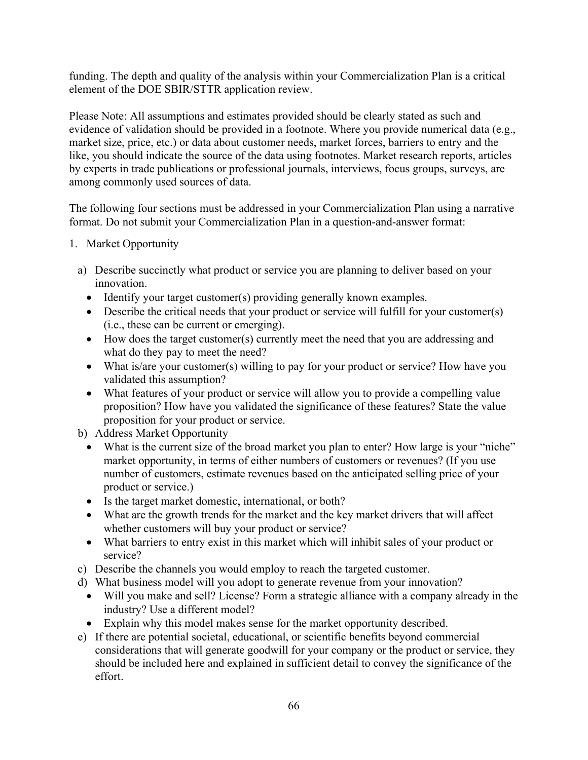funding. The depth and quality of the analysis within your Commercialization Plan is a critical element of the DOE SBIR/STTR application review.

Please Note: All assumptions and estimates provided should be clearly stated as such and evidence of validation should be provided in a footnote. Where you provide numerical data (e.g., market size, price, etc.) or data about customer needs, market forces, barriers to entry and the like, you should indicate the source of the data using footnotes. Market research reports, articles by experts in trade publications or professional journals, interviews, focus groups, surveys, are among commonly used sources of data.

The following four sections must be addressed in your Commercialization Plan using a narrative format. Do not submit your Commercialization Plan in a question-and-answer format:

1. Market Opportunity

   a) Describe succinctly what product or service you are planning to deliver based on your innovation.
      - Identify your target customer(s) providing generally known examples.
      - Describe the critical needs that your product or service will fulfill for your customer(s) (i.e., these can be current or emerging).
      - How does the target customer(s) currently meet the need that you are addressing and what do they pay to meet the need?
      - What is/are your customer(s) willing to pay for your product or service? How have you validated this assumption?
      - What features of your product or service will allow you to provide a compelling value proposition? How have you validated the significance of these features? State the value proposition for your product or service.

   b) Address Market Opportunity
      - What is the current size of the broad market you plan to enter? How large is your "niche" market opportunity, in terms of either numbers of customers or revenues? (If you use number of customers, estimate revenues based on the anticipated selling price of your product or service.)
      - Is the target market domestic, international, or both?
      - What are the growth trends for the market and the key market drivers that will affect whether customers will buy your product or service?
      - What barriers to entry exist in this market which will inhibit sales of your product or service?

   c) Describe the channels you would employ to reach the targeted customer.

   d) What business model will you adopt to generate revenue from your innovation?
      - Will you make and sell? License? Form a strategic alliance with a company already in the industry? Use a different model?
      - Explain why this model makes sense for the market opportunity described.

   e) If there are potential societal, educational, or scientific benefits beyond commercial considerations that will generate goodwill for your company or the product or service, they should be included here and explained in sufficient detail to convey the significance of the effort.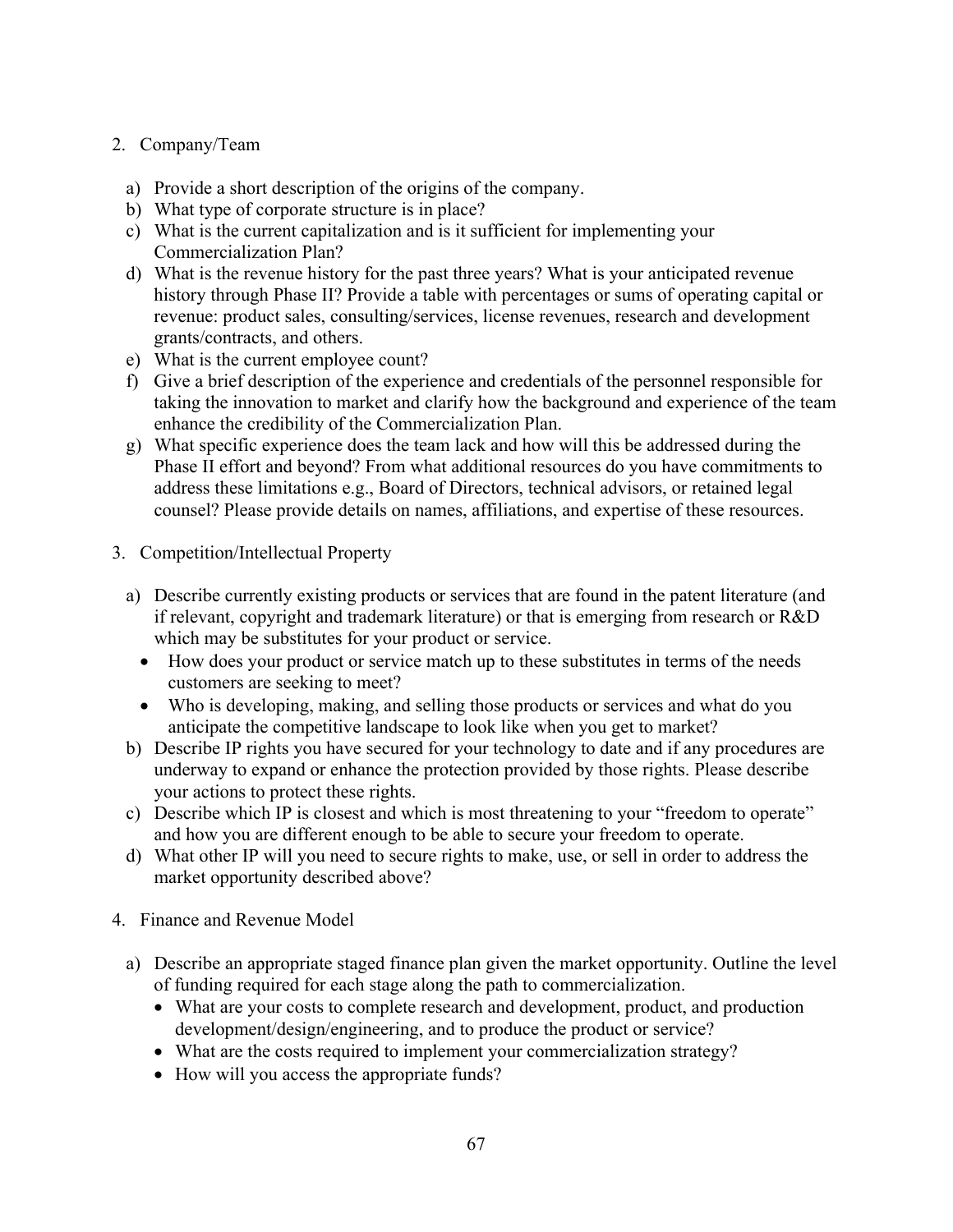2. Company/Team

   a) Provide a short description of the origins of the company.
   b) What type of corporate structure is in place?
   c) What is the current capitalization and is it sufficient for implementing your Commercialization Plan?
   d) What is the revenue history for the past three years? What is your anticipated revenue history through Phase II? Provide a table with percentages or sums of operating capital or revenue: product sales, consulting/services, license revenues, research and development grants/contracts, and others.
   e) What is the current employee count?
   f) Give a brief description of the experience and credentials of the personnel responsible for taking the innovation to market and clarify how the background and experience of the team enhance the credibility of the Commercialization Plan.
   g) What specific experience does the team lack and how will this be addressed during the Phase II effort and beyond? From what additional resources do you have commitments to address these limitations e.g., Board of Directors, technical advisors, or retained legal counsel? Please provide details on names, affiliations, and expertise of these resources.

3. Competition/Intellectual Property

   a) Describe currently existing products or services that are found in the patent literature (and if relevant, copyright and trademark literature) or that is emerging from research or R&D which may be substitutes for your product or service.
      - How does your product or service match up to these substitutes in terms of the needs customers are seeking to meet?
      - Who is developing, making, and selling those products or services and what do you anticipate the competitive landscape to look like when you get to market?
   b) Describe IP rights you have secured for your technology to date and if any procedures are underway to expand or enhance the protection provided by those rights. Please describe your actions to protect these rights.
   c) Describe which IP is closest and which is most threatening to your "freedom to operate" and how you are different enough to be able to secure your freedom to operate.
   d) What other IP will you need to secure rights to make, use, or sell in order to address the market opportunity described above?

4. Finance and Revenue Model

   a) Describe an appropriate staged finance plan given the market opportunity. Outline the level of funding required for each stage along the path to commercialization.
      - What are your costs to complete research and development, product, and production development/design/engineering, and to produce the product or service?
      - What are the costs required to implement your commercialization strategy?
      - How will you access the appropriate funds?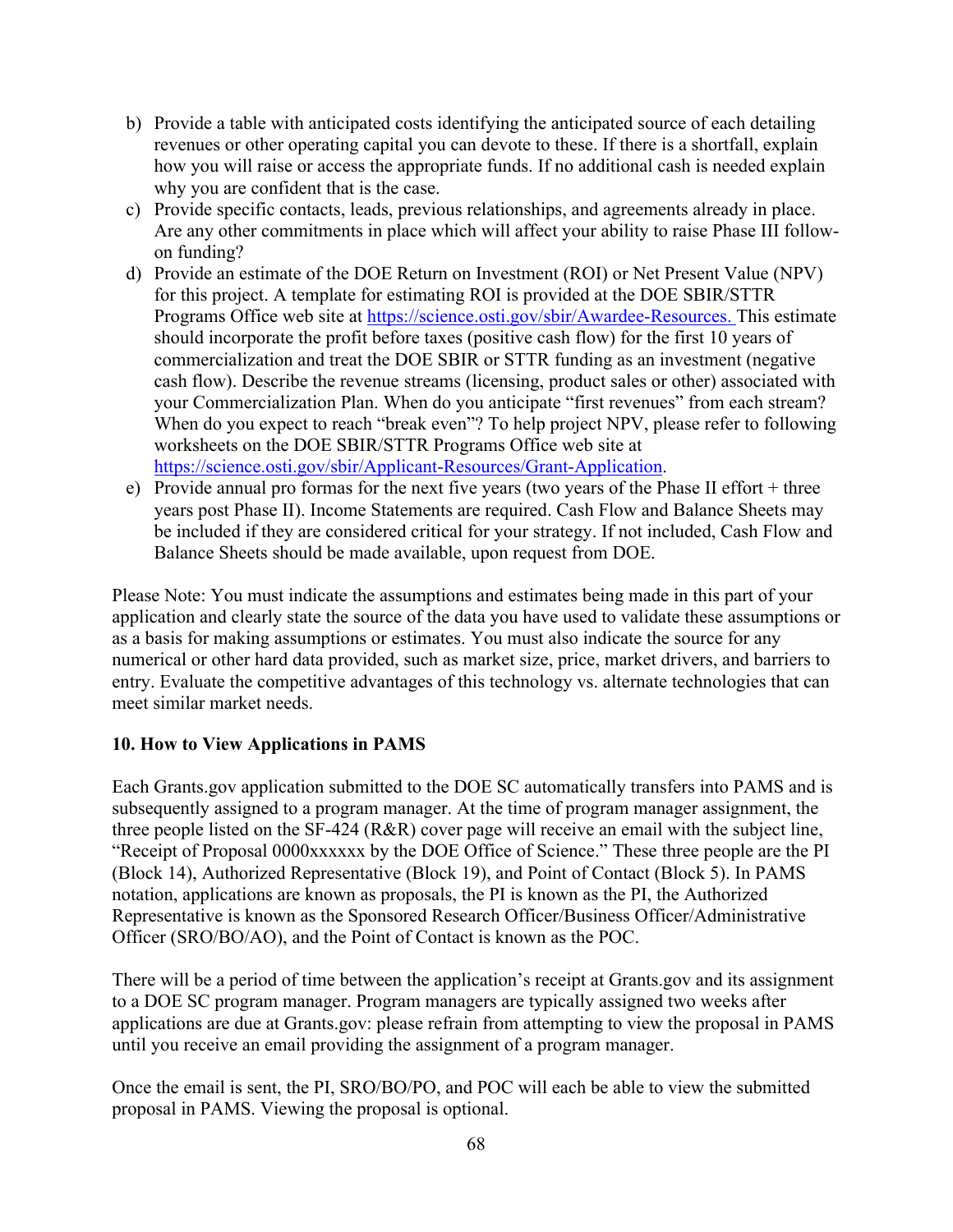b) Provide a table with anticipated costs identifying the anticipated source of each detailing revenues or other operating capital you can devote to these. If there is a shortfall, explain how you will raise or access the appropriate funds. If no additional cash is needed explain why you are confident that is the case.
c) Provide specific contacts, leads, previous relationships, and agreements already in place. Are any other commitments in place which will affect your ability to raise Phase III follow-on funding?
d) Provide an estimate of the DOE Return on Investment (ROI) or Net Present Value (NPV) for this project. A template for estimating ROI is provided at the DOE SBIR/STTR Programs Office web site at https://science.osti.gov/sbir/Awardee-Resources. This estimate should incorporate the profit before taxes (positive cash flow) for the first 10 years of commercialization and treat the DOE SBIR or STTR funding as an investment (negative cash flow). Describe the revenue streams (licensing, product sales or other) associated with your Commercialization Plan. When do you anticipate "first revenues" from each stream? When do you expect to reach "break even"? To help project NPV, please refer to following worksheets on the DOE SBIR/STTR Programs Office web site at https://science.osti.gov/sbir/Applicant-Resources/Grant-Application.
e) Provide annual pro formas for the next five years (two years of the Phase II effort + three years post Phase II). Income Statements are required. Cash Flow and Balance Sheets may be included if they are considered critical for your strategy. If not included, Cash Flow and Balance Sheets should be made available, upon request from DOE.

Please Note: You must indicate the assumptions and estimates being made in this part of your application and clearly state the source of the data you have used to validate these assumptions or as a basis for making assumptions or estimates. You must also indicate the source for any numerical or other hard data provided, such as market size, price, market drivers, and barriers to entry. Evaluate the competitive advantages of this technology vs. alternate technologies that can meet similar market needs.

**10. How to View Applications in PAMS**

Each Grants.gov application submitted to the DOE SC automatically transfers into PAMS and is subsequently assigned to a program manager. At the time of program manager assignment, the three people listed on the SF-424 (R&R) cover page will receive an email with the subject line, "Receipt of Proposal 0000xxxxxx by the DOE Office of Science." These three people are the PI (Block 14), Authorized Representative (Block 19), and Point of Contact (Block 5). In PAMS notation, applications are known as proposals, the PI is known as the PI, the Authorized Representative is known as the Sponsored Research Officer/Business Officer/Administrative Officer (SRO/BO/AO), and the Point of Contact is known as the POC.

There will be a period of time between the application's receipt at Grants.gov and its assignment to a DOE SC program manager. Program managers are typically assigned two weeks after applications are due at Grants.gov: please refrain from attempting to view the proposal in PAMS until you receive an email providing the assignment of a program manager.

Once the email is sent, the PI, SRO/BO/PO, and POC will each be able to view the submitted proposal in PAMS. Viewing the proposal is optional.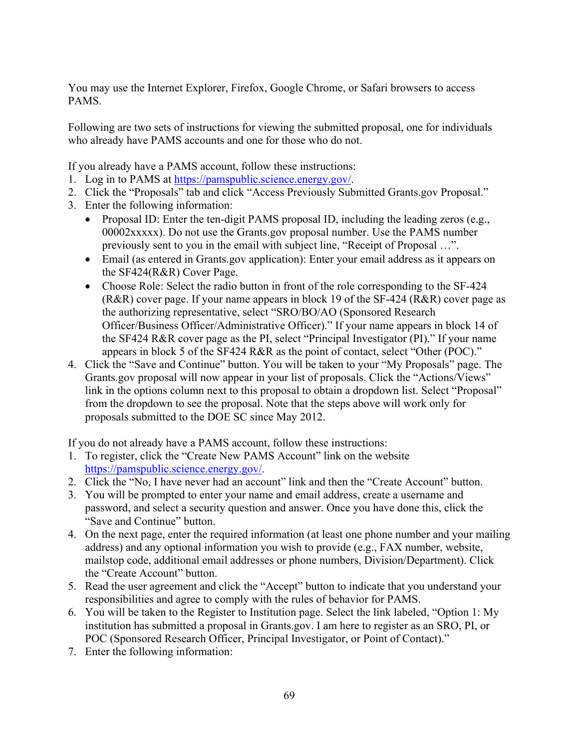You may use the Internet Explorer, Firefox, Google Chrome, or Safari browsers to access PAMS.

Following are two sets of instructions for viewing the submitted proposal, one for individuals who already have PAMS accounts and one for those who do not.

If you already have a PAMS account, follow these instructions:

1. Log in to PAMS at https://pamspublic.science.energy.gov/.
2. Click the "Proposals" tab and click "Access Previously Submitted Grants.gov Proposal."
3. Enter the following information:
   - Proposal ID: Enter the ten-digit PAMS proposal ID, including the leading zeros (e.g., 00002xxxxx). Do not use the Grants.gov proposal number. Use the PAMS number previously sent to you in the email with subject line, "Receipt of Proposal …".
   - Email (as entered in Grants.gov application): Enter your email address as it appears on the SF424(R&R) Cover Page.
   - Choose Role: Select the radio button in front of the role corresponding to the SF-424 (R&R) cover page. If your name appears in block 19 of the SF-424 (R&R) cover page as the authorizing representative, select "SRO/BO/AO (Sponsored Research Officer/Business Officer/Administrative Officer)." If your name appears in block 14 of the SF424 R&R cover page as the PI, select "Principal Investigator (PI)." If your name appears in block 5 of the SF424 R&R as the point of contact, select "Other (POC)."
4. Click the "Save and Continue" button. You will be taken to your "My Proposals" page. The Grants.gov proposal will now appear in your list of proposals. Click the "Actions/Views" link in the options column next to this proposal to obtain a dropdown list. Select "Proposal" from the dropdown to see the proposal. Note that the steps above will work only for proposals submitted to the DOE SC since May 2012.

If you do not already have a PAMS account, follow these instructions:

1. To register, click the "Create New PAMS Account" link on the website https://pamspublic.science.energy.gov/.
2. Click the "No, I have never had an account" link and then the "Create Account" button.
3. You will be prompted to enter your name and email address, create a username and password, and select a security question and answer. Once you have done this, click the "Save and Continue" button.
4. On the next page, enter the required information (at least one phone number and your mailing address) and any optional information you wish to provide (e.g., FAX number, website, mailstop code, additional email addresses or phone numbers, Division/Department). Click the "Create Account" button.
5. Read the user agreement and click the "Accept" button to indicate that you understand your responsibilities and agree to comply with the rules of behavior for PAMS.
6. You will be taken to the Register to Institution page. Select the link labeled, "Option 1: My institution has submitted a proposal in Grants.gov. I am here to register as an SRO, PI, or POC (Sponsored Research Officer, Principal Investigator, or Point of Contact)."
7. Enter the following information: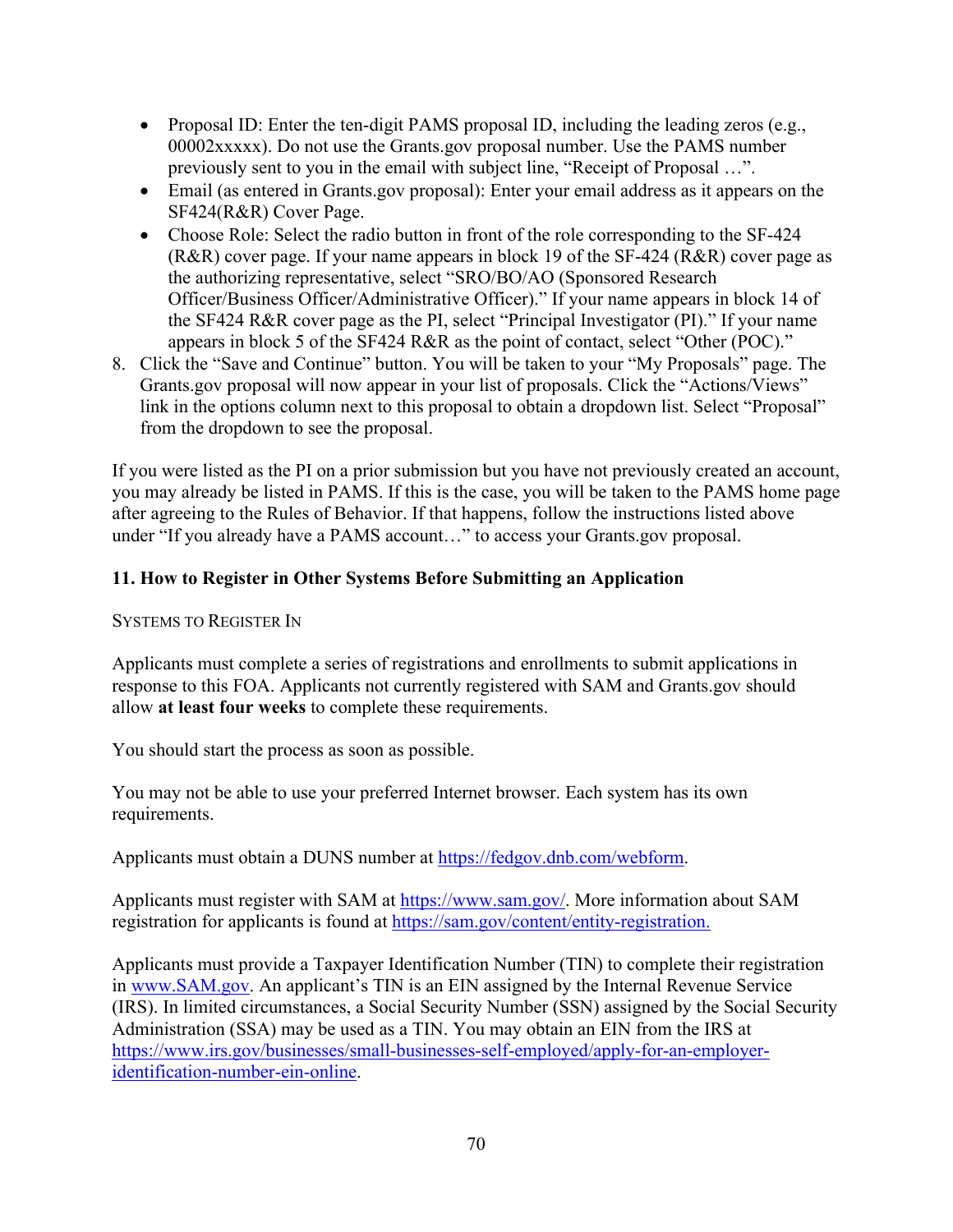- Proposal ID: Enter the ten-digit PAMS proposal ID, including the leading zeros (e.g., 00002xxxxx). Do not use the Grants.gov proposal number. Use the PAMS number previously sent to you in the email with subject line, "Receipt of Proposal …".
- Email (as entered in Grants.gov proposal): Enter your email address as it appears on the SF424(R&R) Cover Page.
- Choose Role: Select the radio button in front of the role corresponding to the SF-424 (R&R) cover page. If your name appears in block 19 of the SF-424 (R&R) cover page as the authorizing representative, select "SRO/BO/AO (Sponsored Research Officer/Business Officer/Administrative Officer)." If your name appears in block 14 of the SF424 R&R cover page as the PI, select "Principal Investigator (PI)." If your name appears in block 5 of the SF424 R&R as the point of contact, select "Other (POC)."

8. Click the "Save and Continue" button. You will be taken to your "My Proposals" page. The Grants.gov proposal will now appear in your list of proposals. Click the "Actions/Views" link in the options column next to this proposal to obtain a dropdown list. Select "Proposal" from the dropdown to see the proposal.

If you were listed as the PI on a prior submission but you have not previously created an account, you may already be listed in PAMS. If this is the case, you will be taken to the PAMS home page after agreeing to the Rules of Behavior. If that happens, follow the instructions listed above under "If you already have a PAMS account…" to access your Grants.gov proposal.

## 11. How to Register in Other Systems Before Submitting an Application

Systems to Register In

Applicants must complete a series of registrations and enrollments to submit applications in response to this FOA. Applicants not currently registered with SAM and Grants.gov should allow **at least four weeks** to complete these requirements.

You should start the process as soon as possible.

You may not be able to use your preferred Internet browser. Each system has its own requirements.

Applicants must obtain a DUNS number at https://fedgov.dnb.com/webform.

Applicants must register with SAM at https://www.sam.gov/. More information about SAM registration for applicants is found at https://sam.gov/content/entity-registration.

Applicants must provide a Taxpayer Identification Number (TIN) to complete their registration in www.SAM.gov. An applicant's TIN is an EIN assigned by the Internal Revenue Service (IRS). In limited circumstances, a Social Security Number (SSN) assigned by the Social Security Administration (SSA) may be used as a TIN. You may obtain an EIN from the IRS at https://www.irs.gov/businesses/small-businesses-self-employed/apply-for-an-employer-identification-number-ein-online.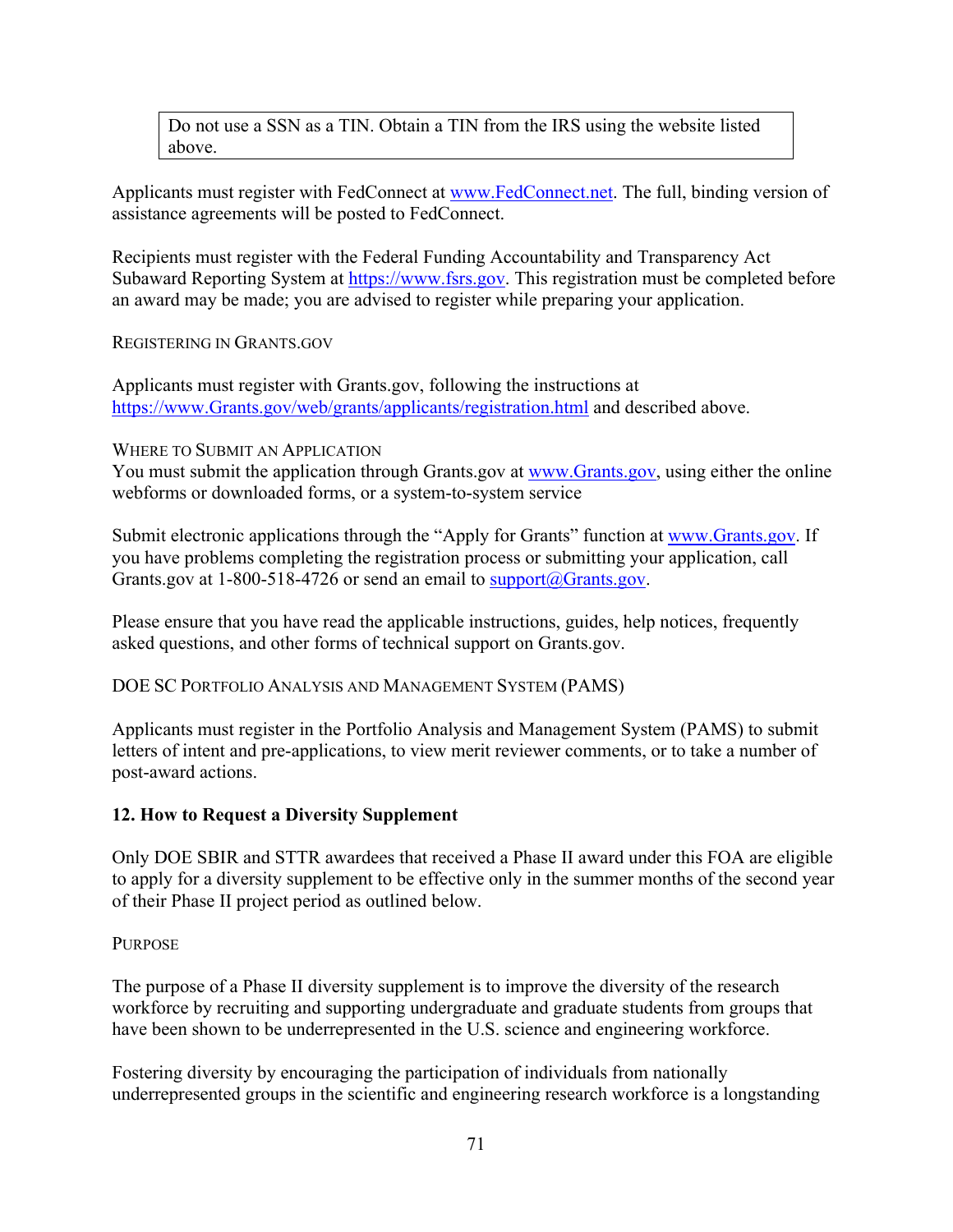> Do not use a SSN as a TIN. Obtain a TIN from the IRS using the website listed above.

Applicants must register with FedConnect at www.FedConnect.net. The full, binding version of assistance agreements will be posted to FedConnect.

Recipients must register with the Federal Funding Accountability and Transparency Act Subaward Reporting System at https://www.fsrs.gov. This registration must be completed before an award may be made; you are advised to register while preparing your application.

REGISTERING IN GRANTS.GOV

Applicants must register with Grants.gov, following the instructions at https://www.Grants.gov/web/grants/applicants/registration.html and described above.

WHERE TO SUBMIT AN APPLICATION

You must submit the application through Grants.gov at www.Grants.gov, using either the online webforms or downloaded forms, or a system-to-system service

Submit electronic applications through the "Apply for Grants" function at www.Grants.gov. If you have problems completing the registration process or submitting your application, call Grants.gov at 1-800-518-4726 or send an email to support@Grants.gov.

Please ensure that you have read the applicable instructions, guides, help notices, frequently asked questions, and other forms of technical support on Grants.gov.

DOE SC PORTFOLIO ANALYSIS AND MANAGEMENT SYSTEM (PAMS)

Applicants must register in the Portfolio Analysis and Management System (PAMS) to submit letters of intent and pre-applications, to view merit reviewer comments, or to take a number of post-award actions.

## 12. How to Request a Diversity Supplement

Only DOE SBIR and STTR awardees that received a Phase II award under this FOA are eligible to apply for a diversity supplement to be effective only in the summer months of the second year of their Phase II project period as outlined below.

PURPOSE

The purpose of a Phase II diversity supplement is to improve the diversity of the research workforce by recruiting and supporting undergraduate and graduate students from groups that have been shown to be underrepresented in the U.S. science and engineering workforce.

Fostering diversity by encouraging the participation of individuals from nationally underrepresented groups in the scientific and engineering research workforce is a longstanding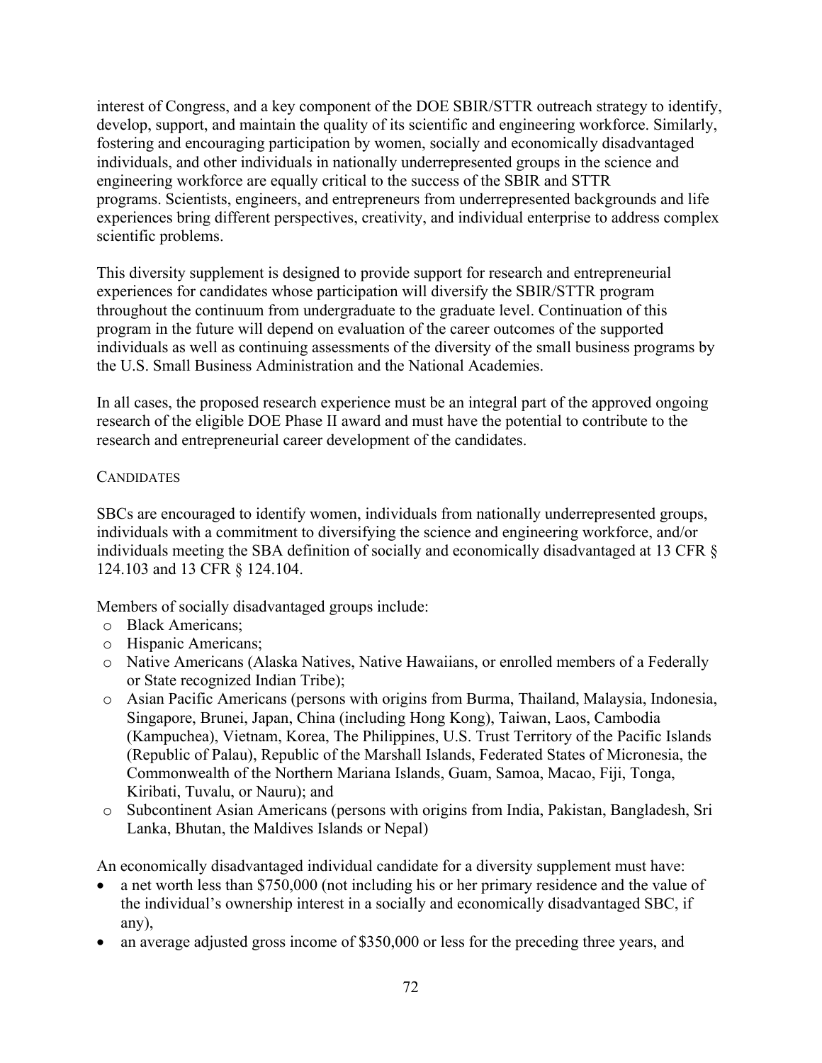interest of Congress, and a key component of the DOE SBIR/STTR outreach strategy to identify, develop, support, and maintain the quality of its scientific and engineering workforce. Similarly, fostering and encouraging participation by women, socially and economically disadvantaged individuals, and other individuals in nationally underrepresented groups in the science and engineering workforce are equally critical to the success of the SBIR and STTR programs. Scientists, engineers, and entrepreneurs from underrepresented backgrounds and life experiences bring different perspectives, creativity, and individual enterprise to address complex scientific problems.

This diversity supplement is designed to provide support for research and entrepreneurial experiences for candidates whose participation will diversify the SBIR/STTR program throughout the continuum from undergraduate to the graduate level. Continuation of this program in the future will depend on evaluation of the career outcomes of the supported individuals as well as continuing assessments of the diversity of the small business programs by the U.S. Small Business Administration and the National Academies.

In all cases, the proposed research experience must be an integral part of the approved ongoing research of the eligible DOE Phase II award and must have the potential to contribute to the research and entrepreneurial career development of the candidates.

#### CANDIDATES

SBCs are encouraged to identify women, individuals from nationally underrepresented groups, individuals with a commitment to diversifying the science and engineering workforce, and/or individuals meeting the SBA definition of socially and economically disadvantaged at 13 CFR § 124.103 and 13 CFR § 124.104.

Members of socially disadvantaged groups include:

- Black Americans;
- Hispanic Americans;
- Native Americans (Alaska Natives, Native Hawaiians, or enrolled members of a Federally or State recognized Indian Tribe);
- Asian Pacific Americans (persons with origins from Burma, Thailand, Malaysia, Indonesia, Singapore, Brunei, Japan, China (including Hong Kong), Taiwan, Laos, Cambodia (Kampuchea), Vietnam, Korea, The Philippines, U.S. Trust Territory of the Pacific Islands (Republic of Palau), Republic of the Marshall Islands, Federated States of Micronesia, the Commonwealth of the Northern Mariana Islands, Guam, Samoa, Macao, Fiji, Tonga, Kiribati, Tuvalu, or Nauru); and
- Subcontinent Asian Americans (persons with origins from India, Pakistan, Bangladesh, Sri Lanka, Bhutan, the Maldives Islands or Nepal)

An economically disadvantaged individual candidate for a diversity supplement must have:

- a net worth less than $750,000 (not including his or her primary residence and the value of the individual's ownership interest in a socially and economically disadvantaged SBC, if any),
- an average adjusted gross income of $350,000 or less for the preceding three years, and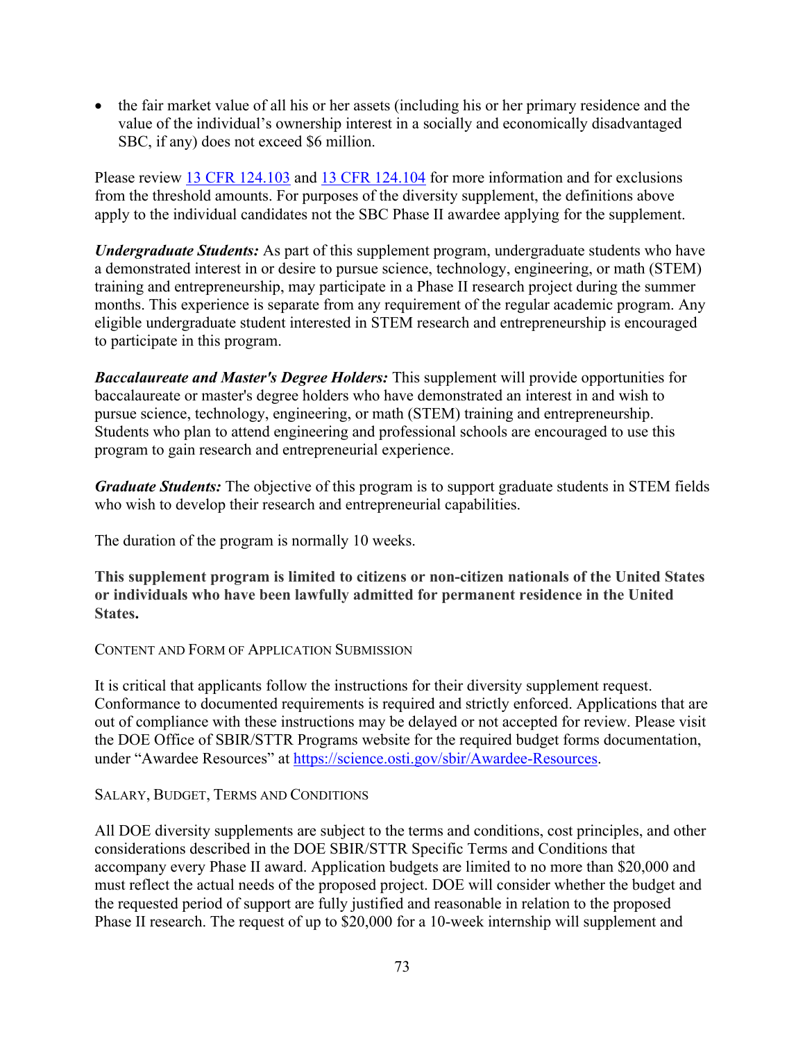- the fair market value of all his or her assets (including his or her primary residence and the value of the individual's ownership interest in a socially and economically disadvantaged SBC, if any) does not exceed $6 million.

Please review [13 CFR 124.103](13 CFR 124.103) and [13 CFR 124.104](13 CFR 124.104) for more information and for exclusions from the threshold amounts. For purposes of the diversity supplement, the definitions above apply to the individual candidates not the SBC Phase II awardee applying for the supplement.

***Undergraduate Students:*** As part of this supplement program, undergraduate students who have a demonstrated interest in or desire to pursue science, technology, engineering, or math (STEM) training and entrepreneurship, may participate in a Phase II research project during the summer months. This experience is separate from any requirement of the regular academic program. Any eligible undergraduate student interested in STEM research and entrepreneurship is encouraged to participate in this program.

***Baccalaureate and Master's Degree Holders:*** This supplement will provide opportunities for baccalaureate or master's degree holders who have demonstrated an interest in and wish to pursue science, technology, engineering, or math (STEM) training and entrepreneurship. Students who plan to attend engineering and professional schools are encouraged to use this program to gain research and entrepreneurial experience.

***Graduate Students:*** The objective of this program is to support graduate students in STEM fields who wish to develop their research and entrepreneurial capabilities.

The duration of the program is normally 10 weeks.

**This supplement program is limited to citizens or non-citizen nationals of the United States or individuals who have been lawfully admitted for permanent residence in the United States.**

Content and Form of Application Submission

It is critical that applicants follow the instructions for their diversity supplement request. Conformance to documented requirements is required and strictly enforced. Applications that are out of compliance with these instructions may be delayed or not accepted for review. Please visit the DOE Office of SBIR/STTR Programs website for the required budget forms documentation, under "Awardee Resources" at [https://science.osti.gov/sbir/Awardee-Resources](https://science.osti.gov/sbir/Awardee-Resources).

Salary, Budget, Terms and Conditions

All DOE diversity supplements are subject to the terms and conditions, cost principles, and other considerations described in the DOE SBIR/STTR Specific Terms and Conditions that accompany every Phase II award. Application budgets are limited to no more than $20,000 and must reflect the actual needs of the proposed project. DOE will consider whether the budget and the requested period of support are fully justified and reasonable in relation to the proposed Phase II research. The request of up to $20,000 for a 10-week internship will supplement and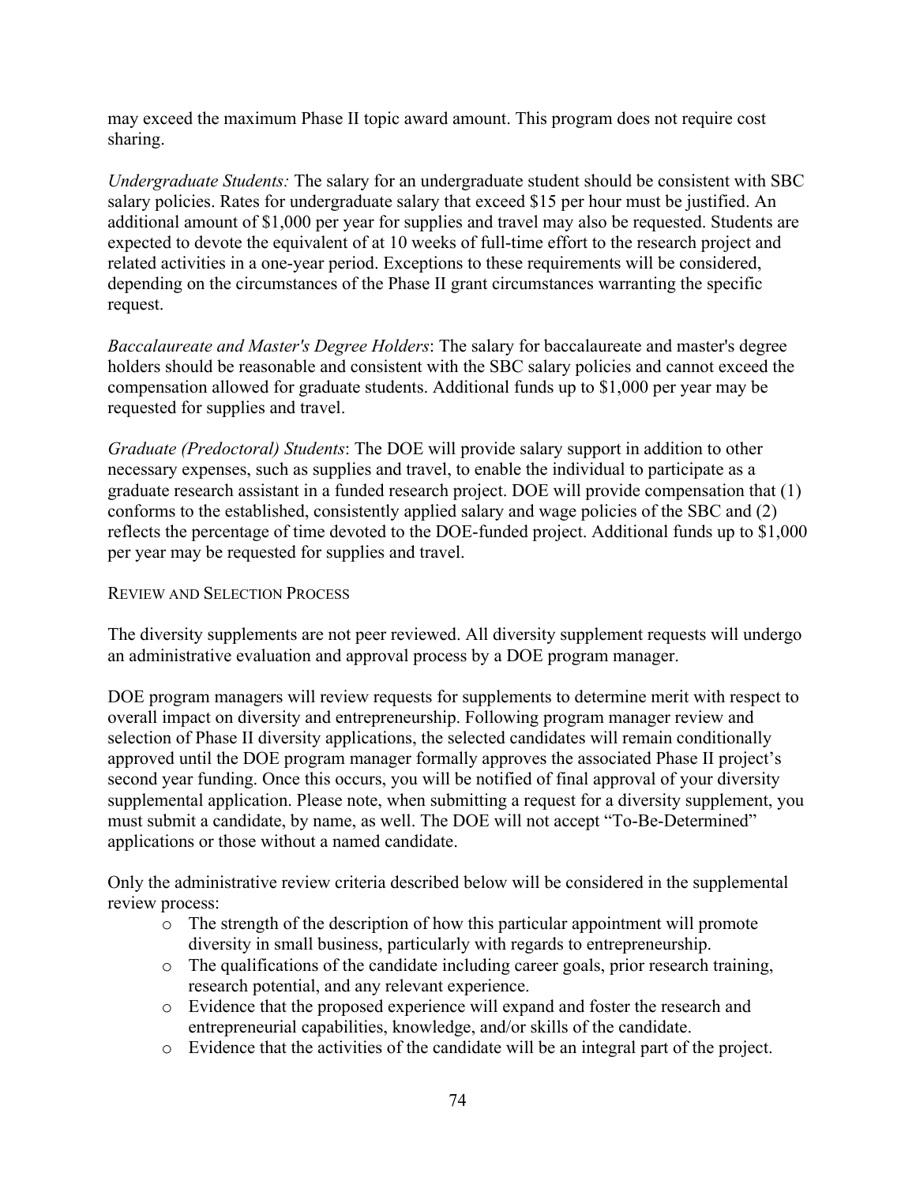may exceed the maximum Phase II topic award amount. This program does not require cost sharing.

*Undergraduate Students:* The salary for an undergraduate student should be consistent with SBC salary policies. Rates for undergraduate salary that exceed $15 per hour must be justified. An additional amount of $1,000 per year for supplies and travel may also be requested. Students are expected to devote the equivalent of at 10 weeks of full-time effort to the research project and related activities in a one-year period. Exceptions to these requirements will be considered, depending on the circumstances of the Phase II grant circumstances warranting the specific request.

*Baccalaureate and Master's Degree Holders*: The salary for baccalaureate and master's degree holders should be reasonable and consistent with the SBC salary policies and cannot exceed the compensation allowed for graduate students. Additional funds up to $1,000 per year may be requested for supplies and travel.

*Graduate (Predoctoral) Students*: The DOE will provide salary support in addition to other necessary expenses, such as supplies and travel, to enable the individual to participate as a graduate research assistant in a funded research project. DOE will provide compensation that (1) conforms to the established, consistently applied salary and wage policies of the SBC and (2) reflects the percentage of time devoted to the DOE-funded project. Additional funds up to $1,000 per year may be requested for supplies and travel.

REVIEW AND SELECTION PROCESS

The diversity supplements are not peer reviewed. All diversity supplement requests will undergo an administrative evaluation and approval process by a DOE program manager.

DOE program managers will review requests for supplements to determine merit with respect to overall impact on diversity and entrepreneurship. Following program manager review and selection of Phase II diversity applications, the selected candidates will remain conditionally approved until the DOE program manager formally approves the associated Phase II project's second year funding. Once this occurs, you will be notified of final approval of your diversity supplemental application. Please note, when submitting a request for a diversity supplement, you must submit a candidate, by name, as well. The DOE will not accept "To-Be-Determined" applications or those without a named candidate.

Only the administrative review criteria described below will be considered in the supplemental review process:

- The strength of the description of how this particular appointment will promote diversity in small business, particularly with regards to entrepreneurship.
- The qualifications of the candidate including career goals, prior research training, research potential, and any relevant experience.
- Evidence that the proposed experience will expand and foster the research and entrepreneurial capabilities, knowledge, and/or skills of the candidate.
- Evidence that the activities of the candidate will be an integral part of the project.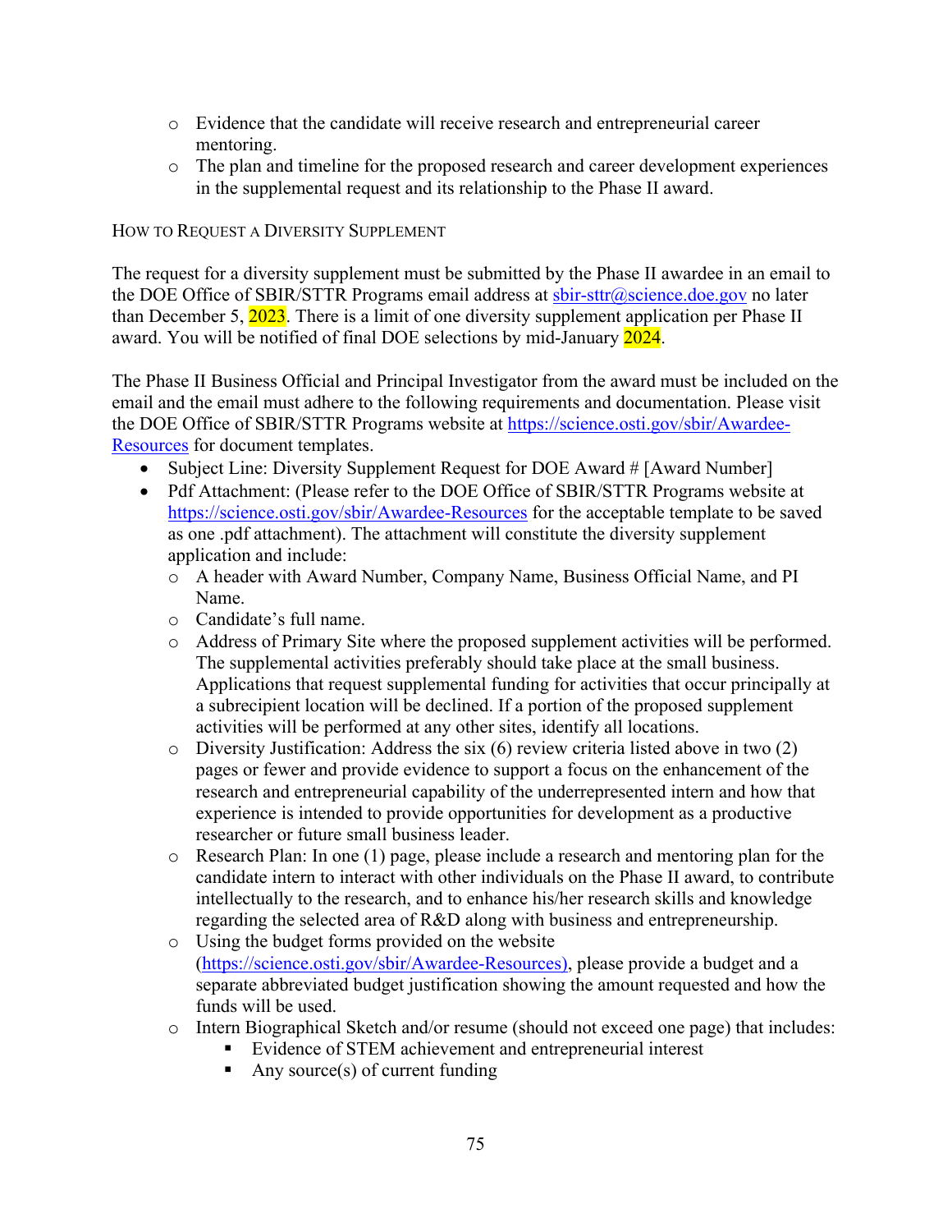- Evidence that the candidate will receive research and entrepreneurial career mentoring.
- The plan and timeline for the proposed research and career development experiences in the supplemental request and its relationship to the Phase II award.

### How to Request a Diversity Supplement

The request for a diversity supplement must be submitted by the Phase II awardee in an email to the DOE Office of SBIR/STTR Programs email address at sbir-sttr@science.doe.gov no later than December 5, 2023. There is a limit of one diversity supplement application per Phase II award. You will be notified of final DOE selections by mid-January 2024.

The Phase II Business Official and Principal Investigator from the award must be included on the email and the email must adhere to the following requirements and documentation. Please visit the DOE Office of SBIR/STTR Programs website at https://science.osti.gov/sbir/Awardee-Resources for document templates.

- Subject Line: Diversity Supplement Request for DOE Award # [Award Number]
- Pdf Attachment: (Please refer to the DOE Office of SBIR/STTR Programs website at https://science.osti.gov/sbir/Awardee-Resources for the acceptable template to be saved as one .pdf attachment). The attachment will constitute the diversity supplement application and include:
  - A header with Award Number, Company Name, Business Official Name, and PI Name.
  - Candidate's full name.
  - Address of Primary Site where the proposed supplement activities will be performed. The supplemental activities preferably should take place at the small business. Applications that request supplemental funding for activities that occur principally at a subrecipient location will be declined. If a portion of the proposed supplement activities will be performed at any other sites, identify all locations.
  - Diversity Justification: Address the six (6) review criteria listed above in two (2) pages or fewer and provide evidence to support a focus on the enhancement of the research and entrepreneurial capability of the underrepresented intern and how that experience is intended to provide opportunities for development as a productive researcher or future small business leader.
  - Research Plan: In one (1) page, please include a research and mentoring plan for the candidate intern to interact with other individuals on the Phase II award, to contribute intellectually to the research, and to enhance his/her research skills and knowledge regarding the selected area of R&D along with business and entrepreneurship.
  - Using the budget forms provided on the website (https://science.osti.gov/sbir/Awardee-Resources), please provide a budget and a separate abbreviated budget justification showing the amount requested and how the funds will be used.
  - Intern Biographical Sketch and/or resume (should not exceed one page) that includes:
    - Evidence of STEM achievement and entrepreneurial interest
    - Any source(s) of current funding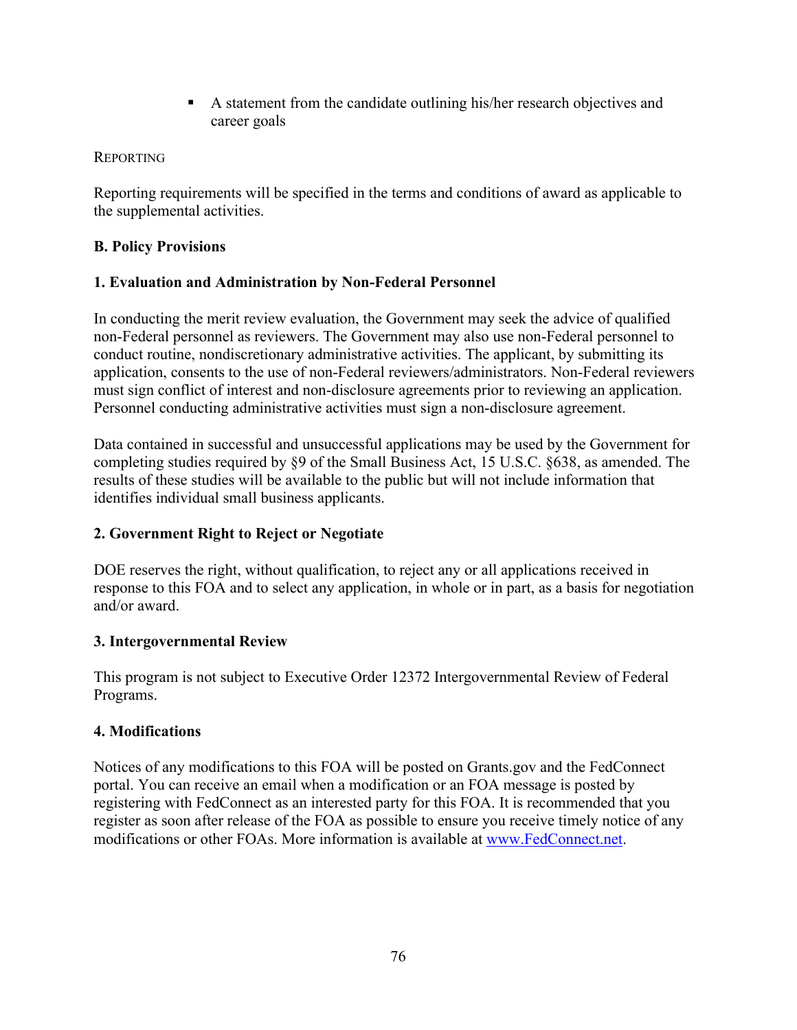- A statement from the candidate outlining his/her research objectives and career goals

REPORTING

Reporting requirements will be specified in the terms and conditions of award as applicable to the supplemental activities.

**B. Policy Provisions**

**1. Evaluation and Administration by Non-Federal Personnel**

In conducting the merit review evaluation, the Government may seek the advice of qualified non-Federal personnel as reviewers. The Government may also use non-Federal personnel to conduct routine, nondiscretionary administrative activities. The applicant, by submitting its application, consents to the use of non-Federal reviewers/administrators. Non-Federal reviewers must sign conflict of interest and non-disclosure agreements prior to reviewing an application. Personnel conducting administrative activities must sign a non-disclosure agreement.

Data contained in successful and unsuccessful applications may be used by the Government for completing studies required by §9 of the Small Business Act, 15 U.S.C. §638, as amended. The results of these studies will be available to the public but will not include information that identifies individual small business applicants.

**2. Government Right to Reject or Negotiate**

DOE reserves the right, without qualification, to reject any or all applications received in response to this FOA and to select any application, in whole or in part, as a basis for negotiation and/or award.

**3. Intergovernmental Review**

This program is not subject to Executive Order 12372 Intergovernmental Review of Federal Programs.

**4. Modifications**

Notices of any modifications to this FOA will be posted on Grants.gov and the FedConnect portal. You can receive an email when a modification or an FOA message is posted by registering with FedConnect as an interested party for this FOA. It is recommended that you register as soon after release of the FOA as possible to ensure you receive timely notice of any modifications or other FOAs. More information is available at [www.FedConnect.net](http://www.FedConnect.net).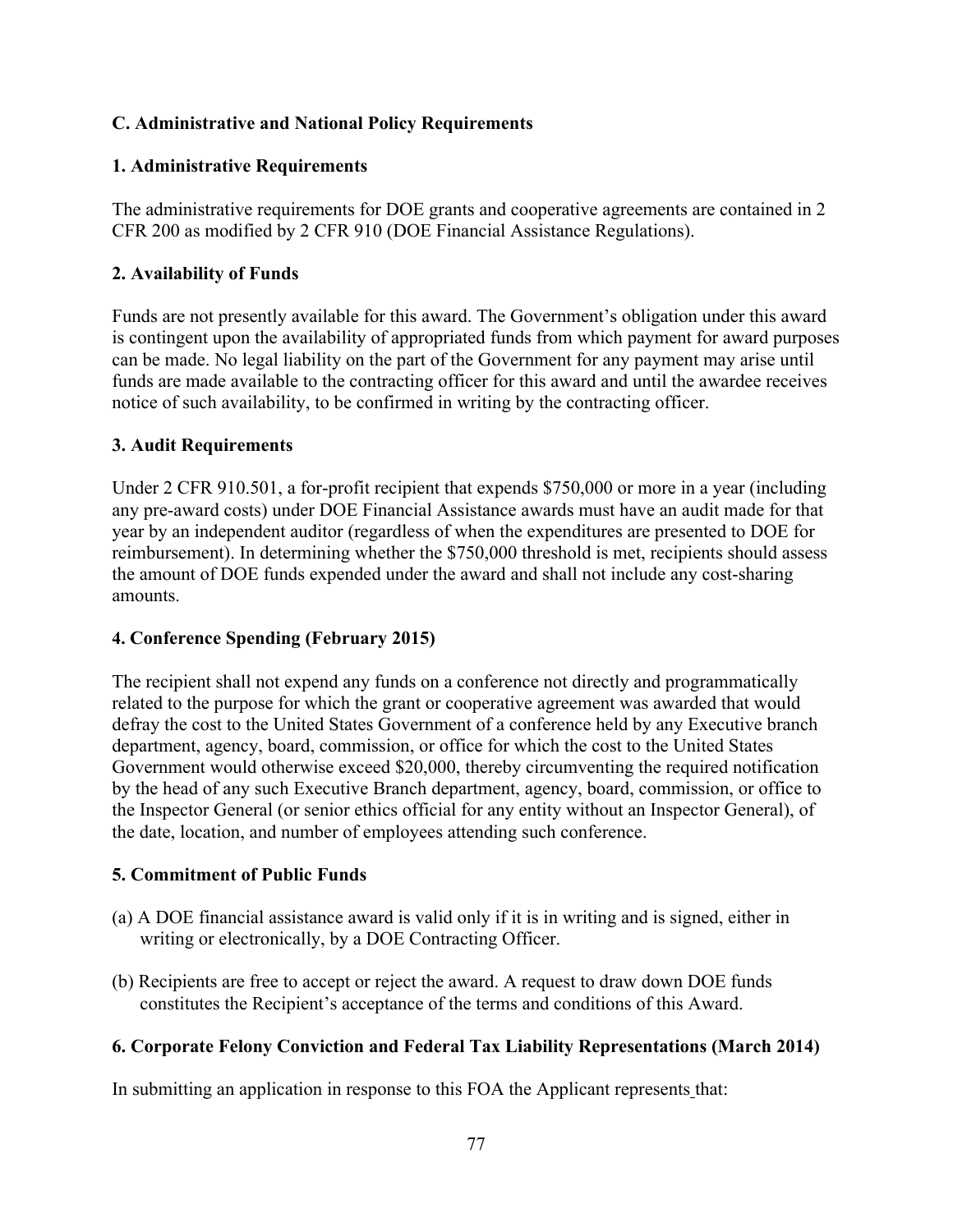## C. Administrative and National Policy Requirements

### 1. Administrative Requirements

The administrative requirements for DOE grants and cooperative agreements are contained in 2 CFR 200 as modified by 2 CFR 910 (DOE Financial Assistance Regulations).

### 2. Availability of Funds

Funds are not presently available for this award. The Government's obligation under this award is contingent upon the availability of appropriated funds from which payment for award purposes can be made. No legal liability on the part of the Government for any payment may arise until funds are made available to the contracting officer for this award and until the awardee receives notice of such availability, to be confirmed in writing by the contracting officer.

### 3. Audit Requirements

Under 2 CFR 910.501, a for-profit recipient that expends $750,000 or more in a year (including any pre-award costs) under DOE Financial Assistance awards must have an audit made for that year by an independent auditor (regardless of when the expenditures are presented to DOE for reimbursement). In determining whether the $750,000 threshold is met, recipients should assess the amount of DOE funds expended under the award and shall not include any cost-sharing amounts.

### 4. Conference Spending (February 2015)

The recipient shall not expend any funds on a conference not directly and programmatically related to the purpose for which the grant or cooperative agreement was awarded that would defray the cost to the United States Government of a conference held by any Executive branch department, agency, board, commission, or office for which the cost to the United States Government would otherwise exceed $20,000, thereby circumventing the required notification by the head of any such Executive Branch department, agency, board, commission, or office to the Inspector General (or senior ethics official for any entity without an Inspector General), of the date, location, and number of employees attending such conference.

### 5. Commitment of Public Funds

(a) A DOE financial assistance award is valid only if it is in writing and is signed, either in writing or electronically, by a DOE Contracting Officer.

(b) Recipients are free to accept or reject the award. A request to draw down DOE funds constitutes the Recipient's acceptance of the terms and conditions of this Award.

### 6. Corporate Felony Conviction and Federal Tax Liability Representations (March 2014)

In submitting an application in response to this FOA the Applicant represents that: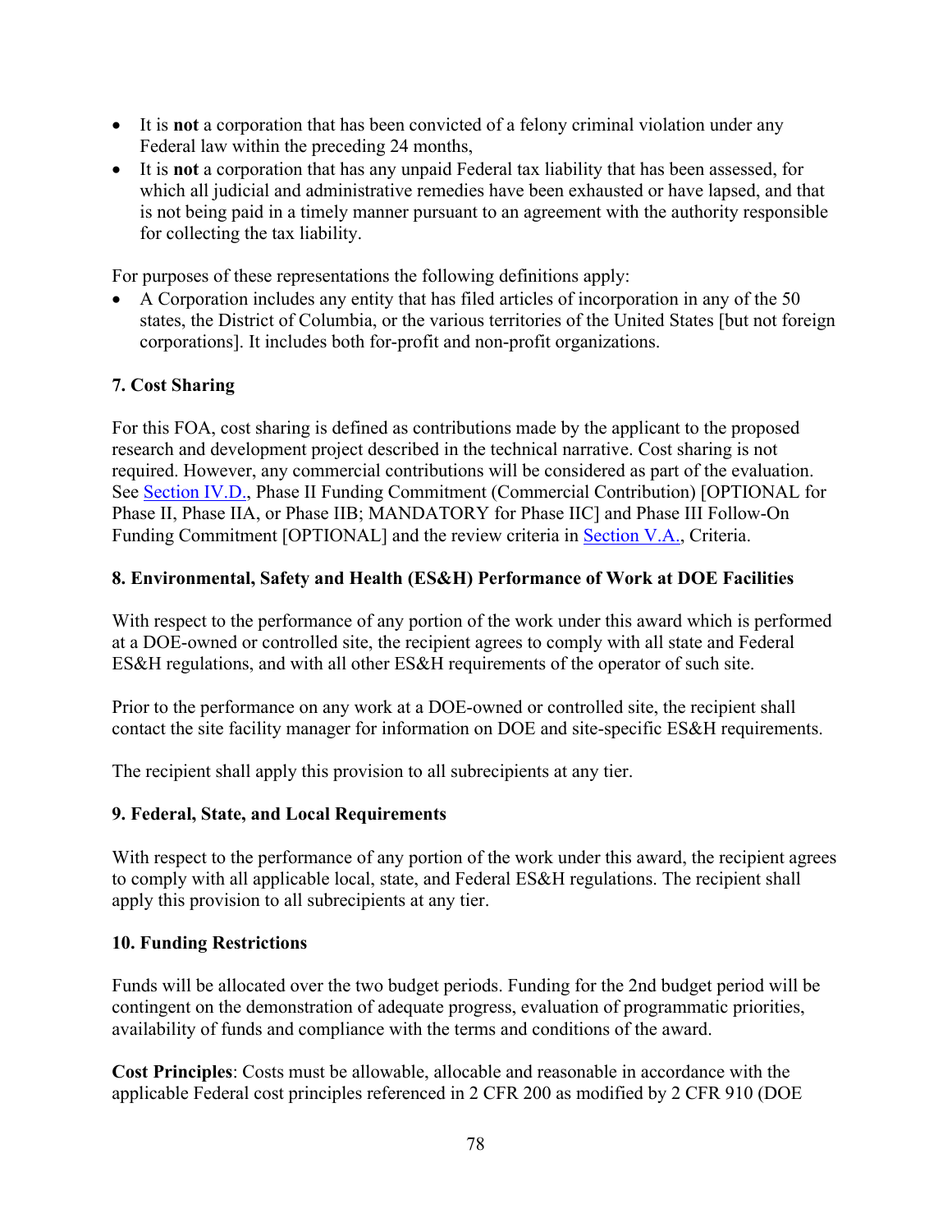- It is **not** a corporation that has been convicted of a felony criminal violation under any Federal law within the preceding 24 months,
- It is **not** a corporation that has any unpaid Federal tax liability that has been assessed, for which all judicial and administrative remedies have been exhausted or have lapsed, and that is not being paid in a timely manner pursuant to an agreement with the authority responsible for collecting the tax liability.

For purposes of these representations the following definitions apply:

- A Corporation includes any entity that has filed articles of incorporation in any of the 50 states, the District of Columbia, or the various territories of the United States [but not foreign corporations]. It includes both for-profit and non-profit organizations.

### 7. Cost Sharing

For this FOA, cost sharing is defined as contributions made by the applicant to the proposed research and development project described in the technical narrative. Cost sharing is not required. However, any commercial contributions will be considered as part of the evaluation. See Section IV.D., Phase II Funding Commitment (Commercial Contribution) [OPTIONAL for Phase II, Phase IIA, or Phase IIB; MANDATORY for Phase IIC] and Phase III Follow-On Funding Commitment [OPTIONAL] and the review criteria in Section V.A., Criteria.

### 8. Environmental, Safety and Health (ES&H) Performance of Work at DOE Facilities

With respect to the performance of any portion of the work under this award which is performed at a DOE-owned or controlled site, the recipient agrees to comply with all state and Federal ES&H regulations, and with all other ES&H requirements of the operator of such site.

Prior to the performance on any work at a DOE-owned or controlled site, the recipient shall contact the site facility manager for information on DOE and site-specific ES&H requirements.

The recipient shall apply this provision to all subrecipients at any tier.

### 9. Federal, State, and Local Requirements

With respect to the performance of any portion of the work under this award, the recipient agrees to comply with all applicable local, state, and Federal ES&H regulations. The recipient shall apply this provision to all subrecipients at any tier.

### 10. Funding Restrictions

Funds will be allocated over the two budget periods. Funding for the 2nd budget period will be contingent on the demonstration of adequate progress, evaluation of programmatic priorities, availability of funds and compliance with the terms and conditions of the award.

**Cost Principles**: Costs must be allowable, allocable and reasonable in accordance with the applicable Federal cost principles referenced in 2 CFR 200 as modified by 2 CFR 910 (DOE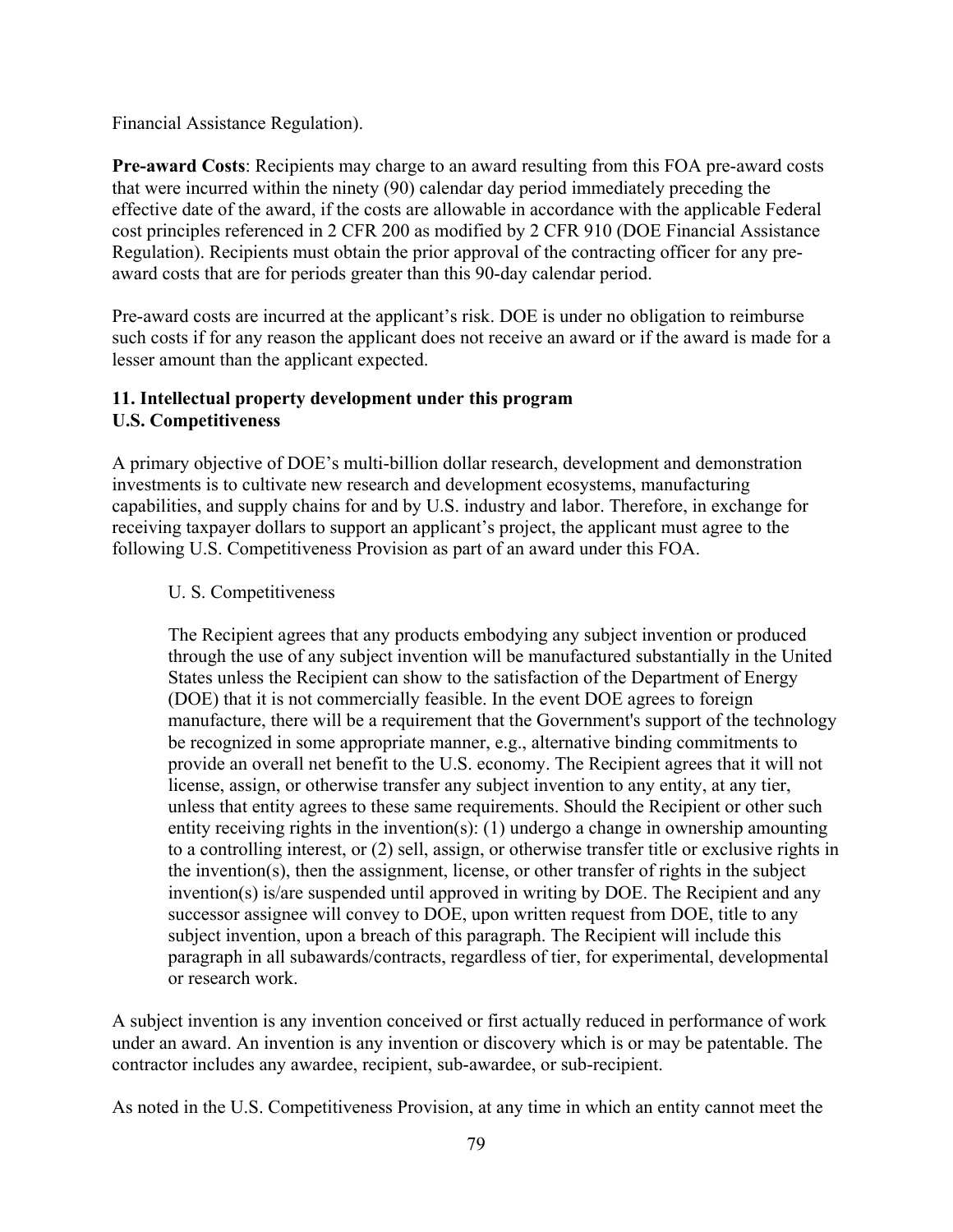Financial Assistance Regulation).

**Pre-award Costs**: Recipients may charge to an award resulting from this FOA pre-award costs that were incurred within the ninety (90) calendar day period immediately preceding the effective date of the award, if the costs are allowable in accordance with the applicable Federal cost principles referenced in 2 CFR 200 as modified by 2 CFR 910 (DOE Financial Assistance Regulation). Recipients must obtain the prior approval of the contracting officer for any pre-award costs that are for periods greater than this 90-day calendar period.

Pre-award costs are incurred at the applicant's risk. DOE is under no obligation to reimburse such costs if for any reason the applicant does not receive an award or if the award is made for a lesser amount than the applicant expected.

### 11. Intellectual property development under this program

**U.S. Competitiveness**

A primary objective of DOE's multi-billion dollar research, development and demonstration investments is to cultivate new research and development ecosystems, manufacturing capabilities, and supply chains for and by U.S. industry and labor. Therefore, in exchange for receiving taxpayer dollars to support an applicant's project, the applicant must agree to the following U.S. Competitiveness Provision as part of an award under this FOA.

> U. S. Competitiveness
>
> The Recipient agrees that any products embodying any subject invention or produced through the use of any subject invention will be manufactured substantially in the United States unless the Recipient can show to the satisfaction of the Department of Energy (DOE) that it is not commercially feasible. In the event DOE agrees to foreign manufacture, there will be a requirement that the Government's support of the technology be recognized in some appropriate manner, e.g., alternative binding commitments to provide an overall net benefit to the U.S. economy. The Recipient agrees that it will not license, assign, or otherwise transfer any subject invention to any entity, at any tier, unless that entity agrees to these same requirements. Should the Recipient or other such entity receiving rights in the invention(s): (1) undergo a change in ownership amounting to a controlling interest, or (2) sell, assign, or otherwise transfer title or exclusive rights in the invention(s), then the assignment, license, or other transfer of rights in the subject invention(s) is/are suspended until approved in writing by DOE. The Recipient and any successor assignee will convey to DOE, upon written request from DOE, title to any subject invention, upon a breach of this paragraph. The Recipient will include this paragraph in all subawards/contracts, regardless of tier, for experimental, developmental or research work.

A subject invention is any invention conceived or first actually reduced in performance of work under an award. An invention is any invention or discovery which is or may be patentable. The contractor includes any awardee, recipient, sub-awardee, or sub-recipient.

As noted in the U.S. Competitiveness Provision, at any time in which an entity cannot meet the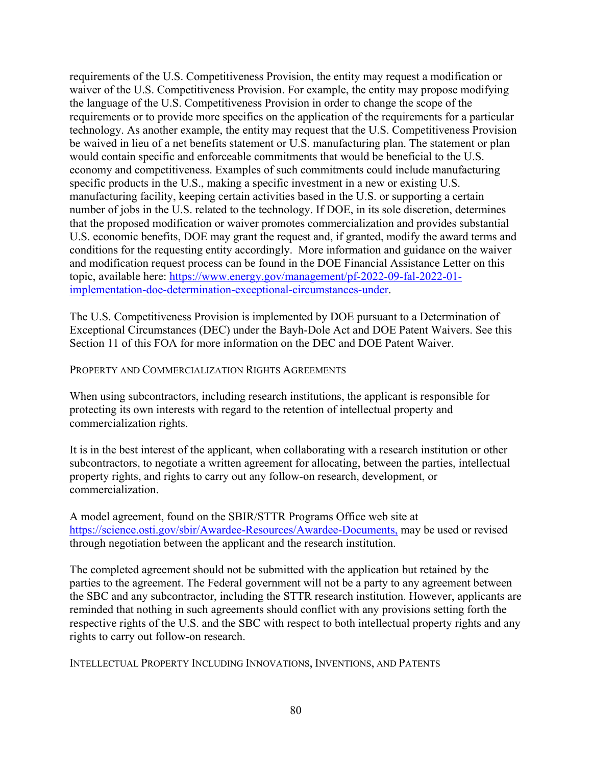requirements of the U.S. Competitiveness Provision, the entity may request a modification or waiver of the U.S. Competitiveness Provision. For example, the entity may propose modifying the language of the U.S. Competitiveness Provision in order to change the scope of the requirements or to provide more specifics on the application of the requirements for a particular technology. As another example, the entity may request that the U.S. Competitiveness Provision be waived in lieu of a net benefits statement or U.S. manufacturing plan. The statement or plan would contain specific and enforceable commitments that would be beneficial to the U.S. economy and competitiveness. Examples of such commitments could include manufacturing specific products in the U.S., making a specific investment in a new or existing U.S. manufacturing facility, keeping certain activities based in the U.S. or supporting a certain number of jobs in the U.S. related to the technology. If DOE, in its sole discretion, determines that the proposed modification or waiver promotes commercialization and provides substantial U.S. economic benefits, DOE may grant the request and, if granted, modify the award terms and conditions for the requesting entity accordingly. More information and guidance on the waiver and modification request process can be found in the DOE Financial Assistance Letter on this topic, available here: [https://www.energy.gov/management/pf-2022-09-fal-2022-01-implementation-doe-determination-exceptional-circumstances-under](https://www.energy.gov/management/pf-2022-09-fal-2022-01-implementation-doe-determination-exceptional-circumstances-under).

The U.S. Competitiveness Provision is implemented by DOE pursuant to a Determination of Exceptional Circumstances (DEC) under the Bayh-Dole Act and DOE Patent Waivers. See this Section 11 of this FOA for more information on the DEC and DOE Patent Waiver.

### Property and Commercialization Rights Agreements

When using subcontractors, including research institutions, the applicant is responsible for protecting its own interests with regard to the retention of intellectual property and commercialization rights.

It is in the best interest of the applicant, when collaborating with a research institution or other subcontractors, to negotiate a written agreement for allocating, between the parties, intellectual property rights, and rights to carry out any follow-on research, development, or commercialization.

A model agreement, found on the SBIR/STTR Programs Office web site at [https://science.osti.gov/sbir/Awardee-Resources/Awardee-Documents,](https://science.osti.gov/sbir/Awardee-Resources/Awardee-Documents) may be used or revised through negotiation between the applicant and the research institution.

The completed agreement should not be submitted with the application but retained by the parties to the agreement. The Federal government will not be a party to any agreement between the SBC and any subcontractor, including the STTR research institution. However, applicants are reminded that nothing in such agreements should conflict with any provisions setting forth the respective rights of the U.S. and the SBC with respect to both intellectual property rights and any rights to carry out follow-on research.

### Intellectual Property Including Innovations, Inventions, and Patents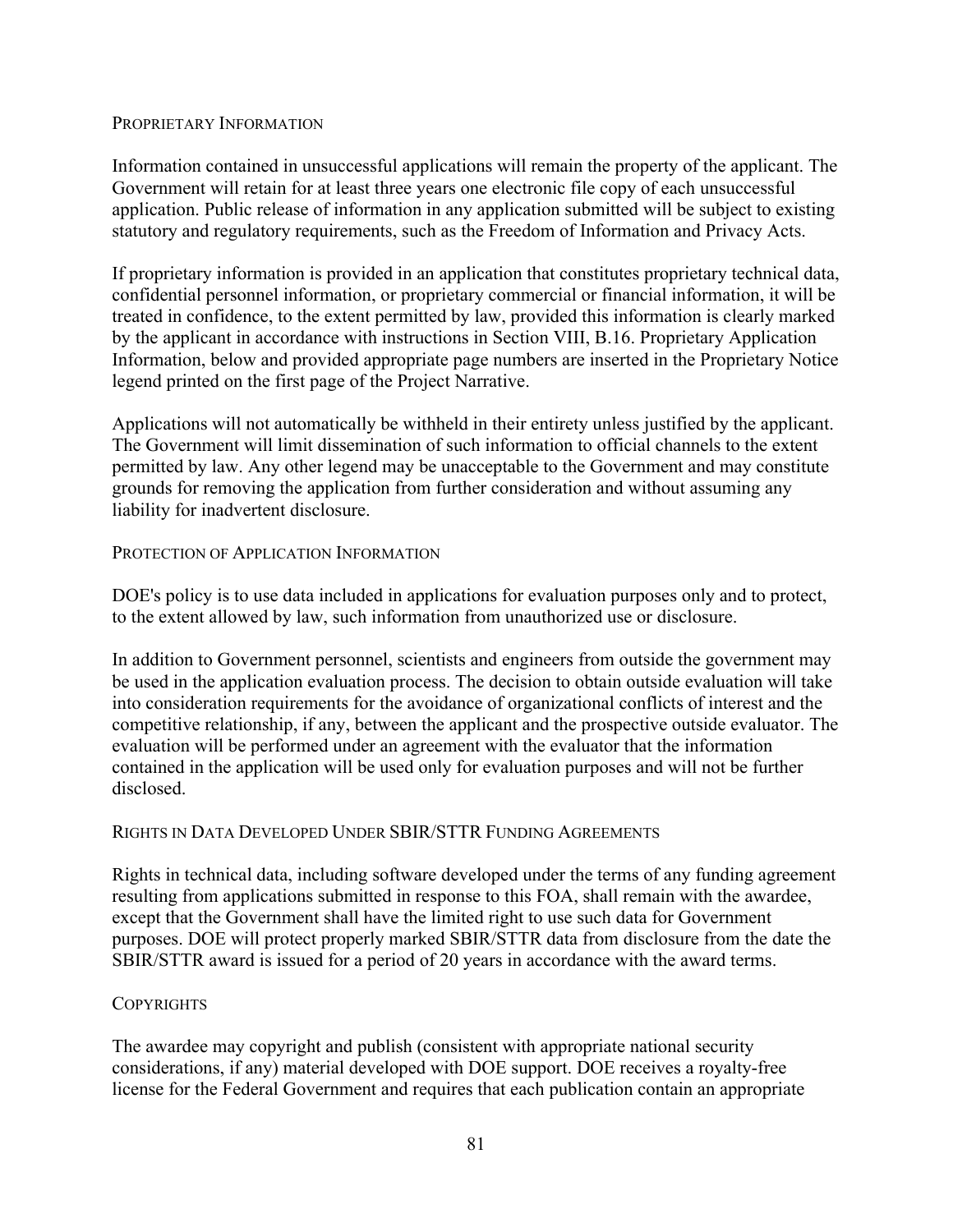#### PROPRIETARY INFORMATION

Information contained in unsuccessful applications will remain the property of the applicant. The Government will retain for at least three years one electronic file copy of each unsuccessful application. Public release of information in any application submitted will be subject to existing statutory and regulatory requirements, such as the Freedom of Information and Privacy Acts.

If proprietary information is provided in an application that constitutes proprietary technical data, confidential personnel information, or proprietary commercial or financial information, it will be treated in confidence, to the extent permitted by law, provided this information is clearly marked by the applicant in accordance with instructions in Section VIII, B.16. Proprietary Application Information, below and provided appropriate page numbers are inserted in the Proprietary Notice legend printed on the first page of the Project Narrative.

Applications will not automatically be withheld in their entirety unless justified by the applicant. The Government will limit dissemination of such information to official channels to the extent permitted by law. Any other legend may be unacceptable to the Government and may constitute grounds for removing the application from further consideration and without assuming any liability for inadvertent disclosure.

#### PROTECTION OF APPLICATION INFORMATION

DOE's policy is to use data included in applications for evaluation purposes only and to protect, to the extent allowed by law, such information from unauthorized use or disclosure.

In addition to Government personnel, scientists and engineers from outside the government may be used in the application evaluation process. The decision to obtain outside evaluation will take into consideration requirements for the avoidance of organizational conflicts of interest and the competitive relationship, if any, between the applicant and the prospective outside evaluator. The evaluation will be performed under an agreement with the evaluator that the information contained in the application will be used only for evaluation purposes and will not be further disclosed.

#### RIGHTS IN DATA DEVELOPED UNDER SBIR/STTR FUNDING AGREEMENTS

Rights in technical data, including software developed under the terms of any funding agreement resulting from applications submitted in response to this FOA, shall remain with the awardee, except that the Government shall have the limited right to use such data for Government purposes. DOE will protect properly marked SBIR/STTR data from disclosure from the date the SBIR/STTR award is issued for a period of 20 years in accordance with the award terms.

#### COPYRIGHTS

The awardee may copyright and publish (consistent with appropriate national security considerations, if any) material developed with DOE support. DOE receives a royalty-free license for the Federal Government and requires that each publication contain an appropriate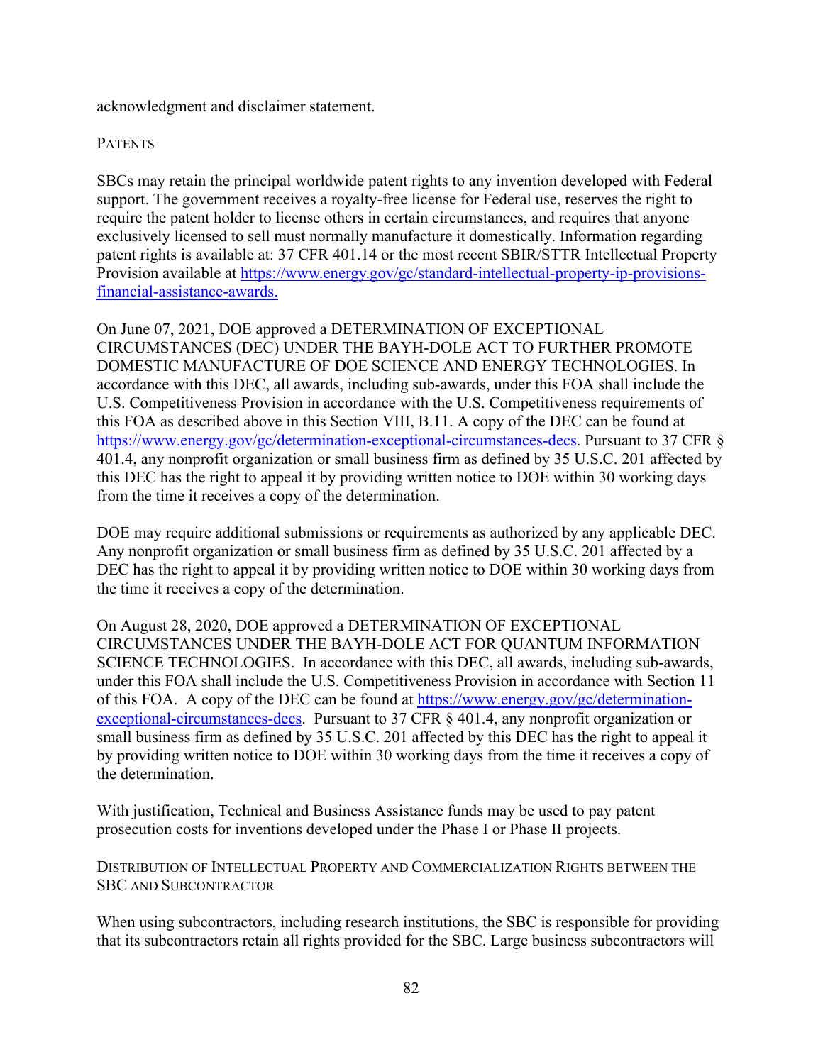acknowledgment and disclaimer statement.

PATENTS

SBCs may retain the principal worldwide patent rights to any invention developed with Federal support. The government receives a royalty-free license for Federal use, reserves the right to require the patent holder to license others in certain circumstances, and requires that anyone exclusively licensed to sell must normally manufacture it domestically. Information regarding patent rights is available at: 37 CFR 401.14 or the most recent SBIR/STTR Intellectual Property Provision available at [https://www.energy.gov/gc/standard-intellectual-property-ip-provisions-financial-assistance-awards.](https://www.energy.gov/gc/standard-intellectual-property-ip-provisions-financial-assistance-awards)

On June 07, 2021, DOE approved a DETERMINATION OF EXCEPTIONAL CIRCUMSTANCES (DEC) UNDER THE BAYH-DOLE ACT TO FURTHER PROMOTE DOMESTIC MANUFACTURE OF DOE SCIENCE AND ENERGY TECHNOLOGIES. In accordance with this DEC, all awards, including sub-awards, under this FOA shall include the U.S. Competitiveness Provision in accordance with the U.S. Competitiveness requirements of this FOA as described above in this Section VIII, B.11. A copy of the DEC can be found at [https://www.energy.gov/gc/determination-exceptional-circumstances-decs](https://www.energy.gov/gc/determination-exceptional-circumstances-decs). Pursuant to 37 CFR § 401.4, any nonprofit organization or small business firm as defined by 35 U.S.C. 201 affected by this DEC has the right to appeal it by providing written notice to DOE within 30 working days from the time it receives a copy of the determination.

DOE may require additional submissions or requirements as authorized by any applicable DEC. Any nonprofit organization or small business firm as defined by 35 U.S.C. 201 affected by a DEC has the right to appeal it by providing written notice to DOE within 30 working days from the time it receives a copy of the determination.

On August 28, 2020, DOE approved a DETERMINATION OF EXCEPTIONAL CIRCUMSTANCES UNDER THE BAYH-DOLE ACT FOR QUANTUM INFORMATION SCIENCE TECHNOLOGIES. In accordance with this DEC, all awards, including sub-awards, under this FOA shall include the U.S. Competitiveness Provision in accordance with Section 11 of this FOA. A copy of the DEC can be found at [https://www.energy.gov/gc/determination-exceptional-circumstances-decs](https://www.energy.gov/gc/determination-exceptional-circumstances-decs). Pursuant to 37 CFR § 401.4, any nonprofit organization or small business firm as defined by 35 U.S.C. 201 affected by this DEC has the right to appeal it by providing written notice to DOE within 30 working days from the time it receives a copy of the determination.

With justification, Technical and Business Assistance funds may be used to pay patent prosecution costs for inventions developed under the Phase I or Phase II projects.

DISTRIBUTION OF INTELLECTUAL PROPERTY AND COMMERCIALIZATION RIGHTS BETWEEN THE SBC AND SUBCONTRACTOR

When using subcontractors, including research institutions, the SBC is responsible for providing that its subcontractors retain all rights provided for the SBC. Large business subcontractors will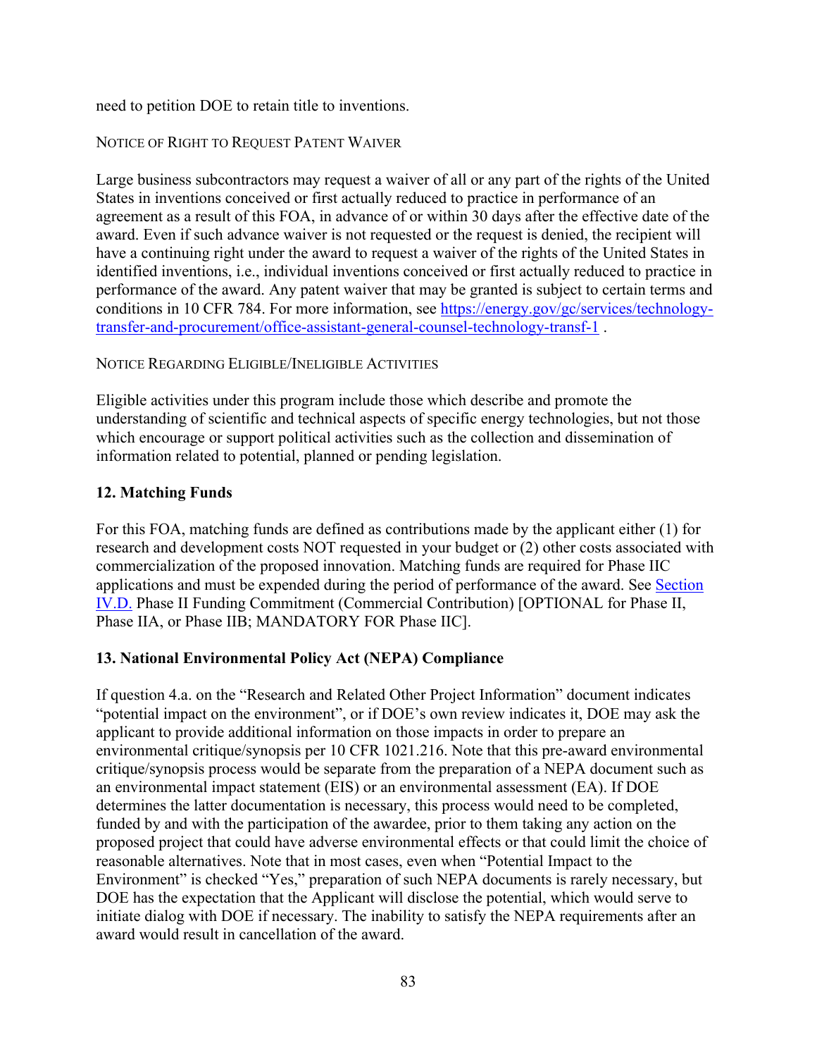need to petition DOE to retain title to inventions.

NOTICE OF RIGHT TO REQUEST PATENT WAIVER

Large business subcontractors may request a waiver of all or any part of the rights of the United States in inventions conceived or first actually reduced to practice in performance of an agreement as a result of this FOA, in advance of or within 30 days after the effective date of the award. Even if such advance waiver is not requested or the request is denied, the recipient will have a continuing right under the award to request a waiver of the rights of the United States in identified inventions, i.e., individual inventions conceived or first actually reduced to practice in performance of the award. Any patent waiver that may be granted is subject to certain terms and conditions in 10 CFR 784. For more information, see [https://energy.gov/gc/services/technology-transfer-and-procurement/office-assistant-general-counsel-technology-transf-1](https://energy.gov/gc/services/technology-transfer-and-procurement/office-assistant-general-counsel-technology-transf-1) .

NOTICE REGARDING ELIGIBLE/INELIGIBLE ACTIVITIES

Eligible activities under this program include those which describe and promote the understanding of scientific and technical aspects of specific energy technologies, but not those which encourage or support political activities such as the collection and dissemination of information related to potential, planned or pending legislation.

## 12. Matching Funds

For this FOA, matching funds are defined as contributions made by the applicant either (1) for research and development costs NOT requested in your budget or (2) other costs associated with commercialization of the proposed innovation. Matching funds are required for Phase IIC applications and must be expended during the period of performance of the award. See Section IV.D. Phase II Funding Commitment (Commercial Contribution) [OPTIONAL for Phase II, Phase IIA, or Phase IIB; MANDATORY FOR Phase IIC].

## 13. National Environmental Policy Act (NEPA) Compliance

If question 4.a. on the "Research and Related Other Project Information" document indicates "potential impact on the environment", or if DOE's own review indicates it, DOE may ask the applicant to provide additional information on those impacts in order to prepare an environmental critique/synopsis per 10 CFR 1021.216. Note that this pre-award environmental critique/synopsis process would be separate from the preparation of a NEPA document such as an environmental impact statement (EIS) or an environmental assessment (EA). If DOE determines the latter documentation is necessary, this process would need to be completed, funded by and with the participation of the awardee, prior to them taking any action on the proposed project that could have adverse environmental effects or that could limit the choice of reasonable alternatives. Note that in most cases, even when "Potential Impact to the Environment" is checked "Yes," preparation of such NEPA documents is rarely necessary, but DOE has the expectation that the Applicant will disclose the potential, which would serve to initiate dialog with DOE if necessary. The inability to satisfy the NEPA requirements after an award would result in cancellation of the award.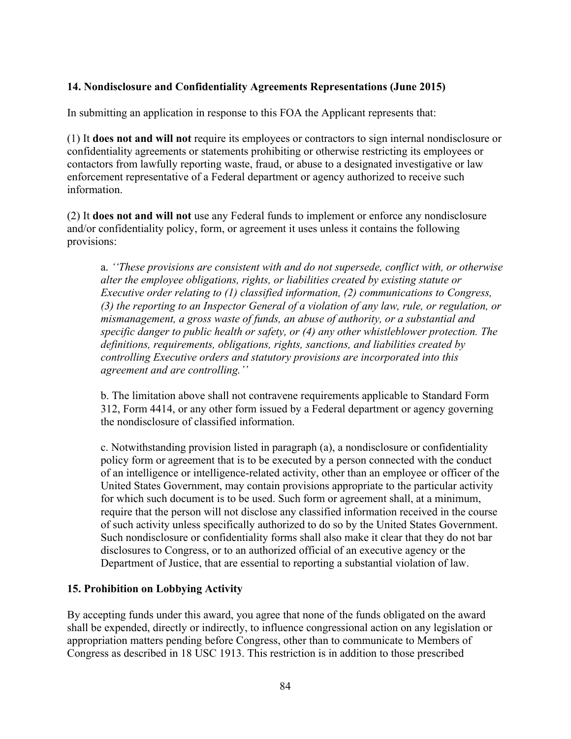### 14. Nondisclosure and Confidentiality Agreements Representations (June 2015)

In submitting an application in response to this FOA the Applicant represents that:

(1) It **does not and will not** require its employees or contractors to sign internal nondisclosure or confidentiality agreements or statements prohibiting or otherwise restricting its employees or contactors from lawfully reporting waste, fraud, or abuse to a designated investigative or law enforcement representative of a Federal department or agency authorized to receive such information.

(2) It **does not and will not** use any Federal funds to implement or enforce any nondisclosure and/or confidentiality policy, form, or agreement it uses unless it contains the following provisions:

> a. *''These provisions are consistent with and do not supersede, conflict with, or otherwise alter the employee obligations, rights, or liabilities created by existing statute or Executive order relating to (1) classified information, (2) communications to Congress, (3) the reporting to an Inspector General of a violation of any law, rule, or regulation, or mismanagement, a gross waste of funds, an abuse of authority, or a substantial and specific danger to public health or safety, or (4) any other whistleblower protection. The definitions, requirements, obligations, rights, sanctions, and liabilities created by controlling Executive orders and statutory provisions are incorporated into this agreement and are controlling.''*
>
> b. The limitation above shall not contravene requirements applicable to Standard Form 312, Form 4414, or any other form issued by a Federal department or agency governing the nondisclosure of classified information.
>
> c. Notwithstanding provision listed in paragraph (a), a nondisclosure or confidentiality policy form or agreement that is to be executed by a person connected with the conduct of an intelligence or intelligence-related activity, other than an employee or officer of the United States Government, may contain provisions appropriate to the particular activity for which such document is to be used. Such form or agreement shall, at a minimum, require that the person will not disclose any classified information received in the course of such activity unless specifically authorized to do so by the United States Government. Such nondisclosure or confidentiality forms shall also make it clear that they do not bar disclosures to Congress, or to an authorized official of an executive agency or the Department of Justice, that are essential to reporting a substantial violation of law.

### 15. Prohibition on Lobbying Activity

By accepting funds under this award, you agree that none of the funds obligated on the award shall be expended, directly or indirectly, to influence congressional action on any legislation or appropriation matters pending before Congress, other than to communicate to Members of Congress as described in 18 USC 1913. This restriction is in addition to those prescribed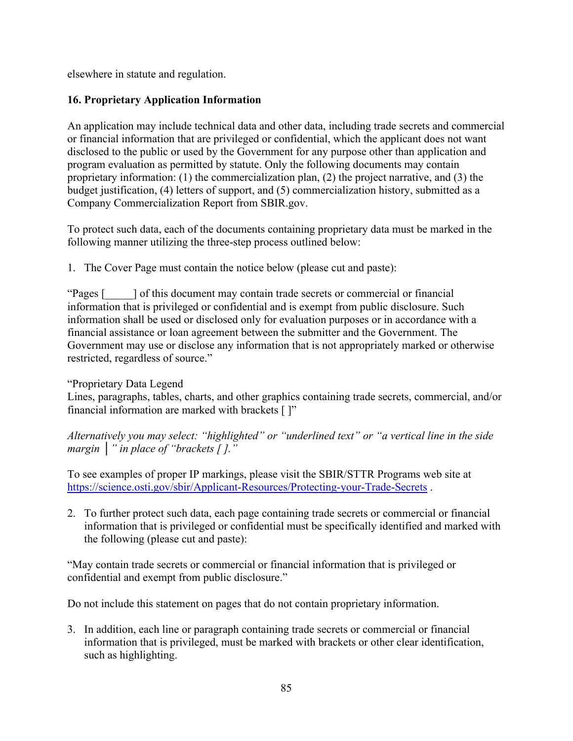elsewhere in statute and regulation.

**16. Proprietary Application Information**

An application may include technical data and other data, including trade secrets and commercial or financial information that are privileged or confidential, which the applicant does not want disclosed to the public or used by the Government for any purpose other than application and program evaluation as permitted by statute. Only the following documents may contain proprietary information: (1) the commercialization plan, (2) the project narrative, and (3) the budget justification, (4) letters of support, and (5) commercialization history, submitted as a Company Commercialization Report from SBIR.gov.

To protect such data, each of the documents containing proprietary data must be marked in the following manner utilizing the three-step process outlined below:

1. The Cover Page must contain the notice below (please cut and paste):

"Pages [_____] of this document may contain trade secrets or commercial or financial information that is privileged or confidential and is exempt from public disclosure. Such information shall be used or disclosed only for evaluation purposes or in accordance with a financial assistance or loan agreement between the submitter and the Government. The Government may use or disclose any information that is not appropriately marked or otherwise restricted, regardless of source."

"Proprietary Data Legend
Lines, paragraphs, tables, charts, and other graphics containing trade secrets, commercial, and/or financial information are marked with brackets [ ]"

*Alternatively you may select: "highlighted" or "underlined text" or "a vertical line in the side margin │" in place of "brackets [ ]."*

To see examples of proper IP markings, please visit the SBIR/STTR Programs web site at https://science.osti.gov/sbir/Applicant-Resources/Protecting-your-Trade-Secrets .

2. To further protect such data, each page containing trade secrets or commercial or financial information that is privileged or confidential must be specifically identified and marked with the following (please cut and paste):

"May contain trade secrets or commercial or financial information that is privileged or confidential and exempt from public disclosure."

Do not include this statement on pages that do not contain proprietary information.

3. In addition, each line or paragraph containing trade secrets or commercial or financial information that is privileged, must be marked with brackets or other clear identification, such as highlighting.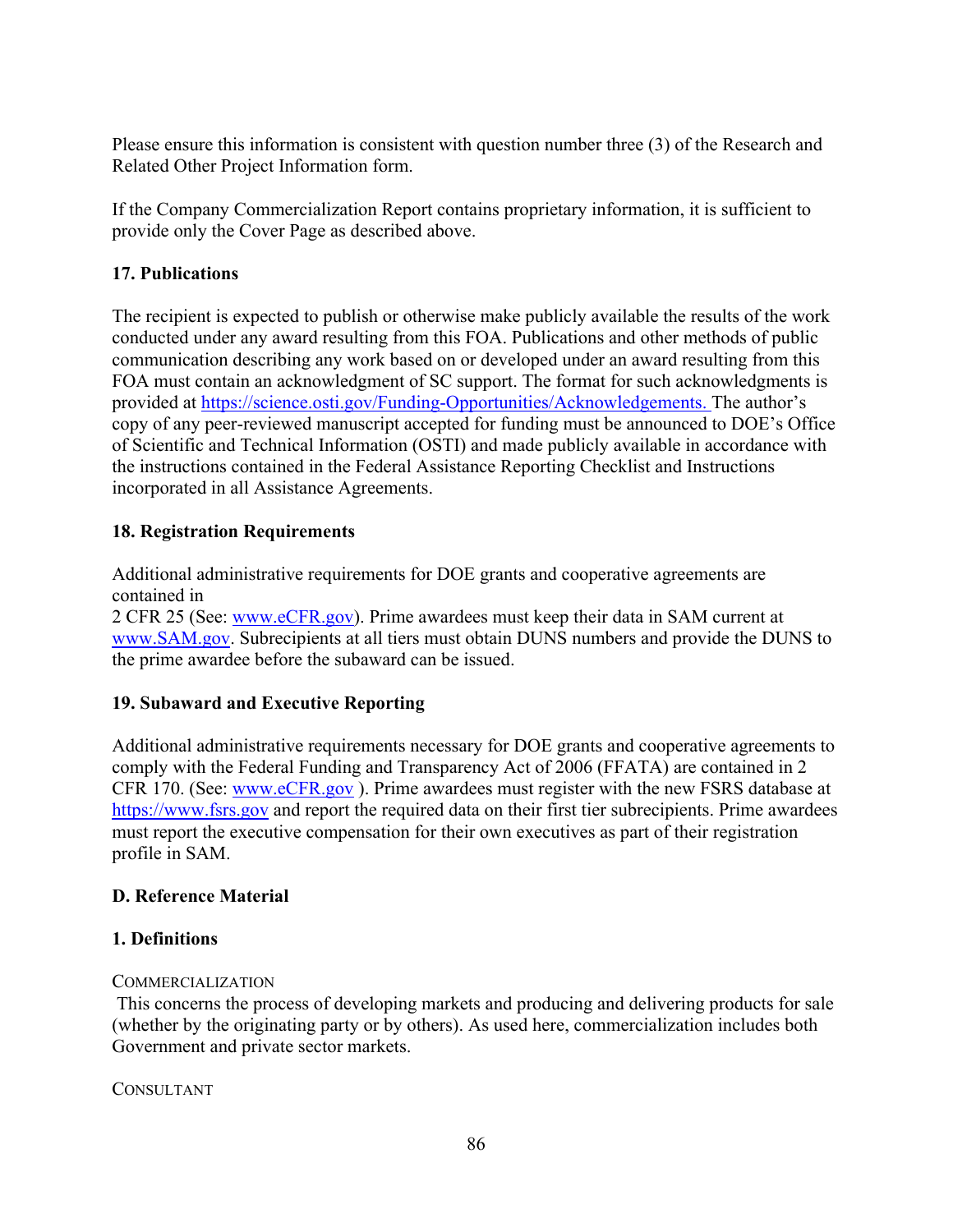Please ensure this information is consistent with question number three (3) of the Research and Related Other Project Information form.

If the Company Commercialization Report contains proprietary information, it is sufficient to provide only the Cover Page as described above.

**17. Publications**

The recipient is expected to publish or otherwise make publicly available the results of the work conducted under any award resulting from this FOA. Publications and other methods of public communication describing any work based on or developed under an award resulting from this FOA must contain an acknowledgment of SC support. The format for such acknowledgments is provided at https://science.osti.gov/Funding-Opportunities/Acknowledgements. The author's copy of any peer-reviewed manuscript accepted for funding must be announced to DOE's Office of Scientific and Technical Information (OSTI) and made publicly available in accordance with the instructions contained in the Federal Assistance Reporting Checklist and Instructions incorporated in all Assistance Agreements.

**18. Registration Requirements**

Additional administrative requirements for DOE grants and cooperative agreements are contained in
2 CFR 25 (See: www.eCFR.gov). Prime awardees must keep their data in SAM current at www.SAM.gov. Subrecipients at all tiers must obtain DUNS numbers and provide the DUNS to the prime awardee before the subaward can be issued.

**19. Subaward and Executive Reporting**

Additional administrative requirements necessary for DOE grants and cooperative agreements to comply with the Federal Funding and Transparency Act of 2006 (FFATA) are contained in 2 CFR 170. (See: www.eCFR.gov ). Prime awardees must register with the new FSRS database at https://www.fsrs.gov and report the required data on their first tier subrecipients. Prime awardees must report the executive compensation for their own executives as part of their registration profile in SAM.

**D. Reference Material**

**1. Definitions**

COMMERCIALIZATION

This concerns the process of developing markets and producing and delivering products for sale (whether by the originating party or by others). As used here, commercialization includes both Government and private sector markets.

CONSULTANT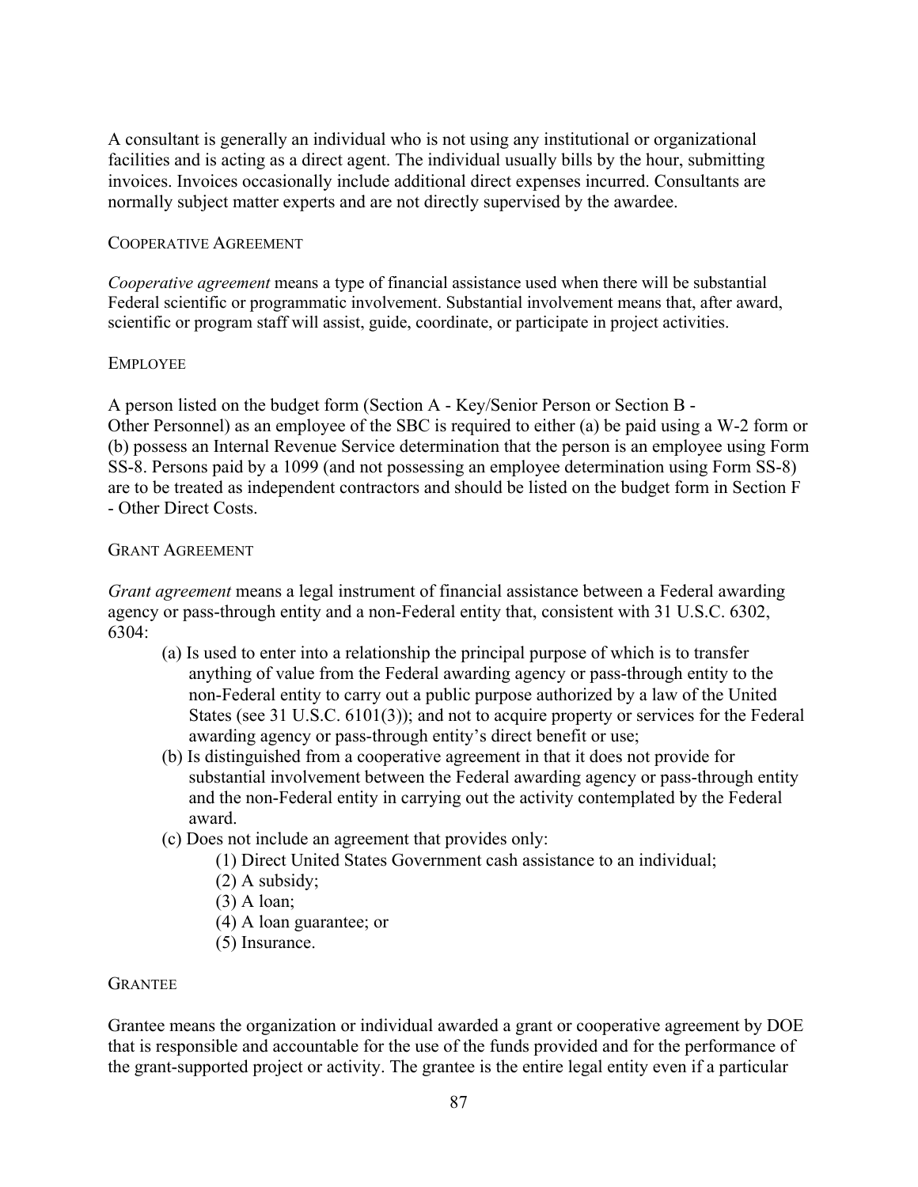A consultant is generally an individual who is not using any institutional or organizational facilities and is acting as a direct agent. The individual usually bills by the hour, submitting invoices. Invoices occasionally include additional direct expenses incurred. Consultants are normally subject matter experts and are not directly supervised by the awardee.

### COOPERATIVE AGREEMENT

*Cooperative agreement* means a type of financial assistance used when there will be substantial Federal scientific or programmatic involvement. Substantial involvement means that, after award, scientific or program staff will assist, guide, coordinate, or participate in project activities.

### EMPLOYEE

A person listed on the budget form (Section A - Key/Senior Person or Section B - Other Personnel) as an employee of the SBC is required to either (a) be paid using a W-2 form or (b) possess an Internal Revenue Service determination that the person is an employee using Form SS-8. Persons paid by a 1099 (and not possessing an employee determination using Form SS-8) are to be treated as independent contractors and should be listed on the budget form in Section F - Other Direct Costs.

### GRANT AGREEMENT

*Grant agreement* means a legal instrument of financial assistance between a Federal awarding agency or pass-through entity and a non-Federal entity that, consistent with 31 U.S.C. 6302, 6304:

- (a) Is used to enter into a relationship the principal purpose of which is to transfer anything of value from the Federal awarding agency or pass-through entity to the non-Federal entity to carry out a public purpose authorized by a law of the United States (see 31 U.S.C. 6101(3)); and not to acquire property or services for the Federal awarding agency or pass-through entity's direct benefit or use;
- (b) Is distinguished from a cooperative agreement in that it does not provide for substantial involvement between the Federal awarding agency or pass-through entity and the non-Federal entity in carrying out the activity contemplated by the Federal award.
- (c) Does not include an agreement that provides only:
  - (1) Direct United States Government cash assistance to an individual;
  - (2) A subsidy;
  - (3) A loan;
  - (4) A loan guarantee; or
  - (5) Insurance.

### GRANTEE

Grantee means the organization or individual awarded a grant or cooperative agreement by DOE that is responsible and accountable for the use of the funds provided and for the performance of the grant-supported project or activity. The grantee is the entire legal entity even if a particular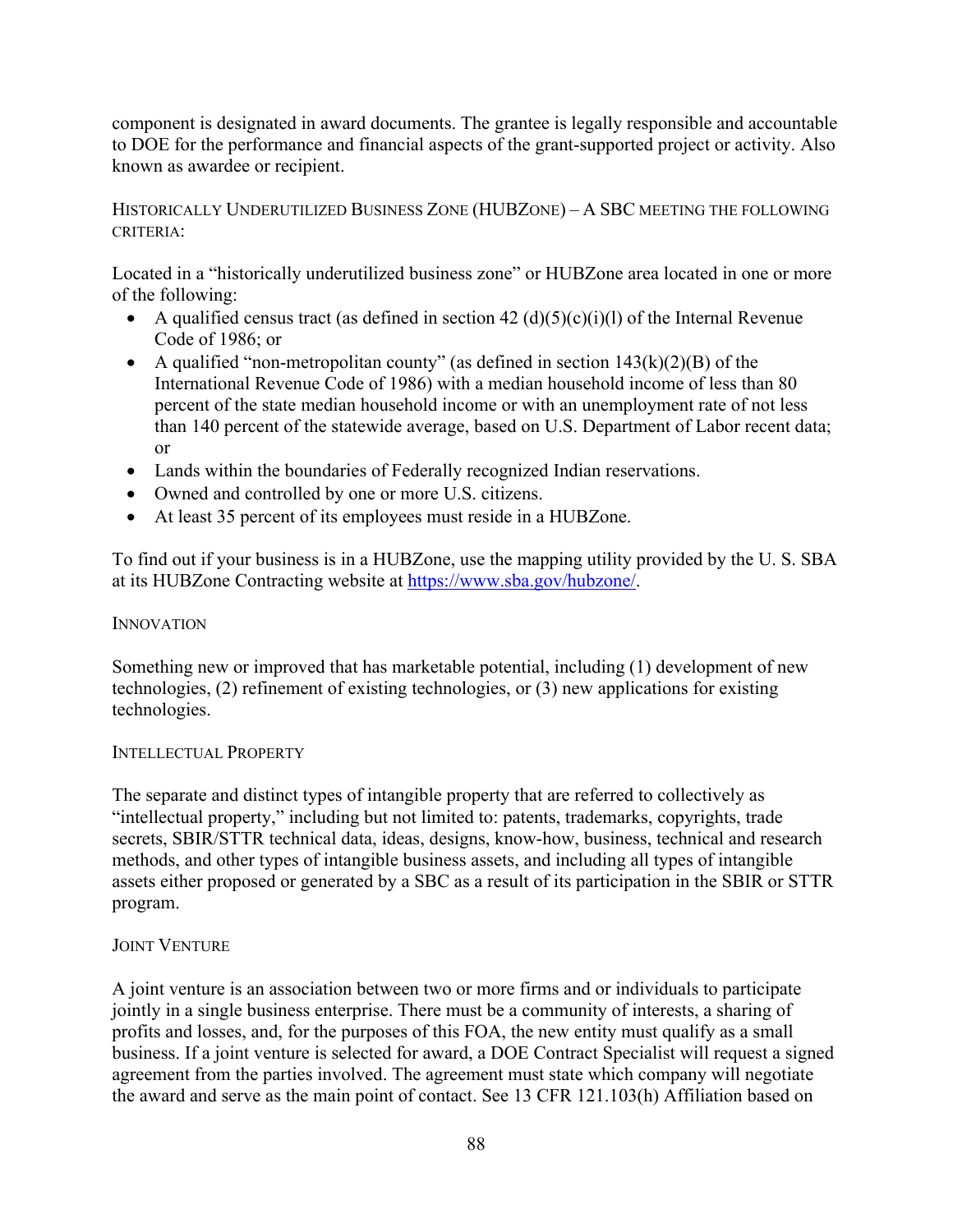component is designated in award documents. The grantee is legally responsible and accountable to DOE for the performance and financial aspects of the grant-supported project or activity. Also known as awardee or recipient.

HISTORICALLY UNDERUTILIZED BUSINESS ZONE (HUBZONE) – A SBC MEETING THE FOLLOWING CRITERIA:

Located in a "historically underutilized business zone" or HUBZone area located in one or more of the following:

- A qualified census tract (as defined in section 42 (d)(5)(c)(i)(l) of the Internal Revenue Code of 1986; or
- A qualified "non-metropolitan county" (as defined in section 143(k)(2)(B) of the International Revenue Code of 1986) with a median household income of less than 80 percent of the state median household income or with an unemployment rate of not less than 140 percent of the statewide average, based on U.S. Department of Labor recent data; or
- Lands within the boundaries of Federally recognized Indian reservations.
- Owned and controlled by one or more U.S. citizens.
- At least 35 percent of its employees must reside in a HUBZone.

To find out if your business is in a HUBZone, use the mapping utility provided by the U. S. SBA at its HUBZone Contracting website at https://www.sba.gov/hubzone/.

INNOVATION

Something new or improved that has marketable potential, including (1) development of new technologies, (2) refinement of existing technologies, or (3) new applications for existing technologies.

INTELLECTUAL PROPERTY

The separate and distinct types of intangible property that are referred to collectively as "intellectual property," including but not limited to: patents, trademarks, copyrights, trade secrets, SBIR/STTR technical data, ideas, designs, know-how, business, technical and research methods, and other types of intangible business assets, and including all types of intangible assets either proposed or generated by a SBC as a result of its participation in the SBIR or STTR program.

JOINT VENTURE

A joint venture is an association between two or more firms and or individuals to participate jointly in a single business enterprise. There must be a community of interests, a sharing of profits and losses, and, for the purposes of this FOA, the new entity must qualify as a small business. If a joint venture is selected for award, a DOE Contract Specialist will request a signed agreement from the parties involved. The agreement must state which company will negotiate the award and serve as the main point of contact. See 13 CFR 121.103(h) Affiliation based on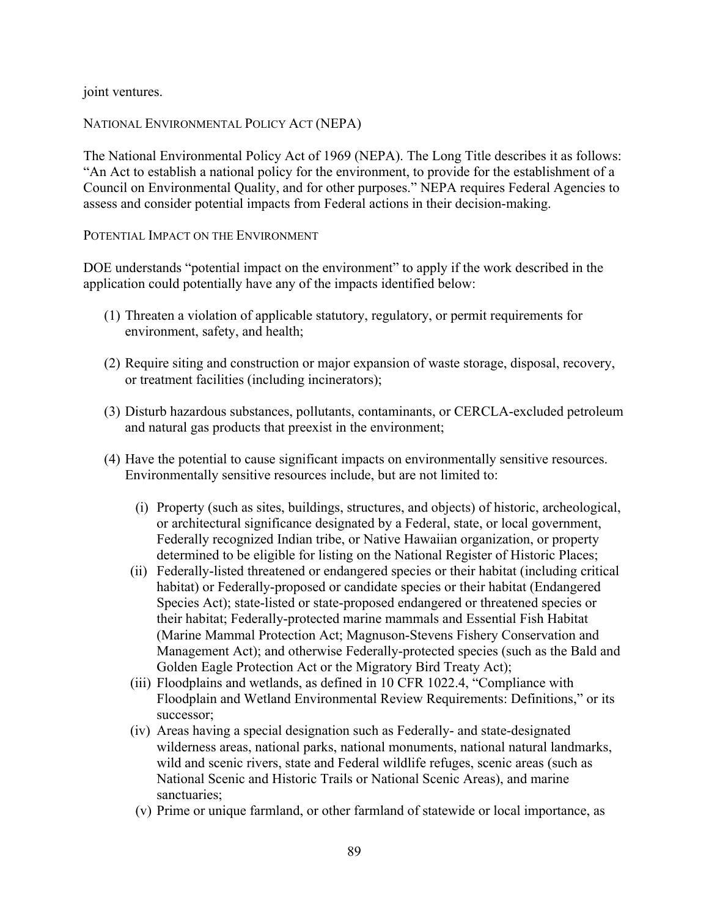joint ventures.

### National Environmental Policy Act (NEPA)

The National Environmental Policy Act of 1969 (NEPA). The Long Title describes it as follows: "An Act to establish a national policy for the environment, to provide for the establishment of a Council on Environmental Quality, and for other purposes." NEPA requires Federal Agencies to assess and consider potential impacts from Federal actions in their decision-making.

### Potential Impact on the Environment

DOE understands "potential impact on the environment" to apply if the work described in the application could potentially have any of the impacts identified below:

(1) Threaten a violation of applicable statutory, regulatory, or permit requirements for environment, safety, and health;

(2) Require siting and construction or major expansion of waste storage, disposal, recovery, or treatment facilities (including incinerators);

(3) Disturb hazardous substances, pollutants, contaminants, or CERCLA-excluded petroleum and natural gas products that preexist in the environment;

(4) Have the potential to cause significant impacts on environmentally sensitive resources. Environmentally sensitive resources include, but are not limited to:

   (i) Property (such as sites, buildings, structures, and objects) of historic, archeological, or architectural significance designated by a Federal, state, or local government, Federally recognized Indian tribe, or Native Hawaiian organization, or property determined to be eligible for listing on the National Register of Historic Places;
   (ii) Federally-listed threatened or endangered species or their habitat (including critical habitat) or Federally-proposed or candidate species or their habitat (Endangered Species Act); state-listed or state-proposed endangered or threatened species or their habitat; Federally-protected marine mammals and Essential Fish Habitat (Marine Mammal Protection Act; Magnuson-Stevens Fishery Conservation and Management Act); and otherwise Federally-protected species (such as the Bald and Golden Eagle Protection Act or the Migratory Bird Treaty Act);
   (iii) Floodplains and wetlands, as defined in 10 CFR 1022.4, "Compliance with Floodplain and Wetland Environmental Review Requirements: Definitions," or its successor;
   (iv) Areas having a special designation such as Federally- and state-designated wilderness areas, national parks, national monuments, national natural landmarks, wild and scenic rivers, state and Federal wildlife refuges, scenic areas (such as National Scenic and Historic Trails or National Scenic Areas), and marine sanctuaries;
   (v) Prime or unique farmland, or other farmland of statewide or local importance, as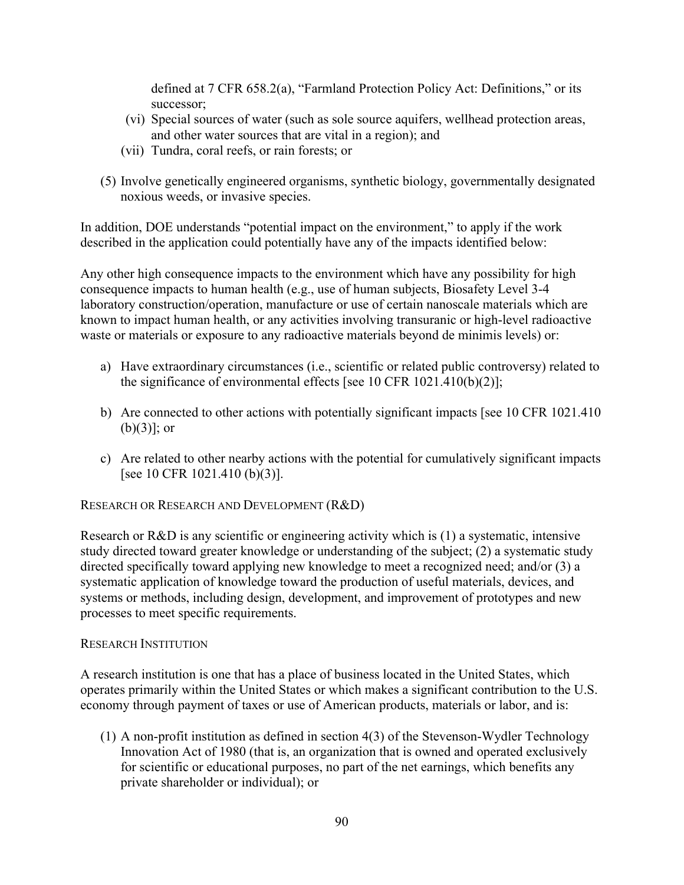defined at 7 CFR 658.2(a), "Farmland Protection Policy Act: Definitions," or its successor;

(vi) Special sources of water (such as sole source aquifers, wellhead protection areas, and other water sources that are vital in a region); and

(vii) Tundra, coral reefs, or rain forests; or

(5) Involve genetically engineered organisms, synthetic biology, governmentally designated noxious weeds, or invasive species.

In addition, DOE understands "potential impact on the environment," to apply if the work described in the application could potentially have any of the impacts identified below:

Any other high consequence impacts to the environment which have any possibility for high consequence impacts to human health (e.g., use of human subjects, Biosafety Level 3-4 laboratory construction/operation, manufacture or use of certain nanoscale materials which are known to impact human health, or any activities involving transuranic or high-level radioactive waste or materials or exposure to any radioactive materials beyond de minimis levels) or:

a) Have extraordinary circumstances (i.e., scientific or related public controversy) related to the significance of environmental effects [see 10 CFR 1021.410(b)(2)];

b) Are connected to other actions with potentially significant impacts [see 10 CFR 1021.410 (b)(3)]; or

c) Are related to other nearby actions with the potential for cumulatively significant impacts [see 10 CFR 1021.410 (b)(3)].

RESEARCH OR RESEARCH AND DEVELOPMENT (R&D)

Research or R&D is any scientific or engineering activity which is (1) a systematic, intensive study directed toward greater knowledge or understanding of the subject; (2) a systematic study directed specifically toward applying new knowledge to meet a recognized need; and/or (3) a systematic application of knowledge toward the production of useful materials, devices, and systems or methods, including design, development, and improvement of prototypes and new processes to meet specific requirements.

RESEARCH INSTITUTION

A research institution is one that has a place of business located in the United States, which operates primarily within the United States or which makes a significant contribution to the U.S. economy through payment of taxes or use of American products, materials or labor, and is:

(1) A non-profit institution as defined in section 4(3) of the Stevenson-Wydler Technology Innovation Act of 1980 (that is, an organization that is owned and operated exclusively for scientific or educational purposes, no part of the net earnings, which benefits any private shareholder or individual); or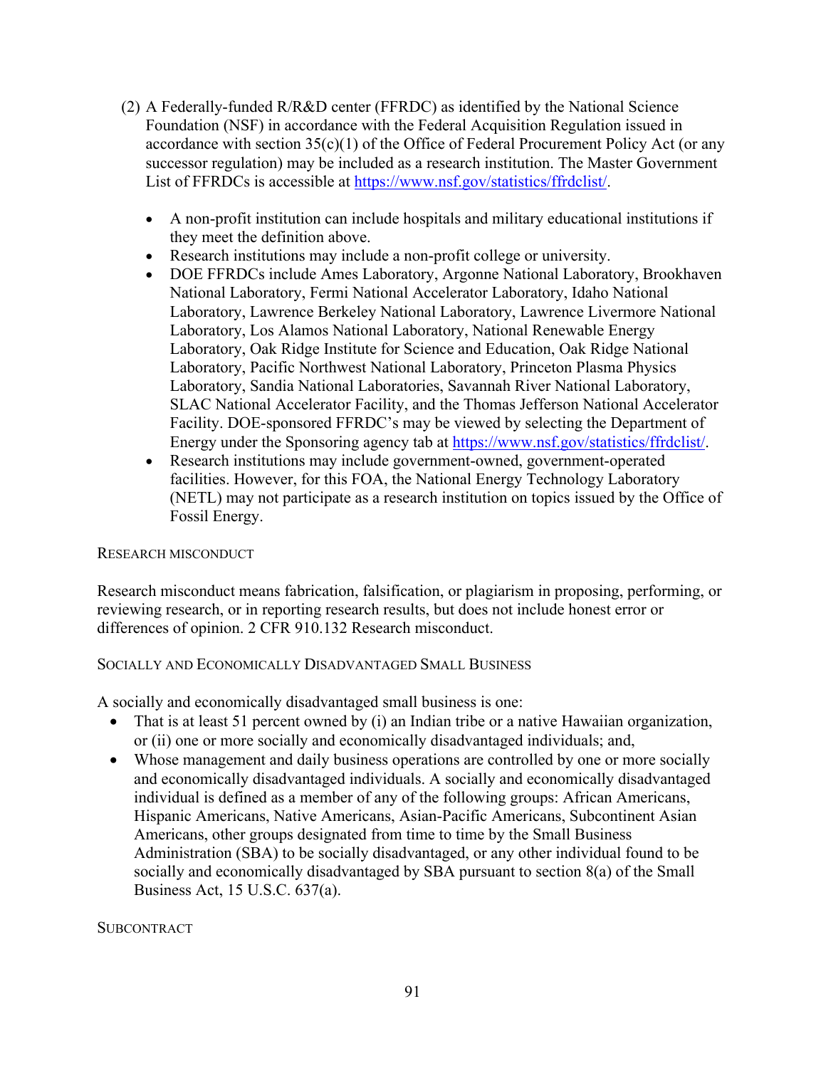(2) A Federally-funded R/R&D center (FFRDC) as identified by the National Science Foundation (NSF) in accordance with the Federal Acquisition Regulation issued in accordance with section 35(c)(1) of the Office of Federal Procurement Policy Act (or any successor regulation) may be included as a research institution. The Master Government List of FFRDCs is accessible at [https://www.nsf.gov/statistics/ffrdclist/](https://www.nsf.gov/statistics/ffrdclist/).

- A non-profit institution can include hospitals and military educational institutions if they meet the definition above.
- Research institutions may include a non-profit college or university.
- DOE FFRDCs include Ames Laboratory, Argonne National Laboratory, Brookhaven National Laboratory, Fermi National Accelerator Laboratory, Idaho National Laboratory, Lawrence Berkeley National Laboratory, Lawrence Livermore National Laboratory, Los Alamos National Laboratory, National Renewable Energy Laboratory, Oak Ridge Institute for Science and Education, Oak Ridge National Laboratory, Pacific Northwest National Laboratory, Princeton Plasma Physics Laboratory, Sandia National Laboratories, Savannah River National Laboratory, SLAC National Accelerator Facility, and the Thomas Jefferson National Accelerator Facility. DOE-sponsored FFRDC's may be viewed by selecting the Department of Energy under the Sponsoring agency tab at [https://www.nsf.gov/statistics/ffrdclist/](https://www.nsf.gov/statistics/ffrdclist/).
- Research institutions may include government-owned, government-operated facilities. However, for this FOA, the National Energy Technology Laboratory (NETL) may not participate as a research institution on topics issued by the Office of Fossil Energy.

RESEARCH MISCONDUCT

Research misconduct means fabrication, falsification, or plagiarism in proposing, performing, or reviewing research, or in reporting research results, but does not include honest error or differences of opinion. 2 CFR 910.132 Research misconduct.

SOCIALLY AND ECONOMICALLY DISADVANTAGED SMALL BUSINESS

A socially and economically disadvantaged small business is one:

- That is at least 51 percent owned by (i) an Indian tribe or a native Hawaiian organization, or (ii) one or more socially and economically disadvantaged individuals; and,
- Whose management and daily business operations are controlled by one or more socially and economically disadvantaged individuals. A socially and economically disadvantaged individual is defined as a member of any of the following groups: African Americans, Hispanic Americans, Native Americans, Asian-Pacific Americans, Subcontinent Asian Americans, other groups designated from time to time by the Small Business Administration (SBA) to be socially disadvantaged, or any other individual found to be socially and economically disadvantaged by SBA pursuant to section 8(a) of the Small Business Act, 15 U.S.C. 637(a).

SUBCONTRACT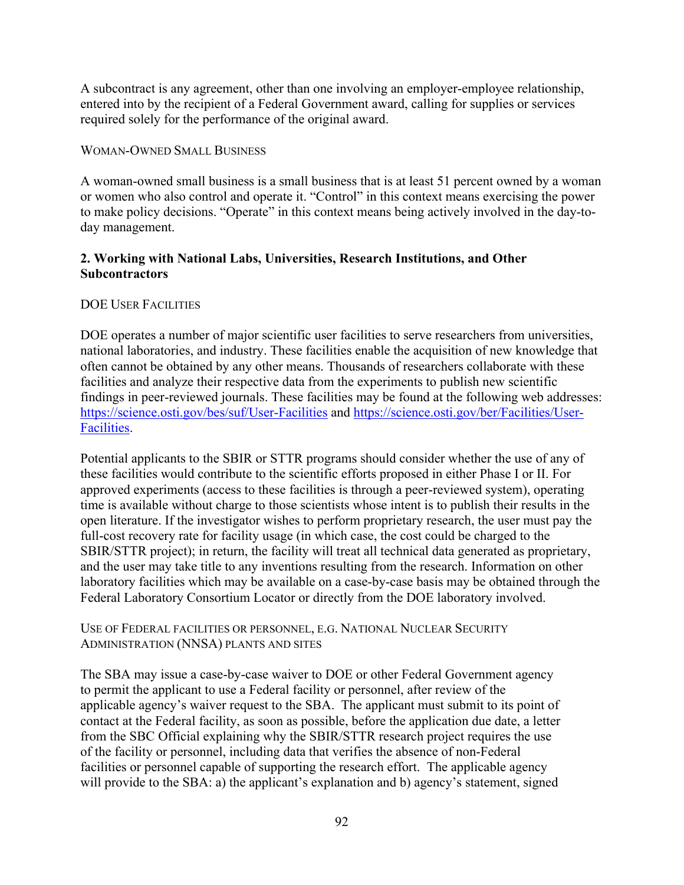A subcontract is any agreement, other than one involving an employer-employee relationship, entered into by the recipient of a Federal Government award, calling for supplies or services required solely for the performance of the original award.

WOMAN-OWNED SMALL BUSINESS

A woman-owned small business is a small business that is at least 51 percent owned by a woman or women who also control and operate it. "Control" in this context means exercising the power to make policy decisions. "Operate" in this context means being actively involved in the day-to-day management.

## 2. Working with National Labs, Universities, Research Institutions, and Other Subcontractors

DOE USER FACILITIES

DOE operates a number of major scientific user facilities to serve researchers from universities, national laboratories, and industry. These facilities enable the acquisition of new knowledge that often cannot be obtained by any other means. Thousands of researchers collaborate with these facilities and analyze their respective data from the experiments to publish new scientific findings in peer-reviewed journals. These facilities may be found at the following web addresses: [https://science.osti.gov/bes/suf/User-Facilities](https://science.osti.gov/bes/suf/User-Facilities) and [https://science.osti.gov/ber/Facilities/User-Facilities](https://science.osti.gov/ber/Facilities/User-Facilities).

Potential applicants to the SBIR or STTR programs should consider whether the use of any of these facilities would contribute to the scientific efforts proposed in either Phase I or II. For approved experiments (access to these facilities is through a peer-reviewed system), operating time is available without charge to those scientists whose intent is to publish their results in the open literature. If the investigator wishes to perform proprietary research, the user must pay the full-cost recovery rate for facility usage (in which case, the cost could be charged to the SBIR/STTR project); in return, the facility will treat all technical data generated as proprietary, and the user may take title to any inventions resulting from the research. Information on other laboratory facilities which may be available on a case-by-case basis may be obtained through the Federal Laboratory Consortium Locator or directly from the DOE laboratory involved.

USE OF FEDERAL FACILITIES OR PERSONNEL, E.G. NATIONAL NUCLEAR SECURITY ADMINISTRATION (NNSA) PLANTS AND SITES

The SBA may issue a case-by-case waiver to DOE or other Federal Government agency to permit the applicant to use a Federal facility or personnel, after review of the applicable agency's waiver request to the SBA. The applicant must submit to its point of contact at the Federal facility, as soon as possible, before the application due date, a letter from the SBC Official explaining why the SBIR/STTR research project requires the use of the facility or personnel, including data that verifies the absence of non-Federal facilities or personnel capable of supporting the research effort. The applicable agency will provide to the SBA: a) the applicant's explanation and b) agency's statement, signed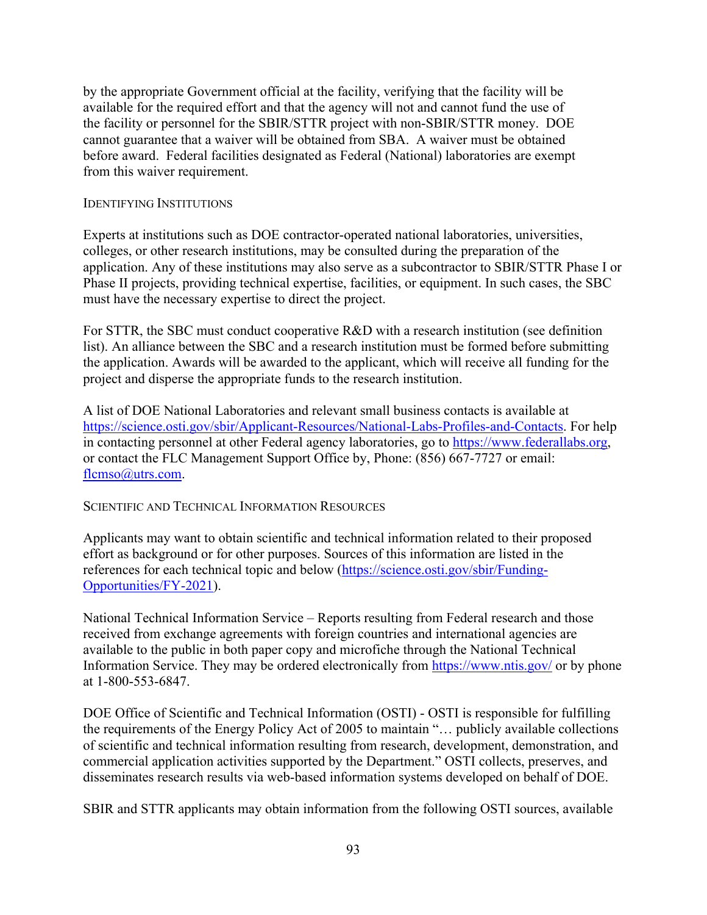by the appropriate Government official at the facility, verifying that the facility will be available for the required effort and that the agency will not and cannot fund the use of the facility or personnel for the SBIR/STTR project with non-SBIR/STTR money. DOE cannot guarantee that a waiver will be obtained from SBA. A waiver must be obtained before award. Federal facilities designated as Federal (National) laboratories are exempt from this waiver requirement.

### IDENTIFYING INSTITUTIONS

Experts at institutions such as DOE contractor-operated national laboratories, universities, colleges, or other research institutions, may be consulted during the preparation of the application. Any of these institutions may also serve as a subcontractor to SBIR/STTR Phase I or Phase II projects, providing technical expertise, facilities, or equipment. In such cases, the SBC must have the necessary expertise to direct the project.

For STTR, the SBC must conduct cooperative R&D with a research institution (see definition list). An alliance between the SBC and a research institution must be formed before submitting the application. Awards will be awarded to the applicant, which will receive all funding for the project and disperse the appropriate funds to the research institution.

A list of DOE National Laboratories and relevant small business contacts is available at https://science.osti.gov/sbir/Applicant-Resources/National-Labs-Profiles-and-Contacts. For help in contacting personnel at other Federal agency laboratories, go to https://www.federallabs.org, or contact the FLC Management Support Office by, Phone: (856) 667-7727 or email: flcmso@utrs.com.

### SCIENTIFIC AND TECHNICAL INFORMATION RESOURCES

Applicants may want to obtain scientific and technical information related to their proposed effort as background or for other purposes. Sources of this information are listed in the references for each technical topic and below (https://science.osti.gov/sbir/Funding-Opportunities/FY-2021).

National Technical Information Service – Reports resulting from Federal research and those received from exchange agreements with foreign countries and international agencies are available to the public in both paper copy and microfiche through the National Technical Information Service. They may be ordered electronically from https://www.ntis.gov/ or by phone at 1-800-553-6847.

DOE Office of Scientific and Technical Information (OSTI) - OSTI is responsible for fulfilling the requirements of the Energy Policy Act of 2005 to maintain "… publicly available collections of scientific and technical information resulting from research, development, demonstration, and commercial application activities supported by the Department." OSTI collects, preserves, and disseminates research results via web-based information systems developed on behalf of DOE.

SBIR and STTR applicants may obtain information from the following OSTI sources, available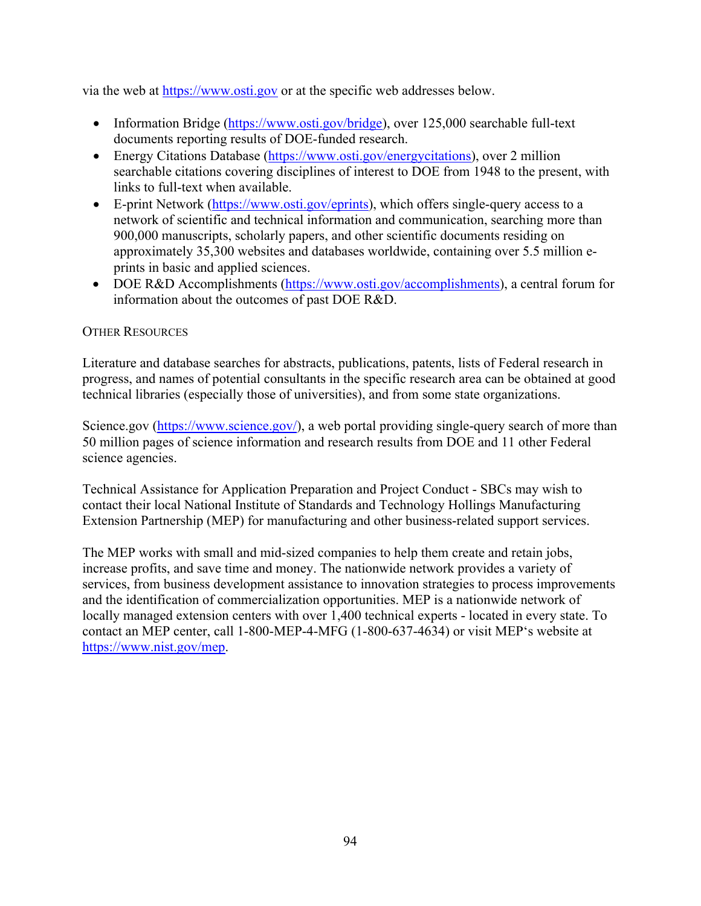via the web at https://www.osti.gov or at the specific web addresses below.

- Information Bridge (https://www.osti.gov/bridge), over 125,000 searchable full-text documents reporting results of DOE-funded research.
- Energy Citations Database (https://www.osti.gov/energycitations), over 2 million searchable citations covering disciplines of interest to DOE from 1948 to the present, with links to full-text when available.
- E-print Network (https://www.osti.gov/eprints), which offers single-query access to a network of scientific and technical information and communication, searching more than 900,000 manuscripts, scholarly papers, and other scientific documents residing on approximately 35,300 websites and databases worldwide, containing over 5.5 million e-prints in basic and applied sciences.
- DOE R&D Accomplishments (https://www.osti.gov/accomplishments), a central forum for information about the outcomes of past DOE R&D.

### OTHER RESOURCES

Literature and database searches for abstracts, publications, patents, lists of Federal research in progress, and names of potential consultants in the specific research area can be obtained at good technical libraries (especially those of universities), and from some state organizations.

Science.gov (https://www.science.gov/), a web portal providing single-query search of more than 50 million pages of science information and research results from DOE and 11 other Federal science agencies.

Technical Assistance for Application Preparation and Project Conduct - SBCs may wish to contact their local National Institute of Standards and Technology Hollings Manufacturing Extension Partnership (MEP) for manufacturing and other business-related support services.

The MEP works with small and mid-sized companies to help them create and retain jobs, increase profits, and save time and money. The nationwide network provides a variety of services, from business development assistance to innovation strategies to process improvements and the identification of commercialization opportunities. MEP is a nationwide network of locally managed extension centers with over 1,400 technical experts - located in every state. To contact an MEP center, call 1-800-MEP-4-MFG (1-800-637-4634) or visit MEP's website at https://www.nist.gov/mep.